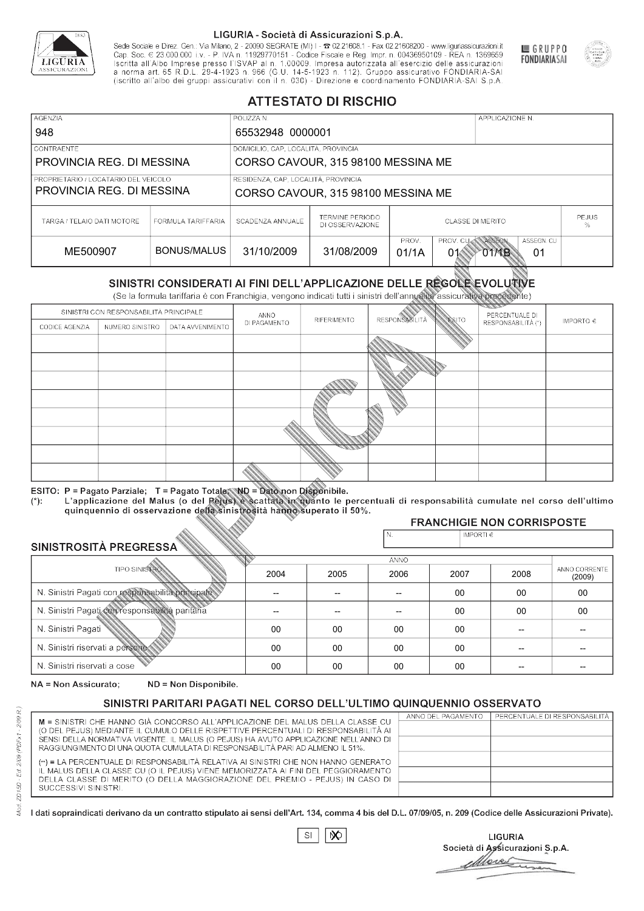LIGURIA - Società di Assicurazioni S.p.A.

Sede Sociale e Direz. Gen.: Via Milano, 2 - 20090 SEGRATE (MI) I - ☎ 02.21608.1 - Fax 02.21608200 - www.liguriassicurazioni.it
Cap. Soc. € 23.000.000 i.v. - P. IVA n. 11929770151 - Codice Fiscale e Reg. Impr. n. 00436950109 - REA n. 1369659
Iscritta all'Albo Imprese presso l'ISVAP al n. 1.00009. Impresa autorizzata all'esercizio delle assicurazioni a norma art. 65 R.D.L. 29-4-1923 n. 966 (G.U. 14-5-1923 n. 112). Gruppo assicurativo FONDIARIA-SAI (iscritto all'albo dei gruppi assicurativi con il n. 030) - Direzione e coordinamento FONDIARIA-SAI S.p.A.

GRUPPO FONDIARIASAI

# ATTESTATO DI RISCHIO

| AGENZIA | POLIZZA N. | APPLICAZIONE N. |
|---|---|---|
| 948 | 65532948 0000001 | |

| CONTRAENTE | DOMICILIO, CAP, LOCALITÀ, PROVINCIA |
|---|---|
| PROVINCIA REG. DI MESSINA | CORSO CAVOUR, 315 98100 MESSINA ME |
| **PROPRIETARIO / LOCATARIO DEL VEICOLO** | **RESIDENZA, CAP, LOCALITÀ, PROVINCIA** |
| PROVINCIA REG. DI MESSINA | CORSO CAVOUR, 315 98100 MESSINA ME |

| TARGA / TELAIO DATI MOTORE | FORMULA TARIFFARIA | SCADENZA ANNUALE | TERMINE PERIODO DI OSSERVAZIONE | CLASSE DI MERITO PROV. | PROV. CU | ASSEGN. | ASSEGN. CU | PEJUS % |
|---|---|---|---|---|---|---|---|---|
| ME500907 | BONUS/MALUS | 31/10/2009 | 31/08/2009 | 01/1A | 01 | 01/1B | 01 | |

## SINISTRI CONSIDERATI AI FINI DELL'APPLICAZIONE DELLE REGOLE EVOLUTIVE

(Se la formula tariffaria è con Franchigia, vengono indicati tutti i sinistri dell'annualità assicurativa precedente)

| SINISTRI CON RESPONSABILITÀ PRINCIPALE - CODICE AGENZIA | NUMERO SINISTRO | DATA AVVENIMENTO | ANNO DI PAGAMENTO | RIFERIMENTO | RESPONSABILITÀ | ESITO | PERCENTUALE DI RESPONSABILITÀ (*) | IMPORTO € |
|---|---|---|---|---|---|---|---|---|
| | | | | | | | | |
| | | | | | | | | |
| | | | | | | | | |
| | | | | | | | | |
| | | | | | | | | |
| | | | | | | | | |
| | | | | | | | | |
| | | | | | | | | |

ESITO: P = Pagato Parziale; T = Pagato Totale; ND = Dato non Disponibile.
(*): L'applicazione del Malus (o del Pejus) è scattata in quanto le percentuali di responsabilità cumulate nel corso dell'ultimo quinquennio di osservazione della sinistrosità hanno superato il 50%.

### FRANCHIGIE NON CORRISPOSTE

| N. | IMPORTI € |
|---|---|
| | |

### SINISTROSITÀ PREGRESSA

| TIPO SINISTRO | 2004 | 2005 | 2006 | 2007 | 2008 | ANNO CORRENTE (2009) |
|---|---|---|---|---|---|---|
| N. Sinistri Pagati con responsabilità principale | -- | -- | -- | 00 | 00 | 00 |
| N. Sinistri Pagati con responsabilità paritaria | -- | -- | -- | 00 | 00 | 00 |
| N. Sinistri Pagati | 00 | 00 | 00 | 00 | -- | -- |
| N. Sinistri riservati a persone | 00 | 00 | 00 | 00 | -- | -- |
| N. Sinistri riservati a cose | 00 | 00 | 00 | 00 | -- | -- |

NA = Non Assicurato; ND = Non Disponibile.

### SINISTRI PARITARI PAGATI NEL CORSO DELL'ULTIMO QUINQUENNIO OSSERVATO

M = SINISTRI CHE HANNO GIÀ CONCORSO ALL'APPLICAZIONE DEL MALUS DELLA CLASSE CU (O DEL PEJUS) MEDIANTE IL CUMULO DELLE RISPETTIVE PERCENTUALI DI RESPONSABILITÀ AI SENSI DELLA NORMATIVA VIGENTE. IL MALUS (O PEJUS) HA AVUTO APPLICAZIONE NELL'ANNO DI RAGGIUNGIMENTO DI UNA QUOTA CUMULATA DI RESPONSABILITÀ PARI AD ALMENO IL 51%.

(**) = LA PERCENTUALE DI RESPONSABILITÀ RELATIVA AI SINISTRI CHE NON HANNO GENERATO IL MALUS DELLA CLASSE CU (O IL PEJUS) VIENE MEMORIZZATA AI FINI DEL PEGGIORAMENTO DELLA CLASSE DI MERITO (O DELLA MAGGIORAZIONE DEL PREMIO - PEJUS) IN CASO DI SUCCESSIVI SINISTRI.

| ANNO DEL PAGAMENTO | PERCENTUALE DI RESPONSABILITÀ |
|---|---|
| | |
| | |
| | |
| | |
| | |

I dati sopraindicati derivano da un contratto stipulato ai sensi dell'Art. 134, comma 4 bis del D.L. 07/09/05, n. 209 (Codice delle Assicurazioni Private).

SI ☐ NO ☒

LIGURIA
Società di Assicurazioni S.p.A.

Mod. ZD150 - Ed. 2/09 (PDFx1 - 2/09 R.)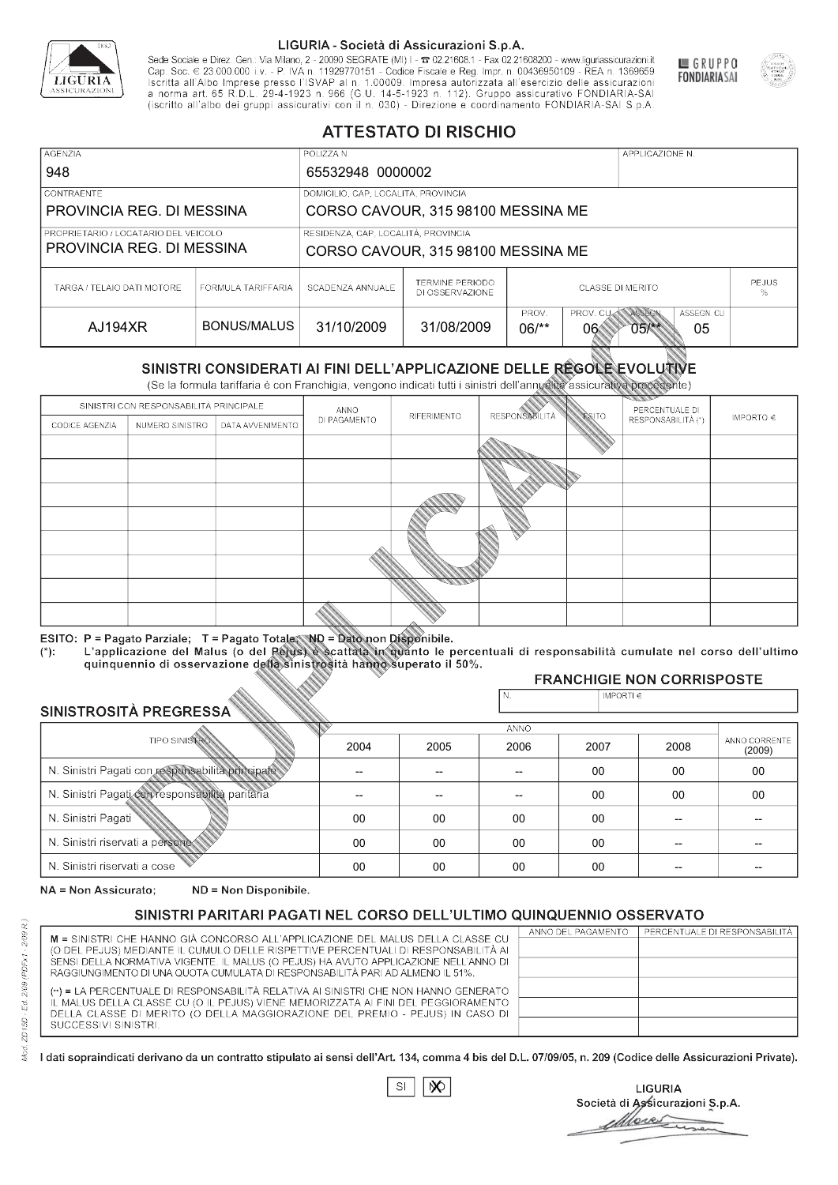LIGURIA - Società di Assicurazioni S.p.A.

Sede Sociale e Direz. Gen.: Via Milano, 2 - 20090 SEGRATE (MI) I - ☎ 02.21608.1 - Fax 02.21608200 - www.liguriassicurazioni.it
Cap. Soc. € 23.000.000 i.v. - P. IVA n. 11929770151 - Codice Fiscale e Reg. Impr. n. 00436950109 - REA n. 1369659
Iscritta all'Albo Imprese presso l'ISVAP al n. 1.00009. Impresa autorizzata all'esercizio delle assicurazioni a norma art. 65 R.D.L. 29-4-1923 n. 966 (G.U. 14-5-1923 n. 112). Gruppo assicurativo FONDIARIA-SAI (iscritto all'albo dei gruppi assicurativi con il n. 030) - Direzione e coordinamento FONDIARIA-SAI S.p.A.

GRUPPO FONDIARIASAI

# ATTESTATO DI RISCHIO

| AGENZIA | POLIZZA N. | APPLICAZIONE N. |
|---|---|---|
| 948 | 65532948 0000002 | |

| CONTRAENTE | DOMICILIO, CAP, LOCALITÀ, PROVINCIA |
|---|---|
| PROVINCIA REG. DI MESSINA | CORSO CAVOUR, 315 98100 MESSINA ME |

| PROPRIETARIO / LOCATARIO DEL VEICOLO | RESIDENZA, CAP, LOCALITÀ, PROVINCIA |
|---|---|
| PROVINCIA REG. DI MESSINA | CORSO CAVOUR, 315 98100 MESSINA ME |

| TARGA / TELAIO DATI MOTORE | FORMULA TARIFFARIA | SCADENZA ANNUALE | TERMINE PERIODO DI OSSERVAZIONE | CLASSE DI MERITO | | | | PEJUS % |
|---|---|---|---|---|---|---|---|---|
| | | | | PROV. | PROV. CU | ASSEGN. | ASSEGN. CU | |
| AJ194XR | BONUS/MALUS | 31/10/2009 | 31/08/2009 | 06/** | 06 | 05/** | 05 | |

## SINISTRI CONSIDERATI AI FINI DELL'APPLICAZIONE DELLE REGOLE EVOLUTIVE

(Se la formula tariffaria è con Franchigia, vengono indicati tutti i sinistri dell'annualità assicurativa precedente)

| SINISTRI CON RESPONSABILITÀ PRINCIPALE | | | ANNO DI PAGAMENTO | RIFERIMENTO | RESPONSABILITÀ | ESITO | PERCENTUALE DI RESPONSABILITÀ (*) | IMPORTO € |
|---|---|---|---|---|---|---|---|---|
| CODICE AGENZIA | NUMERO SINISTRO | DATA AVVENIMENTO | | | | | | |
| | | | | | | | | |
| | | | | | | | | |
| | | | | | | | | |
| | | | | | | | | |
| | | | | | | | | |
| | | | | | | | | |
| | | | | | | | | |
| | | | | | | | | |

ESITO: P = Pagato Parziale; T = Pagato Totale; ND = Dato non Disponibile.
(*): L'applicazione del Malus (o del Pejus) è scattata in quanto le percentuali di responsabilità cumulate nel corso dell'ultimo quinquennio di osservazione della sinistrosità hanno superato il 50%.

### FRANCHIGIE NON CORRISPOSTE

| N. | IMPORTI € |
|---|---|
| | |

### SINISTROSITÀ PREGRESSA

| TIPO SINISTRO | 2004 | 2005 | 2006 | 2007 | 2008 | ANNO CORRENTE (2009) |
|---|---|---|---|---|---|---|
| N. Sinistri Pagati con responsabilità principale | -- | -- | -- | 00 | 00 | 00 |
| N. Sinistri Pagati con responsabilità paritaria | -- | -- | -- | 00 | 00 | 00 |
| N. Sinistri Pagati | 00 | 00 | 00 | 00 | -- | -- |
| N. Sinistri riservati a persone | 00 | 00 | 00 | 00 | -- | -- |
| N. Sinistri riservati a cose | 00 | 00 | 00 | 00 | -- | -- |

NA = Non Assicurato; ND = Non Disponibile.

### SINISTRI PARITARI PAGATI NEL CORSO DELL'ULTIMO QUINQUENNIO OSSERVATO

M = SINISTRI CHE HANNO GIÀ CONCORSO ALL'APPLICAZIONE DEL MALUS DELLA CLASSE CU (O DEL PEJUS) MEDIANTE IL CUMULO DELLE RISPETTIVE PERCENTUALI DI RESPONSABILITÀ AI SENSI DELLA NORMATIVA VIGENTE. IL MALUS (O PEJUS) HA AVUTO APPLICAZIONE NELL'ANNO DI RAGGIUNGIMENTO DI UNA QUOTA CUMULATA DI RESPONSABILITÀ PARI AD ALMENO IL 51%.

(**) = LA PERCENTUALE DI RESPONSABILITÀ RELATIVA AI SINISTRI CHE NON HANNO GENERATO IL MALUS DELLA CLASSE CU (O IL PEJUS) VIENE MEMORIZZATA AI FINI DEL PEGGIORAMENTO DELLA CLASSE DI MERITO (O DELLA MAGGIORAZIONE DEL PREMIO - PEJUS) IN CASO DI SUCCESSIVI SINISTRI.

| ANNO DEL PAGAMENTO | PERCENTUALE DI RESPONSABILITÀ |
|---|---|
| | |
| | |
| | |
| | |
| | |

I dati sopraindicati derivano da un contratto stipulato ai sensi dell'Art. 134, comma 4 bis del D.L. 07/09/05, n. 209 (Codice delle Assicurazioni Private).

SI [ ] NO [X]

LIGURIA
Società di Assicurazioni S.p.A.

Mod. ZD15D - Ed. 2/09 (PDFx1 - 2/09 R.)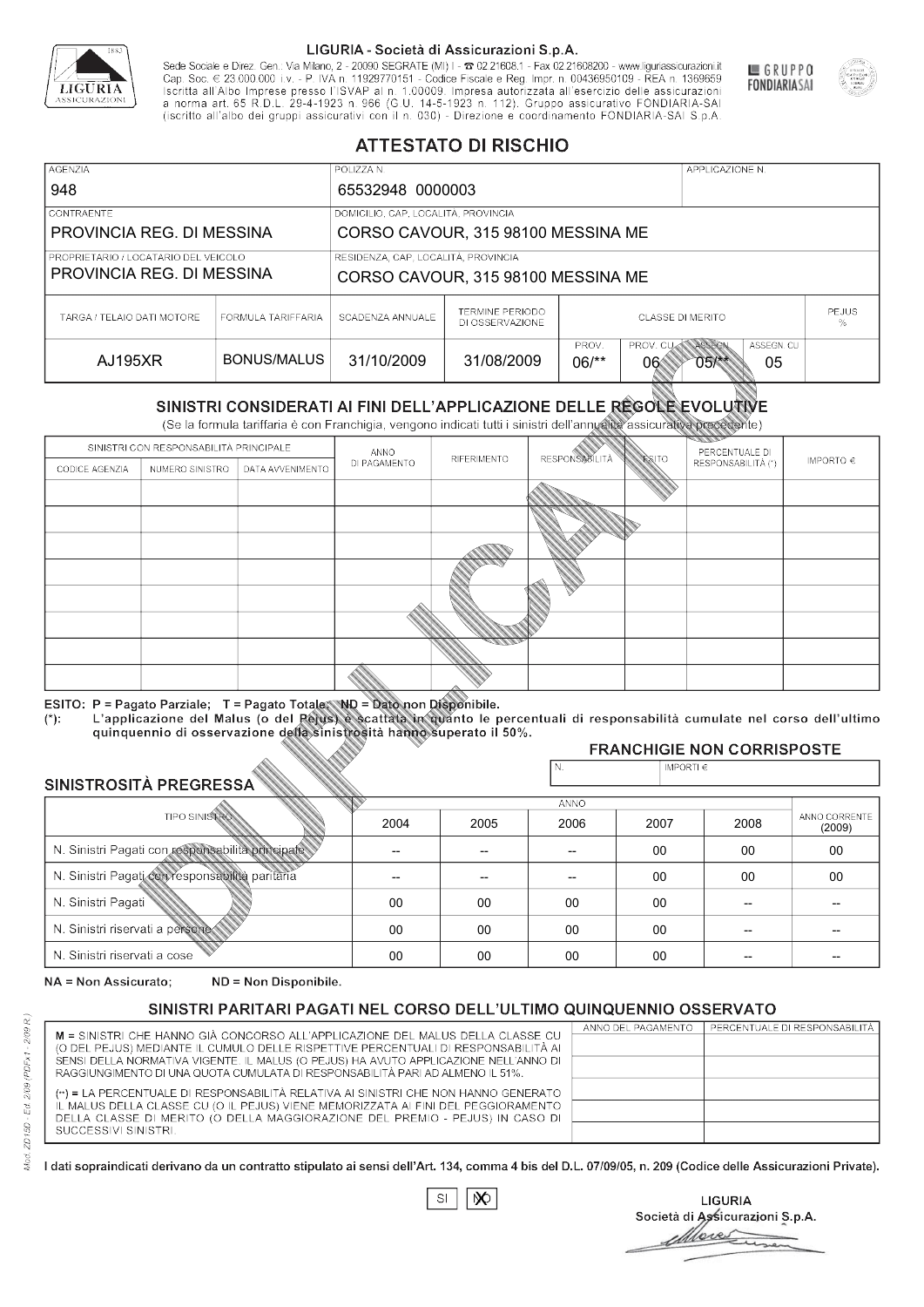LIGURIA - Società di Assicurazioni S.p.A.

Sede Sociale e Direz. Gen.: Via Milano, 2 - 20090 SEGRATE (MI) I - ☎ 02.21608.1 - Fax 02.21608200 - www.liguriassicurazioni.it
Cap. Soc. € 23.000.000 i.v. - P. IVA n. 11929770151 - Codice Fiscale e Reg. Impr. n. 00436950109 - REA n. 1369659
Iscritta all'Albo Imprese presso l'ISVAP al n. 1.00009. Impresa autorizzata all'esercizio delle assicurazioni a norma art. 65 R.D.L. 29-4-1923 n. 966 (G.U. 14-5-1923 n. 112). Gruppo assicurativo FONDIARIA-SAI (iscritto all'albo dei gruppi assicurativi con il n. 030) - Direzione e coordinamento FONDIARIA-SAI S.p.A.

GRUPPO FONDIARIASAI

# ATTESTATO DI RISCHIO

| AGENZIA | POLIZZA N. | APPLICAZIONE N. |
|---|---|---|
| 948 | 65532948 0000003 | |

| CONTRAENTE | DOMICILIO, CAP, LOCALITÀ, PROVINCIA |
|---|---|
| PROVINCIA REG. DI MESSINA | CORSO CAVOUR, 315 98100 MESSINA ME |
| **PROPRIETARIO / LOCATARIO DEL VEICOLO** | **RESIDENZA, CAP, LOCALITÀ, PROVINCIA** |
| PROVINCIA REG. DI MESSINA | CORSO CAVOUR, 315 98100 MESSINA ME |

| TARGA / TELAIO DATI MOTORE | FORMULA TARIFFARIA | SCADENZA ANNUALE | TERMINE PERIODO DI OSSERVAZIONE | CLASSE DI MERITO | | | | PEJUS % |
|---|---|---|---|---|---|---|---|---|
| | | | | PROV. | PROV. CU | ASSEGN. | ASSEGN. CU | |
| AJ195XR | BONUS/MALUS | 31/10/2009 | 31/08/2009 | 06/** | 06 | 05/** | 05 | |

## SINISTRI CONSIDERATI AI FINI DELL'APPLICAZIONE DELLE REGOLE EVOLUTIVE

(Se la formula tariffaria è con Franchigia, vengono indicati tutti i sinistri dell'annualità assicurativa precedente)

| SINISTRI CON RESPONSABILITÀ PRINCIPALE | | | ANNO DI PAGAMENTO | RIFERIMENTO | RESPONSABILITÀ | ESITO | PERCENTUALE DI RESPONSABILITÀ (*) | IMPORTO € |
|---|---|---|---|---|---|---|---|---|
| CODICE AGENZIA | NUMERO SINISTRO | DATA AVVENIMENTO | | | | | | |
| | | | | | | | | |
| | | | | | | | | |
| | | | | | | | | |
| | | | | | | | | |
| | | | | | | | | |
| | | | | | | | | |
| | | | | | | | | |
| | | | | | | | | |

ESITO: P = Pagato Parziale; T = Pagato Totale; ND = Dato non Disponibile.
(*): L'applicazione del Malus (o del Pejus) è scattata in quanto le percentuali di responsabilità cumulate nel corso dell'ultimo quinquennio di osservazione della sinistrosità hanno superato il 50%.

**FRANCHIGIE NON CORRISPOSTE**

| N. | IMPORTI € |
|---|---|
| | |

## SINISTROSITÀ PREGRESSA

| TIPO SINISTRO | 2004 | 2005 | 2006 | 2007 | 2008 | ANNO CORRENTE (2009) |
|---|---|---|---|---|---|---|
| N. Sinistri Pagati con responsabilità principale | -- | -- | -- | 00 | 00 | 00 |
| N. Sinistri Pagati con responsabilità paritaria | -- | -- | -- | 00 | 00 | 00 |
| N. Sinistri Pagati | 00 | 00 | 00 | 00 | -- | -- |
| N. Sinistri riservati a persone | 00 | 00 | 00 | 00 | -- | -- |
| N. Sinistri riservati a cose | 00 | 00 | 00 | 00 | -- | -- |

NA = Non Assicurato; ND = Non Disponibile.

## SINISTRI PARITARI PAGATI NEL CORSO DELL'ULTIMO QUINQUENNIO OSSERVATO

M = SINISTRI CHE HANNO GIÀ CONCORSO ALL'APPLICAZIONE DEL MALUS DELLA CLASSE CU (O DEL PEJUS) MEDIANTE IL CUMULO DELLE RISPETTIVE PERCENTUALI DI RESPONSABILITÀ AI SENSI DELLA NORMATIVA VIGENTE. IL MALUS (O PEJUS) HA AVUTO APPLICAZIONE NELL'ANNO DI RAGGIUNGIMENTO DI UNA QUOTA CUMULATA DI RESPONSABILITÀ PARI AD ALMENO IL 51%.

(**) = LA PERCENTUALE DI RESPONSABILITÀ RELATIVA AI SINISTRI CHE NON HANNO GENERATO IL MALUS DELLA CLASSE CU (O IL PEJUS) VIENE MEMORIZZATA AI FINI DEL PEGGIORAMENTO DELLA CLASSE DI MERITO (O DELLA MAGGIORAZIONE DEL PREMIO - PEJUS) IN CASO DI SUCCESSIVI SINISTRI.

| ANNO DEL PAGAMENTO | PERCENTUALE DI RESPONSABILITÀ |
|---|---|
| | |
| | |
| | |
| | |
| | |

I dati sopraindicati derivano da un contratto stipulato ai sensi dell'Art. 134, comma 4 bis del D.L. 07/09/05, n. 209 (Codice delle Assicurazioni Private).

SI [ ] NO [X]

LIGURIA
Società di Assicurazioni S.p.A.

Mod. ZD150 - Ed. 2/09 (PDFx1 - 2/09 R.)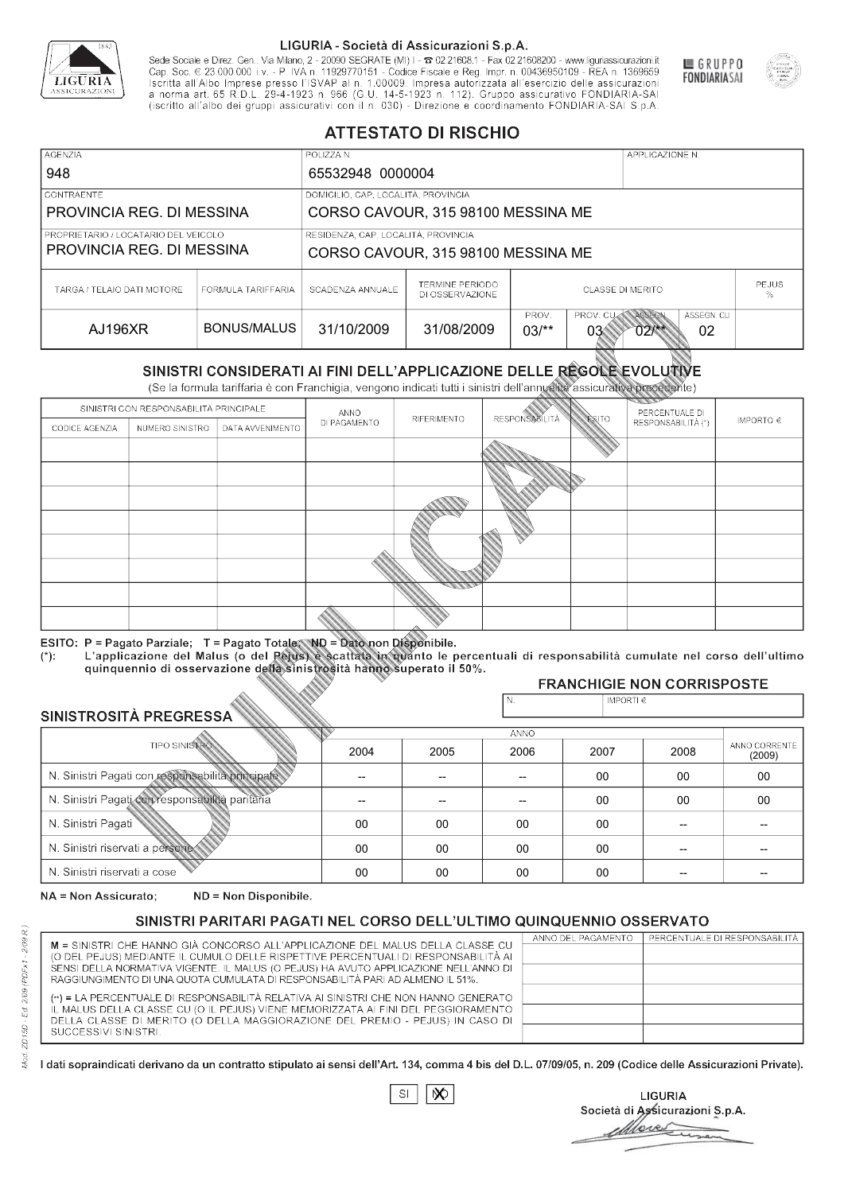**LIGURIA - Società di Assicurazioni S.p.A.**

Sede Sociale e Direz. Gen.: Via Milano, 2 - 20090 SEGRATE (MI) I - ☎ 02.21608.1 - Fax 02.21608200 - www.liguriassicurazioni.it
Cap. Soc. € 23.000.000 i.v. - P. IVA n. 11929770151 - Codice Fiscale e Reg. Impr. n. 00436950109 - REA n. 1369659
Iscritta all'Albo Imprese presso l'ISVAP al n. 1.00009. Impresa autorizzata all'esercizio delle assicurazioni a norma art. 65 R.D.L. 29-4-1923 n. 966 (G.U. 14-5-1923 n. 112). Gruppo assicurativo FONDIARIA-SAI (iscritto all'albo dei gruppi assicurativi con il n. 030) - Direzione e coordinamento FONDIARIA-SAI S.p.A.

GRUPPO FONDIARIASAI

# ATTESTATO DI RISCHIO

| AGENZIA | POLIZZA N. | APPLICAZIONE N. |
|---|---|---|
| 948 | 65532948 0000004 | |

| CONTRAENTE | DOMICILIO, CAP, LOCALITÀ, PROVINCIA |
|---|---|
| PROVINCIA REG. DI MESSINA | CORSO CAVOUR, 315 98100 MESSINA ME |
| **PROPRIETARIO / LOCATARIO DEL VEICOLO** | **RESIDENZA, CAP, LOCALITÀ, PROVINCIA** |
| PROVINCIA REG. DI MESSINA | CORSO CAVOUR, 315 98100 MESSINA ME |

| TARGA / TELAIO DATI MOTORE | FORMULA TARIFFARIA | SCADENZA ANNUALE | TERMINE PERIODO DI OSSERVAZIONE | CLASSE DI MERITO | | | | PEJUS % |
|---|---|---|---|---|---|---|---|---|
| | | | | PROV. | PROV. CU | ASSEGN. | ASSEGN. CU | |
| AJ196XR | BONUS/MALUS | 31/10/2009 | 31/08/2009 | 03/** | 03 | 02/** | 02 | |

## SINISTRI CONSIDERATI AI FINI DELL'APPLICAZIONE DELLE REGOLE EVOLUTIVE

(Se la formula tariffaria è con Franchigia, vengono indicati tutti i sinistri dell'annualità assicurativa precedente)

| SINISTRI CON RESPONSABILITÀ PRINCIPALE | | | ANNO DI PAGAMENTO | RIFERIMENTO | RESPONSABILITÀ | ESITO | PERCENTUALE DI RESPONSABILITÀ (*) | IMPORTO € |
|---|---|---|---|---|---|---|---|---|
| CODICE AGENZIA | NUMERO SINISTRO | DATA AVVENIMENTO | | | | | | |
| | | | | | | | | |
| | | | | | | | | |
| | | | | | | | | |
| | | | | | | | | |
| | | | | | | | | |
| | | | | | | | | |
| | | | | | | | | |
| | | | | | | | | |

ESITO: P = Pagato Parziale; T = Pagato Totale; ND = Dato non Disponibile.
(*): L'applicazione del Malus (o del Pejus) è scattata in quanto le percentuali di responsabilità cumulate nel corso dell'ultimo quinquennio di osservazione della sinistrosità hanno superato il 50%.

### FRANCHIGIE NON CORRISPOSTE

| N. | IMPORTI € |
|---|---|
| | |

### SINISTROSITÀ PREGRESSA

| TIPO SINISTRO | 2004 | 2005 | 2006 | 2007 | 2008 | ANNO CORRENTE (2009) |
|---|---|---|---|---|---|---|
| N. Sinistri Pagati con responsabilità principale | -- | -- | -- | 00 | 00 | 00 |
| N. Sinistri Pagati con responsabilità paritaria | -- | -- | -- | 00 | 00 | 00 |
| N. Sinistri Pagati | 00 | 00 | 00 | 00 | -- | -- |
| N. Sinistri riservati a persone | 00 | 00 | 00 | 00 | -- | -- |
| N. Sinistri riservati a cose | 00 | 00 | 00 | 00 | -- | -- |

NA = Non Assicurato; ND = Non Disponibile.

## SINISTRI PARITARI PAGATI NEL CORSO DELL'ULTIMO QUINQUENNIO OSSERVATO

| | ANNO DEL PAGAMENTO | PERCENTUALE DI RESPONSABILITÀ |
|---|---|---|
| M = SINISTRI CHE HANNO GIÀ CONCORSO ALL'APPLICAZIONE DEL MALUS DELLA CLASSE CU (O DEL PEJUS) MEDIANTE IL CUMULO DELLE RISPETTIVE PERCENTUALI DI RESPONSABILITÀ AI SENSI DELLA NORMATIVA VIGENTE. IL MALUS (O PEJUS) HA AVUTO APPLICAZIONE NELL'ANNO DI RAGGIUNGIMENTO DI UNA QUOTA CUMULATA DI RESPONSABILITÀ PARI AD ALMENO IL 51%. | | |
| (**) = LA PERCENTUALE DI RESPONSABILITÀ RELATIVA AI SINISTRI CHE NON HANNO GENERATO IL MALUS DELLA CLASSE CU (O IL PEJUS) VIENE MEMORIZZATA AI FINI DEL PEGGIORAMENTO DELLA CLASSE DI MERITO (O DELLA MAGGIORAZIONE DEL PREMIO - PEJUS) IN CASO DI SUCCESSIVI SINISTRI. | | |

I dati sopraindicati derivano da un contratto stipulato ai sensi dell'Art. 134, comma 4 bis del D.L. 07/09/05, n. 209 (Codice delle Assicurazioni Private).

SI ☐ NO ☒

LIGURIA
Società di Assicurazioni S.p.A.

Mod. ZD15D - Ed. 2/09 (PDFx1 - 2/09 R.)

DUPLICATO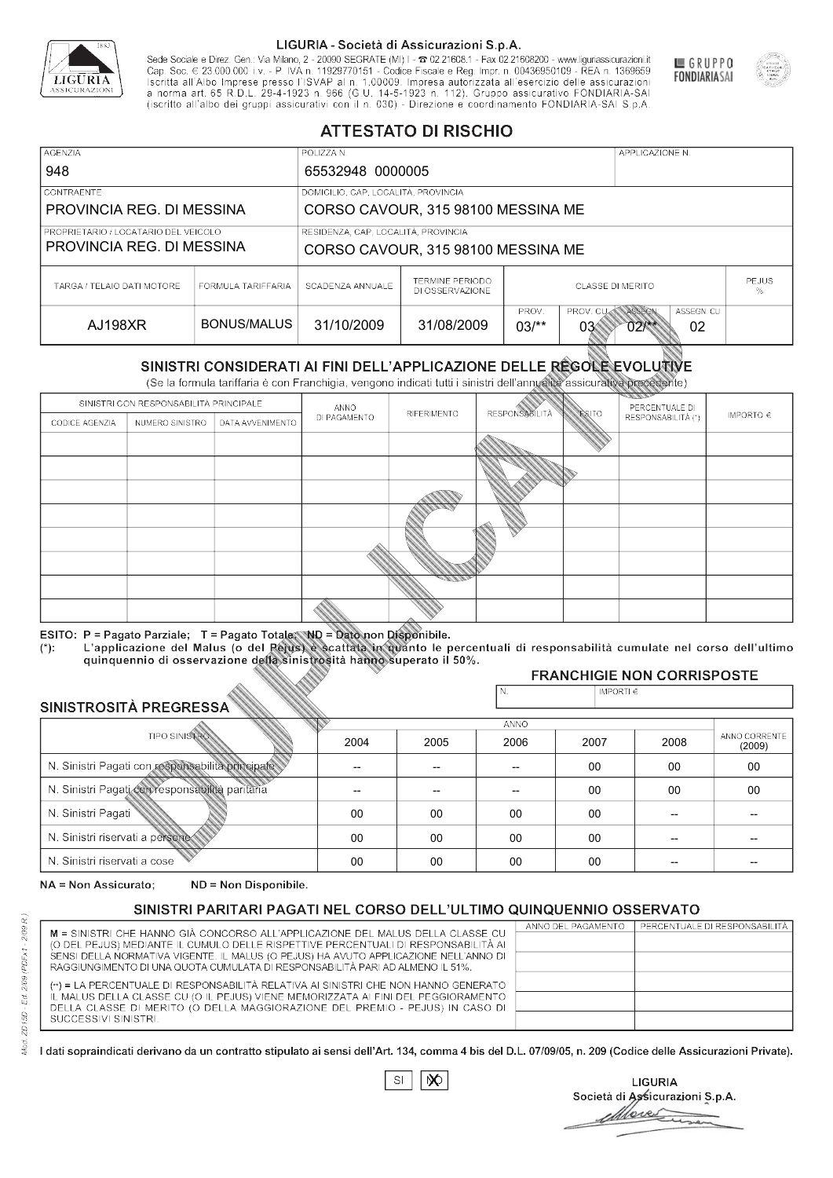**LIGURIA - Società di Assicurazioni S.p.A.**

Sede Sociale e Direz. Gen.: Via Milano, 2 - 20090 SEGRATE (MI) I - ☎ 02.21608.1 - Fax 02.21608200 - www.liguriassicurazioni.it
Cap. Soc. € 23.000.000 i.v. - P. IVA n. 11929770151 - Codice Fiscale e Reg. Impr. n. 00436950109 - REA n. 1369659
Iscritta all'Albo Imprese presso l'ISVAP al n. 1.00009. Impresa autorizzata all'esercizio delle assicurazioni a norma art. 65 R.D.L. 29-4-1923 n. 966 (G.U. 14-5-1923 n. 112). Gruppo assicurativo FONDIARIA-SAI (iscritto all'albo dei gruppi assicurativi con il n. 030) - Direzione e coordinamento FONDIARIA-SAI S.p.A.

GRUPPO FONDIARIASAI

# ATTESTATO DI RISCHIO

| AGENZIA | POLIZZA N. | APPLICAZIONE N. |
|---|---|---|
| 948 | 65532948 0000005 | |

| CONTRAENTE | DOMICILIO, CAP, LOCALITÀ, PROVINCIA |
|---|---|
| PROVINCIA REG. DI MESSINA | CORSO CAVOUR, 315 98100 MESSINA ME |
| **PROPRIETARIO / LOCATARIO DEL VEICOLO** | **RESIDENZA, CAP, LOCALITÀ, PROVINCIA** |
| PROVINCIA REG. DI MESSINA | CORSO CAVOUR, 315 98100 MESSINA ME |

| TARGA / TELAIO DATI MOTORE | FORMULA TARIFFARIA | SCADENZA ANNUALE | TERMINE PERIODO DI OSSERVAZIONE | CLASSE DI MERITO | | | | PEJUS % |
|---|---|---|---|---|---|---|---|---|
| | | | | PROV. | PROV. CU | ASSEGN. | ASSEGN. CU | |
| AJ198XR | BONUS/MALUS | 31/10/2009 | 31/08/2009 | 03/** | 03 | 02/** | 02 | |

## SINISTRI CONSIDERATI AI FINI DELL'APPLICAZIONE DELLE REGOLE EVOLUTIVE

(Se la formula tariffaria è con Franchigia, vengono indicati tutti i sinistri dell'annualità assicurativa precedente)

| SINISTRI CON RESPONSABILITÀ PRINCIPALE | | | ANNO DI PAGAMENTO | RIFERIMENTO | RESPONSABILITÀ | ESITO | PERCENTUALE DI RESPONSABILITÀ (*) | IMPORTO € |
|---|---|---|---|---|---|---|---|---|
| CODICE AGENZIA | NUMERO SINISTRO | DATA AVVENIMENTO | | | | | | |
| | | | | | | | | |
| | | | | | | | | |
| | | | | | | | | |
| | | | | | | | | |
| | | | | | | | | |
| | | | | | | | | |
| | | | | | | | | |
| | | | | | | | | |

ESITO: P = Pagato Parziale; T = Pagato Totale; ND = Dato non Disponibile.
(*): L'applicazione del Malus (o del Pejus) è scattata in quanto le percentuali di responsabilità cumulate nel corso dell'ultimo quinquennio di osservazione della sinistrosità hanno superato il 50%.

### FRANCHIGIE NON CORRISPOSTE

| N. | IMPORTI € |
|---|---|
| | |

### SINISTROSITÀ PREGRESSA

| TIPO SINISTRO | 2004 | 2005 | 2006 | 2007 | 2008 | ANNO CORRENTE (2009) |
|---|---|---|---|---|---|---|
| N. Sinistri Pagati con responsabilità principale | -- | -- | -- | 00 | 00 | 00 |
| N. Sinistri Pagati con responsabilità paritaria | -- | -- | -- | 00 | 00 | 00 |
| N. Sinistri Pagati | 00 | 00 | 00 | 00 | -- | -- |
| N. Sinistri riservati a persone | 00 | 00 | 00 | 00 | -- | -- |
| N. Sinistri riservati a cose | 00 | 00 | 00 | 00 | -- | -- |

NA = Non Assicurato; ND = Non Disponibile.

### SINISTRI PARITARI PAGATI NEL CORSO DELL'ULTIMO QUINQUENNIO OSSERVATO

M = SINISTRI CHE HANNO GIÀ CONCORSO ALL'APPLICAZIONE DEL MALUS DELLA CLASSE CU (O DEL PEJUS) MEDIANTE IL CUMULO DELLE RISPETTIVE PERCENTUALI DI RESPONSABILITÀ AI SENSI DELLA NORMATIVA VIGENTE. IL MALUS (O PEJUS) HA AVUTO APPLICAZIONE NELL'ANNO DI RAGGIUNGIMENTO DI UNA QUOTA CUMULATA DI RESPONSABILITÀ PARI AD ALMENO IL 51%.

(**) = LA PERCENTUALE DI RESPONSABILITÀ RELATIVA AI SINISTRI CHE NON HANNO GENERATO IL MALUS DELLA CLASSE CU (O IL PEJUS) VIENE MEMORIZZATA AI FINI DEL PEGGIORAMENTO DELLA CLASSE DI MERITO (O DELLA MAGGIORAZIONE DEL PREMIO - PEJUS) IN CASO DI SUCCESSIVI SINISTRI.

| ANNO DEL PAGAMENTO | PERCENTUALE DI RESPONSABILITÀ |
|---|---|
| | |
| | |
| | |
| | |
| | |

I dati sopraindicati derivano da un contratto stipulato ai sensi dell'Art. 134, comma 4 bis del D.L. 07/09/05, n. 209 (Codice delle Assicurazioni Private).

SI [ ] NO [X]

LIGURIA
Società di Assicurazioni S.p.A.

Mod. ZD 15D - Ed. 2/09 (PDFx1 - 2/09 R.)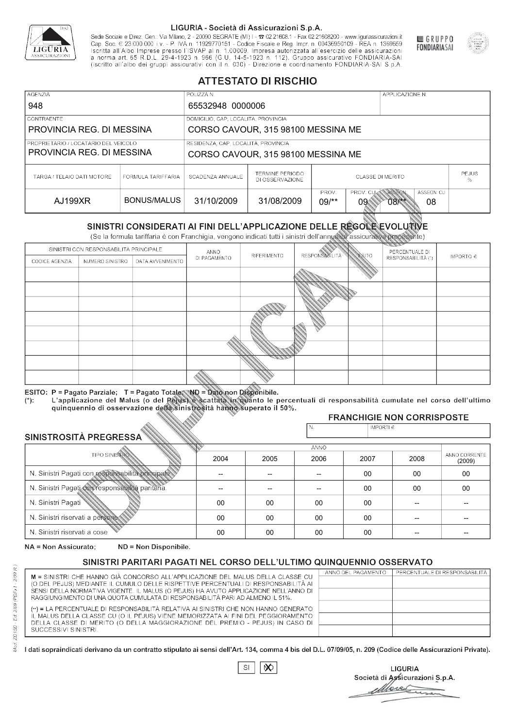**LIGURIA - Società di Assicurazioni S.p.A.**

Sede Sociale e Direz. Gen.: Via Milano, 2 - 20090 SEGRATE (MI) I - ☎ 02.21608.1 - Fax 02.21608200 - www.liguriassicurazioni.it
Cap. Soc. € 23.000.000 i.v. - P. IVA n. 11929770151 - Codice Fiscale e Reg. Impr. n. 00436950109 - REA n. 1369659
Iscritta all'Albo Imprese presso l'ISVAP al n. 1.00009. Impresa autorizzata all'esercizio delle assicurazioni a norma art. 65 R.D.L. 29-4-1923 n. 966 (G.U. 14-5-1923 n. 112). Gruppo assicurativo FONDIARIA-SAI (iscritto all'albo dei gruppi assicurativi con il n. 030) - Direzione e coordinamento FONDIARIA-SAI S.p.A.

GRUPPO FONDIARIASAI

# ATTESTATO DI RISCHIO

| AGENZIA | POLIZZA N. | APPLICAZIONE N. |
|---|---|---|
| 948 | 65532948 0000006 | |

| CONTRAENTE | DOMICILIO, CAP, LOCALITÀ, PROVINCIA |
|---|---|
| PROVINCIA REG. DI MESSINA | CORSO CAVOUR, 315 98100 MESSINA ME |
| **PROPRIETARIO / LOCATARIO DEL VEICOLO** | **RESIDENZA, CAP, LOCALITÀ, PROVINCIA** |
| PROVINCIA REG. DI MESSINA | CORSO CAVOUR, 315 98100 MESSINA ME |

| TARGA / TELAIO DATI MOTORE | FORMULA TARIFFARIA | SCADENZA ANNUALE | TERMINE PERIODO DI OSSERVAZIONE | CLASSE DI MERITO | | | | PEJUS % |
|---|---|---|---|---|---|---|---|---|
| | | | | PROV. | PROV. CU | ASSEGN. | ASSEGN. CU | |
| AJ199XR | BONUS/MALUS | 31/10/2009 | 31/08/2009 | 09/** | 09 | 08/** | 08 | |

## SINISTRI CONSIDERATI AI FINI DELL'APPLICAZIONE DELLE REGOLE EVOLUTIVE

(Se la formula tariffaria è con Franchigia, vengono indicati tutti i sinistri dell'annualità assicurativa precedente)

| SINISTRI CON RESPONSABILITÀ PRINCIPALE | | | ANNO DI PAGAMENTO | RIFERIMENTO | RESPONSABILITÀ | ESITO | PERCENTUALE DI RESPONSABILITÀ (*) | IMPORTO € |
|---|---|---|---|---|---|---|---|---|
| CODICE AGENZIA | NUMERO SINISTRO | DATA AVVENIMENTO | | | | | | |
| | | | | | | | | |
| | | | | | | | | |
| | | | | | | | | |
| | | | | | | | | |
| | | | | | | | | |
| | | | | | | | | |
| | | | | | | | | |
| | | | | | | | | |

ESITO: P = Pagato Parziale; T = Pagato Totale; ND = Dato non Disponibile.
(*): L'applicazione del Malus (o del Pejus) è scattata in quanto le percentuali di responsabilità cumulate nel corso dell'ultimo quinquennio di osservazione della sinistrosità hanno superato il 50%.

**FRANCHIGIE NON CORRISPOSTE**

| N. | IMPORTI € |
|---|---|
| | |

## SINISTROSITÀ PREGRESSA

| TIPO SINISTRO | 2004 | 2005 | 2006 | 2007 | 2008 | ANNO CORRENTE (2009) |
|---|---|---|---|---|---|---|
| N. Sinistri Pagati con responsabilità principale | -- | -- | -- | 00 | 00 | 00 |
| N. Sinistri Pagati con responsabilità paritaria | -- | -- | -- | 00 | 00 | 00 |
| N. Sinistri Pagati | 00 | 00 | 00 | 00 | -- | -- |
| N. Sinistri riservati a persone | 00 | 00 | 00 | 00 | -- | -- |
| N. Sinistri riservati a cose | 00 | 00 | 00 | 00 | -- | -- |

NA = Non Assicurato; ND = Non Disponibile.

## SINISTRI PARITARI PAGATI NEL CORSO DELL'ULTIMO QUINQUENNIO OSSERVATO

M = SINISTRI CHE HANNO GIÀ CONCORSO ALL'APPLICAZIONE DEL MALUS DELLA CLASSE CU (O DEL PEJUS) MEDIANTE IL CUMULO DELLE RISPETTIVE PERCENTUALI DI RESPONSABILITÀ AI SENSI DELLA NORMATIVA VIGENTE. IL MALUS (O PEJUS) HA AVUTO APPLICAZIONE NELL'ANNO DI RAGGIUNGIMENTO DI UNA QUOTA CUMULATA DI RESPONSABILITÀ PARI AD ALMENO IL 51%.

(**) = LA PERCENTUALE DI RESPONSABILITÀ RELATIVA AI SINISTRI CHE NON HANNO GENERATO IL MALUS DELLA CLASSE CU (O IL PEJUS) VIENE MEMORIZZATA AI FINI DEL PEGGIORAMENTO DELLA CLASSE DI MERITO (O DELLA MAGGIORAZIONE DEL PREMIO - PEJUS) IN CASO DI SUCCESSIVI SINISTRI.

| ANNO DEL PAGAMENTO | PERCENTUALE DI RESPONSABILITÀ |
|---|---|
| | |
| | |
| | |
| | |
| | |

I dati sopraindicati derivano da un contratto stipulato ai sensi dell'Art. 134, comma 4 bis del D.L. 07/09/05, n. 209 (Codice delle Assicurazioni Private).

SI ☐ NO ☒

LIGURIA
Società di Assicurazioni S.p.A.

Mod. ZD150 - Ed. 2/09 (PDFx1 - 2/09 R.)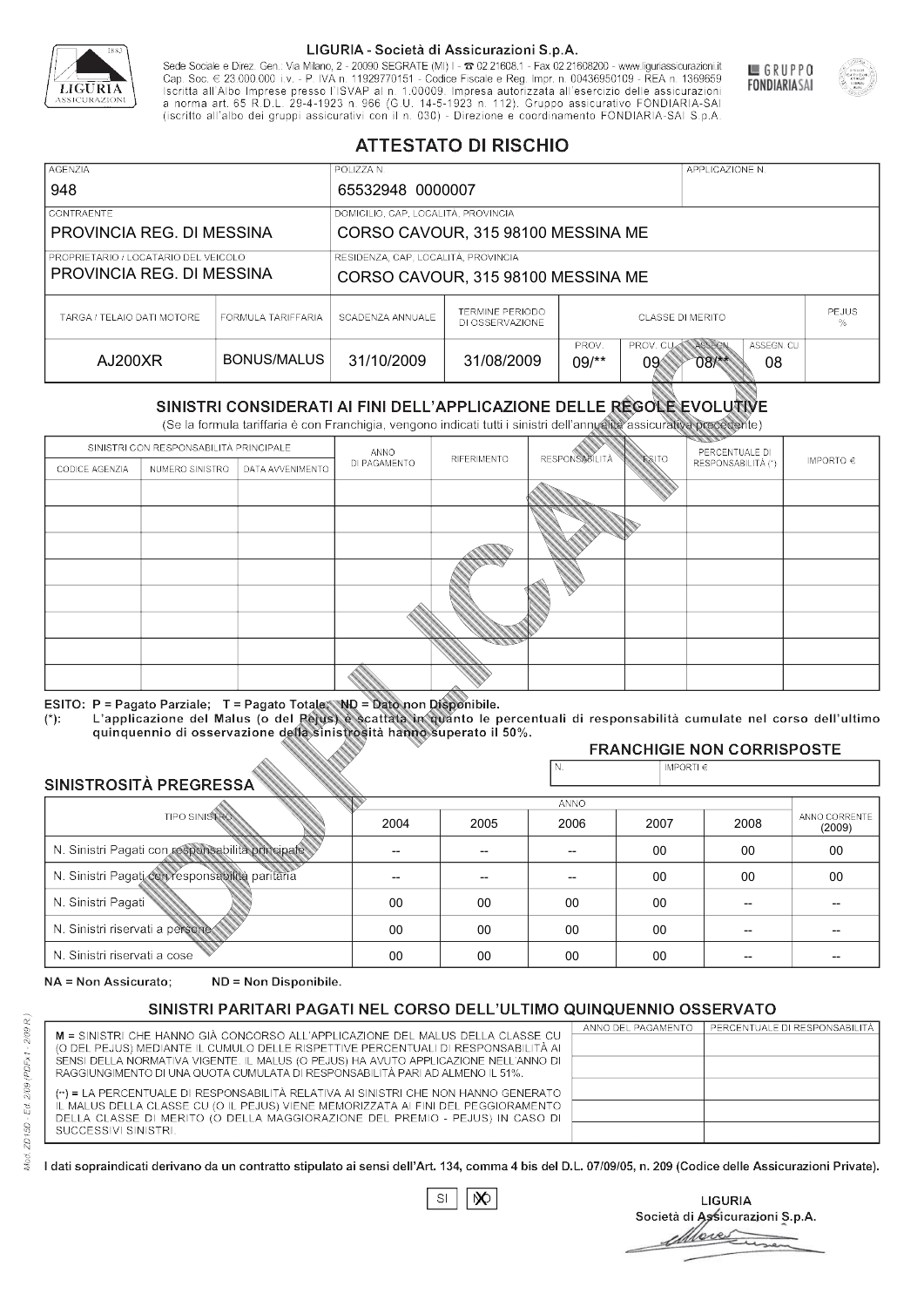LIGURIA - Società di Assicurazioni S.p.A.

Sede Sociale e Direz. Gen.: Via Milano, 2 - 20090 SEGRATE (MI) I - ☎ 02.21608.1 - Fax 02.21608200 - www.liguriassicurazioni.it
Cap. Soc. € 23.000.000 i.v. - P. IVA n. 11929770151 - Codice Fiscale e Reg. Impr. n. 00436950109 - REA n. 1369659
Iscritta all'Albo Imprese presso l'ISVAP al n. 1.00009. Impresa autorizzata all'esercizio delle assicurazioni a norma art. 65 R.D.L. 29-4-1923 n. 966 (G.U. 14-5-1923 n. 112). Gruppo assicurativo FONDIARIA-SAI (iscritto all'albo dei gruppi assicurativi con il n. 030) - Direzione e coordinamento FONDIARIA-SAI S.p.A.

GRUPPO FONDIARIASAI

# ATTESTATO DI RISCHIO

| AGENZIA | POLIZZA N. | APPLICAZIONE N. |
|---|---|---|
| 948 | 65532948 0000007 | |

| CONTRAENTE | DOMICILIO, CAP, LOCALITÀ, PROVINCIA |
|---|---|
| PROVINCIA REG. DI MESSINA | CORSO CAVOUR, 315 98100 MESSINA ME |

| PROPRIETARIO / LOCATARIO DEL VEICOLO | RESIDENZA, CAP, LOCALITÀ, PROVINCIA |
|---|---|
| PROVINCIA REG. DI MESSINA | CORSO CAVOUR, 315 98100 MESSINA ME |

| TARGA / TELAIO DATI MOTORE | FORMULA TARIFFARIA | SCADENZA ANNUALE | TERMINE PERIODO DI OSSERVAZIONE | CLASSE DI MERITO | | | | PEJUS % |
|---|---|---|---|---|---|---|---|---|
| | | | | PROV. | PROV. CU | ASSEGN. | ASSEGN. CU | |
| AJ200XR | BONUS/MALUS | 31/10/2009 | 31/08/2009 | 09/** | 09 | 08/** | 08 | |

## SINISTRI CONSIDERATI AI FINI DELL'APPLICAZIONE DELLE REGOLE EVOLUTIVE

(Se la formula tariffaria è con Franchigia, vengono indicati tutti i sinistri dell'annualità assicurativa precedente)

| SINISTRI CON RESPONSABILITÀ PRINCIPALE | | | ANNO DI PAGAMENTO | RIFERIMENTO | RESPONSABILITÀ | ESITO | PERCENTUALE DI RESPONSABILITÀ (*) | IMPORTO € |
|---|---|---|---|---|---|---|---|---|
| CODICE AGENZIA | NUMERO SINISTRO | DATA AVVENIMENTO | | | | | | |
| | | | | | | | | |
| | | | | | | | | |
| | | | | | | | | |
| | | | | | | | | |
| | | | | | | | | |
| | | | | | | | | |
| | | | | | | | | |
| | | | | | | | | |

ESITO: P = Pagato Parziale; T = Pagato Totale; ND = Dato non Disponibile.
(*): L'applicazione del Malus (o del Pejus) è scattata in quanto le percentuali di responsabilità cumulate nel corso dell'ultimo quinquennio di osservazione della sinistrosità hanno superato il 50%.

### FRANCHIGIE NON CORRISPOSTE

| N. | IMPORTI € |
|---|---|
| | |

### SINISTROSITÀ PREGRESSA

| TIPO SINISTRO | 2004 | 2005 | 2006 | 2007 | 2008 | ANNO CORRENTE (2009) |
|---|---|---|---|---|---|---|
| N. Sinistri Pagati con responsabilità principale | -- | -- | -- | 00 | 00 | 00 |
| N. Sinistri Pagati con responsabilità paritaria | -- | -- | -- | 00 | 00 | 00 |
| N. Sinistri Pagati | 00 | 00 | 00 | 00 | -- | -- |
| N. Sinistri riservati a persone | 00 | 00 | 00 | 00 | -- | -- |
| N. Sinistri riservati a cose | 00 | 00 | 00 | 00 | -- | -- |

NA = Non Assicurato; ND = Non Disponibile.

### SINISTRI PARITARI PAGATI NEL CORSO DELL'ULTIMO QUINQUENNIO OSSERVATO

M = SINISTRI CHE HANNO GIÀ CONCORSO ALL'APPLICAZIONE DEL MALUS DELLA CLASSE CU (O DEL PEJUS) MEDIANTE IL CUMULO DELLE RISPETTIVE PERCENTUALI DI RESPONSABILITÀ AI SENSI DELLA NORMATIVA VIGENTE. IL MALUS (O PEJUS) HA AVUTO APPLICAZIONE NELL'ANNO DI RAGGIUNGIMENTO DI UNA QUOTA CUMULATA DI RESPONSABILITÀ PARI AD ALMENO IL 51%.

(**) = LA PERCENTUALE DI RESPONSABILITÀ RELATIVA AI SINISTRI CHE NON HANNO GENERATO IL MALUS DELLA CLASSE CU (O IL PEJUS) VIENE MEMORIZZATA AI FINI DEL PEGGIORAMENTO DELLA CLASSE DI MERITO (O DELLA MAGGIORAZIONE DEL PREMIO - PEJUS) IN CASO DI SUCCESSIVI SINISTRI.

| ANNO DEL PAGAMENTO | PERCENTUALE DI RESPONSABILITÀ |
|---|---|
| | |
| | |
| | |
| | |
| | |

I dati sopraindicati derivano da un contratto stipulato ai sensi dell'Art. 134, comma 4 bis del D.L. 07/09/05, n. 209 (Codice delle Assicurazioni Private).

SI [ ] NO [X]

LIGURIA
Società di Assicurazioni S.p.A.

Mod. ZD15D - Ed. 2/09 (PDFx1 - 2/09 R.)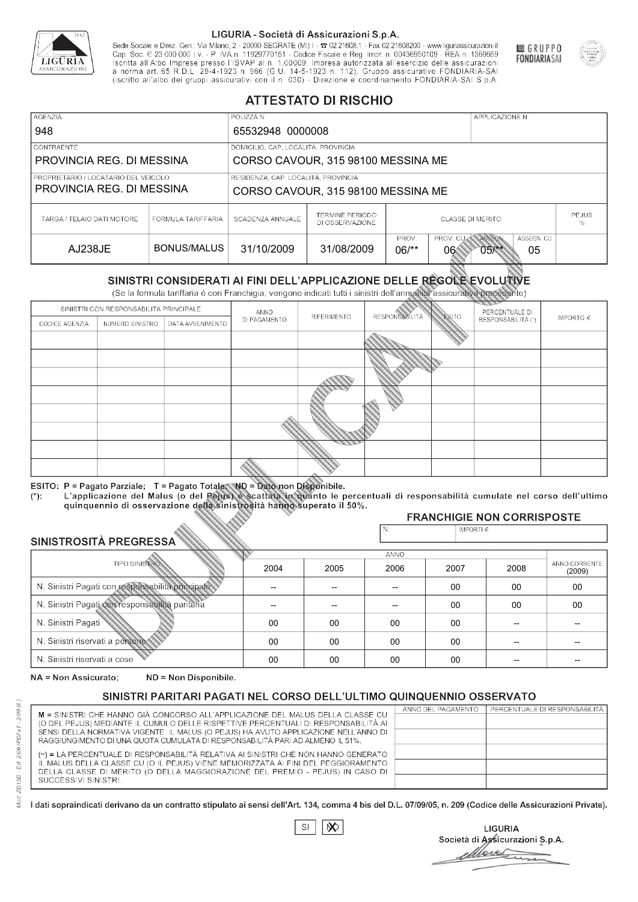**LIGURIA - Società di Assicurazioni S.p.A.**

Sede Sociale e Direz. Gen.: Via Milano, 2 - 20090 SEGRATE (MI) I - ☎ 02.21608.1 - Fax 02.21608200 - www.liguriassicurazioni.it
Cap. Soc. € 23.000.000 i.v. - P. IVA n. 11929770151 - Codice Fiscale e Reg. Impr. n. 00436950109 - REA n. 1369659
Iscritta all'Albo Imprese presso l'ISVAP al n. 1.00009. Impresa autorizzata all'esercizio delle assicurazioni a norma art. 65 R.D.L. 29-4-1923 n. 966 (G.U. 14-5-1923 n. 112). Gruppo assicurativo FONDIARIA-SAI (iscritto all'albo dei gruppi assicurativi con il n. 030) - Direzione e coordinamento FONDIARIA-SAI S.p.A.

GRUPPO FONDIARIASAI

# ATTESTATO DI RISCHIO

| AGENZIA | POLIZZA N. | APPLICAZIONE N. |
|---|---|---|
| 948 | 65532948 0000008 | |

| CONTRAENTE | DOMICILIO, CAP, LOCALITÀ, PROVINCIA |
|---|---|
| PROVINCIA REG. DI MESSINA | CORSO CAVOUR, 315 98100 MESSINA ME |
| **PROPRIETARIO / LOCATARIO DEL VEICOLO** | **RESIDENZA, CAP, LOCALITÀ, PROVINCIA** |
| PROVINCIA REG. DI MESSINA | CORSO CAVOUR, 315 98100 MESSINA ME |

| TARGA / TELAIO DATI MOTORE | FORMULA TARIFFARIA | SCADENZA ANNUALE | TERMINE PERIODO DI OSSERVAZIONE | CLASSE DI MERITO PROV. | PROV. CU | ASSEGN. | ASSEGN. CU | PEJUS % |
|---|---|---|---|---|---|---|---|---|
| AJ238JE | BONUS/MALUS | 31/10/2009 | 31/08/2009 | 06/** | 06 | 05/** | 05 | |

## SINISTRI CONSIDERATI AI FINI DELL'APPLICAZIONE DELLE REGOLE EVOLUTIVE

(Se la formula tariffaria è con Franchigia, vengono indicati tutti i sinistri dell'annualità assicurativa precedente)

| SINISTRI CON RESPONSABILITÀ PRINCIPALE - CODICE AGENZIA | NUMERO SINISTRO | DATA AVVENIMENTO | ANNO DI PAGAMENTO | RIFERIMENTO | RESPONSABILITÀ | ESITO | PERCENTUALE DI RESPONSABILITÀ (*) | IMPORTO € |
|---|---|---|---|---|---|---|---|---|
| | | | | | | | | |
| | | | | | | | | |
| | | | | | | | | |
| | | | | | | | | |
| | | | | | | | | |
| | | | | | | | | |
| | | | | | | | | |
| | | | | | | | | |

ESITO: P = Pagato Parziale; T = Pagato Totale; ND = Dato non Disponibile.
(*): L'applicazione del Malus (o del Pejus) è scattata in quanto le percentuali di responsabilità cumulate nel corso dell'ultimo quinquennio di osservazione della sinistrosità hanno superato il 50%.

### FRANCHIGIE NON CORRISPOSTE

| N. | IMPORTI € |
|---|---|
| | |

### SINISTROSITÀ PREGRESSA

| TIPO SINISTRO | 2004 | 2005 | 2006 | 2007 | 2008 | ANNO CORRENTE (2009) |
|---|---|---|---|---|---|---|
| N. Sinistri Pagati con responsabilità principale | -- | -- | -- | 00 | 00 | 00 |
| N. Sinistri Pagati con responsabilità paritaria | -- | -- | -- | 00 | 00 | 00 |
| N. Sinistri Pagati | 00 | 00 | 00 | 00 | -- | -- |
| N. Sinistri riservati a persone | 00 | 00 | 00 | 00 | -- | -- |
| N. Sinistri riservati a cose | 00 | 00 | 00 | 00 | -- | -- |

NA = Non Assicurato; ND = Non Disponibile.

## SINISTRI PARITARI PAGATI NEL CORSO DELL'ULTIMO QUINQUENNIO OSSERVATO

M = SINISTRI CHE HANNO GIÀ CONCORSO ALL'APPLICAZIONE DEL MALUS DELLA CLASSE CU (O DEL PEJUS) MEDIANTE IL CUMULO DELLE RISPETTIVE PERCENTUALI DI RESPONSABILITÀ AI SENSI DELLA NORMATIVA VIGENTE. IL MALUS (O PEJUS) HA AVUTO APPLICAZIONE NELL'ANNO DI RAGGIUNGIMENTO DI UNA QUOTA CUMULATA DI RESPONSABILITÀ PARI AD ALMENO IL 51%.

(**) = LA PERCENTUALE DI RESPONSABILITÀ RELATIVA AI SINISTRI CHE NON HANNO GENERATO IL MALUS DELLA CLASSE CU (O IL PEJUS) VIENE MEMORIZZATA AI FINI DEL PEGGIORAMENTO DELLA CLASSE DI MERITO (O DELLA MAGGIORAZIONE DEL PREMIO - PEJUS) IN CASO DI SUCCESSIVI SINISTRI.

| ANNO DEL PAGAMENTO | PERCENTUALE DI RESPONSABILITÀ |
|---|---|
| | |
| | |
| | |
| | |
| | |

I dati sopraindicati derivano da un contratto stipulato ai sensi dell'Art. 134, comma 4 bis del D.L. 07/09/05, n. 209 (Codice delle Assicurazioni Private).

SI [ ] NO [X]

LIGURIA
Società di Assicurazioni S.p.A.

Mod. ZD150 - Ed. 2/09 (PDFx1 - 2/09 R.)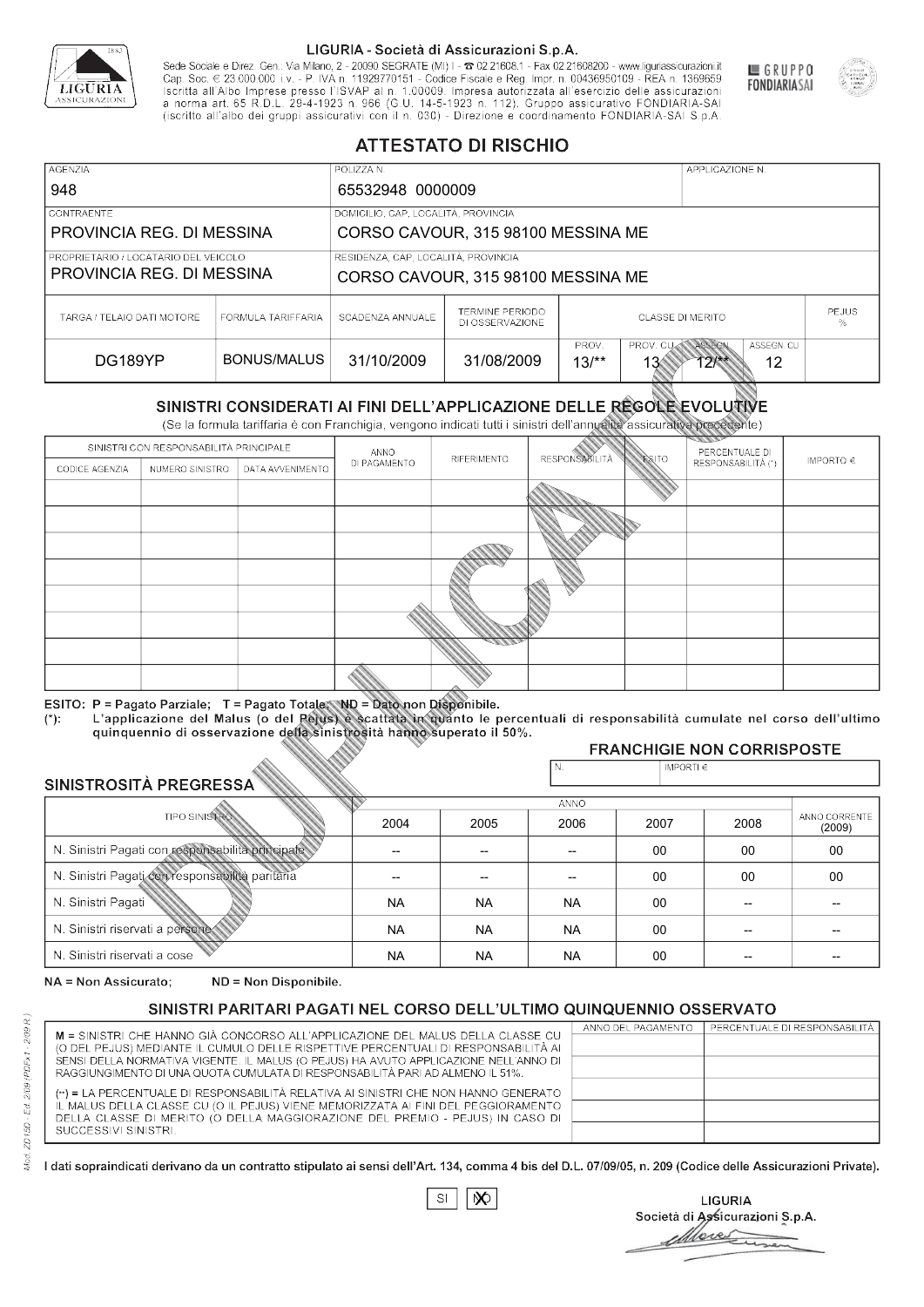LIGURIA - Società di Assicurazioni S.p.A.

Sede Sociale e Direz. Gen.: Via Milano, 2 - 20090 SEGRATE (MI) I - ☎ 02.21608.1 - Fax 02.21608200 - www.liguriassicurazioni.it
Cap. Soc. € 23.000.000 i.v. - P. IVA n. 11929770151 - Codice Fiscale e Reg. Impr. n. 00436950109 - REA n. 1369659
Iscritta all'Albo Imprese presso l'ISVAP al n. 1.00009. Impresa autorizzata all'esercizio delle assicurazioni a norma art. 65 R.D.L. 29-4-1923 n. 966 (G.U. 14-5-1923 n. 112). Gruppo assicurativo FONDIARIA-SAI (iscritto all'albo dei gruppi assicurativi con il n. 030) - Direzione e coordinamento FONDIARIA-SAI S.p.A.

GRUPPO FONDIARIASAI

# ATTESTATO DI RISCHIO

| AGENZIA | POLIZZA N. | APPLICAZIONE N. |
|---|---|---|
| 948 | 65532948 0000009 | |

| CONTRAENTE | DOMICILIO, CAP, LOCALITÀ, PROVINCIA |
|---|---|
| PROVINCIA REG. DI MESSINA | CORSO CAVOUR, 315 98100 MESSINA ME |

| PROPRIETARIO / LOCATARIO DEL VEICOLO | RESIDENZA, CAP, LOCALITÀ, PROVINCIA |
|---|---|
| PROVINCIA REG. DI MESSINA | CORSO CAVOUR, 315 98100 MESSINA ME |

| TARGA / TELAIO DATI MOTORE | FORMULA TARIFFARIA | SCADENZA ANNUALE | TERMINE PERIODO DI OSSERVAZIONE | CLASSE DI MERITO | | | | PEJUS % |
|---|---|---|---|---|---|---|---|---|
| | | | | PROV. | PROV. CU | ASSEGN. | ASSEGN. CU | |
| DG189YP | BONUS/MALUS | 31/10/2009 | 31/08/2009 | 13/** | 13 | 12/** | 12 | |

## SINISTRI CONSIDERATI AI FINI DELL'APPLICAZIONE DELLE REGOLE EVOLUTIVE

(Se la formula tariffaria è con Franchigia, vengono indicati tutti i sinistri dell'annualità assicurativa precedente)

| SINISTRI CON RESPONSABILITÀ PRINCIPALE | | | ANNO DI PAGAMENTO | RIFERIMENTO | RESPONSABILITÀ | ESITO | PERCENTUALE DI RESPONSABILITÀ (*) | IMPORTO € |
|---|---|---|---|---|---|---|---|---|
| CODICE AGENZIA | NUMERO SINISTRO | DATA AVVENIMENTO | | | | | | |
| | | | | | | | | |
| | | | | | | | | |
| | | | | | | | | |
| | | | | | | | | |
| | | | | | | | | |
| | | | | | | | | |
| | | | | | | | | |
| | | | | | | | | |

ESITO: P = Pagato Parziale; T = Pagato Totale; ND = Dato non Disponibile.
(*): L'applicazione del Malus (o del Pejus) è scattata in quanto le percentuali di responsabilità cumulate nel corso dell'ultimo quinquennio di osservazione della sinistrosità hanno superato il 50%.

### FRANCHIGIE NON CORRISPOSTE

| N. | IMPORTI € |
|---|---|
| | |

### SINISTROSITÀ PREGRESSA

| TIPO SINISTRO | 2004 | 2005 | 2006 | 2007 | 2008 | ANNO CORRENTE (2009) |
|---|---|---|---|---|---|---|
| N. Sinistri Pagati con responsabilità principale | -- | -- | -- | 00 | 00 | 00 |
| N. Sinistri Pagati con responsabilità paritaria | -- | -- | -- | 00 | 00 | 00 |
| N. Sinistri Pagati | NA | NA | NA | 00 | -- | -- |
| N. Sinistri riservati a persone | NA | NA | NA | 00 | -- | -- |
| N. Sinistri riservati a cose | NA | NA | NA | 00 | -- | -- |

NA = Non Assicurato; ND = Non Disponibile.

## SINISTRI PARITARI PAGATI NEL CORSO DELL'ULTIMO QUINQUENNIO OSSERVATO

M = SINISTRI CHE HANNO GIÀ CONCORSO ALL'APPLICAZIONE DEL MALUS DELLA CLASSE CU (O DEL PEJUS) MEDIANTE IL CUMULO DELLE RISPETTIVE PERCENTUALI DI RESPONSABILITÀ AI SENSI DELLA NORMATIVA VIGENTE. IL MALUS (O PEJUS) HA AVUTO APPLICAZIONE NELL'ANNO DI RAGGIUNGIMENTO DI UNA QUOTA CUMULATA DI RESPONSABILITÀ PARI AD ALMENO IL 51%.

(**) = LA PERCENTUALE DI RESPONSABILITÀ RELATIVA AI SINISTRI CHE NON HANNO GENERATO IL MALUS DELLA CLASSE CU (O IL PEJUS) VIENE MEMORIZZATA AI FINI DEL PEGGIORAMENTO DELLA CLASSE DI MERITO (O DELLA MAGGIORAZIONE DEL PREMIO - PEJUS) IN CASO DI SUCCESSIVI SINISTRI.

| ANNO DEL PAGAMENTO | PERCENTUALE DI RESPONSABILITÀ |
|---|---|
| | |
| | |
| | |
| | |
| | |

I dati sopraindicati derivano da un contratto stipulato ai sensi dell'Art. 134, comma 4 bis del D.L. 07/09/05, n. 209 (Codice delle Assicurazioni Private).

SI ☐ NO ☒

LIGURIA
Società di Assicurazioni S.p.A.

Mod. ZD150 - Ed. 2/09 (PDFx1 - 2/09 R.)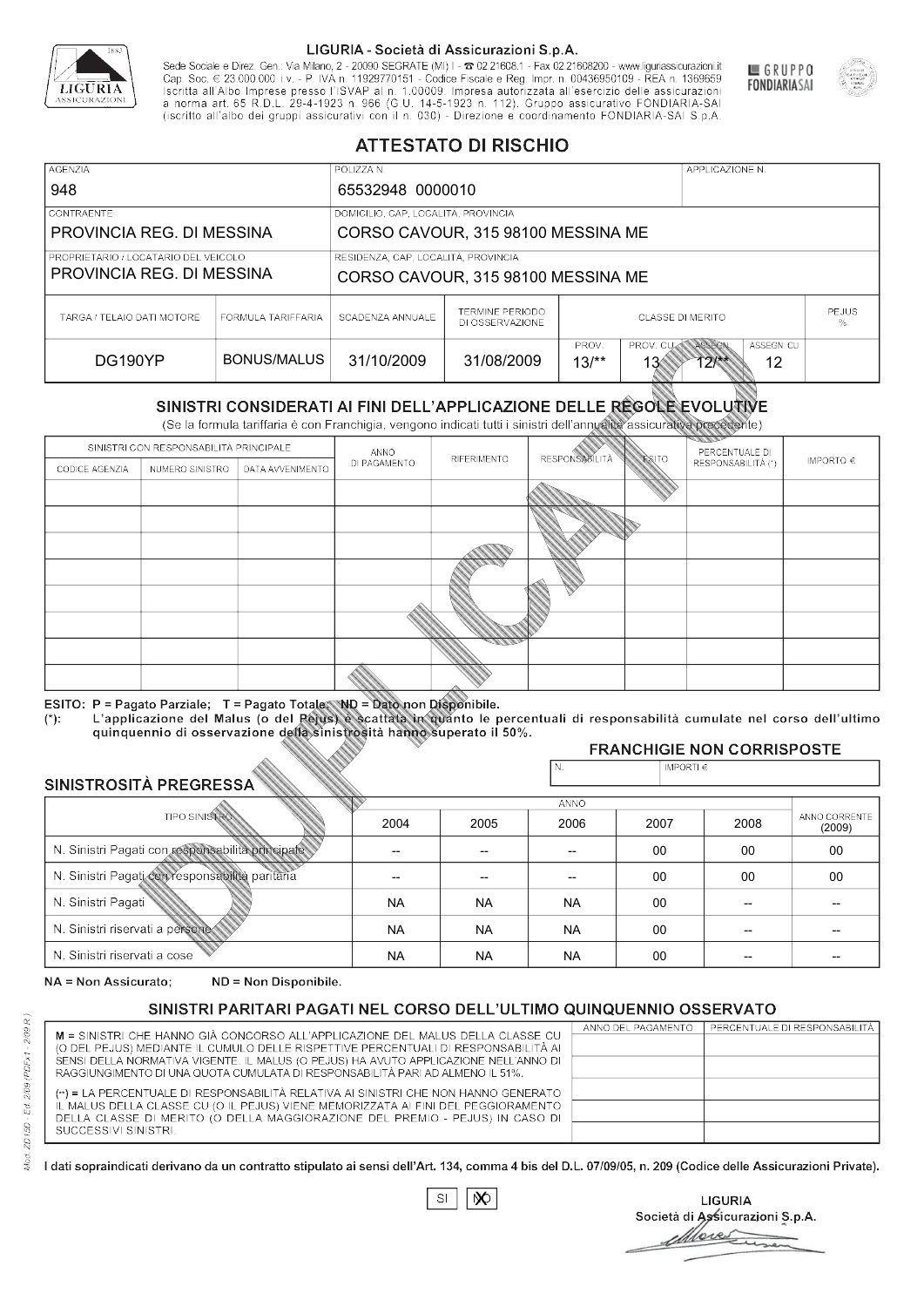LIGURIA - Società di Assicurazioni S.p.A.

Sede Sociale e Direz. Gen.: Via Milano, 2 - 20090 SEGRATE (MI) I - ☎ 02.21608.1 - Fax 02.21608200 - www.liguriassicurazioni.it
Cap. Soc. € 23.000.000 i.v. - P. IVA n. 11929770151 - Codice Fiscale e Reg. Impr. n. 00436950109 - REA n. 1369659
Iscritta all'Albo Imprese presso l'ISVAP al n. 1.00009. Impresa autorizzata all'esercizio delle assicurazioni a norma art. 65 R.D.L. 29-4-1923 n. 966 (G.U. 14-5-1923 n. 112). Gruppo assicurativo FONDIARIA-SAI (iscritto all'albo dei gruppi assicurativi con il n. 030) - Direzione e coordinamento FONDIARIA-SAI S.p.A.

GRUPPO FONDIARIASAI

# ATTESTATO DI RISCHIO

| AGENZIA | POLIZZA N. | APPLICAZIONE N. |
|---|---|---|
| 948 | 65532948 0000010 | |

| CONTRAENTE | DOMICILIO, CAP, LOCALITÀ, PROVINCIA |
|---|---|
| PROVINCIA REG. DI MESSINA | CORSO CAVOUR, 315 98100 MESSINA ME |
| **PROPRIETARIO / LOCATARIO DEL VEICOLO** | **RESIDENZA, CAP, LOCALITÀ, PROVINCIA** |
| PROVINCIA REG. DI MESSINA | CORSO CAVOUR, 315 98100 MESSINA ME |

| TARGA / TELAIO DATI MOTORE | FORMULA TARIFFARIA | SCADENZA ANNUALE | TERMINE PERIODO DI OSSERVAZIONE | CLASSE DI MERITO | | | | PEJUS % |
|---|---|---|---|---|---|---|---|---|
| | | | | PROV. | PROV. CU | ASSEGN. | ASSEGN. CU | |
| DG190YP | BONUS/MALUS | 31/10/2009 | 31/08/2009 | 13/** | 13 | 12/** | 12 | |

## SINISTRI CONSIDERATI AI FINI DELL'APPLICAZIONE DELLE REGOLE EVOLUTIVE

(Se la formula tariffaria è con Franchigia, vengono indicati tutti i sinistri dell'annualità assicurativa precedente)

| SINISTRI CON RESPONSABILITÀ PRINCIPALE | | | ANNO DI PAGAMENTO | RIFERIMENTO | RESPONSABILITÀ | ESITO | PERCENTUALE DI RESPONSABILITÀ (*) | IMPORTO € |
|---|---|---|---|---|---|---|---|---|
| CODICE AGENZIA | NUMERO SINISTRO | DATA AVVENIMENTO | | | | | | |
| | | | | | | | | |
| | | | | | | | | |
| | | | | | | | | |
| | | | | | | | | |
| | | | | | | | | |
| | | | | | | | | |
| | | | | | | | | |
| | | | | | | | | |

ESITO: P = Pagato Parziale; T = Pagato Totale; ND = Dato non Disponibile.
(*): L'applicazione del Malus (o del Pejus) è scattata in quanto le percentuali di responsabilità cumulate nel corso dell'ultimo quinquennio di osservazione della sinistrosità hanno superato il 50%.

### FRANCHIGIE NON CORRISPOSTE

| N. | IMPORTI € |
|---|---|
| | |

### SINISTROSITÀ PREGRESSA

| TIPO SINISTRO | 2004 | 2005 | 2006 | 2007 | 2008 | ANNO CORRENTE (2009) |
|---|---|---|---|---|---|---|
| N. Sinistri Pagati con responsabilità principale | -- | -- | -- | 00 | 00 | 00 |
| N. Sinistri Pagati con responsabilità paritaria | -- | -- | -- | 00 | 00 | 00 |
| N. Sinistri Pagati | NA | NA | NA | 00 | -- | -- |
| N. Sinistri riservati a persone | NA | NA | NA | 00 | -- | -- |
| N. Sinistri riservati a cose | NA | NA | NA | 00 | -- | -- |

NA = Non Assicurato; ND = Non Disponibile.

## SINISTRI PARITARI PAGATI NEL CORSO DELL'ULTIMO QUINQUENNIO OSSERVATO

M = SINISTRI CHE HANNO GIÀ CONCORSO ALL'APPLICAZIONE DEL MALUS DELLA CLASSE CU (O DEL PEJUS) MEDIANTE IL CUMULO DELLE RISPETTIVE PERCENTUALI DI RESPONSABILITÀ AI SENSI DELLA NORMATIVA VIGENTE. IL MALUS (O PEJUS) HA AVUTO APPLICAZIONE NELL'ANNO DI RAGGIUNGIMENTO DI UNA QUOTA CUMULATA DI RESPONSABILITÀ PARI AD ALMENO IL 51%.

(**) = LA PERCENTUALE DI RESPONSABILITÀ RELATIVA AI SINISTRI CHE NON HANNO GENERATO IL MALUS DELLA CLASSE CU (O IL PEJUS) VIENE MEMORIZZATA AI FINI DEL PEGGIORAMENTO DELLA CLASSE DI MERITO (O DELLA MAGGIORAZIONE DEL PREMIO - PEJUS) IN CASO DI SUCCESSIVI SINISTRI.

| ANNO DEL PAGAMENTO | PERCENTUALE DI RESPONSABILITÀ |
|---|---|
| | |
| | |
| | |
| | |
| | |

I dati sopraindicati derivano da un contratto stipulato ai sensi dell'Art. 134, comma 4 bis del D.L. 07/09/05, n. 209 (Codice delle Assicurazioni Private).

SI [ ] NO [X]

LIGURIA
Società di Assicurazioni S.p.A.

Mod. ZD15D - Ed. 2/09 (PDFx1 - 2/09 R.)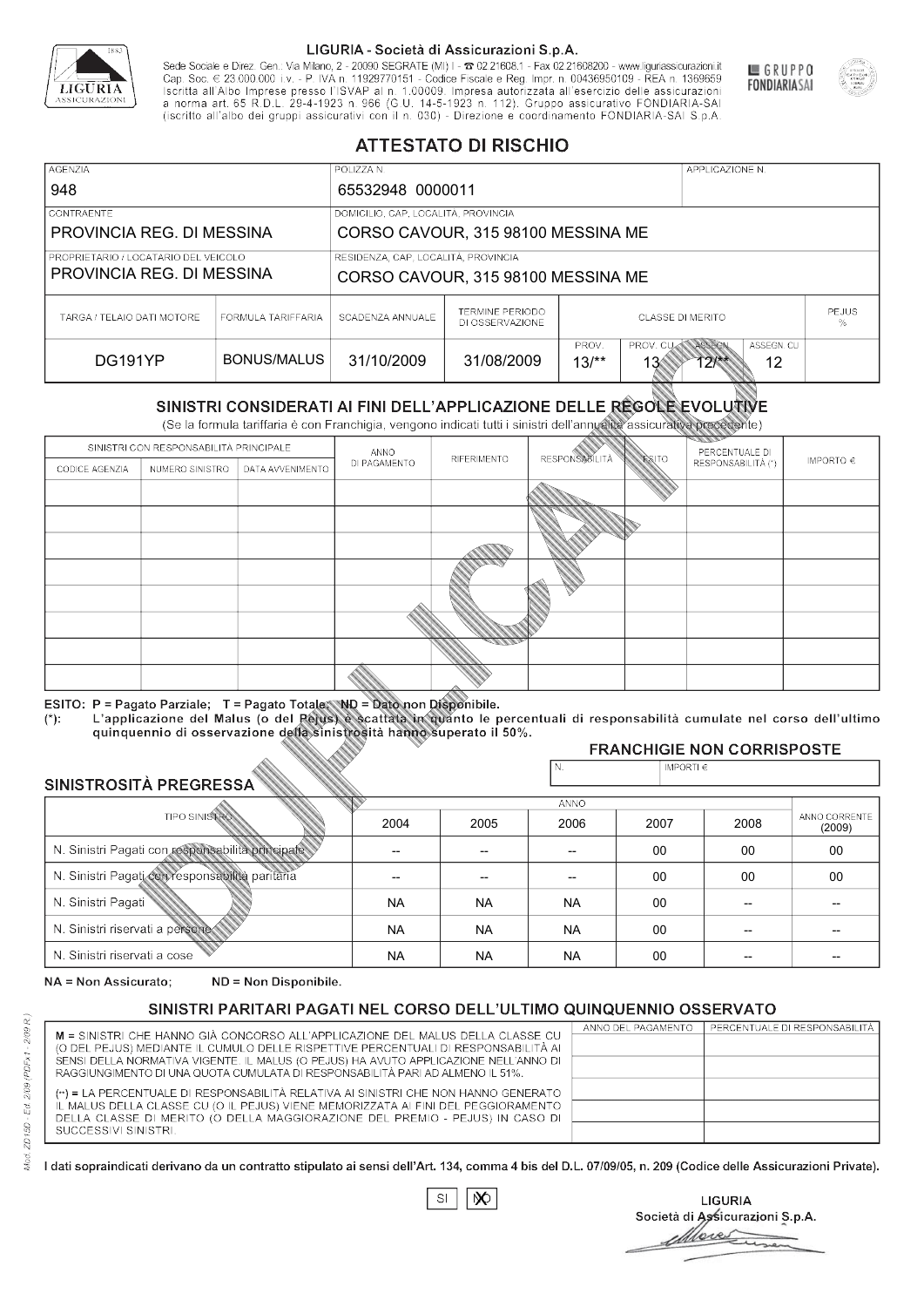LIGURIA - Società di Assicurazioni S.p.A.

Sede Sociale e Direz. Gen.: Via Milano, 2 - 20090 SEGRATE (MI) I - ☎ 02.21608.1 - Fax 02.21608200 - www.liguriassicurazioni.it
Cap. Soc. € 23.000.000 i.v. - P. IVA n. 11929770151 - Codice Fiscale e Reg. Impr. n. 00436950109 - REA n. 1369659
Iscritta all'Albo Imprese presso l'ISVAP al n. 1.00009. Impresa autorizzata all'esercizio delle assicurazioni a norma art. 65 R.D.L. 29-4-1923 n. 966 (G.U. 14-5-1923 n. 112). Gruppo assicurativo FONDIARIA-SAI (iscritto all'albo dei gruppi assicurativi con il n. 030) - Direzione e coordinamento FONDIARIA-SAI S.p.A.

GRUPPO FONDIARIASAI

# ATTESTATO DI RISCHIO

| AGENZIA | POLIZZA N. | APPLICAZIONE N. |
|---|---|---|
| 948 | 65532948 0000011 | |

| CONTRAENTE | DOMICILIO, CAP, LOCALITÀ, PROVINCIA |
|---|---|
| PROVINCIA REG. DI MESSINA | CORSO CAVOUR, 315 98100 MESSINA ME |

| PROPRIETARIO / LOCATARIO DEL VEICOLO | RESIDENZA, CAP, LOCALITÀ, PROVINCIA |
|---|---|
| PROVINCIA REG. DI MESSINA | CORSO CAVOUR, 315 98100 MESSINA ME |

| TARGA / TELAIO DATI MOTORE | FORMULA TARIFFARIA | SCADENZA ANNUALE | TERMINE PERIODO DI OSSERVAZIONE | CLASSE DI MERITO | | | | PEJUS % |
|---|---|---|---|---|---|---|---|---|
| | | | | PROV. | PROV. CU | ASSEGN. | ASSEGN. CU | |
| DG191YP | BONUS/MALUS | 31/10/2009 | 31/08/2009 | 13/** | 13 | 12/** | 12 | |

## SINISTRI CONSIDERATI AI FINI DELL'APPLICAZIONE DELLE REGOLE EVOLUTIVE

(Se la formula tariffaria è con Franchigia, vengono indicati tutti i sinistri dell'annualità assicurativa precedente)

| SINISTRI CON RESPONSABILITÀ PRINCIPALE | | | ANNO DI PAGAMENTO | RIFERIMENTO | RESPONSABILITÀ | ESITO | PERCENTUALE DI RESPONSABILITÀ (*) | IMPORTO € |
|---|---|---|---|---|---|---|---|---|
| CODICE AGENZIA | NUMERO SINISTRO | DATA AVVENIMENTO | | | | | | |
| | | | | | | | | |
| | | | | | | | | |
| | | | | | | | | |
| | | | | | | | | |
| | | | | | | | | |
| | | | | | | | | |
| | | | | | | | | |
| | | | | | | | | |

ESITO: P = Pagato Parziale; T = Pagato Totale; ND = Dato non Disponibile.
(*): L'applicazione del Malus (o del Pejus) è scattata in quanto le percentuali di responsabilità cumulate nel corso dell'ultimo quinquennio di osservazione della sinistrosità hanno superato il 50%.

### FRANCHIGIE NON CORRISPOSTE

| N. | IMPORTI € |
|---|---|
| | |

## SINISTROSITÀ PREGRESSA

| TIPO SINISTRO | 2004 | 2005 | 2006 | 2007 | 2008 | ANNO CORRENTE (2009) |
|---|---|---|---|---|---|---|
| N. Sinistri Pagati con responsabilità principale | -- | -- | -- | 00 | 00 | 00 |
| N. Sinistri Pagati con responsabilità paritaria | -- | -- | -- | 00 | 00 | 00 |
| N. Sinistri Pagati | NA | NA | NA | 00 | -- | -- |
| N. Sinistri riservati a persone | NA | NA | NA | 00 | -- | -- |
| N. Sinistri riservati a cose | NA | NA | NA | 00 | -- | -- |

NA = Non Assicurato; ND = Non Disponibile.

## SINISTRI PARITARI PAGATI NEL CORSO DELL'ULTIMO QUINQUENNIO OSSERVATO

M = SINISTRI CHE HANNO GIÀ CONCORSO ALL'APPLICAZIONE DEL MALUS DELLA CLASSE CU (O DEL PEJUS) MEDIANTE IL CUMULO DELLE RISPETTIVE PERCENTUALI DI RESPONSABILITÀ AI SENSI DELLA NORMATIVA VIGENTE. IL MALUS (O PEJUS) HA AVUTO APPLICAZIONE NELL'ANNO DI RAGGIUNGIMENTO DI UNA QUOTA CUMULATA DI RESPONSABILITÀ PARI AD ALMENO IL 51%.

(**) = LA PERCENTUALE DI RESPONSABILITÀ RELATIVA AI SINISTRI CHE NON HANNO GENERATO IL MALUS DELLA CLASSE CU (O IL PEJUS) VIENE MEMORIZZATA AI FINI DEL PEGGIORAMENTO DELLA CLASSE DI MERITO (O DELLA MAGGIORAZIONE DEL PREMIO - PEJUS) IN CASO DI SUCCESSIVI SINISTRI.

| ANNO DEL PAGAMENTO | PERCENTUALE DI RESPONSABILITÀ |
|---|---|
| | |
| | |
| | |
| | |
| | |

I dati sopraindicati derivano da un contratto stipulato ai sensi dell'Art. 134, comma 4 bis del D.L. 07/09/05, n. 209 (Codice delle Assicurazioni Private).

SI [ ] NO [X]

LIGURIA
Società di Assicurazioni S.p.A.

DUPLICATO

Mod. ZD15D - Ed. 2/09 (PDFx1 - 2/09 R.)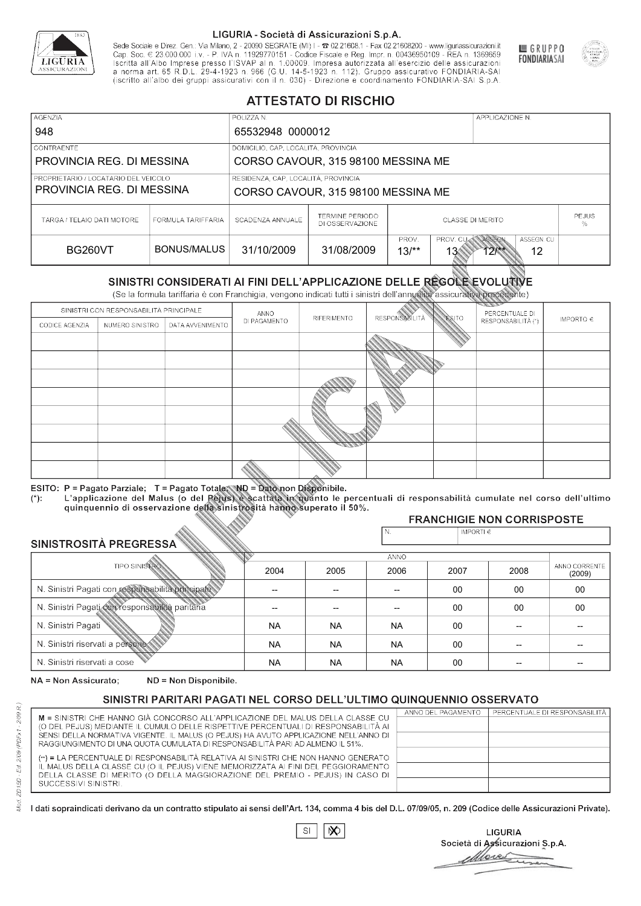**LIGURIA - Società di Assicurazioni S.p.A.**

Sede Sociale e Direz. Gen.: Via Milano, 2 - 20090 SEGRATE (MI) I - ☎ 02.21608.1 - Fax 02.21608200 - www.liguriassicurazioni.it
Cap. Soc. € 23.000.000 i.v. - P. IVA n. 11929770151 - Codice Fiscale e Reg. Impr. n. 00436950109 - REA n. 1369659
Iscritta all'Albo Imprese presso l'ISVAP al n. 1.00009. Impresa autorizzata all'esercizio delle assicurazioni a norma art. 65 R.D.L. 29-4-1923 n. 966 (G.U. 14-5-1923 n. 112). Gruppo assicurativo FONDIARIA-SAI (iscritto all'albo dei gruppi assicurativi con il n. 030) - Direzione e coordinamento FONDIARIA-SAI S.p.A.

GRUPPO FONDIARIASAI

# ATTESTATO DI RISCHIO

| AGENZIA | POLIZZA N. | APPLICAZIONE N. |
|---|---|---|
| 948 | 65532948 0000012 | |

| CONTRAENTE | DOMICILIO, CAP, LOCALITÀ, PROVINCIA |
|---|---|
| PROVINCIA REG. DI MESSINA | CORSO CAVOUR, 315 98100 MESSINA ME |
| **PROPRIETARIO / LOCATARIO DEL VEICOLO** | **RESIDENZA, CAP, LOCALITÀ, PROVINCIA** |
| PROVINCIA REG. DI MESSINA | CORSO CAVOUR, 315 98100 MESSINA ME |

| TARGA / TELAIO DATI MOTORE | FORMULA TARIFFARIA | SCADENZA ANNUALE | TERMINE PERIODO DI OSSERVAZIONE | CLASSE DI MERITO | | | | PEJUS % |
|---|---|---|---|---|---|---|---|---|
| | | | | PROV. | PROV. CU | ASSEGN. | ASSEGN. CU | |
| BG260VT | BONUS/MALUS | 31/10/2009 | 31/08/2009 | 13/** | 13 | 12/** | 12 | |

## SINISTRI CONSIDERATI AI FINI DELL'APPLICAZIONE DELLE REGOLE EVOLUTIVE

(Se la formula tariffaria è con Franchigia, vengono indicati tutti i sinistri dell'annualità assicurativa precedente)

| SINISTRI CON RESPONSABILITÀ PRINCIPALE | | | ANNO DI PAGAMENTO | RIFERIMENTO | RESPONSABILITÀ | ESITO | PERCENTUALE DI RESPONSABILITÀ (*) | IMPORTO € |
|---|---|---|---|---|---|---|---|---|
| CODICE AGENZIA | NUMERO SINISTRO | DATA AVVENIMENTO | | | | | | |
| | | | | | | | | |
| | | | | | | | | |
| | | | | | | | | |
| | | | | | | | | |
| | | | | | | | | |
| | | | | | | | | |
| | | | | | | | | |
| | | | | | | | | |

ESITO: P = Pagato Parziale; T = Pagato Totale; ND = Dato non Disponibile.
(*): L'applicazione del Malus (o del Pejus) è scattata in quanto le percentuali di responsabilità cumulate nel corso dell'ultimo quinquennio di osservazione della sinistrosità hanno superato il 50%.

**FRANCHIGIE NON CORRISPOSTE**

| N. | IMPORTI € |
|---|---|
| | |

## SINISTROSITÀ PREGRESSA

| TIPO SINISTRO | 2004 | 2005 | 2006 | 2007 | 2008 | ANNO CORRENTE (2009) |
|---|---|---|---|---|---|---|
| N. Sinistri Pagati con responsabilità principale | -- | -- | -- | 00 | 00 | 00 |
| N. Sinistri Pagati con responsabilità paritaria | -- | -- | -- | 00 | 00 | 00 |
| N. Sinistri Pagati | NA | NA | NA | 00 | -- | -- |
| N. Sinistri riservati a persone | NA | NA | NA | 00 | -- | -- |
| N. Sinistri riservati a cose | NA | NA | NA | 00 | -- | -- |

NA = Non Assicurato; ND = Non Disponibile.

## SINISTRI PARITARI PAGATI NEL CORSO DELL'ULTIMO QUINQUENNIO OSSERVATO

M = SINISTRI CHE HANNO GIÀ CONCORSO ALL'APPLICAZIONE DEL MALUS DELLA CLASSE CU (O DEL PEJUS) MEDIANTE IL CUMULO DELLE RISPETTIVE PERCENTUALI DI RESPONSABILITÀ AI SENSI DELLA NORMATIVA VIGENTE. IL MALUS (O PEJUS) HA AVUTO APPLICAZIONE NELL'ANNO DI RAGGIUNGIMENTO DI UNA QUOTA CUMULATA DI RESPONSABILITÀ PARI AD ALMENO IL 51%.

(**) = LA PERCENTUALE DI RESPONSABILITÀ RELATIVA AI SINISTRI CHE NON HANNO GENERATO IL MALUS DELLA CLASSE CU (O IL PEJUS) VIENE MEMORIZZATA AI FINI DEL PEGGIORAMENTO DELLA CLASSE DI MERITO (O DELLA MAGGIORAZIONE DEL PREMIO - PEJUS) IN CASO DI SUCCESSIVI SINISTRI.

| ANNO DEL PAGAMENTO | PERCENTUALE DI RESPONSABILITÀ |
|---|---|
| | |
| | |
| | |
| | |
| | |

I dati sopraindicati derivano da un contratto stipulato ai sensi dell'Art. 134, comma 4 bis del D.L. 07/09/05, n. 209 (Codice delle Assicurazioni Private).

SI [ ] NO [X]

LIGURIA
Società di Assicurazioni S.p.A.

Mod. ZD15D - Ed. 2/09 (PDFx1 - 2/09 R.)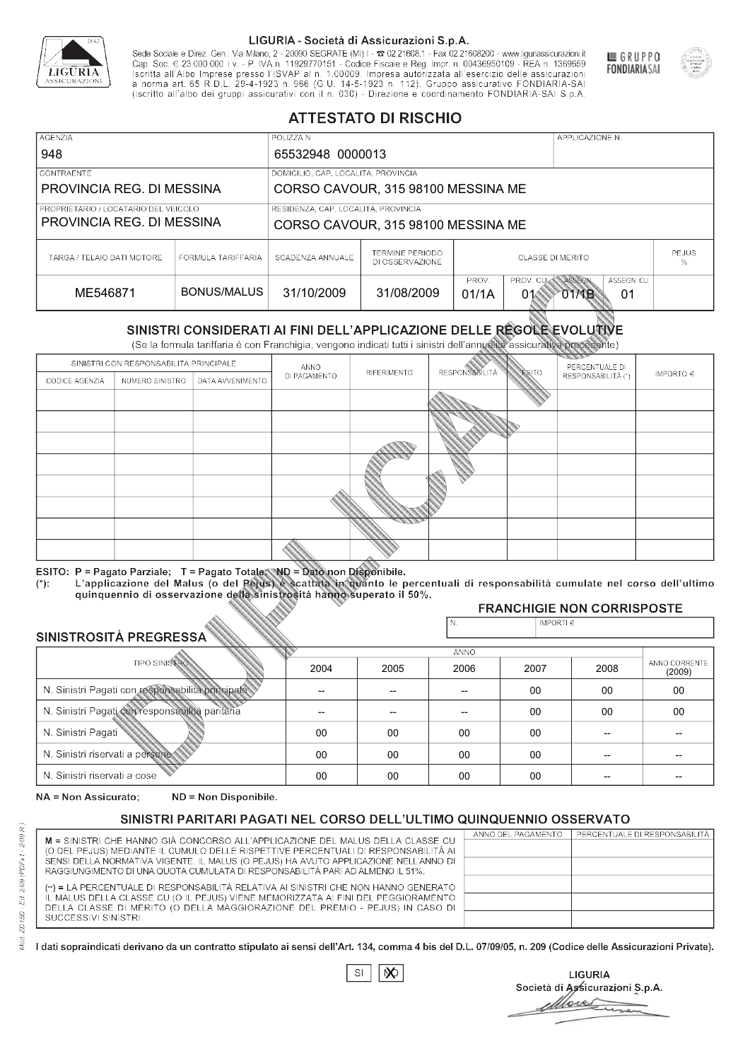LIGURIA - Società di Assicurazioni S.p.A.

Sede Sociale e Direz. Gen.: Via Milano, 2 - 20090 SEGRATE (MI) I - ☎ 02.21608.1 - Fax 02.21608200 - www.liguriassicurazioni.it
Cap. Soc. € 23.000.000 i.v. - P. IVA n. 11929770151 - Codice Fiscale e Reg. Impr. n. 00436950109 - REA n. 1369659
Iscritta all'Albo Imprese presso l'ISVAP al n. 1.00009. Impresa autorizzata all'esercizio delle assicurazioni a norma art. 65 R.D.L. 29-4-1923 n. 966 (G.U. 14-5-1923 n. 112). Gruppo assicurativo FONDIARIA-SAI (iscritto all'albo dei gruppi assicurativi con il n. 030) - Direzione e coordinamento FONDIARIA-SAI S.p.A.

GRUPPO FONDIARIASAI

# ATTESTATO DI RISCHIO

| AGENZIA | POLIZZA N. | APPLICAZIONE N. |
|---|---|---|
| 948 | 65532948 0000013 | |

| CONTRAENTE | DOMICILIO, CAP, LOCALITÀ, PROVINCIA |
|---|---|
| PROVINCIA REG. DI MESSINA | CORSO CAVOUR, 315 98100 MESSINA ME |
| **PROPRIETARIO / LOCATARIO DEL VEICOLO** | **RESIDENZA, CAP, LOCALITÀ, PROVINCIA** |
| PROVINCIA REG. DI MESSINA | CORSO CAVOUR, 315 98100 MESSINA ME |

| TARGA / TELAIO DATI MOTORE | FORMULA TARIFFARIA | SCADENZA ANNUALE | TERMINE PERIODO DI OSSERVAZIONE | CLASSE DI MERITO PROV. | PROV. CU | ASSEGN. | ASSEGN. CU | PEJUS % |
|---|---|---|---|---|---|---|---|---|
| ME546871 | BONUS/MALUS | 31/10/2009 | 31/08/2009 | 01/1A | 01 | 01/1B | 01 | |

## SINISTRI CONSIDERATI AI FINI DELL'APPLICAZIONE DELLE REGOLE EVOLUTIVE

(Se la formula tariffaria è con Franchigia, vengono indicati tutti i sinistri dell'annualità assicurativa precedente)

| SINISTRI CON RESPONSABILITÀ PRINCIPALE - CODICE AGENZIA | NUMERO SINISTRO | DATA AVVENIMENTO | ANNO DI PAGAMENTO | RIFERIMENTO | RESPONSABILITÀ | ESITO | PERCENTUALE DI RESPONSABILITÀ (*) | IMPORTO € |
|---|---|---|---|---|---|---|---|---|
| | | | | | | | | |
| | | | | | | | | |
| | | | | | | | | |
| | | | | | | | | |
| | | | | | | | | |
| | | | | | | | | |
| | | | | | | | | |
| | | | | | | | | |

ESITO: P = Pagato Parziale; T = Pagato Totale; ND = Dato non Disponibile.
(*): L'applicazione del Malus (o del Pejus) è scattata in quanto le percentuali di responsabilità cumulate nel corso dell'ultimo quinquennio di osservazione della sinistrosità hanno superato il 50%.

**FRANCHIGIE NON CORRISPOSTE**

| N. | IMPORTI € |
|---|---|
| | |

## SINISTROSITÀ PREGRESSA

| TIPO SINISTRO | 2004 | 2005 | 2006 | 2007 | 2008 | ANNO CORRENTE (2009) |
|---|---|---|---|---|---|---|
| N. Sinistri Pagati con responsabilità principale | -- | -- | -- | 00 | 00 | 00 |
| N. Sinistri Pagati con responsabilità paritaria | -- | -- | -- | 00 | 00 | 00 |
| N. Sinistri Pagati | 00 | 00 | 00 | 00 | -- | -- |
| N. Sinistri riservati a persone | 00 | 00 | 00 | 00 | -- | -- |
| N. Sinistri riservati a cose | 00 | 00 | 00 | 00 | -- | -- |

NA = Non Assicurato; ND = Non Disponibile.

## SINISTRI PARITARI PAGATI NEL CORSO DELL'ULTIMO QUINQUENNIO OSSERVATO

M = SINISTRI CHE HANNO GIÀ CONCORSO ALL'APPLICAZIONE DEL MALUS DELLA CLASSE CU (O DEL PEJUS) MEDIANTE IL CUMULO DELLE RISPETTIVE PERCENTUALI DI RESPONSABILITÀ AI SENSI DELLA NORMATIVA VIGENTE. IL MALUS (O PEJUS) HA AVUTO APPLICAZIONE NELL'ANNO DI RAGGIUNGIMENTO DI UNA QUOTA CUMULATA DI RESPONSABILITÀ PARI AD ALMENO IL 51%.

(**) = LA PERCENTUALE DI RESPONSABILITÀ RELATIVA AI SINISTRI CHE NON HANNO GENERATO IL MALUS DELLA CLASSE CU (O IL PEJUS) VIENE MEMORIZZATA AI FINI DEL PEGGIORAMENTO DELLA CLASSE DI MERITO (O DELLA MAGGIORAZIONE DEL PREMIO - PEJUS) IN CASO DI SUCCESSIVI SINISTRI.

| ANNO DEL PAGAMENTO | PERCENTUALE DI RESPONSABILITÀ |
|---|---|
| | |
| | |
| | |
| | |
| | |

I dati sopraindicati derivano da un contratto stipulato ai sensi dell'Art. 134, comma 4 bis del D.L. 07/09/05, n. 209 (Codice delle Assicurazioni Private).

SI ☐ NO ☒

LIGURIA
Società di Assicurazioni S.p.A.

Mod. ZD150 - Ed. 2/09 (PDFx1 - 2/09 R.)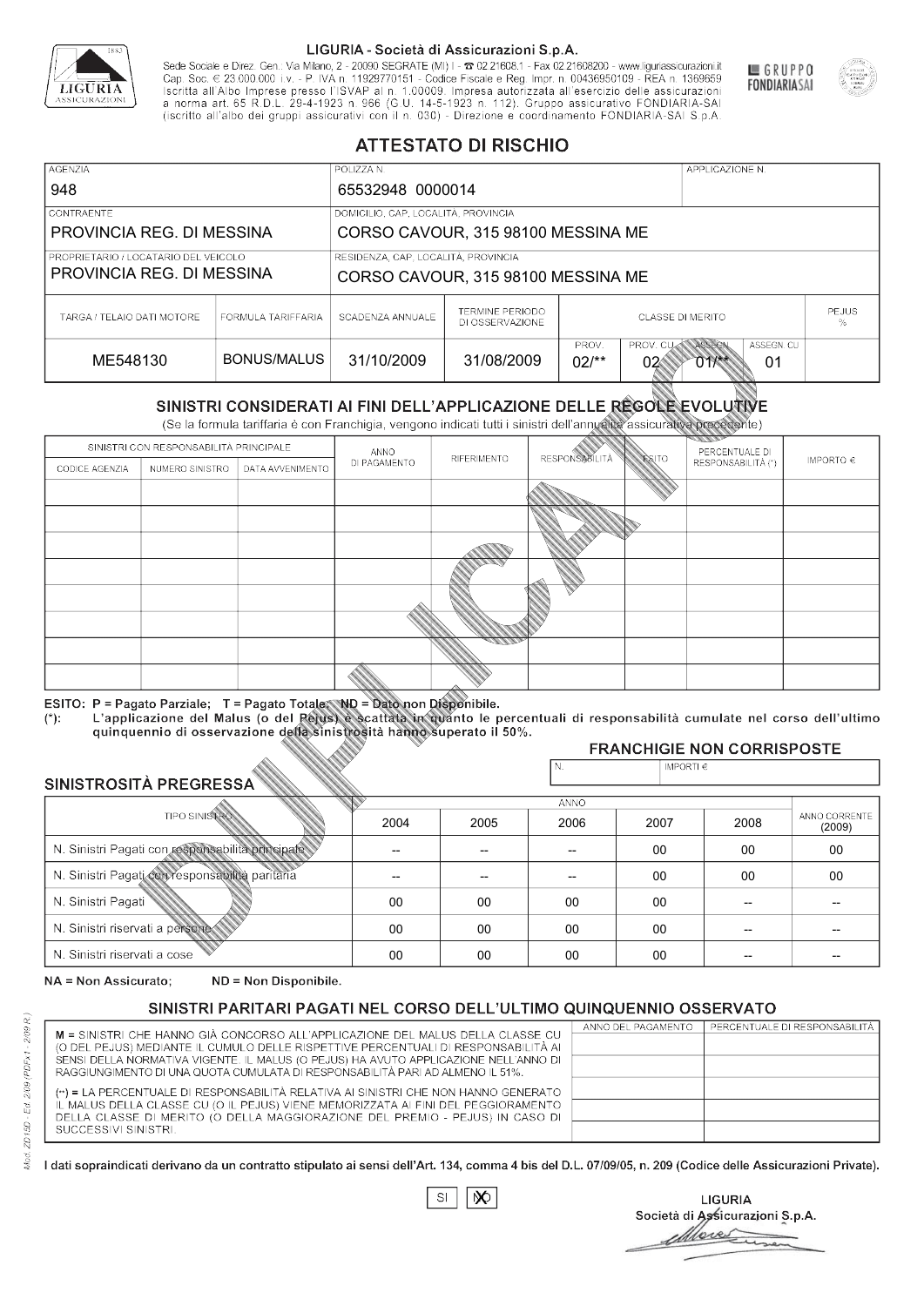LIGURIA - Società di Assicurazioni S.p.A.

Sede Sociale e Direz. Gen.: Via Milano, 2 - 20090 SEGRATE (MI) I - ☎ 02.21608.1 - Fax 02.21608200 - www.liguriassicurazioni.it
Cap. Soc. € 23.000.000 i.v. - P. IVA n. 11929770151 - Codice Fiscale e Reg. Impr. n. 00436950109 - REA n. 1369659
Iscritta all'Albo Imprese presso l'ISVAP al n. 1.00009. Impresa autorizzata all'esercizio delle assicurazioni a norma art. 65 R.D.L. 29-4-1923 n. 966 (G.U. 14-5-1923 n. 112). Gruppo assicurativo FONDIARIA-SAI (iscritto all'albo dei gruppi assicurativi con il n. 030) - Direzione e coordinamento FONDIARIA-SAI S.p.A.

GRUPPO FONDIARIASAI

# ATTESTATO DI RISCHIO

| AGENZIA | POLIZZA N. | APPLICAZIONE N. |
|---|---|---|
| 948 | 65532948 0000014 | |

| CONTRAENTE | DOMICILIO, CAP, LOCALITÀ, PROVINCIA |
|---|---|
| PROVINCIA REG. DI MESSINA | CORSO CAVOUR, 315 98100 MESSINA ME |

| PROPRIETARIO / LOCATARIO DEL VEICOLO | RESIDENZA, CAP, LOCALITÀ, PROVINCIA |
|---|---|
| PROVINCIA REG. DI MESSINA | CORSO CAVOUR, 315 98100 MESSINA ME |

| TARGA / TELAIO DATI MOTORE | FORMULA TARIFFARIA | SCADENZA ANNUALE | TERMINE PERIODO DI OSSERVAZIONE | CLASSE DI MERITO | | | | PEJUS % |
|---|---|---|---|---|---|---|---|---|
| | | | | PROV. | PROV. CU | ASSEGN. | ASSEGN. CU | |
| ME548130 | BONUS/MALUS | 31/10/2009 | 31/08/2009 | 02/** | 02 | 01/** | 01 | |

## SINISTRI CONSIDERATI AI FINI DELL'APPLICAZIONE DELLE REGOLE EVOLUTIVE

(Se la formula tariffaria è con Franchigia, vengono indicati tutti i sinistri dell'annualità assicurativa precedente)

| SINISTRI CON RESPONSABILITÀ PRINCIPALE | | | ANNO DI PAGAMENTO | RIFERIMENTO | RESPONSABILITÀ | ESITO | PERCENTUALE DI RESPONSABILITÀ (*) | IMPORTO € |
|---|---|---|---|---|---|---|---|---|
| CODICE AGENZIA | NUMERO SINISTRO | DATA AVVENIMENTO | | | | | | |
| | | | | | | | | |
| | | | | | | | | |
| | | | | | | | | |
| | | | | | | | | |
| | | | | | | | | |
| | | | | | | | | |
| | | | | | | | | |
| | | | | | | | | |

ESITO: P = Pagato Parziale; T = Pagato Totale; ND = Dato non Disponibile.
(*): L'applicazione del Malus (o del Pejus) è scattata in quanto le percentuali di responsabilità cumulate nel corso dell'ultimo quinquennio di osservazione della sinistrosità hanno superato il 50%.

**FRANCHIGIE NON CORRISPOSTE**

| N. | IMPORTI € |
|---|---|
| | |

## SINISTROSITÀ PREGRESSA

| TIPO SINISTRO | 2004 | 2005 | 2006 | 2007 | 2008 | ANNO CORRENTE (2009) |
|---|---|---|---|---|---|---|
| N. Sinistri Pagati con responsabilità principale | -- | -- | -- | 00 | 00 | 00 |
| N. Sinistri Pagati con responsabilità paritaria | -- | -- | -- | 00 | 00 | 00 |
| N. Sinistri Pagati | 00 | 00 | 00 | 00 | -- | -- |
| N. Sinistri riservati a persone | 00 | 00 | 00 | 00 | -- | -- |
| N. Sinistri riservati a cose | 00 | 00 | 00 | 00 | -- | -- |

NA = Non Assicurato; ND = Non Disponibile.

## SINISTRI PARITARI PAGATI NEL CORSO DELL'ULTIMO QUINQUENNIO OSSERVATO

M = SINISTRI CHE HANNO GIÀ CONCORSO ALL'APPLICAZIONE DEL MALUS DELLA CLASSE CU (O DEL PEJUS) MEDIANTE IL CUMULO DELLE RISPETTIVE PERCENTUALI DI RESPONSABILITÀ AI SENSI DELLA NORMATIVA VIGENTE. IL MALUS (O PEJUS) HA AVUTO APPLICAZIONE NELL'ANNO DI RAGGIUNGIMENTO DI UNA QUOTA CUMULATA DI RESPONSABILITÀ PARI AD ALMENO IL 51%.

(**) = LA PERCENTUALE DI RESPONSABILITÀ RELATIVA AI SINISTRI CHE NON HANNO GENERATO IL MALUS DELLA CLASSE CU (O IL PEJUS) VIENE MEMORIZZATA AI FINI DEL PEGGIORAMENTO DELLA CLASSE DI MERITO (O DELLA MAGGIORAZIONE DEL PREMIO - PEJUS) IN CASO DI SUCCESSIVI SINISTRI.

| ANNO DEL PAGAMENTO | PERCENTUALE DI RESPONSABILITÀ |
|---|---|
| | |
| | |
| | |
| | |
| | |

I dati sopraindicati derivano da un contratto stipulato ai sensi dell'Art. 134, comma 4 bis del D.L. 07/09/05, n. 209 (Codice delle Assicurazioni Private).

SI ☐ NO ☒

LIGURIA
Società di Assicurazioni S.p.A.

Mod. ZD150 - Ed. 2/09 (PDFx1 - 2/09 R.)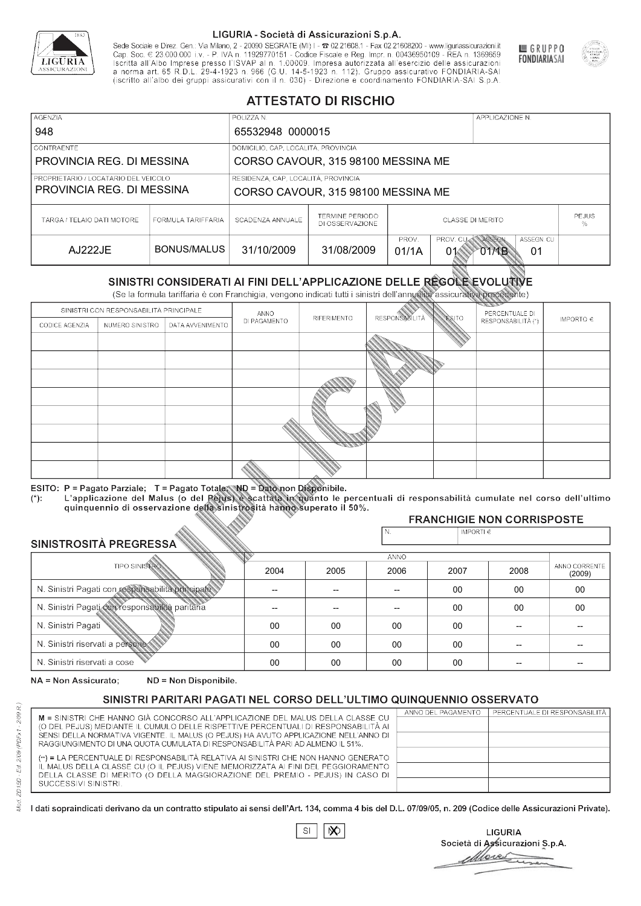**LIGURIA - Società di Assicurazioni S.p.A.**

Sede Sociale e Direz. Gen.: Via Milano, 2 - 20090 SEGRATE (MI) I - ☎ 02.21608.1 - Fax 02.21608200 - www.liguriassicurazioni.it
Cap. Soc. € 23.000.000 i.v. - P. IVA n. 11929770151 - Codice Fiscale e Reg. Impr. n. 00436950109 - REA n. 1369659
Iscritta all'Albo Imprese presso l'ISVAP al n. 1.00009. Impresa autorizzata all'esercizio delle assicurazioni a norma art. 65 R.D.L. 29-4-1923 n. 966 (G.U. 14-5-1923 n. 112). Gruppo assicurativo FONDIARIA-SAI (iscritto all'albo dei gruppi assicurativi con il n. 030) - Direzione e coordinamento FONDIARIA-SAI S.p.A.

GRUPPO FONDIARIASAI

# ATTESTATO DI RISCHIO

| AGENZIA | POLIZZA N. | APPLICAZIONE N. |
|---|---|---|
| 948 | 65532948 0000015 | |

| CONTRAENTE | DOMICILIO, CAP, LOCALITÀ, PROVINCIA |
|---|---|
| PROVINCIA REG. DI MESSINA | CORSO CAVOUR, 315 98100 MESSINA ME |
| **PROPRIETARIO / LOCATARIO DEL VEICOLO** | **RESIDENZA, CAP, LOCALITÀ, PROVINCIA** |
| PROVINCIA REG. DI MESSINA | CORSO CAVOUR, 315 98100 MESSINA ME |

| TARGA / TELAIO DATI MOTORE | FORMULA TARIFFARIA | SCADENZA ANNUALE | TERMINE PERIODO DI OSSERVAZIONE | CLASSE DI MERITO | | | | PEJUS % |
|---|---|---|---|---|---|---|---|---|
| | | | | PROV. | PROV. CU | ASSEGN. | ASSEGN. CU | |
| AJ222JE | BONUS/MALUS | 31/10/2009 | 31/08/2009 | 01/1A | 01 | 01/1B | 01 | |

## SINISTRI CONSIDERATI AI FINI DELL'APPLICAZIONE DELLE REGOLE EVOLUTIVE

(Se la formula tariffaria è con Franchigia, vengono indicati tutti i sinistri dell'annualità assicurativa precedente)

| SINISTRI CON RESPONSABILITÀ PRINCIPALE | | | ANNO DI PAGAMENTO | RIFERIMENTO | RESPONSABILITÀ | ESITO | PERCENTUALE DI RESPONSABILITÀ (*) | IMPORTO € |
|---|---|---|---|---|---|---|---|---|
| CODICE AGENZIA | NUMERO SINISTRO | DATA AVVENIMENTO | | | | | | |
| | | | | | | | | |
| | | | | | | | | |
| | | | | | | | | |
| | | | | | | | | |
| | | | | | | | | |
| | | | | | | | | |
| | | | | | | | | |
| | | | | | | | | |

ESITO: P = Pagato Parziale; T = Pagato Totale; ND = Dato non Disponibile.
(*): L'applicazione del Malus (o del Pejus) è scattata in quanto le percentuali di responsabilità cumulate nel corso dell'ultimo quinquennio di osservazione della sinistrosità hanno superato il 50%.

### FRANCHIGIE NON CORRISPOSTE

| N. | IMPORTI € |
|---|---|
| | |

### SINISTROSITÀ PREGRESSA

| TIPO SINISTRO | 2004 | 2005 | 2006 | 2007 | 2008 | ANNO CORRENTE (2009) |
|---|---|---|---|---|---|---|
| N. Sinistri Pagati con responsabilità principale | -- | -- | -- | 00 | 00 | 00 |
| N. Sinistri Pagati con responsabilità paritaria | -- | -- | -- | 00 | 00 | 00 |
| N. Sinistri Pagati | 00 | 00 | 00 | 00 | -- | -- |
| N. Sinistri riservati a persone | 00 | 00 | 00 | 00 | -- | -- |
| N. Sinistri riservati a cose | 00 | 00 | 00 | 00 | -- | -- |

NA = Non Assicurato; ND = Non Disponibile.

## SINISTRI PARITARI PAGATI NEL CORSO DELL'ULTIMO QUINQUENNIO OSSERVATO

M = SINISTRI CHE HANNO GIÀ CONCORSO ALL'APPLICAZIONE DEL MALUS DELLA CLASSE CU (O DEL PEJUS) MEDIANTE IL CUMULO DELLE RISPETTIVE PERCENTUALI DI RESPONSABILITÀ AI SENSI DELLA NORMATIVA VIGENTE. IL MALUS (O PEJUS) HA AVUTO APPLICAZIONE NELL'ANNO DI RAGGIUNGIMENTO DI UNA QUOTA CUMULATA DI RESPONSABILITÀ PARI AD ALMENO IL 51%.

(**) = LA PERCENTUALE DI RESPONSABILITÀ RELATIVA AI SINISTRI CHE NON HANNO GENERATO IL MALUS DELLA CLASSE CU (O IL PEJUS) VIENE MEMORIZZATA AI FINI DEL PEGGIORAMENTO DELLA CLASSE DI MERITO (O DELLA MAGGIORAZIONE DEL PREMIO - PEJUS) IN CASO DI SUCCESSIVI SINISTRI.

| ANNO DEL PAGAMENTO | PERCENTUALE DI RESPONSABILITÀ |
|---|---|
| | |
| | |
| | |
| | |
| | |

I dati sopraindicati derivano da un contratto stipulato ai sensi dell'Art. 134, comma 4 bis del D.L. 07/09/05, n. 209 (Codice delle Assicurazioni Private).

SI | NO (X)

LIGURIA
Società di Assicurazioni S.p.A.

Mod. ZD15D - Ed. 2/09 (PDFx1 - 2/09 R.)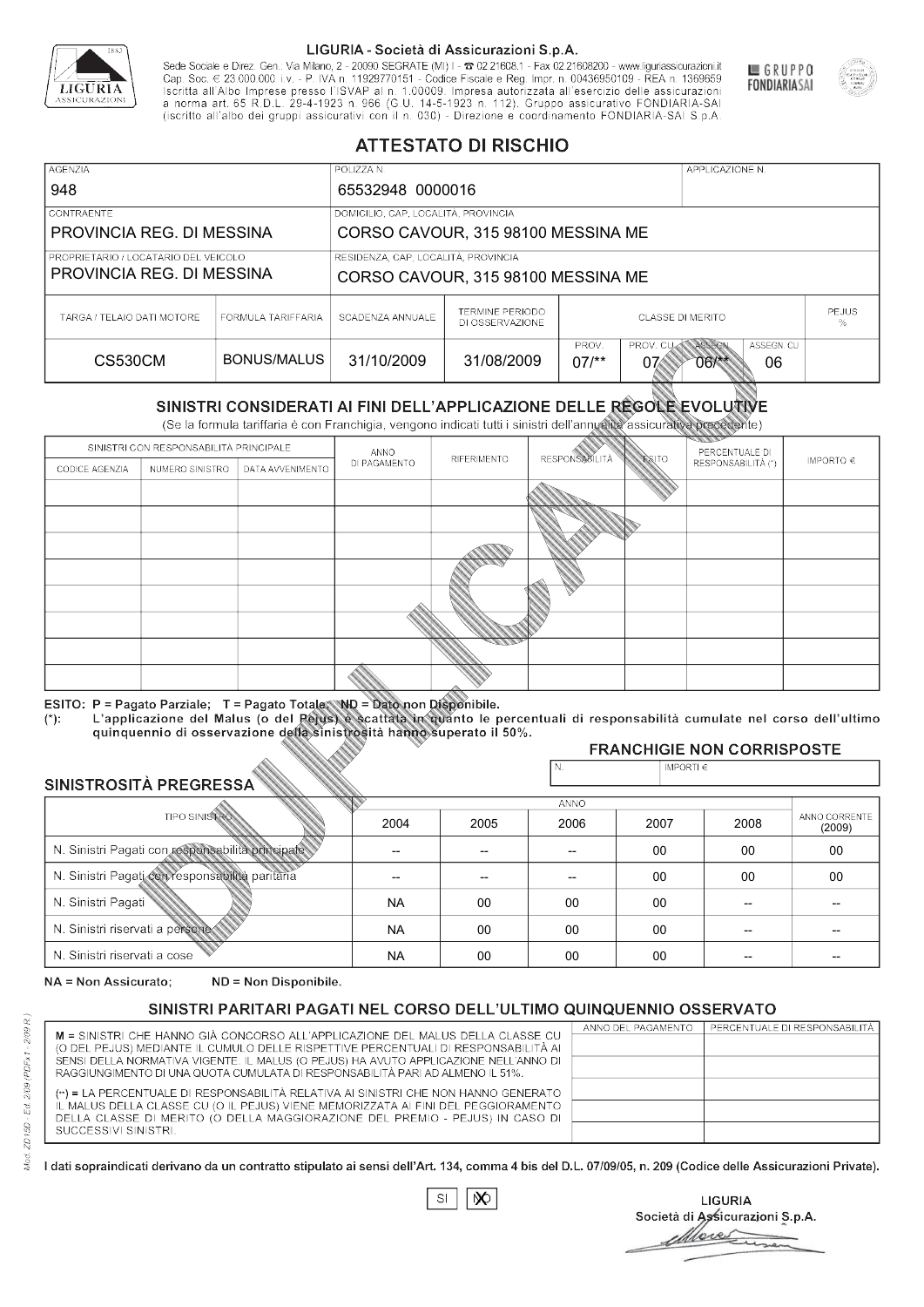# LIGURIA - Società di Assicurazioni S.p.A.

Sede Sociale e Direz. Gen.: Via Milano, 2 - 20090 SEGRATE (MI) I - ☎ 02.21608.1 - Fax 02.21608200 - www.liguriassicurazioni.it
Cap. Soc. € 23.000.000 i.v. - P. IVA n. 11929770151 - Codice Fiscale e Reg. Impr. n. 00436950109 - REA n. 1369659
Iscritta all'Albo Imprese presso l'ISVAP al n. 1.00009. Impresa autorizzata all'esercizio delle assicurazioni a norma art. 65 R.D.L. 29-4-1923 n. 966 (G.U. 14-5-1923 n. 112). Gruppo assicurativo FONDIARIA-SAI (iscritto all'albo dei gruppi assicurativi con il n. 030) - Direzione e coordinamento FONDIARIA-SAI S.p.A.

GRUPPO FONDIARIASAI

## ATTESTATO DI RISCHIO

| AGENZIA | POLIZZA N. | APPLICAZIONE N. |
|---|---|---|
| 948 | 65532948 0000016 | |

| CONTRAENTE | DOMICILIO, CAP, LOCALITÀ, PROVINCIA |
|---|---|
| PROVINCIA REG. DI MESSINA | CORSO CAVOUR, 315 98100 MESSINA ME |

| PROPRIETARIO / LOCATARIO DEL VEICOLO | RESIDENZA, CAP, LOCALITÀ, PROVINCIA |
|---|---|
| PROVINCIA REG. DI MESSINA | CORSO CAVOUR, 315 98100 MESSINA ME |

| TARGA / TELAIO DATI MOTORE | FORMULA TARIFFARIA | SCADENZA ANNUALE | TERMINE PERIODO DI OSSERVAZIONE | CLASSE DI MERITO | | | | PEJUS % |
|---|---|---|---|---|---|---|---|---|
| | | | | PROV. | PROV. CU | ASSEGN. | ASSEGN. CU | |
| CS530CM | BONUS/MALUS | 31/10/2009 | 31/08/2009 | 07/** | 07 | 06/** | 06 | |

### SINISTRI CONSIDERATI AI FINI DELL'APPLICAZIONE DELLE REGOLE EVOLUTIVE

(Se la formula tariffaria è con Franchigia, vengono indicati tutti i sinistri dell'annualità assicurativa precedente)

| SINISTRI CON RESPONSABILITÀ PRINCIPALE | | | ANNO DI PAGAMENTO | RIFERIMENTO | RESPONSABILITÀ | ESITO | PERCENTUALE DI RESPONSABILITÀ (*) | IMPORTO € |
|---|---|---|---|---|---|---|---|---|
| CODICE AGENZIA | NUMERO SINISTRO | DATA AVVENIMENTO | | | | | | |
| | | | | | | | | |
| | | | | | | | | |
| | | | | | | | | |
| | | | | | | | | |
| | | | | | | | | |
| | | | | | | | | |
| | | | | | | | | |
| | | | | | | | | |

ESITO: P = Pagato Parziale; T = Pagato Totale; ND = Dato non Disponibile.
(*): L'applicazione del Malus (o del Pejus) è scattata in quanto le percentuali di responsabilità cumulate nel corso dell'ultimo quinquennio di osservazione della sinistrosità hanno superato il 50%.

**FRANCHIGIE NON CORRISPOSTE**

| N. | IMPORTI € |
|---|---|
| | |

### SINISTROSITÀ PREGRESSA

| TIPO SINISTRO | 2004 | 2005 | 2006 | 2007 | 2008 | ANNO CORRENTE (2009) |
|---|---|---|---|---|---|---|
| N. Sinistri Pagati con responsabilità principale | -- | -- | -- | 00 | 00 | 00 |
| N. Sinistri Pagati con responsabilità paritaria | -- | -- | -- | 00 | 00 | 00 |
| N. Sinistri Pagati | NA | 00 | 00 | 00 | -- | -- |
| N. Sinistri riservati a persone | NA | 00 | 00 | 00 | -- | -- |
| N. Sinistri riservati a cose | NA | 00 | 00 | 00 | -- | -- |

NA = Non Assicurato; ND = Non Disponibile.

### SINISTRI PARITARI PAGATI NEL CORSO DELL'ULTIMO QUINQUENNIO OSSERVATO

M = SINISTRI CHE HANNO GIÀ CONCORSO ALL'APPLICAZIONE DEL MALUS DELLA CLASSE CU (O DEL PEJUS) MEDIANTE IL CUMULO DELLE RISPETTIVE PERCENTUALI DI RESPONSABILITÀ AI SENSI DELLA NORMATIVA VIGENTE. IL MALUS (O PEJUS) HA AVUTO APPLICAZIONE NELL'ANNO DI RAGGIUNGIMENTO DI UNA QUOTA CUMULATA DI RESPONSABILITÀ PARI AD ALMENO IL 51%.

(**) = LA PERCENTUALE DI RESPONSABILITÀ RELATIVA AI SINISTRI CHE NON HANNO GENERATO IL MALUS DELLA CLASSE CU (O IL PEJUS) VIENE MEMORIZZATA AI FINI DEL PEGGIORAMENTO DELLA CLASSE DI MERITO (O DELLA MAGGIORAZIONE DEL PREMIO - PEJUS) IN CASO DI SUCCESSIVI SINISTRI.

| ANNO DEL PAGAMENTO | PERCENTUALE DI RESPONSABILITÀ |
|---|---|
| | |
| | |
| | |
| | |
| | |

I dati sopraindicati derivano da un contratto stipulato ai sensi dell'Art. 134, comma 4 bis del D.L. 07/09/05, n. 209 (Codice delle Assicurazioni Private).

SI ☐ NO ☒

LIGURIA
Società di Assicurazioni S.p.A.

Mod. ZD150 - Ed. 2/09 (PDFx1 - 2/09 R.)

DUPLICATO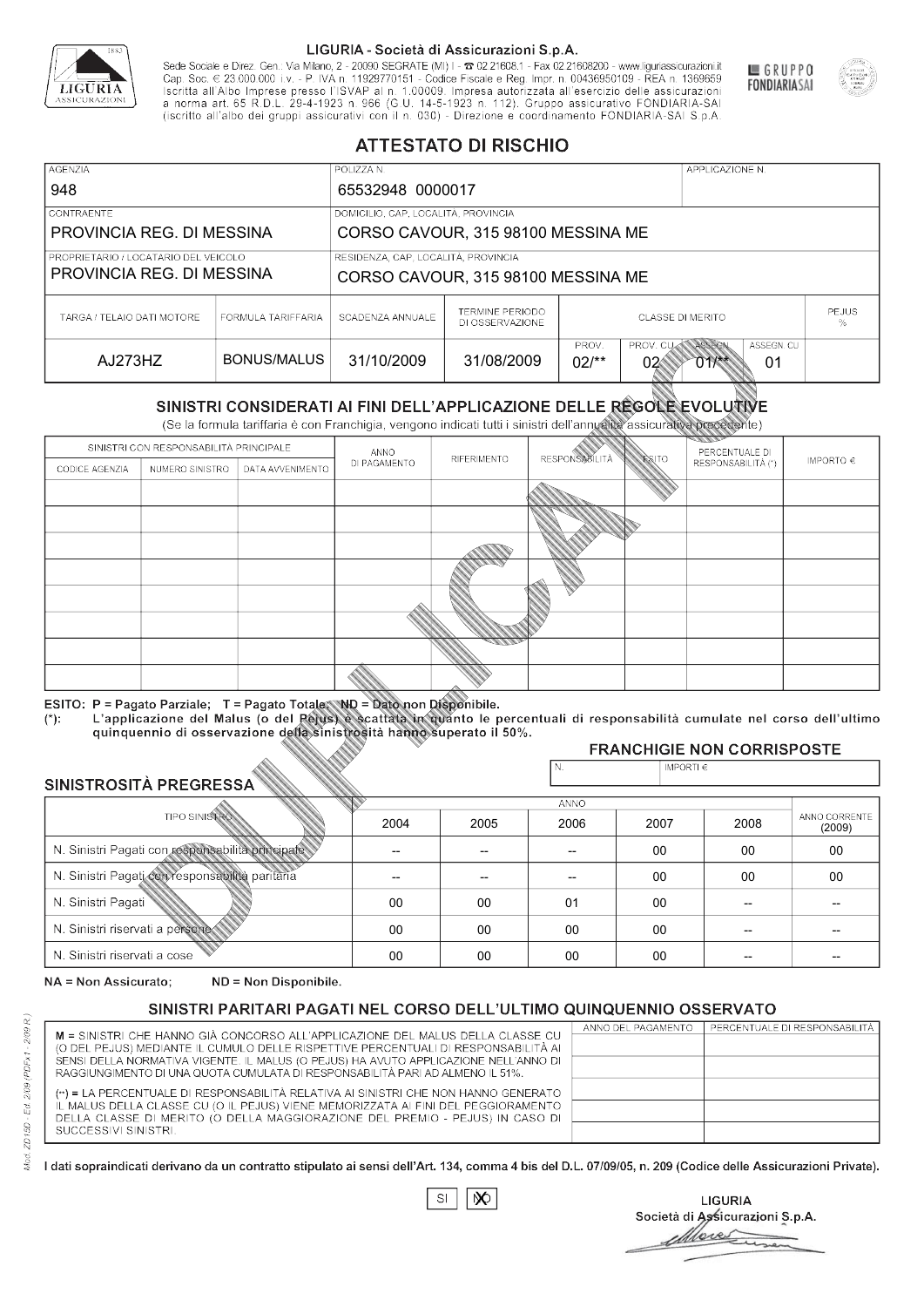LIGURIA - Società di Assicurazioni S.p.A.

Sede Sociale e Direz. Gen.: Via Milano, 2 - 20090 SEGRATE (MI) I - ☎ 02.21608.1 - Fax 02.21608200 - www.liguriassicurazioni.it
Cap. Soc. € 23.000.000 i.v. - P. IVA n. 11929770151 - Codice Fiscale e Reg. Impr. n. 00436950109 - REA n. 1369659
Iscritta all'Albo Imprese presso l'ISVAP al n. 1.00009. Impresa autorizzata all'esercizio delle assicurazioni a norma art. 65 R.D.L. 29-4-1923 n. 966 (G.U. 14-5-1923 n. 112). Gruppo assicurativo FONDIARIA-SAI (iscritto all'albo dei gruppi assicurativi con il n. 030) - Direzione e coordinamento FONDIARIA-SAI S.p.A.

GRUPPO FONDIARIASAI

# ATTESTATO DI RISCHIO

| AGENZIA | POLIZZA N. | APPLICAZIONE N. |
|---|---|---|
| 948 | 65532948 0000017 | |
| CONTRAENTE | DOMICILIO, CAP, LOCALITÀ, PROVINCIA | |
| PROVINCIA REG. DI MESSINA | CORSO CAVOUR, 315 98100 MESSINA ME | |
| PROPRIETARIO / LOCATARIO DEL VEICOLO | RESIDENZA, CAP, LOCALITÀ, PROVINCIA | |
| PROVINCIA REG. DI MESSINA | CORSO CAVOUR, 315 98100 MESSINA ME | |

| TARGA / TELAIO DATI MOTORE | FORMULA TARIFFARIA | SCADENZA ANNUALE | TERMINE PERIODO DI OSSERVAZIONE | CLASSE DI MERITO | | | | PEJUS % |
|---|---|---|---|---|---|---|---|---|
| | | | | PROV. | PROV. CU | ASSEGN. | ASSEGN. CU | |
| AJ273HZ | BONUS/MALUS | 31/10/2009 | 31/08/2009 | 02/** | 02 | 01/** | 01 | |

## SINISTRI CONSIDERATI AI FINI DELL'APPLICAZIONE DELLE REGOLE EVOLUTIVE

(Se la formula tariffaria è con Franchigia, vengono indicati tutti i sinistri dell'annualità assicurativa precedente)

| SINISTRI CON RESPONSABILITÀ PRINCIPALE | | | ANNO DI PAGAMENTO | RIFERIMENTO | RESPONSABILITÀ | ESITO | PERCENTUALE DI RESPONSABILITÀ (*) | IMPORTO € |
|---|---|---|---|---|---|---|---|---|
| CODICE AGENZIA | NUMERO SINISTRO | DATA AVVENIMENTO | | | | | | |
| | | | | | | | | |
| | | | | | | | | |
| | | | | | | | | |
| | | | | | | | | |
| | | | | | | | | |
| | | | | | | | | |
| | | | | | | | | |
| | | | | | | | | |

ESITO: P = Pagato Parziale; T = Pagato Totale; ND = Dato non Disponibile.
(*): L'applicazione del Malus (o del Pejus) è scattata in quanto le percentuali di responsabilità cumulate nel corso dell'ultimo quinquennio di osservazione della sinistrosità hanno superato il 50%.

### FRANCHIGIE NON CORRISPOSTE

| N. | IMPORTI € |
|---|---|
| | |

### SINISTROSITÀ PREGRESSA

| TIPO SINISTRO | 2004 | 2005 | 2006 | 2007 | 2008 | ANNO CORRENTE (2009) |
|---|---|---|---|---|---|---|
| N. Sinistri Pagati con responsabilità principale | -- | -- | -- | 00 | 00 | 00 |
| N. Sinistri Pagati con responsabilità paritaria | -- | -- | -- | 00 | 00 | 00 |
| N. Sinistri Pagati | 00 | 00 | 01 | 00 | -- | -- |
| N. Sinistri riservati a persone | 00 | 00 | 00 | 00 | -- | -- |
| N. Sinistri riservati a cose | 00 | 00 | 00 | 00 | -- | -- |

NA = Non Assicurato; ND = Non Disponibile.

## SINISTRI PARITARI PAGATI NEL CORSO DELL'ULTIMO QUINQUENNIO OSSERVATO

M = SINISTRI CHE HANNO GIÀ CONCORSO ALL'APPLICAZIONE DEL MALUS DELLA CLASSE CU (O DEL PEJUS) MEDIANTE IL CUMULO DELLE RISPETTIVE PERCENTUALI DI RESPONSABILITÀ AI SENSI DELLA NORMATIVA VIGENTE. IL MALUS (O PEJUS) HA AVUTO APPLICAZIONE NELL'ANNO DI RAGGIUNGIMENTO DI UNA QUOTA CUMULATA DI RESPONSABILITÀ PARI AD ALMENO IL 51%.

(**) = LA PERCENTUALE DI RESPONSABILITÀ RELATIVA AI SINISTRI CHE NON HANNO GENERATO IL MALUS DELLA CLASSE CU (O IL PEJUS) VIENE MEMORIZZATA AI FINI DEL PEGGIORAMENTO DELLA CLASSE DI MERITO (O DELLA MAGGIORAZIONE DEL PREMIO - PEJUS) IN CASO DI SUCCESSIVI SINISTRI.

| ANNO DEL PAGAMENTO | PERCENTUALE DI RESPONSABILITÀ |
|---|---|
| | |
| | |
| | |
| | |
| | |

I dati sopraindicati derivano da un contratto stipulato ai sensi dell'Art. 134, comma 4 bis del D.L. 07/09/05, n. 209 (Codice delle Assicurazioni Private).

SI [ ] NO [X]

LIGURIA
Società di Assicurazioni S.p.A.

Mod. ZD 150 - Ed. 2/09 (PDFx1 - 2/09 R.)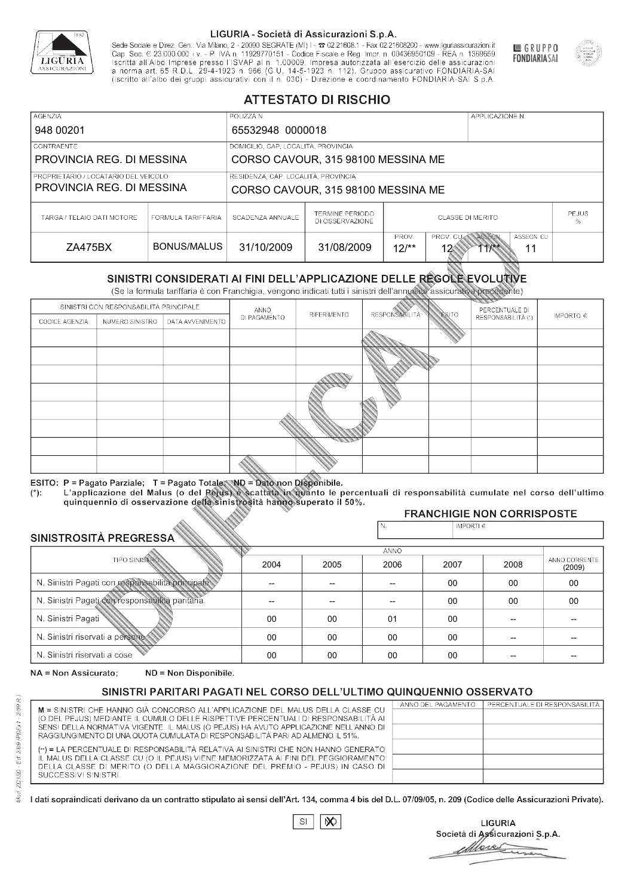LIGURIA - Società di Assicurazioni S.p.A.

Sede Sociale e Direz. Gen.: Via Milano, 2 - 20090 SEGRATE (MI) I - ☎ 02.21608.1 - Fax 02.21608200 - www.liguriassicurazioni.it
Cap. Soc. € 23.000.000 i.v. - P. IVA n. 11929770151 - Codice Fiscale e Reg. Impr. n. 00436950109 - REA n. 1369659
Iscritta all'Albo Imprese presso l'ISVAP al n. 1.00009. Impresa autorizzata all'esercizio delle assicurazioni a norma art. 65 R.D.L. 29-4-1923 n. 966 (G.U. 14-5-1923 n. 112). Gruppo assicurativo FONDIARIA-SAI (iscritto all'albo dei gruppi assicurativi con il n. 030) - Direzione e coordinamento FONDIARIA-SAI S.p.A.

GRUPPO FONDIARIASAI

# ATTESTATO DI RISCHIO

| AGENZIA | POLIZZA N. | APPLICAZIONE N. |
|---|---|---|
| 948 00201 | 65532948 0000018 | |

| CONTRAENTE | DOMICILIO, CAP, LOCALITÀ, PROVINCIA |
|---|---|
| PROVINCIA REG. DI MESSINA | CORSO CAVOUR, 315 98100 MESSINA ME |

| PROPRIETARIO / LOCATARIO DEL VEICOLO | RESIDENZA, CAP, LOCALITÀ, PROVINCIA |
|---|---|
| PROVINCIA REG. DI MESSINA | CORSO CAVOUR, 315 98100 MESSINA ME |

| TARGA / TELAIO DATI MOTORE | FORMULA TARIFFARIA | SCADENZA ANNUALE | TERMINE PERIODO DI OSSERVAZIONE | CLASSE DI MERITO | | | | PEJUS % |
|---|---|---|---|---|---|---|---|---|
| | | | | PROV. | PROV. CU | ASSEGN. | ASSEGN. CU | |
| ZA475BX | BONUS/MALUS | 31/10/2009 | 31/08/2009 | 12/** | 12 | 11/** | 11 | |

## SINISTRI CONSIDERATI AI FINI DELL'APPLICAZIONE DELLE REGOLE EVOLUTIVE

(Se la formula tariffaria è con Franchigia, vengono indicati tutti i sinistri dell'annualità assicurativa precedente)

| SINISTRI CON RESPONSABILITÀ PRINCIPALE | | | ANNO DI PAGAMENTO | RIFERIMENTO | RESPONSABILITÀ | ESITO | PERCENTUALE DI RESPONSABILITÀ (*) | IMPORTO € |
|---|---|---|---|---|---|---|---|---|
| CODICE AGENZIA | NUMERO SINISTRO | DATA AVVENIMENTO | | | | | | |
| | | | | | | | | |
| | | | | | | | | |
| | | | | | | | | |
| | | | | | | | | |
| | | | | | | | | |
| | | | | | | | | |
| | | | | | | | | |
| | | | | | | | | |

ESITO: P = Pagato Parziale; T = Pagato Totale; ND = Dato non Disponibile.
(*): L'applicazione del Malus (o del Pejus) è scattata in quanto le percentuali di responsabilità cumulate nel corso dell'ultimo quinquennio di osservazione della sinistrosità hanno superato il 50%.

### FRANCHIGIE NON CORRISPOSTE

| N. | IMPORTI € |
|---|---|
| | |

### SINISTROSITÀ PREGRESSA

| TIPO SINISTRO | 2004 | 2005 | 2006 | 2007 | 2008 | ANNO CORRENTE (2009) |
|---|---|---|---|---|---|---|
| N. Sinistri Pagati con responsabilità principale | -- | -- | -- | 00 | 00 | 00 |
| N. Sinistri Pagati con responsabilità paritaria | -- | -- | -- | 00 | 00 | 00 |
| N. Sinistri Pagati | 00 | 00 | 01 | 00 | -- | -- |
| N. Sinistri riservati a persone | 00 | 00 | 00 | 00 | -- | -- |
| N. Sinistri riservati a cose | 00 | 00 | 00 | 00 | -- | -- |

NA = Non Assicurato; ND = Non Disponibile.

## SINISTRI PARITARI PAGATI NEL CORSO DELL'ULTIMO QUINQUENNIO OSSERVATO

M = SINISTRI CHE HANNO GIÀ CONCORSO ALL'APPLICAZIONE DEL MALUS DELLA CLASSE CU (O DEL PEJUS) MEDIANTE IL CUMULO DELLE RISPETTIVE PERCENTUALI DI RESPONSABILITÀ AI SENSI DELLA NORMATIVA VIGENTE. IL MALUS (O PEJUS) HA AVUTO APPLICAZIONE NELL'ANNO DI RAGGIUNGIMENTO DI UNA QUOTA CUMULATA DI RESPONSABILITÀ PARI AD ALMENO IL 51%.

(**) = LA PERCENTUALE DI RESPONSABILITÀ RELATIVA AI SINISTRI CHE NON HANNO GENERATO IL MALUS DELLA CLASSE CU (O IL PEJUS) VIENE MEMORIZZATA AI FINI DEL PEGGIORAMENTO DELLA CLASSE DI MERITO (O DELLA MAGGIORAZIONE DEL PREMIO - PEJUS) IN CASO DI SUCCESSIVI SINISTRI.

| ANNO DEL PAGAMENTO | PERCENTUALE DI RESPONSABILITÀ |
|---|---|
| | |
| | |
| | |
| | |
| | |

I dati sopraindicati derivano da un contratto stipulato ai sensi dell'Art. 134, comma 4 bis del D.L. 07/09/05, n. 209 (Codice delle Assicurazioni Private).

SI ☐ NO ☒

LIGURIA
Società di Assicurazioni S.p.A.

Mod. ZD15D - Ed. 2/09 (PDFx1 - 2/09 R.)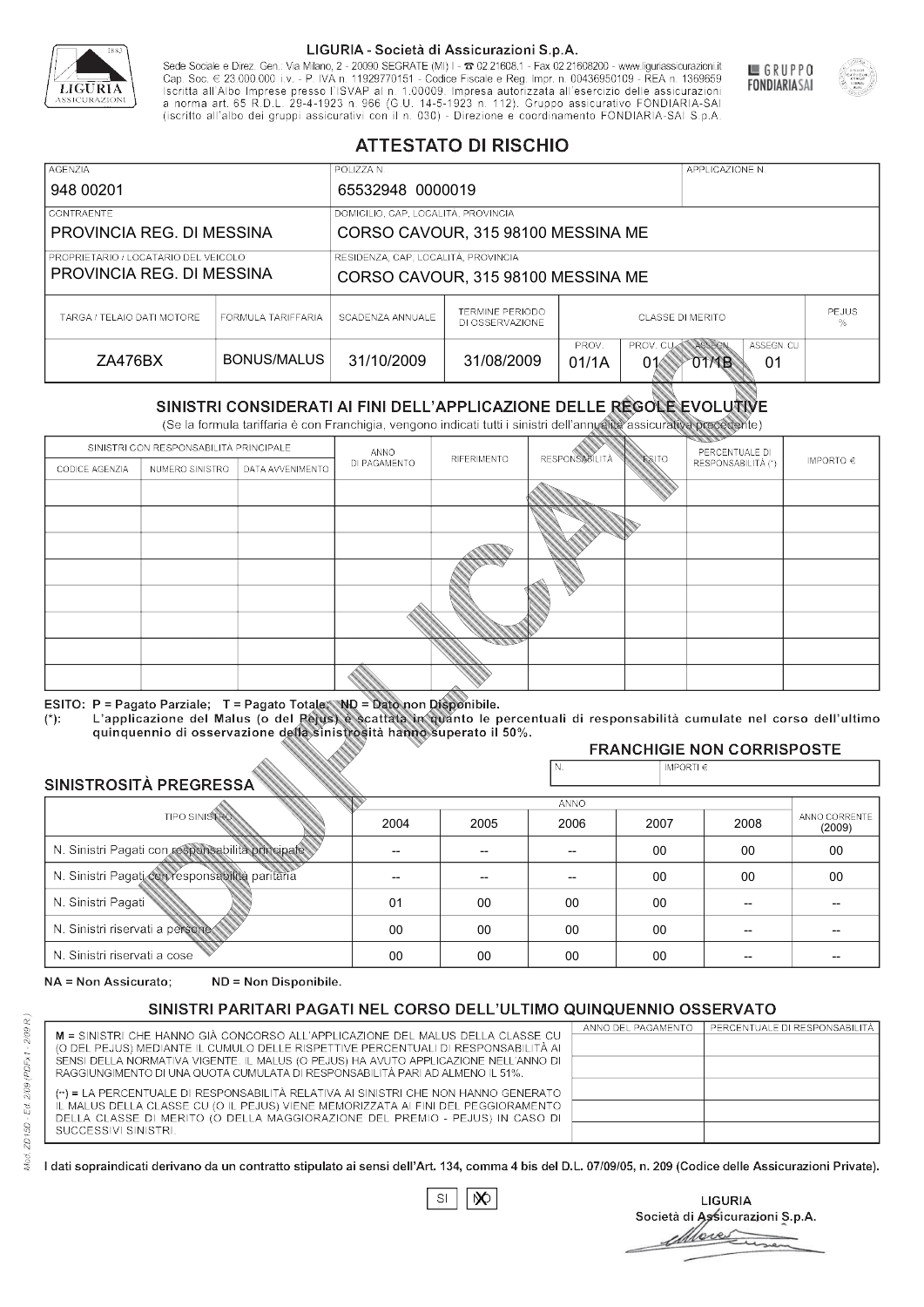LIGURIA - Società di Assicurazioni S.p.A.

Sede Sociale e Direz. Gen.: Via Milano, 2 - 20090 SEGRATE (MI) I - ☎ 02.21608.1 - Fax 02.21608200 - www.liguriassicurazioni.it
Cap. Soc. € 23.000.000 i.v. - P. IVA n. 11929770151 - Codice Fiscale e Reg. Impr. n. 00436950109 - REA n. 1369659
Iscritta all'Albo Imprese presso l'ISVAP al n. 1.00009. Impresa autorizzata all'esercizio delle assicurazioni a norma art. 65 R.D.L. 29-4-1923 n. 966 (G.U. 14-5-1923 n. 112). Gruppo assicurativo FONDIARIA-SAI (iscritto all'albo dei gruppi assicurativi con il n. 030) - Direzione e coordinamento FONDIARIA-SAI S.p.A.

GRUPPO FONDIARIA SAI

# ATTESTATO DI RISCHIO

| AGENZIA | POLIZZA N. | APPLICAZIONE N. |
|---|---|---|
| 948 00201 | 65532948 0000019 | |

| CONTRAENTE | DOMICILIO, CAP, LOCALITÀ, PROVINCIA |
|---|---|
| PROVINCIA REG. DI MESSINA | CORSO CAVOUR, 315 98100 MESSINA ME |
| **PROPRIETARIO / LOCATARIO DEL VEICOLO** | **RESIDENZA, CAP, LOCALITÀ, PROVINCIA** |
| PROVINCIA REG. DI MESSINA | CORSO CAVOUR, 315 98100 MESSINA ME |

| TARGA / TELAIO DATI MOTORE | FORMULA TARIFFARIA | SCADENZA ANNUALE | TERMINE PERIODO DI OSSERVAZIONE | CLASSE DI MERITO PROV. | PROV. CU | ASSEGN. | ASSEGN. CU | PEJUS % |
|---|---|---|---|---|---|---|---|---|
| ZA476BX | BONUS/MALUS | 31/10/2009 | 31/08/2009 | 01/1A | 01 | 01/1B | 01 | |

## SINISTRI CONSIDERATI AI FINI DELL'APPLICAZIONE DELLE REGOLE EVOLUTIVE

(Se la formula tariffaria è con Franchigia, vengono indicati tutti i sinistri dell'annualità assicurativa precedente)

| SINISTRI CON RESPONSABILITÀ PRINCIPALE - CODICE AGENZIA | NUMERO SINISTRO | DATA AVVENIMENTO | ANNO DI PAGAMENTO | RIFERIMENTO | RESPONSABILITÀ | ESITO | PERCENTUALE DI RESPONSABILITÀ (*) | IMPORTO € |
|---|---|---|---|---|---|---|---|---|
| | | | | | | | | |
| | | | | | | | | |
| | | | | | | | | |
| | | | | | | | | |
| | | | | | | | | |
| | | | | | | | | |
| | | | | | | | | |
| | | | | | | | | |

ESITO: P = Pagato Parziale; T = Pagato Totale; ND = Dato non Disponibile.
(*): L'applicazione del Malus (o del Pejus) è scattata in quanto le percentuali di responsabilità cumulate nel corso dell'ultimo quinquennio di osservazione della sinistrosità hanno superato il 50%.

### FRANCHIGIE NON CORRISPOSTE

| N. | IMPORTI € |
|---|---|
| | |

### SINISTROSITÀ PREGRESSA

| TIPO SINISTRO | 2004 | 2005 | 2006 | 2007 | 2008 | ANNO CORRENTE (2009) |
|---|---|---|---|---|---|---|
| N. Sinistri Pagati con responsabilità principale | -- | -- | -- | 00 | 00 | 00 |
| N. Sinistri Pagati con responsabilità paritaria | -- | -- | -- | 00 | 00 | 00 |
| N. Sinistri Pagati | 01 | 00 | 00 | 00 | -- | -- |
| N. Sinistri riservati a persone | 00 | 00 | 00 | 00 | -- | -- |
| N. Sinistri riservati a cose | 00 | 00 | 00 | 00 | -- | -- |

NA = Non Assicurato; ND = Non Disponibile.

## SINISTRI PARITARI PAGATI NEL CORSO DELL'ULTIMO QUINQUENNIO OSSERVATO

M = SINISTRI CHE HANNO GIÀ CONCORSO ALL'APPLICAZIONE DEL MALUS DELLA CLASSE CU (O DEL PEJUS) MEDIANTE IL CUMULO DELLE RISPETTIVE PERCENTUALI DI RESPONSABILITÀ AI SENSI DELLA NORMATIVA VIGENTE. IL MALUS (O PEJUS) HA AVUTO APPLICAZIONE NELL'ANNO DI RAGGIUNGIMENTO DI UNA QUOTA CUMULATA DI RESPONSABILITÀ PARI AD ALMENO IL 51%.

(**) = LA PERCENTUALE DI RESPONSABILITÀ RELATIVA AI SINISTRI CHE NON HANNO GENERATO IL MALUS DELLA CLASSE CU (O IL PEJUS) VIENE MEMORIZZATA AI FINI DEL PEGGIORAMENTO DELLA CLASSE DI MERITO (O DELLA MAGGIORAZIONE DEL PREMIO - PEJUS) IN CASO DI SUCCESSIVI SINISTRI.

| ANNO DEL PAGAMENTO | PERCENTUALE DI RESPONSABILITÀ |
|---|---|
| | |
| | |
| | |
| | |
| | |

I dati sopraindicati derivano da un contratto stipulato ai sensi dell'Art. 134, comma 4 bis del D.L. 07/09/05, n. 209 (Codice delle Assicurazioni Private).

SI ☐ NO ☒

LIGURIA
Società di Assicurazioni S.p.A.

Mod. ZD15D - Ed. 2/09 (PDFx1 - 2/09 R.)

DUPLICATO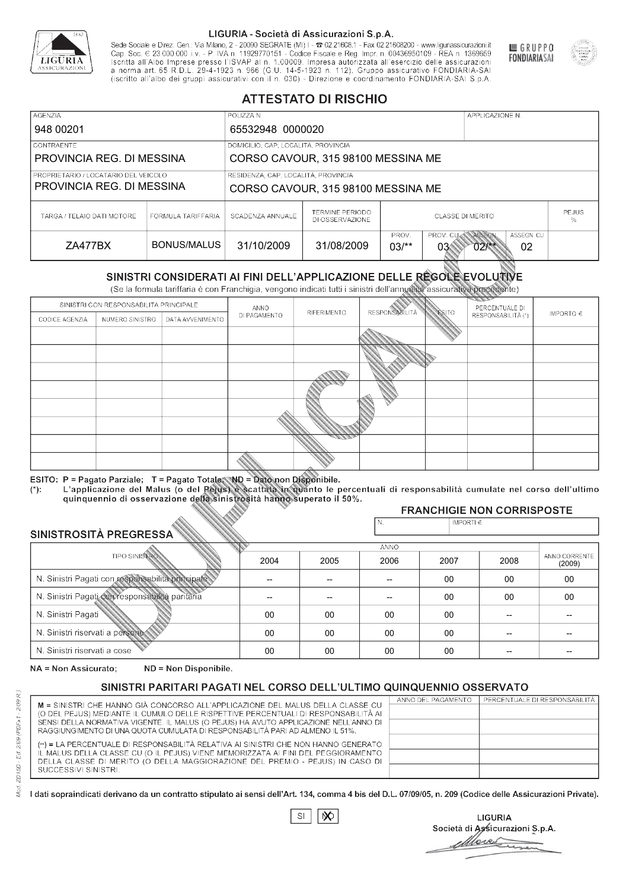LIGURIA - Società di Assicurazioni S.p.A.

Sede Sociale e Direz. Gen.: Via Milano, 2 - 20090 SEGRATE (MI) I - ☎ 02.21608.1 - Fax 02.21608200 - www.liguriassicurazioni.it
Cap. Soc. € 23.000.000 i.v. - P. IVA n. 11929770151 - Codice Fiscale e Reg. Impr. n. 00436950109 - REA n. 1369659
Iscritta all'Albo Imprese presso l'ISVAP al n. 1.00009. Impresa autorizzata all'esercizio delle assicurazioni a norma art. 65 R.D.L. 29-4-1923 n. 966 (G.U. 14-5-1923 n. 112). Gruppo assicurativo FONDIARIA-SAI (iscritto all'albo dei gruppi assicurativi con il n. 030) - Direzione e coordinamento FONDIARIA-SAI S.p.A.

GRUPPO FONDIARIASAI

# ATTESTATO DI RISCHIO

| AGENZIA | POLIZZA N. | APPLICAZIONE N. |
|---|---|---|
| 948 00201 | 65532948 0000020 | |

| CONTRAENTE | DOMICILIO, CAP, LOCALITÀ, PROVINCIA |
|---|---|
| PROVINCIA REG. DI MESSINA | CORSO CAVOUR, 315 98100 MESSINA ME |
| **PROPRIETARIO / LOCATARIO DEL VEICOLO** | **RESIDENZA, CAP, LOCALITÀ, PROVINCIA** |
| PROVINCIA REG. DI MESSINA | CORSO CAVOUR, 315 98100 MESSINA ME |

| TARGA / TELAIO DATI MOTORE | FORMULA TARIFFARIA | SCADENZA ANNUALE | TERMINE PERIODO DI OSSERVAZIONE | CLASSE DI MERITO | | | | PEJUS % |
|---|---|---|---|---|---|---|---|---|
| | | | | PROV. | PROV. CU | ASSEGN. | ASSEGN. CU | |
| ZA477BX | BONUS/MALUS | 31/10/2009 | 31/08/2009 | 03/** | 03 | 02/** | 02 | |

## SINISTRI CONSIDERATI AI FINI DELL'APPLICAZIONE DELLE REGOLE EVOLUTIVE

(Se la formula tariffaria è con Franchigia, vengono indicati tutti i sinistri dell'annualità assicurativa precedente)

| SINISTRI CON RESPONSABILITÀ PRINCIPALE | | | ANNO DI PAGAMENTO | RIFERIMENTO | RESPONSABILITÀ | ESITO | PERCENTUALE DI RESPONSABILITÀ (*) | IMPORTO € |
|---|---|---|---|---|---|---|---|---|
| CODICE AGENZIA | NUMERO SINISTRO | DATA AVVENIMENTO | | | | | | |
| | | | | | | | | |
| | | | | | | | | |
| | | | | | | | | |
| | | | | | | | | |
| | | | | | | | | |
| | | | | | | | | |
| | | | | | | | | |
| | | | | | | | | |

ESITO: P = Pagato Parziale; T = Pagato Totale; ND = Dato non Disponibile.
(*): L'applicazione del Malus (o del Pejus) è scattata in quanto le percentuali di responsabilità cumulate nel corso dell'ultimo quinquennio di osservazione della sinistrosità hanno superato il 50%.

### FRANCHIGIE NON CORRISPOSTE

| N. | IMPORTI € |
|---|---|
| | |

### SINISTROSITÀ PREGRESSA

| TIPO SINISTRO | 2004 | 2005 | 2006 | 2007 | 2008 | ANNO CORRENTE (2009) |
|---|---|---|---|---|---|---|
| N. Sinistri Pagati con responsabilità principale | -- | -- | -- | 00 | 00 | 00 |
| N. Sinistri Pagati con responsabilità paritaria | -- | -- | -- | 00 | 00 | 00 |
| N. Sinistri Pagati | 00 | 00 | 00 | 00 | -- | -- |
| N. Sinistri riservati a persone | 00 | 00 | 00 | 00 | -- | -- |
| N. Sinistri riservati a cose | 00 | 00 | 00 | 00 | -- | -- |

NA = Non Assicurato; ND = Non Disponibile.

## SINISTRI PARITARI PAGATI NEL CORSO DELL'ULTIMO QUINQUENNIO OSSERVATO

M = SINISTRI CHE HANNO GIÀ CONCORSO ALL'APPLICAZIONE DEL MALUS DELLA CLASSE CU (O DEL PEJUS) MEDIANTE IL CUMULO DELLE RISPETTIVE PERCENTUALI DI RESPONSABILITÀ AI SENSI DELLA NORMATIVA VIGENTE. IL MALUS (O PEJUS) HA AVUTO APPLICAZIONE NELL'ANNO DI RAGGIUNGIMENTO DI UNA QUOTA CUMULATA DI RESPONSABILITÀ PARI AD ALMENO IL 51%.

(**) = LA PERCENTUALE DI RESPONSABILITÀ RELATIVA AI SINISTRI CHE NON HANNO GENERATO IL MALUS DELLA CLASSE CU (O IL PEJUS) VIENE MEMORIZZATA AI FINI DEL PEGGIORAMENTO DELLA CLASSE DI MERITO (O DELLA MAGGIORAZIONE DEL PREMIO - PEJUS) IN CASO DI SUCCESSIVI SINISTRI.

| ANNO DEL PAGAMENTO | PERCENTUALE DI RESPONSABILITÀ |
|---|---|
| | |
| | |
| | |
| | |
| | |

I dati sopraindicati derivano da un contratto stipulato ai sensi dell'Art. 134, comma 4 bis del D.L. 07/09/05, n. 209 (Codice delle Assicurazioni Private).

SI [ ] NO [X]

LIGURIA
Società di Assicurazioni S.p.A.

Mod. ZD15D - Ed. 2/09 (PDFx1 - 2/09 R.)

DUPLICATO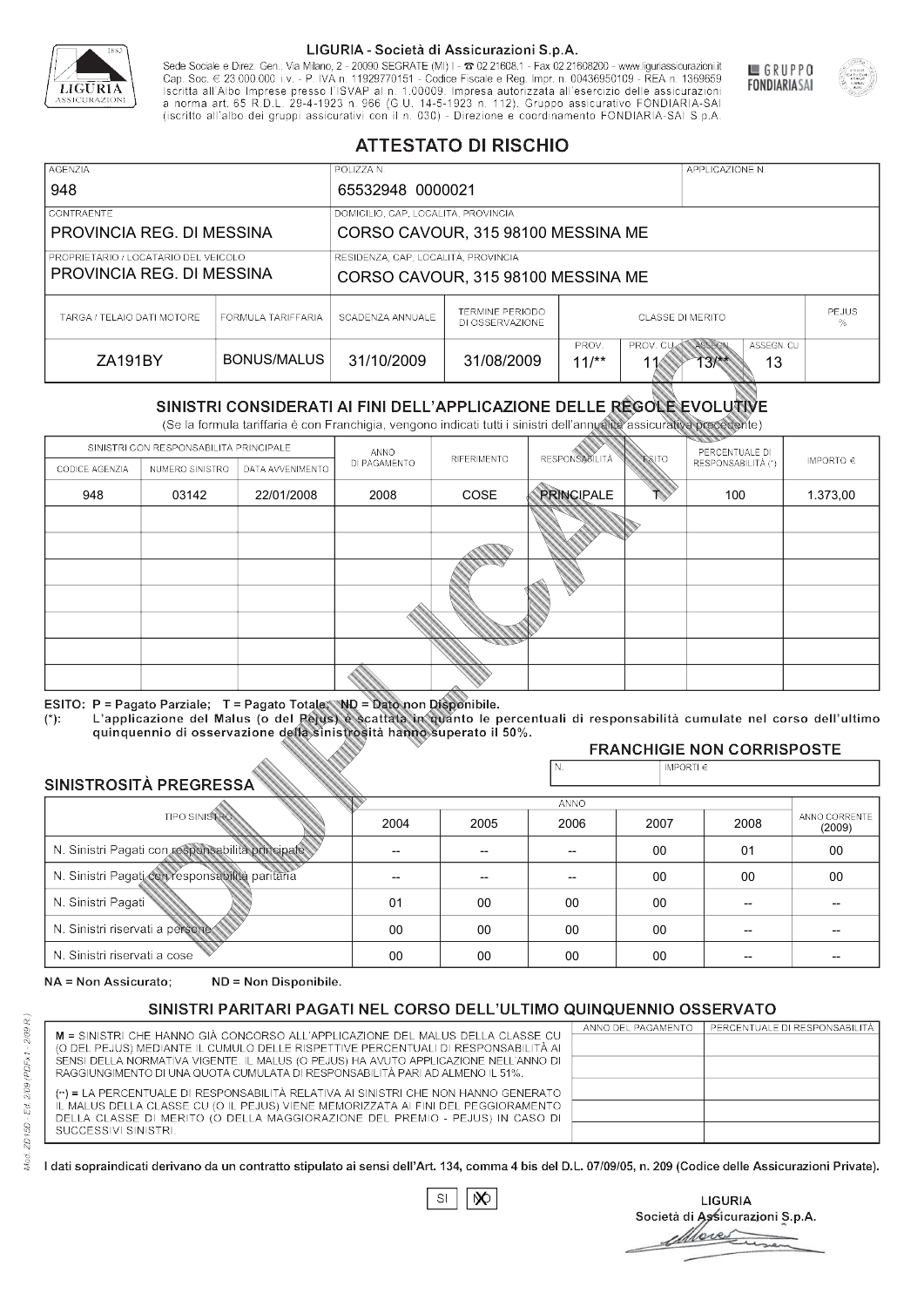LIGURIA - Società di Assicurazioni S.p.A.

Sede Sociale e Direz. Gen.: Via Milano, 2 - 20090 SEGRATE (MI) I - ☎ 02.21608.1 - Fax 02.21608200 - www.liguriassicurazioni.it
Cap. Soc. € 23.000.000 i.v. - P. IVA n. 11929770151 - Codice Fiscale e Reg. Impr. n. 00436950109 - REA n. 1369659
Iscritta all'Albo Imprese presso l'ISVAP al n. 1.00009. Impresa autorizzata all'esercizio delle assicurazioni a norma art. 65 R.D.L. 29-4-1923 n. 966 (G.U. 14-5-1923 n. 112). Gruppo assicurativo FONDIARIA-SAI (iscritto all'albo dei gruppi assicurativi con il n. 030) - Direzione e coordinamento FONDIARIA-SAI S.p.A.

GRUPPO FONDIARIASAI

# ATTESTATO DI RISCHIO

| AGENZIA | POLIZZA N. | APPLICAZIONE N. |
|---|---|---|
| 948 | 65532948 0000021 | |

| CONTRAENTE | DOMICILIO, CAP, LOCALITÀ, PROVINCIA |
|---|---|
| PROVINCIA REG. DI MESSINA | CORSO CAVOUR, 315 98100 MESSINA ME |

| PROPRIETARIO / LOCATARIO DEL VEICOLO | RESIDENZA, CAP, LOCALITÀ, PROVINCIA |
|---|---|
| PROVINCIA REG. DI MESSINA | CORSO CAVOUR, 315 98100 MESSINA ME |

| TARGA / TELAIO DATI MOTORE | FORMULA TARIFFARIA | SCADENZA ANNUALE | TERMINE PERIODO DI OSSERVAZIONE | CLASSE DI MERITO PROV. | CLASSE DI MERITO PROV. CU | CLASSE DI MERITO ASSEGN. | CLASSE DI MERITO ASSEGN. CU | PEJUS % |
|---|---|---|---|---|---|---|---|---|
| ZA191BY | BONUS/MALUS | 31/10/2009 | 31/08/2009 | 11/** | 11 | 13/** | 13 | |

## SINISTRI CONSIDERATI AI FINI DELL'APPLICAZIONE DELLE REGOLE EVOLUTIVE

(Se la formula tariffaria è con Franchigia, vengono indicati tutti i sinistri dell'annualità assicurativa precedente)

| CODICE AGENZIA | NUMERO SINISTRO | DATA AVVENIMENTO | ANNO DI PAGAMENTO | RIFERIMENTO | RESPONSABILITÀ | ESITO | PERCENTUALE DI RESPONSABILITÀ (*) | IMPORTO € |
|---|---|---|---|---|---|---|---|---|
| 948 | 03142 | 22/01/2008 | 2008 | COSE | PRINCIPALE | T | 100 | 1.373,00 |
| | | | | | | | | |
| | | | | | | | | |
| | | | | | | | | |
| | | | | | | | | |
| | | | | | | | | |
| | | | | | | | | |
| | | | | | | | | |

ESITO: P = Pagato Parziale; T = Pagato Totale; ND = Dato non Disponibile.
(*): L'applicazione del Malus (o del Pejus) è scattata in quanto le percentuali di responsabilità cumulate nel corso dell'ultimo quinquennio di osservazione della sinistrosità hanno superato il 50%.

### FRANCHIGIE NON CORRISPOSTE

| N. | IMPORTI € |
|---|---|
| | |

### SINISTROSITÀ PREGRESSA

| TIPO SINISTRO | 2004 | 2005 | 2006 | 2007 | 2008 | ANNO CORRENTE (2009) |
|---|---|---|---|---|---|---|
| N. Sinistri Pagati con responsabilità principale | -- | -- | -- | 00 | 01 | 00 |
| N. Sinistri Pagati con responsabilità paritaria | -- | -- | -- | 00 | 00 | 00 |
| N. Sinistri Pagati | 01 | 00 | 00 | 00 | -- | -- |
| N. Sinistri riservati a persone | 00 | 00 | 00 | 00 | -- | -- |
| N. Sinistri riservati a cose | 00 | 00 | 00 | 00 | -- | -- |

NA = Non Assicurato; ND = Non Disponibile.

## SINISTRI PARITARI PAGATI NEL CORSO DELL'ULTIMO QUINQUENNIO OSSERVATO

M = SINISTRI CHE HANNO GIÀ CONCORSO ALL'APPLICAZIONE DEL MALUS DELLA CLASSE CU (O DEL PEJUS) MEDIANTE IL CUMULO DELLE RISPETTIVE PERCENTUALI DI RESPONSABILITÀ AI SENSI DELLA NORMATIVA VIGENTE. IL MALUS (O PEJUS) HA AVUTO APPLICAZIONE NELL'ANNO DI RAGGIUNGIMENTO DI UNA QUOTA CUMULATA DI RESPONSABILITÀ PARI AD ALMENO IL 51%.

(**) = LA PERCENTUALE DI RESPONSABILITÀ RELATIVA AI SINISTRI CHE NON HANNO GENERATO IL MALUS DELLA CLASSE CU (O IL PEJUS) VIENE MEMORIZZATA AI FINI DEL PEGGIORAMENTO DELLA CLASSE DI MERITO (O DELLA MAGGIORAZIONE DEL PREMIO - PEJUS) IN CASO DI SUCCESSIVI SINISTRI.

| ANNO DEL PAGAMENTO | PERCENTUALE DI RESPONSABILITÀ |
|---|---|
| | |
| | |
| | |
| | |
| | |

I dati sopraindicati derivano da un contratto stipulato ai sensi dell'Art. 134, comma 4 bis del D.L. 07/09/05, n. 209 (Codice delle Assicurazioni Private).

SI [ ] NO [X]

LIGURIA
Società di Assicurazioni S.p.A.

Mod. ZD 15D - Ed. 2/09 (PDFx1 - 2/09 R.)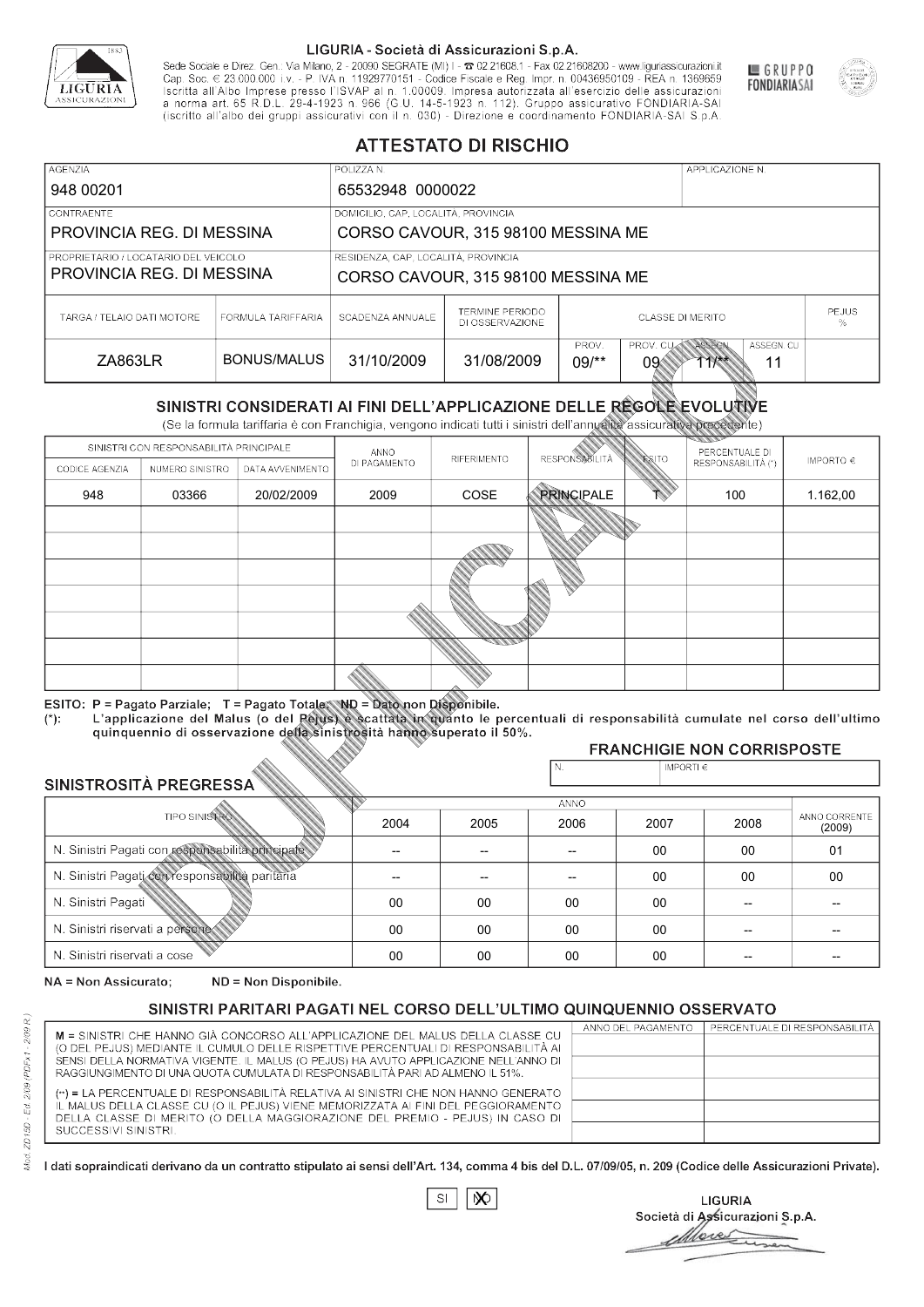LIGURIA - Società di Assicurazioni S.p.A.

Sede Sociale e Direz. Gen.: Via Milano, 2 - 20090 SEGRATE (MI) I - ☎ 02.21608.1 - Fax 02.21608200 - www.liguriassicurazioni.it
Cap. Soc. € 23.000.000 i.v. - P. IVA n. 11929770151 - Codice Fiscale e Reg. Impr. n. 00436950109 - REA n. 1369659
Iscritta all'Albo Imprese presso l'ISVAP al n. 1.00009. Impresa autorizzata all'esercizio delle assicurazioni a norma art. 65 R.D.L. 29-4-1923 n. 966 (G.U. 14-5-1923 n. 112). Gruppo assicurativo FONDIARIA-SAI (iscritto all'albo dei gruppi assicurativi con il n. 030) - Direzione e coordinamento FONDIARIA-SAI S.p.A.

GRUPPO FONDIARIASAI

# ATTESTATO DI RISCHIO

| AGENZIA | POLIZZA N. | APPLICAZIONE N. |
|---|---|---|
| 948 00201 | 65532948 0000022 | |

| CONTRAENTE | DOMICILIO, CAP, LOCALITÀ, PROVINCIA |
|---|---|
| PROVINCIA REG. DI MESSINA | CORSO CAVOUR, 315 98100 MESSINA ME |
| **PROPRIETARIO / LOCATARIO DEL VEICOLO** | **RESIDENZA, CAP, LOCALITÀ, PROVINCIA** |
| PROVINCIA REG. DI MESSINA | CORSO CAVOUR, 315 98100 MESSINA ME |

| TARGA / TELAIO DATI MOTORE | FORMULA TARIFFARIA | SCADENZA ANNUALE | TERMINE PERIODO DI OSSERVAZIONE | CLASSE DI MERITO | | | | PEJUS % |
|---|---|---|---|---|---|---|---|---|
| | | | | PROV. | PROV. CU | ASSEGN. | ASSEGN. CU | |
| ZA863LR | BONUS/MALUS | 31/10/2009 | 31/08/2009 | 09/** | 09 | 11/** | 11 | |

## SINISTRI CONSIDERATI AI FINI DELL'APPLICAZIONE DELLE REGOLE EVOLUTIVE

(Se la formula tariffaria è con Franchigia, vengono indicati tutti i sinistri dell'annualità assicurativa precedente)

| SINISTRI CON RESPONSABILITÀ PRINCIPALE | | | ANNO DI PAGAMENTO | RIFERIMENTO | RESPONSABILITÀ | ESITO | PERCENTUALE DI RESPONSABILITÀ (*) | IMPORTO € |
|---|---|---|---|---|---|---|---|---|
| CODICE AGENZIA | NUMERO SINISTRO | DATA AVVENIMENTO | | | | | | |
| 948 | 03366 | 20/02/2009 | 2009 | COSE | PRINCIPALE | T | 100 | 1.162,00 |
| | | | | | | | | |
| | | | | | | | | |
| | | | | | | | | |
| | | | | | | | | |
| | | | | | | | | |
| | | | | | | | | |
| | | | | | | | | |

ESITO: P = Pagato Parziale; T = Pagato Totale; ND = Dato non Disponibile.
(*): L'applicazione del Malus (o del Pejus) è scattata in quanto le percentuali di responsabilità cumulate nel corso dell'ultimo quinquennio di osservazione della sinistrosità hanno superato il 50%.

### FRANCHIGIE NON CORRISPOSTE

| N. | IMPORTI € |
|---|---|
| | |

### SINISTROSITÀ PREGRESSA

| TIPO SINISTRO | 2004 | 2005 | 2006 | 2007 | 2008 | ANNO CORRENTE (2009) |
|---|---|---|---|---|---|---|
| N. Sinistri Pagati con responsabilità principale | -- | -- | -- | 00 | 00 | 01 |
| N. Sinistri Pagati con responsabilità paritaria | -- | -- | -- | 00 | 00 | 00 |
| N. Sinistri Pagati | 00 | 00 | 00 | 00 | -- | -- |
| N. Sinistri riservati a persone | 00 | 00 | 00 | 00 | -- | -- |
| N. Sinistri riservati a cose | 00 | 00 | 00 | 00 | -- | -- |

NA = Non Assicurato; ND = Non Disponibile.

### SINISTRI PARITARI PAGATI NEL CORSO DELL'ULTIMO QUINQUENNIO OSSERVATO

M = SINISTRI CHE HANNO GIÀ CONCORSO ALL'APPLICAZIONE DEL MALUS DELLA CLASSE CU (O DEL PEJUS) MEDIANTE IL CUMULO DELLE RISPETTIVE PERCENTUALI DI RESPONSABILITÀ AI SENSI DELLA NORMATIVA VIGENTE. IL MALUS (O PEJUS) HA AVUTO APPLICAZIONE NELL'ANNO DI RAGGIUNGIMENTO DI UNA QUOTA CUMULATA DI RESPONSABILITÀ PARI AD ALMENO IL 51%.

(**) = LA PERCENTUALE DI RESPONSABILITÀ RELATIVA AI SINISTRI CHE NON HANNO GENERATO IL MALUS DELLA CLASSE CU (O IL PEJUS) VIENE MEMORIZZATA AI FINI DEL PEGGIORAMENTO DELLA CLASSE DI MERITO (O DELLA MAGGIORAZIONE DEL PREMIO - PEJUS) IN CASO DI SUCCESSIVI SINISTRI.

| ANNO DEL PAGAMENTO | PERCENTUALE DI RESPONSABILITÀ |
|---|---|
| | |
| | |
| | |
| | |
| | |

I dati sopraindicati derivano da un contratto stipulato ai sensi dell'Art. 134, comma 4 bis del D.L. 07/09/05, n. 209 (Codice delle Assicurazioni Private).

SI [ ] NO [X]

LIGURIA
Società di Assicurazioni S.p.A.

Mod. ZD150 - Ed. 2/09 (PDFx1 - 2/09 R.)

DUPLICATO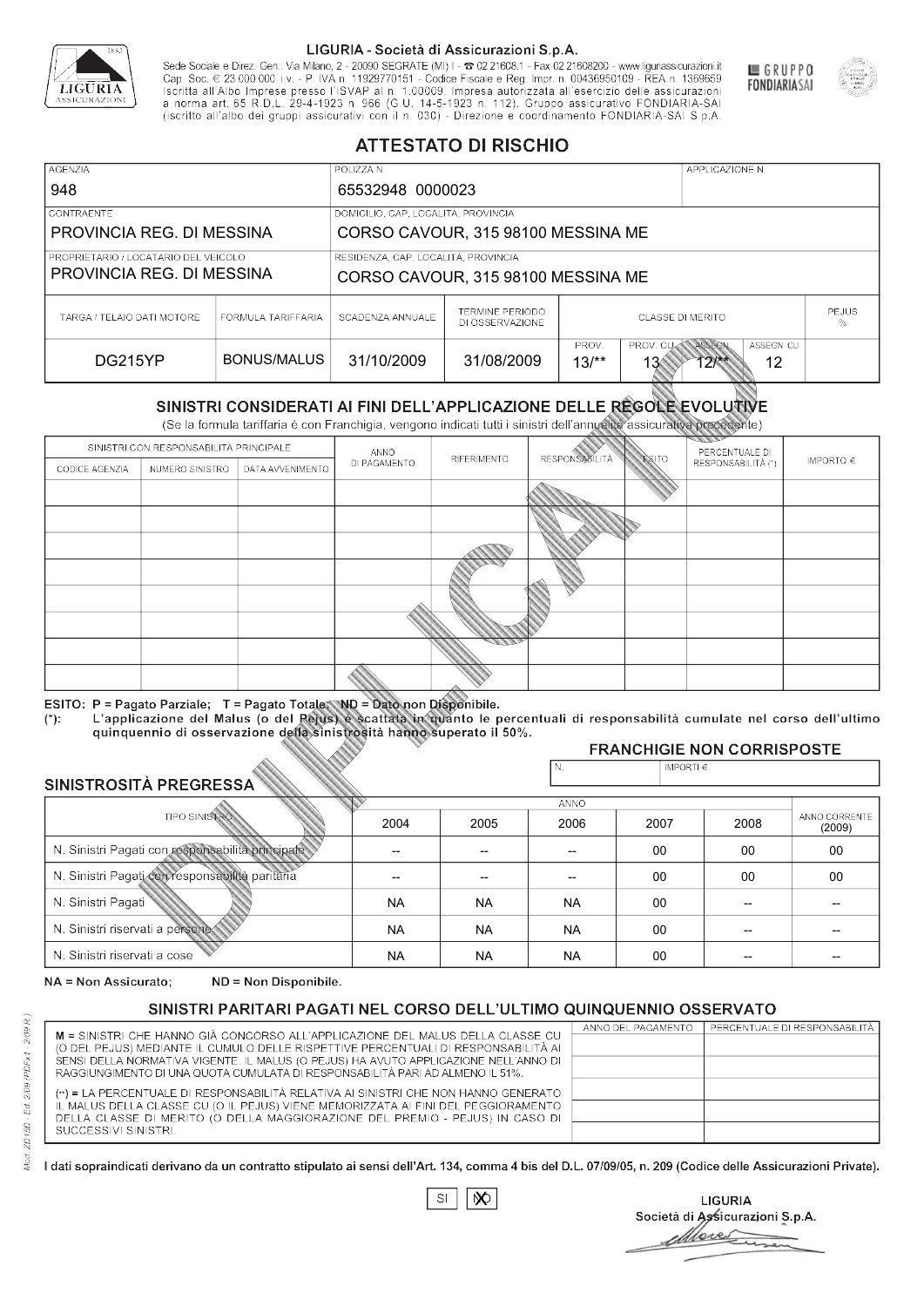LIGURIA - Società di Assicurazioni S.p.A.

Sede Sociale e Direz. Gen.: Via Milano, 2 - 20090 SEGRATE (MI) I - ☎ 02.21608.1 - Fax 02.21608200 - www.liguriassicurazioni.it Cap. Soc. € 23.000.000 i.v. - P. IVA n. 11929770151 - Codice Fiscale e Reg. Impr. n. 00436950109 - REA n. 1369659 Iscritta all'Albo Imprese presso l'ISVAP al n. 1.00009. Impresa autorizzata all'esercizio delle assicurazioni a norma art. 65 R.D.L. 29-4-1923 n. 966 (G.U. 14-5-1923 n. 112). Gruppo assicurativo FONDIARIA-SAI (iscritto all'albo dei gruppi assicurativi con il n. 030) - Direzione e coordinamento FONDIARIA-SAI S.p.A.

GRUPPO FONDIARIASAI

# ATTESTATO DI RISCHIO

| AGENZIA | POLIZZA N. | APPLICAZIONE N. |
|---|---|---|
| 948 | 65532948 0000023 | |

| CONTRAENTE | DOMICILIO, CAP, LOCALITÀ, PROVINCIA |
|---|---|
| PROVINCIA REG. DI MESSINA | CORSO CAVOUR, 315 98100 MESSINA ME |
| **PROPRIETARIO / LOCATARIO DEL VEICOLO** | **RESIDENZA, CAP, LOCALITÀ, PROVINCIA** |
| PROVINCIA REG. DI MESSINA | CORSO CAVOUR, 315 98100 MESSINA ME |

| TARGA / TELAIO DATI MOTORE | FORMULA TARIFFARIA | SCADENZA ANNUALE | TERMINE PERIODO DI OSSERVAZIONE | CLASSE DI MERITO | | | | PEJUS % |
|---|---|---|---|---|---|---|---|---|
| | | | | PROV. | PROV. CU | ASSEGN. | ASSEGN. CU | |
| DG215YP | BONUS/MALUS | 31/10/2009 | 31/08/2009 | 13/** | 13 | 12/** | 12 | |

## SINISTRI CONSIDERATI AI FINI DELL'APPLICAZIONE DELLE REGOLE EVOLUTIVE

(Se la formula tariffaria è con Franchigia, vengono indicati tutti i sinistri dell'annualità assicurativa precedente)

| SINISTRI CON RESPONSABILITÀ PRINCIPALE | | | ANNO DI PAGAMENTO | RIFERIMENTO | RESPONSABILITÀ | ESITO | PERCENTUALE DI RESPONSABILITÀ (*) | IMPORTO € |
|---|---|---|---|---|---|---|---|---|
| CODICE AGENZIA | NUMERO SINISTRO | DATA AVVENIMENTO | | | | | | |
| | | | | | | | | |
| | | | | | | | | |
| | | | | | | | | |
| | | | | | | | | |
| | | | | | | | | |
| | | | | | | | | |
| | | | | | | | | |
| | | | | | | | | |

ESITO: P = Pagato Parziale; T = Pagato Totale; ND = Dato non Disponibile.
(*): L'applicazione del Malus (o del Pejus) è scattata in quanto le percentuali di responsabilità cumulate nel corso dell'ultimo quinquennio di osservazione della sinistrosità hanno superato il 50%.

### FRANCHIGIE NON CORRISPOSTE

| N. | IMPORTI € |
|---|---|
| | |

### SINISTROSITÀ PREGRESSA

| TIPO SINISTRO | 2004 | 2005 | 2006 | 2007 | 2008 | ANNO CORRENTE (2009) |
|---|---|---|---|---|---|---|
| N. Sinistri Pagati con responsabilità principale | -- | -- | -- | 00 | 00 | 00 |
| N. Sinistri Pagati con responsabilità paritaria | -- | -- | -- | 00 | 00 | 00 |
| N. Sinistri Pagati | NA | NA | NA | 00 | -- | -- |
| N. Sinistri riservati a persone | NA | NA | NA | 00 | -- | -- |
| N. Sinistri riservati a cose | NA | NA | NA | 00 | -- | -- |

NA = Non Assicurato; ND = Non Disponibile.

## SINISTRI PARITARI PAGATI NEL CORSO DELL'ULTIMO QUINQUENNIO OSSERVATO

M = SINISTRI CHE HANNO GIÀ CONCORSO ALL'APPLICAZIONE DEL MALUS DELLA CLASSE CU (O DEL PEJUS) MEDIANTE IL CUMULO DELLE RISPETTIVE PERCENTUALI DI RESPONSABILITÀ AI SENSI DELLA NORMATIVA VIGENTE. IL MALUS (O PEJUS) HA AVUTO APPLICAZIONE NELL'ANNO DI RAGGIUNGIMENTO DI UNA QUOTA CUMULATA DI RESPONSABILITÀ PARI AD ALMENO IL 51%.

(**) = LA PERCENTUALE DI RESPONSABILITÀ RELATIVA AI SINISTRI CHE NON HANNO GENERATO IL MALUS DELLA CLASSE CU (O IL PEJUS) VIENE MEMORIZZATA AI FINI DEL PEGGIORAMENTO DELLA CLASSE DI MERITO (O DELLA MAGGIORAZIONE DEL PREMIO - PEJUS) IN CASO DI SUCCESSIVI SINISTRI.

| ANNO DEL PAGAMENTO | PERCENTUALE DI RESPONSABILITÀ |
|---|---|
| | |
| | |
| | |
| | |
| | |

I dati sopraindicati derivano da un contratto stipulato ai sensi dell'Art. 134, comma 4 bis del D.L. 07/09/05, n. 209 (Codice delle Assicurazioni Private).

SI [ ] NO [X]

LIGURIA
Società di Assicurazioni S.p.A.

Mod. ZD150 - Ed. 2/09 (PDFx1 - 2/09 R.)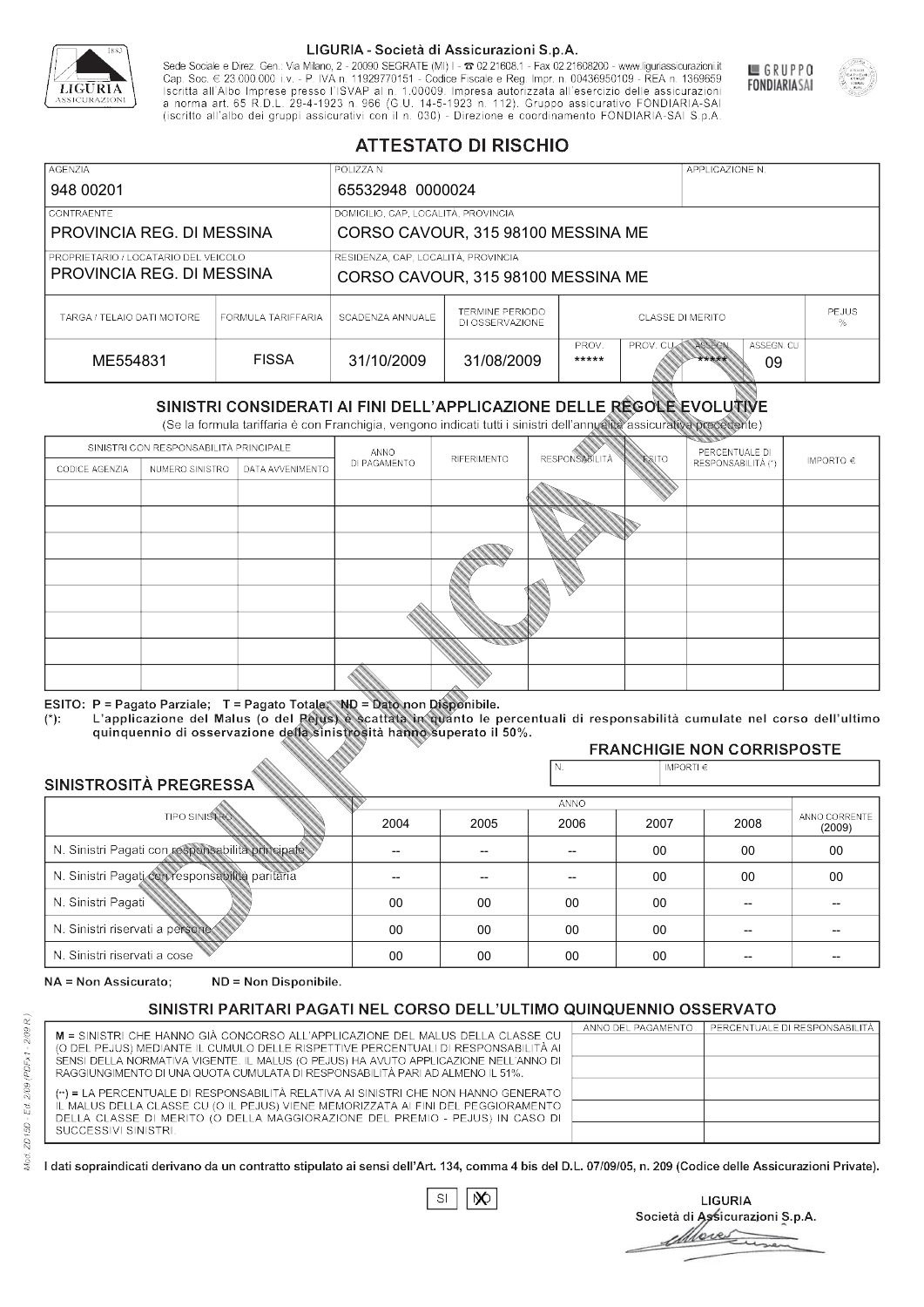LIGURIA - Società di Assicurazioni S.p.A.

Sede Sociale e Direz. Gen.: Via Milano, 2 - 20090 SEGRATE (MI) I - ☎ 02.21608.1 - Fax 02.21608200 - www.liguriassicurazioni.it
Cap. Soc. € 23.000.000 i.v. - P. IVA n. 11929770151 - Codice Fiscale e Reg. Impr. n. 00436950109 - REA n. 1369659
Iscritta all'Albo Imprese presso l'ISVAP al n. 1.00009. Impresa autorizzata all'esercizio delle assicurazioni a norma art. 65 R.D.L. 29-4-1923 n. 966 (G.U. 14-5-1923 n. 112). Gruppo assicurativo FONDIARIA-SAI (iscritto all'albo dei gruppi assicurativi con il n. 030) - Direzione e coordinamento FONDIARIA-SAI S.p.A.

GRUPPO FONDIARIASAI

# ATTESTATO DI RISCHIO

| AGENZIA | POLIZZA N. | APPLICAZIONE N. |
|---|---|---|
| 948 00201 | 65532948 0000024 | |

| CONTRAENTE | DOMICILIO, CAP, LOCALITÀ, PROVINCIA |
|---|---|
| PROVINCIA REG. DI MESSINA | CORSO CAVOUR, 315 98100 MESSINA ME |
| **PROPRIETARIO / LOCATARIO DEL VEICOLO** | **RESIDENZA, CAP, LOCALITÀ, PROVINCIA** |
| PROVINCIA REG. DI MESSINA | CORSO CAVOUR, 315 98100 MESSINA ME |

| TARGA / TELAIO DATI MOTORE | FORMULA TARIFFARIA | SCADENZA ANNUALE | TERMINE PERIODO DI OSSERVAZIONE | CLASSE DI MERITO | | | | PEJUS % |
|---|---|---|---|---|---|---|---|---|
| | | | | PROV. | PROV. CU | ASSEGN. | ASSEGN. CU | |
| ME554831 | FISSA | 31/10/2009 | 31/08/2009 | ***** | | ***** | 09 | |

## SINISTRI CONSIDERATI AI FINI DELL'APPLICAZIONE DELLE REGOLE EVOLUTIVE

(Se la formula tariffaria è con Franchigia, vengono indicati tutti i sinistri dell'annualità assicurativa precedente)

| SINISTRI CON RESPONSABILITÀ PRINCIPALE | | | ANNO DI PAGAMENTO | RIFERIMENTO | RESPONSABILITÀ | ESITO | PERCENTUALE DI RESPONSABILITÀ (*) | IMPORTO € |
|---|---|---|---|---|---|---|---|---|
| CODICE AGENZIA | NUMERO SINISTRO | DATA AVVENIMENTO | | | | | | |
| | | | | | | | | |
| | | | | | | | | |
| | | | | | | | | |
| | | | | | | | | |
| | | | | | | | | |
| | | | | | | | | |
| | | | | | | | | |
| | | | | | | | | |

ESITO: P = Pagato Parziale; T = Pagato Totale; ND = Dato non Disponibile.
(*): L'applicazione del Malus (o del Pejus) è scattata in quanto le percentuali di responsabilità cumulate nel corso dell'ultimo quinquennio di osservazione della sinistrosità hanno superato il 50%.

### FRANCHIGIE NON CORRISPOSTE

| N. | IMPORTI € |
|---|---|
| | |

### SINISTROSITÀ PREGRESSA

| TIPO SINISTRO | 2004 | 2005 | 2006 | 2007 | 2008 | ANNO CORRENTE (2009) |
|---|---|---|---|---|---|---|
| N. Sinistri Pagati con responsabilità principale | -- | -- | -- | 00 | 00 | 00 |
| N. Sinistri Pagati con responsabilità paritaria | -- | -- | -- | 00 | 00 | 00 |
| N. Sinistri Pagati | 00 | 00 | 00 | 00 | -- | -- |
| N. Sinistri riservati a persone | 00 | 00 | 00 | 00 | -- | -- |
| N. Sinistri riservati a cose | 00 | 00 | 00 | 00 | -- | -- |

NA = Non Assicurato; ND = Non Disponibile.

## SINISTRI PARITARI PAGATI NEL CORSO DELL'ULTIMO QUINQUENNIO OSSERVATO

M = SINISTRI CHE HANNO GIÀ CONCORSO ALL'APPLICAZIONE DEL MALUS DELLA CLASSE CU (O DEL PEJUS) MEDIANTE IL CUMULO DELLE RISPETTIVE PERCENTUALI DI RESPONSABILITÀ AI SENSI DELLA NORMATIVA VIGENTE. IL MALUS (O PEJUS) HA AVUTO APPLICAZIONE NELL'ANNO DI RAGGIUNGIMENTO DI UNA QUOTA CUMULATA DI RESPONSABILITÀ PARI AD ALMENO IL 51%.

(**) = LA PERCENTUALE DI RESPONSABILITÀ RELATIVA AI SINISTRI CHE NON HANNO GENERATO IL MALUS DELLA CLASSE CU (O IL PEJUS) VIENE MEMORIZZATA AI FINI DEL PEGGIORAMENTO DELLA CLASSE DI MERITO (O DELLA MAGGIORAZIONE DEL PREMIO - PEJUS) IN CASO DI SUCCESSIVI SINISTRI.

| ANNO DEL PAGAMENTO | PERCENTUALE DI RESPONSABILITÀ |
|---|---|
| | |
| | |
| | |
| | |
| | |

I dati sopraindicati derivano da un contratto stipulato ai sensi dell'Art. 134, comma 4 bis del D.L. 07/09/05, n. 209 (Codice delle Assicurazioni Private).

SI ☐ NO ☒

LIGURIA
Società di Assicurazioni S.p.A.

Mod. ZD15D - Ed. 2/09 (PDFx1 - 2/09 R.)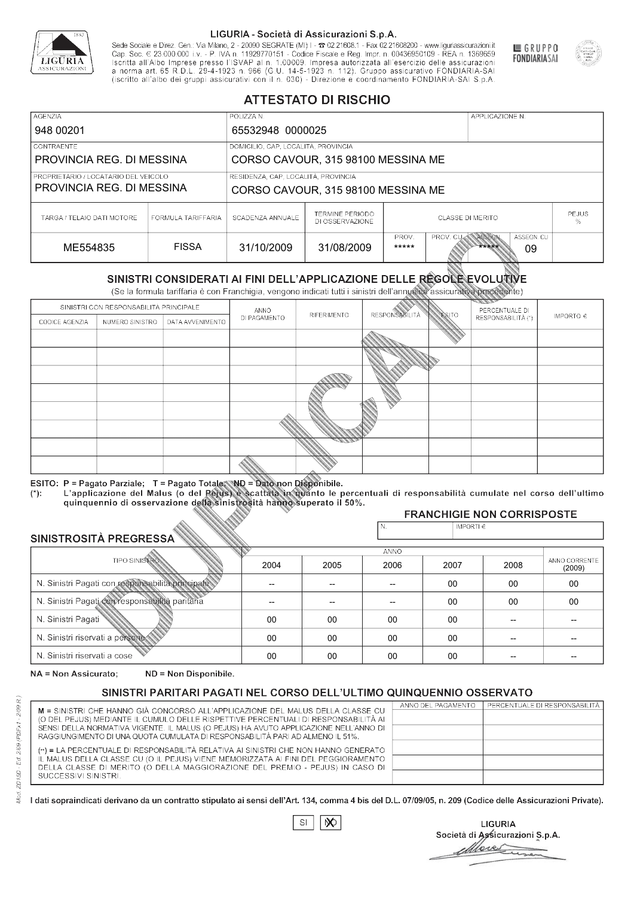**LIGURIA - Società di Assicurazioni S.p.A.**

Sede Sociale e Direz. Gen.: Via Milano, 2 - 20090 SEGRATE (MI) I - ☎ 02.21608.1 - Fax 02.21608200 - www.liguriassicurazioni.it
Cap. Soc. € 23.000.000 i.v. - P. IVA n. 11929770151 - Codice Fiscale e Reg. Impr. n. 00436950109 - REA n. 1369659
Iscritta all'Albo Imprese presso l'ISVAP al n. 1.00009. Impresa autorizzata all'esercizio delle assicurazioni a norma art. 65 R.D.L. 29-4-1923 n. 966 (G.U. 14-5-1923 n. 112). Gruppo assicurativo FONDIARIA-SAI (iscritto all'albo dei gruppi assicurativi con il n. 030) - Direzione e coordinamento FONDIARIA-SAI S.p.A.

GRUPPO FONDIARIA SAI

# ATTESTATO DI RISCHIO

| AGENZIA | POLIZZA N. | APPLICAZIONE N. |
|---|---|---|
| 948 00201 | 65532948 0000025 | |

| CONTRAENTE | DOMICILIO, CAP, LOCALITÀ, PROVINCIA |
|---|---|
| PROVINCIA REG. DI MESSINA | CORSO CAVOUR, 315 98100 MESSINA ME |
| **PROPRIETARIO / LOCATARIO DEL VEICOLO** | **RESIDENZA, CAP, LOCALITÀ, PROVINCIA** |
| PROVINCIA REG. DI MESSINA | CORSO CAVOUR, 315 98100 MESSINA ME |

| TARGA / TELAIO DATI MOTORE | FORMULA TARIFFARIA | SCADENZA ANNUALE | TERMINE PERIODO DI OSSERVAZIONE | CLASSE DI MERITO | | | | PEJUS % |
|---|---|---|---|---|---|---|---|---|
| | | | | PROV. | PROV. CU | ASSEGN. | ASSEGN. CU | |
| ME554835 | FISSA | 31/10/2009 | 31/08/2009 | ***** | | ***** | 09 | |

## SINISTRI CONSIDERATI AI FINI DELL'APPLICAZIONE DELLE REGOLE EVOLUTIVE

(Se la formula tariffaria è con Franchigia, vengono indicati tutti i sinistri dell'annualità assicurativa precedente)

| SINISTRI CON RESPONSABILITÀ PRINCIPALE | | | ANNO DI PAGAMENTO | RIFERIMENTO | RESPONSABILITÀ | ESITO | PERCENTUALE DI RESPONSABILITÀ (*) | IMPORTO € |
|---|---|---|---|---|---|---|---|---|
| CODICE AGENZIA | NUMERO SINISTRO | DATA AVVENIMENTO | | | | | | |
| | | | | | | | | |
| | | | | | | | | |
| | | | | | | | | |
| | | | | | | | | |
| | | | | | | | | |
| | | | | | | | | |
| | | | | | | | | |
| | | | | | | | | |

ESITO: P = Pagato Parziale; T = Pagato Totale; ND = Dato non Disponibile.
(*): L'applicazione del Malus (o del Pejus) è scattata in quanto le percentuali di responsabilità cumulate nel corso dell'ultimo quinquennio di osservazione della sinistrosità hanno superato il 50%.

### FRANCHIGIE NON CORRISPOSTE

| N. | IMPORTI € |
|---|---|
| | |

### SINISTROSITÀ PREGRESSA

| TIPO SINISTRO | 2004 | 2005 | 2006 | 2007 | 2008 | ANNO CORRENTE (2009) |
|---|---|---|---|---|---|---|
| N. Sinistri Pagati con responsabilità principale | -- | -- | -- | 00 | 00 | 00 |
| N. Sinistri Pagati con responsabilità paritaria | -- | -- | -- | 00 | 00 | 00 |
| N. Sinistri Pagati | 00 | 00 | 00 | 00 | -- | -- |
| N. Sinistri riservati a persone | 00 | 00 | 00 | 00 | -- | -- |
| N. Sinistri riservati a cose | 00 | 00 | 00 | 00 | -- | -- |

NA = Non Assicurato; ND = Non Disponibile.

### SINISTRI PARITARI PAGATI NEL CORSO DELL'ULTIMO QUINQUENNIO OSSERVATO

M = SINISTRI CHE HANNO GIÀ CONCORSO ALL'APPLICAZIONE DEL MALUS DELLA CLASSE CU (O DEL PEJUS) MEDIANTE IL CUMULO DELLE RISPETTIVE PERCENTUALI DI RESPONSABILITÀ AI SENSI DELLA NORMATIVA VIGENTE. IL MALUS (O PEJUS) HA AVUTO APPLICAZIONE NELL'ANNO DI RAGGIUNGIMENTO DI UNA QUOTA CUMULATA DI RESPONSABILITÀ PARI AD ALMENO IL 51%.

(**) = LA PERCENTUALE DI RESPONSABILITÀ RELATIVA AI SINISTRI CHE NON HANNO GENERATO IL MALUS DELLA CLASSE CU (O IL PEJUS) VIENE MEMORIZZATA AI FINI DEL PEGGIORAMENTO DELLA CLASSE DI MERITO (O DELLA MAGGIORAZIONE DEL PREMIO - PEJUS) IN CASO DI SUCCESSIVI SINISTRI.

| ANNO DEL PAGAMENTO | PERCENTUALE DI RESPONSABILITÀ |
|---|---|
| | |
| | |
| | |
| | |
| | |

I dati sopraindicati derivano da un contratto stipulato ai sensi dell'Art. 134, comma 4 bis del D.L. 07/09/05, n. 209 (Codice delle Assicurazioni Private).

SI [ ] NO [X]

LIGURIA
Società di Assicurazioni S.p.A.

Mod. ZD150 - Ed. 2/09 (PDFx1 - 2/09 R.)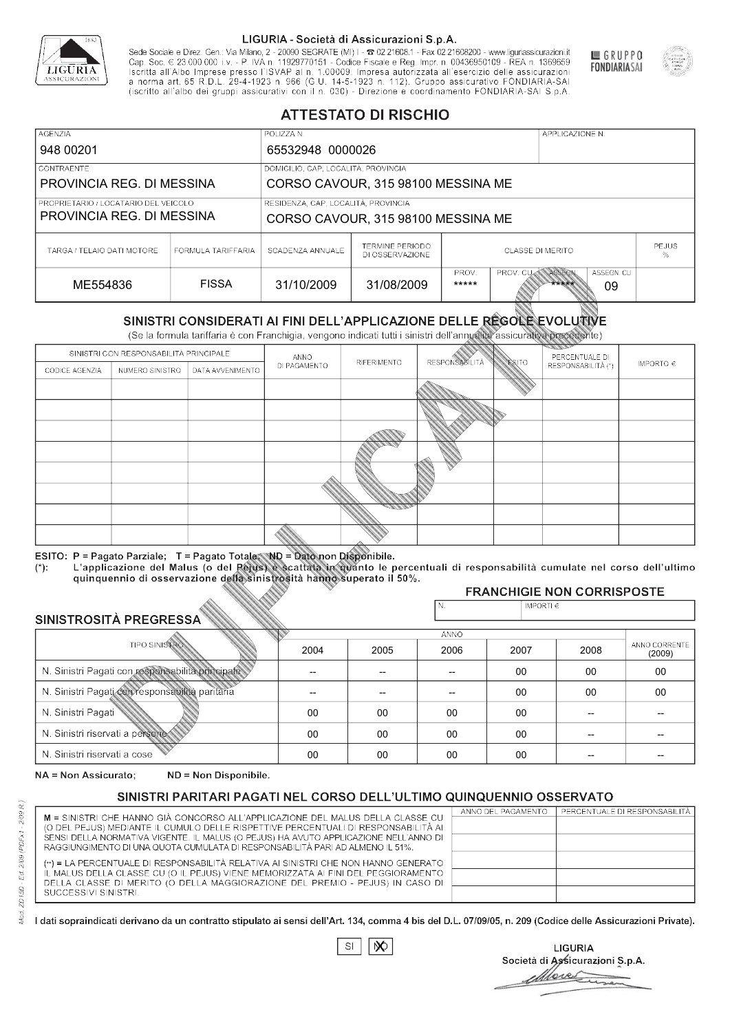LIGURIA - Società di Assicurazioni S.p.A.

Sede Sociale e Direz. Gen.: Via Milano, 2 - 20090 SEGRATE (MI) I - ☎ 02.21608.1 - Fax 02.21608200 - www.liguriassicurazioni.it
Cap. Soc. € 23.000.000 i.v. - P. IVA n. 11929770151 - Codice Fiscale e Reg. Impr. n. 00436950109 - REA n. 1369659
Iscritta all'Albo Imprese presso l'ISVAP al n. 1.00009. Impresa autorizzata all'esercizio delle assicurazioni a norma art. 65 R.D.L. 29-4-1923 n. 966 (G.U. 14-5-1923 n. 112). Gruppo assicurativo FONDIARIA-SAI (iscritto all'albo dei gruppi assicurativi con il n. 030) - Direzione e coordinamento FONDIARIA-SAI S.p.A.

GRUPPO FONDIARIASAI

# ATTESTATO DI RISCHIO

| AGENZIA | POLIZZA N. | APPLICAZIONE N. |
|---|---|---|
| 948 00201 | 65532948 0000026 | |

| CONTRAENTE | DOMICILIO, CAP, LOCALITÀ, PROVINCIA |
|---|---|
| PROVINCIA REG. DI MESSINA | CORSO CAVOUR, 315 98100 MESSINA ME |
| **PROPRIETARIO / LOCATARIO DEL VEICOLO** | **RESIDENZA, CAP, LOCALITÀ, PROVINCIA** |
| PROVINCIA REG. DI MESSINA | CORSO CAVOUR, 315 98100 MESSINA ME |

| TARGA / TELAIO DATI MOTORE | FORMULA TARIFFARIA | SCADENZA ANNUALE | TERMINE PERIODO DI OSSERVAZIONE | CLASSE DI MERITO | | | | PEJUS % |
|---|---|---|---|---|---|---|---|---|
| | | | | PROV. | PROV. CU | ASSEGN. | ASSEGN. CU | |
| ME554836 | FISSA | 31/10/2009 | 31/08/2009 | ***** | | ***** | 09 | |

## SINISTRI CONSIDERATI AI FINI DELL'APPLICAZIONE DELLE REGOLE EVOLUTIVE

(Se la formula tariffaria è con Franchigia, vengono indicati tutti i sinistri dell'annualità assicurativa precedente)

| SINISTRI CON RESPONSABILITÀ PRINCIPALE | | | ANNO DI PAGAMENTO | RIFERIMENTO | RESPONSABILITÀ | ESITO | PERCENTUALE DI RESPONSABILITÀ (*) | IMPORTO € |
|---|---|---|---|---|---|---|---|---|
| CODICE AGENZIA | NUMERO SINISTRO | DATA AVVENIMENTO | | | | | | |
| | | | | | | | | |
| | | | | | | | | |
| | | | | | | | | |
| | | | | | | | | |
| | | | | | | | | |
| | | | | | | | | |
| | | | | | | | | |
| | | | | | | | | |

ESITO: P = Pagato Parziale; T = Pagato Totale; ND = Dato non Disponibile.
(*): L'applicazione del Malus (o del Pejus) è scattata in quanto le percentuali di responsabilità cumulate nel corso dell'ultimo quinquennio di osservazione della sinistrosità hanno superato il 50%.

### FRANCHIGIE NON CORRISPOSTE

| N. | IMPORTI € |
|---|---|
| | |

### SINISTROSITÀ PREGRESSA

| TIPO SINISTRO | 2004 | 2005 | 2006 | 2007 | 2008 | ANNO CORRENTE (2009) |
|---|---|---|---|---|---|---|
| N. Sinistri Pagati con responsabilità principale | -- | -- | -- | 00 | 00 | 00 |
| N. Sinistri Pagati con responsabilità paritaria | -- | -- | -- | 00 | 00 | 00 |
| N. Sinistri Pagati | 00 | 00 | 00 | 00 | -- | -- |
| N. Sinistri riservati a persone | 00 | 00 | 00 | 00 | -- | -- |
| N. Sinistri riservati a cose | 00 | 00 | 00 | 00 | -- | -- |

NA = Non Assicurato; ND = Non Disponibile.

### SINISTRI PARITARI PAGATI NEL CORSO DELL'ULTIMO QUINQUENNIO OSSERVATO

M = SINISTRI CHE HANNO GIÀ CONCORSO ALL'APPLICAZIONE DEL MALUS DELLA CLASSE CU (O DEL PEJUS) MEDIANTE IL CUMULO DELLE RISPETTIVE PERCENTUALI DI RESPONSABILITÀ AI SENSI DELLA NORMATIVA VIGENTE. IL MALUS (O PEJUS) HA AVUTO APPLICAZIONE NELL'ANNO DI RAGGIUNGIMENTO DI UNA QUOTA CUMULATA DI RESPONSABILITÀ PARI AD ALMENO IL 51%.

(**) = LA PERCENTUALE DI RESPONSABILITÀ RELATIVA AI SINISTRI CHE NON HANNO GENERATO IL MALUS DELLA CLASSE CU (O IL PEJUS) VIENE MEMORIZZATA AI FINI DEL PEGGIORAMENTO DELLA CLASSE DI MERITO (O DELLA MAGGIORAZIONE DEL PREMIO - PEJUS) IN CASO DI SUCCESSIVI SINISTRI.

| ANNO DEL PAGAMENTO | PERCENTUALE DI RESPONSABILITÀ |
|---|---|
| | |
| | |
| | |
| | |
| | |

I dati sopraindicati derivano da un contratto stipulato ai sensi dell'Art. 134, comma 4 bis del D.L. 07/09/05, n. 209 (Codice delle Assicurazioni Private).

SI [X] NO

LIGURIA
Società di Assicurazioni S.p.A.

Mod. ZD 15D - Ed. 2/09 (PDFx1 - 2/09 R.)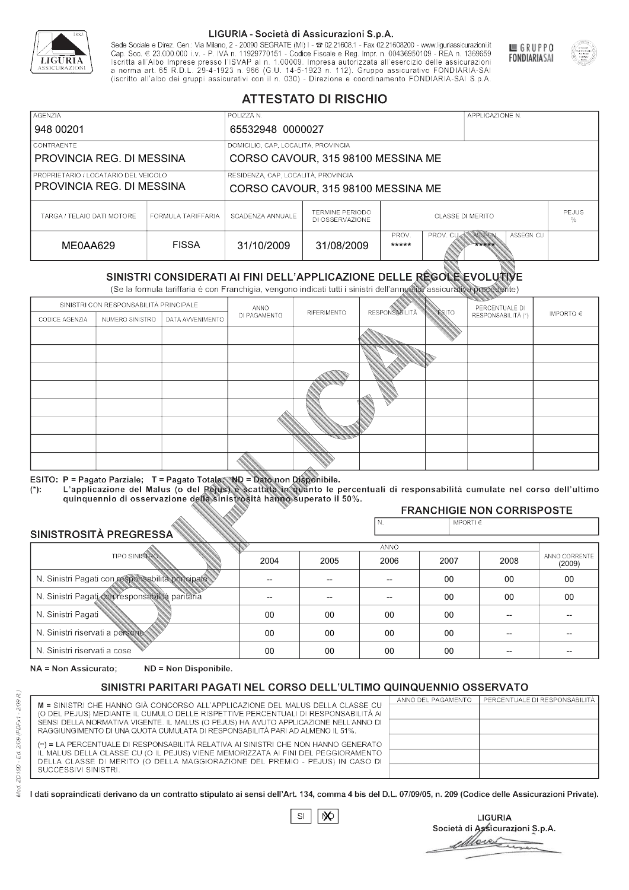LIGURIA - Società di Assicurazioni S.p.A.

Sede Sociale e Direz. Gen.: Via Milano, 2 - 20090 SEGRATE (MI) I - ☎ 02.21608.1 - Fax 02.21608200 - www.liguriassicurazioni.it
Cap. Soc. € 23.000.000 i.v. - P. IVA n. 11929770151 - Codice Fiscale e Reg. Impr. n. 00436950109 - REA n. 1369659
Iscritta all'Albo Imprese presso l'ISVAP al n. 1.00009. Impresa autorizzata all'esercizio delle assicurazioni a norma art. 65 R.D.L. 29-4-1923 n. 966 (G.U. 14-5-1923 n. 112). Gruppo assicurativo FONDIARIA-SAI (iscritto all'albo dei gruppi assicurativi con il n. 030) - Direzione e coordinamento FONDIARIA-SAI S.p.A.

GRUPPO FONDIARIASAI

# ATTESTATO DI RISCHIO

| AGENZIA | POLIZZA N. | APPLICAZIONE N. |
|---|---|---|
| 948 00201 | 65532948 0000027 | |

| CONTRAENTE | DOMICILIO, CAP, LOCALITÀ, PROVINCIA |
|---|---|
| PROVINCIA REG. DI MESSINA | CORSO CAVOUR, 315 98100 MESSINA ME |

| PROPRIETARIO / LOCATARIO DEL VEICOLO | RESIDENZA, CAP, LOCALITÀ, PROVINCIA |
|---|---|
| PROVINCIA REG. DI MESSINA | CORSO CAVOUR, 315 98100 MESSINA ME |

| TARGA / TELAIO DATI MOTORE | FORMULA TARIFFARIA | SCADENZA ANNUALE | TERMINE PERIODO DI OSSERVAZIONE | CLASSE DI MERITO PROV. | PROV. CU | ASSEGN. | ASSEGN. CU | PEJUS % |
|---|---|---|---|---|---|---|---|---|
| ME0AA629 | FISSA | 31/10/2009 | 31/08/2009 | ***** | | ***** | | |

## SINISTRI CONSIDERATI AI FINI DELL'APPLICAZIONE DELLE REGOLE EVOLUTIVE

(Se la formula tariffaria è con Franchigia, vengono indicati tutti i sinistri dell'annualità assicurativa precedente)

| SINISTRI CON RESPONSABILITÀ PRINCIPALE - CODICE AGENZIA | NUMERO SINISTRO | DATA AVVENIMENTO | ANNO DI PAGAMENTO | RIFERIMENTO | RESPONSABILITÀ | ESITO | PERCENTUALE DI RESPONSABILITÀ (*) | IMPORTO € |
|---|---|---|---|---|---|---|---|---|
| | | | | | | | | |
| | | | | | | | | |
| | | | | | | | | |
| | | | | | | | | |
| | | | | | | | | |
| | | | | | | | | |
| | | | | | | | | |
| | | | | | | | | |

**ESITO: P = Pagato Parziale; T = Pagato Totale; ND = Dato non Disponibile.**

(*): **L'applicazione del Malus (o del Pejus) è scattata in quanto le percentuali di responsabilità cumulate nel corso dell'ultimo quinquennio di osservazione della sinistrosità hanno superato il 50%.**

## FRANCHIGIE NON CORRISPOSTE

| N. | IMPORTI € |
|---|---|
| | |

## SINISTROSITÀ PREGRESSA

| TIPO SINISTRO | 2004 | 2005 | 2006 | 2007 | 2008 | ANNO CORRENTE (2009) |
|---|---|---|---|---|---|---|
| N. Sinistri Pagati con responsabilità principale | -- | -- | -- | 00 | 00 | 00 |
| N. Sinistri Pagati con responsabilità paritaria | -- | -- | -- | 00 | 00 | 00 |
| N. Sinistri Pagati | 00 | 00 | 00 | 00 | -- | -- |
| N. Sinistri riservati a persone | 00 | 00 | 00 | 00 | -- | -- |
| N. Sinistri riservati a cose | 00 | 00 | 00 | 00 | -- | -- |

**NA = Non Assicurato; ND = Non Disponibile.**

## SINISTRI PARITARI PAGATI NEL CORSO DELL'ULTIMO QUINQUENNIO OSSERVATO

M = SINISTRI CHE HANNO GIÀ CONCORSO ALL'APPLICAZIONE DEL MALUS DELLA CLASSE CU (O DEL PEJUS) MEDIANTE IL CUMULO DELLE RISPETTIVE PERCENTUALI DI RESPONSABILITÀ AI SENSI DELLA NORMATIVA VIGENTE. IL MALUS (O PEJUS) HA AVUTO APPLICAZIONE NELL'ANNO DI RAGGIUNGIMENTO DI UNA QUOTA CUMULATA DI RESPONSABILITÀ PARI AD ALMENO IL 51%.

(**) = LA PERCENTUALE DI RESPONSABILITÀ RELATIVA AI SINISTRI CHE NON HANNO GENERATO IL MALUS DELLA CLASSE CU (O IL PEJUS) VIENE MEMORIZZATA AI FINI DEL PEGGIORAMENTO DELLA CLASSE DI MERITO (O DELLA MAGGIORAZIONE DEL PREMIO - PEJUS) IN CASO DI SUCCESSIVI SINISTRI.

| ANNO DEL PAGAMENTO | PERCENTUALE DI RESPONSABILITÀ |
|---|---|
| | |
| | |
| | |
| | |
| | |

**I dati sopraindicati derivano da un contratto stipulato ai sensi dell'Art. 134, comma 4 bis del D.L. 07/09/05, n. 209 (Codice delle Assicurazioni Private).**

SI [ ] NO [X]

LIGURIA
Società di Assicurazioni S.p.A.

Mod. ZD 15D - Ed. 2/09 (PDFx1 - 2/09 R.)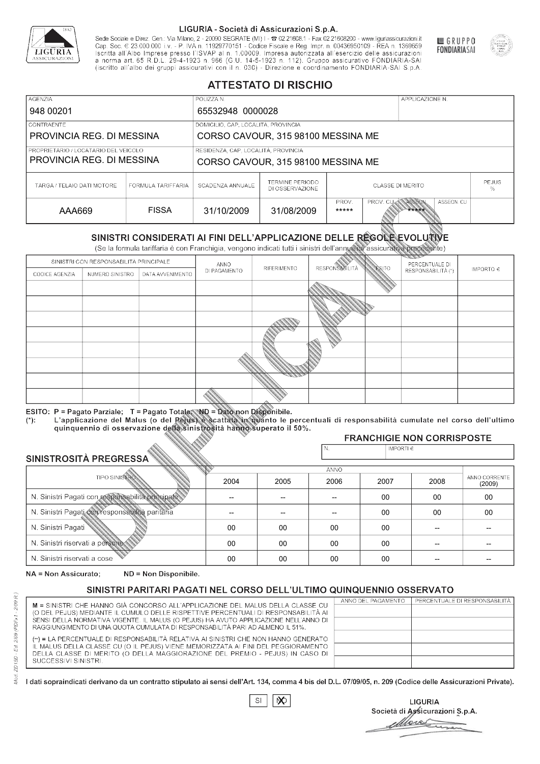LIGURIA - Società di Assicurazioni S.p.A.

Sede Sociale e Direz. Gen.: Via Milano, 2 - 20090 SEGRATE (MI) I - ☎ 02.21608.1 - Fax 02.21608200 - www.liguriassicurazioni.it
Cap. Soc. € 23.000.000 i.v. - P. IVA n. 11929770151 - Codice Fiscale e Reg. Impr. n. 00436950109 - REA n. 1369659
Iscritta all'Albo Imprese presso l'ISVAP al n. 1.00009. Impresa autorizzata all'esercizio delle assicurazioni a norma art. 65 R.D.L. 29-4-1923 n. 966 (G.U. 14-5-1923 n. 112). Gruppo assicurativo FONDIARIA-SAI (iscritto all'albo dei gruppi assicurativi con il n. 030) - Direzione e coordinamento FONDIARIA-SAI S.p.A.

GRUPPO FONDIARIASAI

# ATTESTATO DI RISCHIO

| AGENZIA | POLIZZA N. | APPLICAZIONE N. |
|---|---|---|
| 948 00201 | 65532948 0000028 | |

| CONTRAENTE | DOMICILIO, CAP, LOCALITÀ, PROVINCIA |
|---|---|
| PROVINCIA REG. DI MESSINA | CORSO CAVOUR, 315 98100 MESSINA ME |
| **PROPRIETARIO / LOCATARIO DEL VEICOLO** | **RESIDENZA, CAP, LOCALITÀ, PROVINCIA** |
| PROVINCIA REG. DI MESSINA | CORSO CAVOUR, 315 98100 MESSINA ME |

| TARGA / TELAIO DATI MOTORE | FORMULA TARIFFARIA | SCADENZA ANNUALE | TERMINE PERIODO DI OSSERVAZIONE | CLASSE DI MERITO | | | | PEJUS % |
|---|---|---|---|---|---|---|---|---|
| | | | | PROV. | PROV. CU | ASSEGN. | ASSEGN. CU | |
| AAA669 | FISSA | 31/10/2009 | 31/08/2009 | ***** | | ***** | | |

## SINISTRI CONSIDERATI AI FINI DELL'APPLICAZIONE DELLE REGOLE EVOLUTIVE

(Se la formula tariffaria è con Franchigia, vengono indicati tutti i sinistri dell'annualità assicurativa precedente)

| SINISTRI CON RESPONSABILITÀ PRINCIPALE | | | ANNO DI PAGAMENTO | RIFERIMENTO | RESPONSABILITÀ | ESITO | PERCENTUALE DI RESPONSABILITÀ (*) | IMPORTO € |
|---|---|---|---|---|---|---|---|---|
| CODICE AGENZIA | NUMERO SINISTRO | DATA AVVENIMENTO | | | | | | |
| | | | | | | | | |
| | | | | | | | | |
| | | | | | | | | |
| | | | | | | | | |
| | | | | | | | | |
| | | | | | | | | |
| | | | | | | | | |
| | | | | | | | | |

ESITO: P = Pagato Parziale; T = Pagato Totale; ND = Dato non Disponibile.
(*): L'applicazione del Malus (o del Pejus) è scattata in quanto le percentuali di responsabilità cumulate nel corso dell'ultimo quinquennio di osservazione della sinistrosità hanno superato il 50%.

### FRANCHIGIE NON CORRISPOSTE

| N. | IMPORTI € |
|---|---|
| | |

### SINISTROSITÀ PREGRESSA

| TIPO SINISTRO | 2004 | 2005 | 2006 | 2007 | 2008 | ANNO CORRENTE (2009) |
|---|---|---|---|---|---|---|
| N. Sinistri Pagati con responsabilità principale | -- | -- | -- | 00 | 00 | 00 |
| N. Sinistri Pagati con responsabilità paritaria | -- | -- | -- | 00 | 00 | 00 |
| N. Sinistri Pagati | 00 | 00 | 00 | 00 | -- | -- |
| N. Sinistri riservati a persone | 00 | 00 | 00 | 00 | -- | -- |
| N. Sinistri riservati a cose | 00 | 00 | 00 | 00 | -- | -- |

NA = Non Assicurato; ND = Non Disponibile.

### SINISTRI PARITARI PAGATI NEL CORSO DELL'ULTIMO QUINQUENNIO OSSERVATO

M = SINISTRI CHE HANNO GIÀ CONCORSO ALL'APPLICAZIONE DEL MALUS DELLA CLASSE CU (O DEL PEJUS) MEDIANTE IL CUMULO DELLE RISPETTIVE PERCENTUALI DI RESPONSABILITÀ AI SENSI DELLA NORMATIVA VIGENTE. IL MALUS (O PEJUS) HA AVUTO APPLICAZIONE NELL'ANNO DI RAGGIUNGIMENTO DI UNA QUOTA CUMULATA DI RESPONSABILITÀ PARI AD ALMENO IL 51%.

(**) = LA PERCENTUALE DI RESPONSABILITÀ RELATIVA AI SINISTRI CHE NON HANNO GENERATO IL MALUS DELLA CLASSE CU (O IL PEJUS) VIENE MEMORIZZATA AI FINI DEL PEGGIORAMENTO DELLA CLASSE DI MERITO (O DELLA MAGGIORAZIONE DEL PREMIO - PEJUS) IN CASO DI SUCCESSIVI SINISTRI.

| ANNO DEL PAGAMENTO | PERCENTUALE DI RESPONSABILITÀ |
|---|---|
| | |
| | |
| | |
| | |
| | |

I dati sopraindicati derivano da un contratto stipulato ai sensi dell'Art. 134, comma 4 bis del D.L. 07/09/05, n. 209 (Codice delle Assicurazioni Private).

SI [ ] NO [X]

LIGURIA
Società di Assicurazioni S.p.A.

Mod. ZD15D - Ed. 2/09 (PDFx1 - 2/09 R.)

DUPLICATO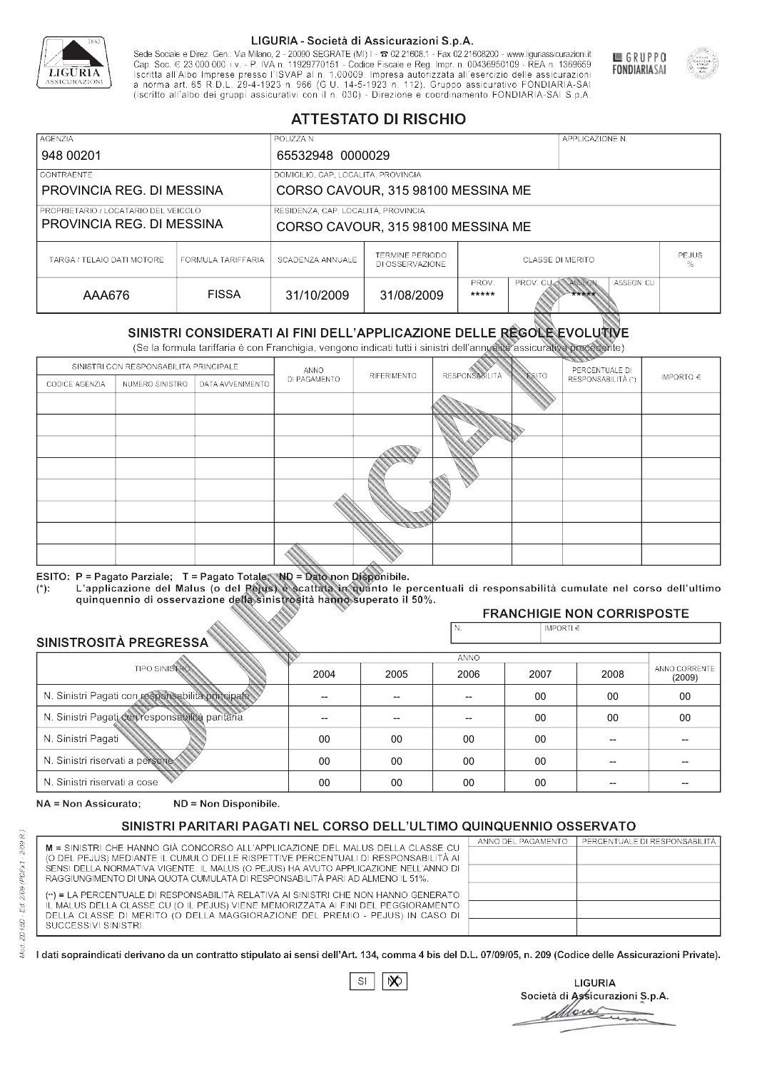LIGURIA - Società di Assicurazioni S.p.A.

Sede Sociale e Direz. Gen.: Via Milano, 2 - 20090 SEGRATE (MI) I - ☎ 02.21608.1 - Fax 02.21608200 - www.liguriassicurazioni.it
Cap. Soc. € 23.000.000 i.v. - P. IVA n. 11929770151 - Codice Fiscale e Reg. Impr. n. 00436950109 - REA n. 1369659
Iscritta all'Albo Imprese presso l'ISVAP al n. 1.00009. Impresa autorizzata all'esercizio delle assicurazioni a norma art. 65 R.D.L. 29-4-1923 n. 966 (G.U. 14-5-1923 n. 112). Gruppo assicurativo FONDIARIA-SAI (iscritto all'albo dei gruppi assicurativi con il n. 030) - Direzione e coordinamento FONDIARIA-SAI S.p.A.

GRUPPO FONDIARIASAI

# ATTESTATO DI RISCHIO

| AGENZIA | POLIZZA N. | APPLICAZIONE N. |
|---|---|---|
| 948 00201 | 65532948 0000029 | |

| CONTRAENTE | DOMICILIO, CAP, LOCALITÀ, PROVINCIA |
|---|---|
| PROVINCIA REG. DI MESSINA | CORSO CAVOUR, 315 98100 MESSINA ME |

| PROPRIETARIO / LOCATARIO DEL VEICOLO | RESIDENZA, CAP, LOCALITÀ, PROVINCIA |
|---|---|
| PROVINCIA REG. DI MESSINA | CORSO CAVOUR, 315 98100 MESSINA ME |

| TARGA / TELAIO DATI MOTORE | FORMULA TARIFFARIA | SCADENZA ANNUALE | TERMINE PERIODO DI OSSERVAZIONE | CLASSE DI MERITO | | | | PEJUS % |
|---|---|---|---|---|---|---|---|---|
| | | | | PROV. | PROV. CU | ASSEGN. | ASSEGN. CU | |
| AAA676 | FISSA | 31/10/2009 | 31/08/2009 | ***** | | ***** | | |

## SINISTRI CONSIDERATI AI FINI DELL'APPLICAZIONE DELLE REGOLE EVOLUTIVE

(Se la formula tariffaria è con Franchigia, vengono indicati tutti i sinistri dell'annualità assicurativa precedente)

| SINISTRI CON RESPONSABILITÀ PRINCIPALE | | | ANNO DI PAGAMENTO | RIFERIMENTO | RESPONSABILITÀ | ESITO | PERCENTUALE DI RESPONSABILITÀ (*) | IMPORTO € |
|---|---|---|---|---|---|---|---|---|
| CODICE AGENZIA | NUMERO SINISTRO | DATA AVVENIMENTO | | | | | | |
| | | | | | | | | |
| | | | | | | | | |
| | | | | | | | | |
| | | | | | | | | |
| | | | | | | | | |
| | | | | | | | | |
| | | | | | | | | |
| | | | | | | | | |

ESITO: P = Pagato Parziale; T = Pagato Totale; ND = Dato non Disponibile.
(*): L'applicazione del Malus (o del Pejus) è scattata in quanto le percentuali di responsabilità cumulate nel corso dell'ultimo quinquennio di osservazione della sinistrosità hanno superato il 50%.

### FRANCHIGIE NON CORRISPOSTE

| N. | IMPORTI € |
|---|---|
| | |

### SINISTROSITÀ PREGRESSA

| TIPO SINISTRO | 2004 | 2005 | 2006 | 2007 | 2008 | ANNO CORRENTE (2009) |
|---|---|---|---|---|---|---|
| N. Sinistri Pagati con responsabilità principale | -- | -- | -- | 00 | 00 | 00 |
| N. Sinistri Pagati con responsabilità paritaria | -- | -- | -- | 00 | 00 | 00 |
| N. Sinistri Pagati | 00 | 00 | 00 | 00 | -- | -- |
| N. Sinistri riservati a persone | 00 | 00 | 00 | 00 | -- | -- |
| N. Sinistri riservati a cose | 00 | 00 | 00 | 00 | -- | -- |

NA = Non Assicurato; ND = Non Disponibile.

### SINISTRI PARITARI PAGATI NEL CORSO DELL'ULTIMO QUINQUENNIO OSSERVATO

M = SINISTRI CHE HANNO GIÀ CONCORSO ALL'APPLICAZIONE DEL MALUS DELLA CLASSE CU (O DEL PEJUS) MEDIANTE IL CUMULO DELLE RISPETTIVE PERCENTUALI DI RESPONSABILITÀ AI SENSI DELLA NORMATIVA VIGENTE. IL MALUS (O PEJUS) HA AVUTO APPLICAZIONE NELL'ANNO DI RAGGIUNGIMENTO DI UNA QUOTA CUMULATA DI RESPONSABILITÀ PARI AD ALMENO IL 51%.

(**) = LA PERCENTUALE DI RESPONSABILITÀ RELATIVA AI SINISTRI CHE NON HANNO GENERATO IL MALUS DELLA CLASSE CU (O IL PEJUS) VIENE MEMORIZZATA AI FINI DEL PEGGIORAMENTO DELLA CLASSE DI MERITO (O DELLA MAGGIORAZIONE DEL PREMIO - PEJUS) IN CASO DI SUCCESSIVI SINISTRI.

| ANNO DEL PAGAMENTO | PERCENTUALE DI RESPONSABILITÀ |
|---|---|
| | |
| | |
| | |
| | |
| | |

I dati sopraindicati derivano da un contratto stipulato ai sensi dell'Art. 134, comma 4 bis del D.L. 07/09/05, n. 209 (Codice delle Assicurazioni Private).

SI [ ] NO [X]

LIGURIA
Società di Assicurazioni S.p.A.

Mod. ZD150 - Ed. 2/09 (PDFx1 - 2/09 R.)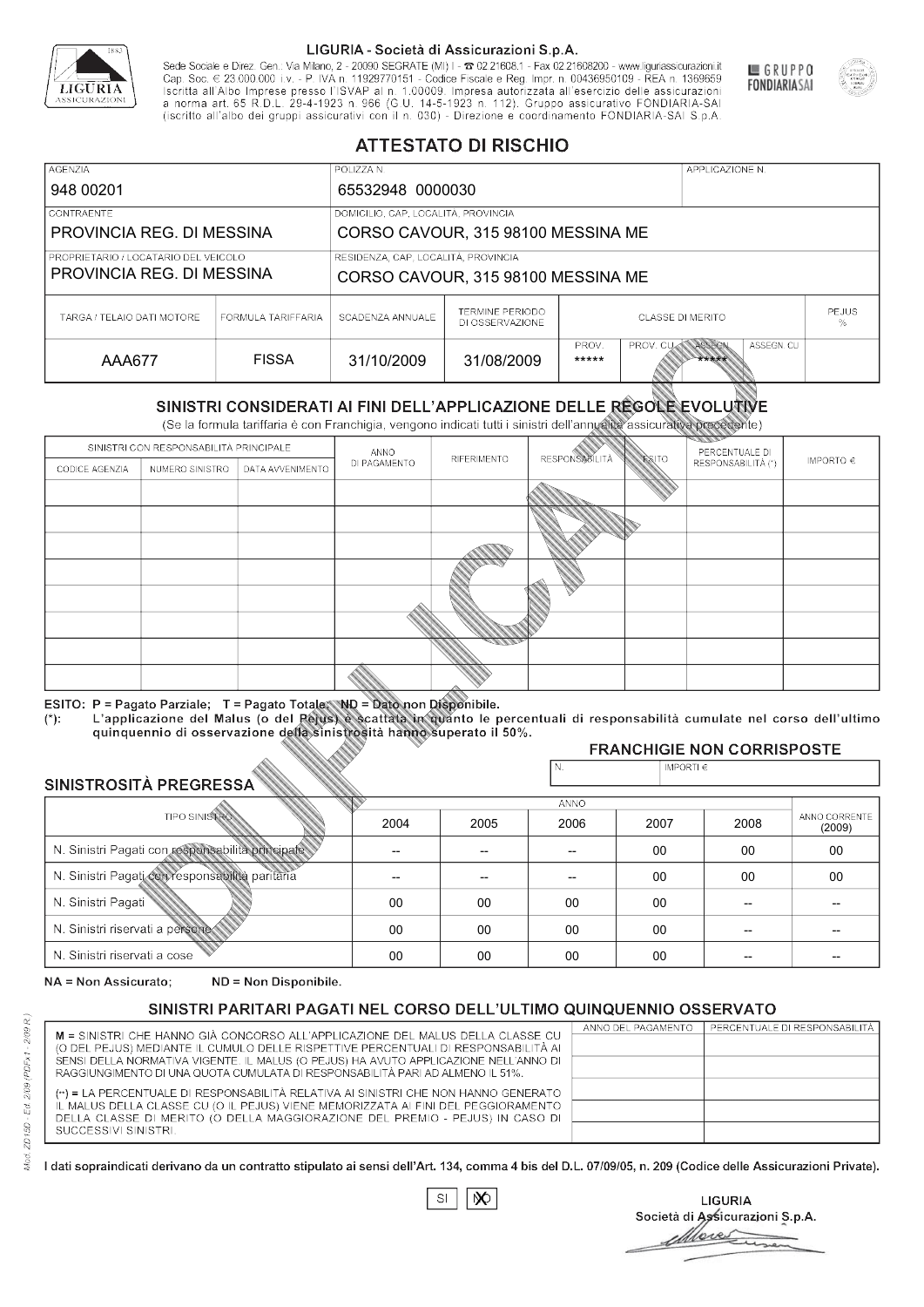LIGURIA - Società di Assicurazioni S.p.A.

Sede Sociale e Direz. Gen.: Via Milano, 2 - 20090 SEGRATE (MI) I - ☎ 02.21608.1 - Fax 02.21608200 - www.liguriassicurazioni.it Cap. Soc. € 23.000.000 i.v. - P. IVA n. 11929770151 - Codice Fiscale e Reg. Impr. n. 00436950109 - REA n. 1369659 Iscritta all'Albo Imprese presso l'ISVAP al n. 1.00009. Impresa autorizzata all'esercizio delle assicurazioni a norma art. 65 R.D.L. 29-4-1923 n. 966 (G.U. 14-5-1923 n. 112). Gruppo assicurativo FONDIARIA-SAI (iscritto all'albo dei gruppi assicurativi con il n. 030) - Direzione e coordinamento FONDIARIA-SAI S.p.A.

GRUPPO FONDIARIASAI

# ATTESTATO DI RISCHIO

| AGENZIA | POLIZZA N. | APPLICAZIONE N. |
|---|---|---|
| 948 00201 | 65532948 0000030 | |

| CONTRAENTE | DOMICILIO, CAP, LOCALITÀ, PROVINCIA |
|---|---|
| PROVINCIA REG. DI MESSINA | CORSO CAVOUR, 315 98100 MESSINA ME |
| **PROPRIETARIO / LOCATARIO DEL VEICOLO** | **RESIDENZA, CAP, LOCALITÀ, PROVINCIA** |
| PROVINCIA REG. DI MESSINA | CORSO CAVOUR, 315 98100 MESSINA ME |

| TARGA / TELAIO DATI MOTORE | FORMULA TARIFFARIA | SCADENZA ANNUALE | TERMINE PERIODO DI OSSERVAZIONE | CLASSE DI MERITO PROV. | PROV. CU | ASSEGN. | ASSEGN. CU | PEJUS % |
|---|---|---|---|---|---|---|---|---|
| AAA677 | FISSA | 31/10/2009 | 31/08/2009 | ***** | | ***** | | |

## SINISTRI CONSIDERATI AI FINI DELL'APPLICAZIONE DELLE REGOLE EVOLUTIVE

(Se la formula tariffaria è con Franchigia, vengono indicati tutti i sinistri dell'annualità assicurativa precedente)

| SINISTRI CON RESPONSABILITÀ PRINCIPALE - CODICE AGENZIA | NUMERO SINISTRO | DATA AVVENIMENTO | ANNO DI PAGAMENTO | RIFERIMENTO | RESPONSABILITÀ | ESITO | PERCENTUALE DI RESPONSABILITÀ (*) | IMPORTO € |
|---|---|---|---|---|---|---|---|---|
| | | | | | | | | |
| | | | | | | | | |
| | | | | | | | | |
| | | | | | | | | |
| | | | | | | | | |
| | | | | | | | | |
| | | | | | | | | |
| | | | | | | | | |

ESITO: P = Pagato Parziale; T = Pagato Totale; ND = Dato non Disponibile.
(*): L'applicazione del Malus (o del Pejus) è scattata in quanto le percentuali di responsabilità cumulate nel corso dell'ultimo quinquennio di osservazione della sinistrosità hanno superato il 50%.

## FRANCHIGIE NON CORRISPOSTE

| N. | IMPORTI € |
|---|---|
| | |

## SINISTROSITÀ PREGRESSA

| TIPO SINISTRO | 2004 | 2005 | 2006 | 2007 | 2008 | ANNO CORRENTE (2009) |
|---|---|---|---|---|---|---|
| N. Sinistri Pagati con responsabilità principale | -- | -- | -- | 00 | 00 | 00 |
| N. Sinistri Pagati con responsabilità paritaria | -- | -- | -- | 00 | 00 | 00 |
| N. Sinistri Pagati | 00 | 00 | 00 | 00 | -- | -- |
| N. Sinistri riservati a persone | 00 | 00 | 00 | 00 | -- | -- |
| N. Sinistri riservati a cose | 00 | 00 | 00 | 00 | -- | -- |

NA = Non Assicurato; ND = Non Disponibile.

## SINISTRI PARITARI PAGATI NEL CORSO DELL'ULTIMO QUINQUENNIO OSSERVATO

M = SINISTRI CHE HANNO GIÀ CONCORSO ALL'APPLICAZIONE DEL MALUS DELLA CLASSE CU (O DEL PEJUS) MEDIANTE IL CUMULO DELLE RISPETTIVE PERCENTUALI DI RESPONSABILITÀ AI SENSI DELLA NORMATIVA VIGENTE. IL MALUS (O PEJUS) HA AVUTO APPLICAZIONE NELL'ANNO DI RAGGIUNGIMENTO DI UNA QUOTA CUMULATA DI RESPONSABILITÀ PARI AD ALMENO IL 51%.

(**) = LA PERCENTUALE DI RESPONSABILITÀ RELATIVA AI SINISTRI CHE NON HANNO GENERATO IL MALUS DELLA CLASSE CU (O IL PEJUS) VIENE MEMORIZZATA AI FINI DEL PEGGIORAMENTO DELLA CLASSE DI MERITO (O DELLA MAGGIORAZIONE DEL PREMIO - PEJUS) IN CASO DI SUCCESSIVI SINISTRI.

| ANNO DEL PAGAMENTO | PERCENTUALE DI RESPONSABILITÀ |
|---|---|
| | |
| | |
| | |
| | |
| | |

I dati sopraindicati derivano da un contratto stipulato ai sensi dell'Art. 134, comma 4 bis del D.L. 07/09/05, n. 209 (Codice delle Assicurazioni Private).

SI [ ] NO [X]

LIGURIA
Società di Assicurazioni S.p.A.

Mod. ZD150 - Ed. 2/09 (PDFx1 - 2/09 R.)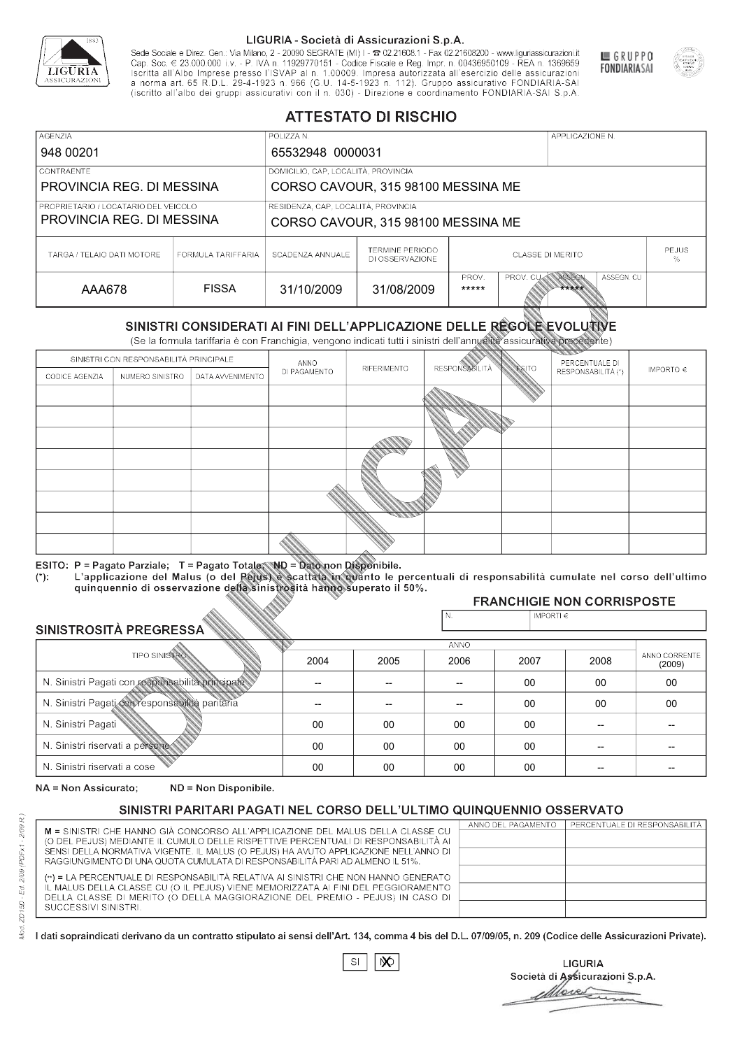LIGURIA - Società di Assicurazioni S.p.A.

Sede Sociale e Direz. Gen.: Via Milano, 2 - 20090 SEGRATE (MI) I - ☎ 02.21608.1 - Fax 02.21608200 - www.liguriassicurazioni.it
Cap. Soc. € 23.000.000 i.v. - P. IVA n. 11929770151 - Codice Fiscale e Reg. Impr. n. 00436950109 - REA n. 1369659
Iscritta all'Albo Imprese presso l'ISVAP al n. 1.00009. Impresa autorizzata all'esercizio delle assicurazioni a norma art. 65 R.D.L. 29-4-1923 n. 966 (G.U. 14-5-1923 n. 112). Gruppo assicurativo FONDIARIA-SAI (iscritto all'albo dei gruppi assicurativi con il n. 030) - Direzione e coordinamento FONDIARIA-SAI S.p.A.

GRUPPO FONDIARIASAI

# ATTESTATO DI RISCHIO

| AGENZIA | POLIZZA N. | APPLICAZIONE N. |
|---|---|---|
| 948 00201 | 65532948 0000031 | |

| CONTRAENTE | DOMICILIO, CAP, LOCALITÀ, PROVINCIA |
|---|---|
| PROVINCIA REG. DI MESSINA | CORSO CAVOUR, 315 98100 MESSINA ME |

| PROPRIETARIO / LOCATARIO DEL VEICOLO | RESIDENZA, CAP, LOCALITÀ, PROVINCIA |
|---|---|
| PROVINCIA REG. DI MESSINA | CORSO CAVOUR, 315 98100 MESSINA ME |

| TARGA / TELAIO DATI MOTORE | FORMULA TARIFFARIA | SCADENZA ANNUALE | TERMINE PERIODO DI OSSERVAZIONE | CLASSE DI MERITO | | | | PEJUS % |
|---|---|---|---|---|---|---|---|---|
| | | | | PROV. | PROV. CU | ASSEGN. | ASSEGN. CU | |
| AAA678 | FISSA | 31/10/2009 | 31/08/2009 | ***** | | ***** | | |

## SINISTRI CONSIDERATI AI FINI DELL'APPLICAZIONE DELLE REGOLE EVOLUTIVE

(Se la formula tariffaria è con Franchigia, vengono indicati tutti i sinistri dell'annualità assicurativa precedente)

| SINISTRI CON RESPONSABILITÀ PRINCIPALE | | | ANNO DI PAGAMENTO | RIFERIMENTO | RESPONSABILITÀ | ESITO | PERCENTUALE DI RESPONSABILITÀ (*) | IMPORTO € |
|---|---|---|---|---|---|---|---|---|
| CODICE AGENZIA | NUMERO SINISTRO | DATA AVVENIMENTO | | | | | | |
| | | | | | | | | |
| | | | | | | | | |
| | | | | | | | | |
| | | | | | | | | |
| | | | | | | | | |
| | | | | | | | | |
| | | | | | | | | |
| | | | | | | | | |

ESITO: P = Pagato Parziale; T = Pagato Totale; ND = Dato non Disponibile.
(*): L'applicazione del Malus (o del Pejus) è scattata in quanto le percentuali di responsabilità cumulate nel corso dell'ultimo quinquennio di osservazione della sinistrosità hanno superato il 50%.

### FRANCHIGIE NON CORRISPOSTE

| N. | IMPORTI € |
|---|---|
| | |

### SINISTROSITÀ PREGRESSA

| TIPO SINISTRO | 2004 | 2005 | 2006 | 2007 | 2008 | ANNO CORRENTE (2009) |
|---|---|---|---|---|---|---|
| N. Sinistri Pagati con responsabilità principale | -- | -- | -- | 00 | 00 | 00 |
| N. Sinistri Pagati con responsabilità paritaria | -- | -- | -- | 00 | 00 | 00 |
| N. Sinistri Pagati | 00 | 00 | 00 | 00 | -- | -- |
| N. Sinistri riservati a persone | 00 | 00 | 00 | 00 | -- | -- |
| N. Sinistri riservati a cose | 00 | 00 | 00 | 00 | -- | -- |

NA = Non Assicurato; ND = Non Disponibile.

### SINISTRI PARITARI PAGATI NEL CORSO DELL'ULTIMO QUINQUENNIO OSSERVATO

M = SINISTRI CHE HANNO GIÀ CONCORSO ALL'APPLICAZIONE DEL MALUS DELLA CLASSE CU (O DEL PEJUS) MEDIANTE IL CUMULO DELLE RISPETTIVE PERCENTUALI DI RESPONSABILITÀ AI SENSI DELLA NORMATIVA VIGENTE. IL MALUS (O PEJUS) HA AVUTO APPLICAZIONE NELL'ANNO DI RAGGIUNGIMENTO DI UNA QUOTA CUMULATA DI RESPONSABILITÀ PARI AD ALMENO IL 51%.

(**) = LA PERCENTUALE DI RESPONSABILITÀ RELATIVA AI SINISTRI CHE NON HANNO GENERATO IL MALUS DELLA CLASSE CU (O IL PEJUS) VIENE MEMORIZZATA AI FINI DEL PEGGIORAMENTO DELLA CLASSE DI MERITO (O DELLA MAGGIORAZIONE DEL PREMIO - PEJUS) IN CASO DI SUCCESSIVI SINISTRI.

| ANNO DEL PAGAMENTO | PERCENTUALE DI RESPONSABILITÀ |
|---|---|
| | |
| | |
| | |
| | |
| | |

I dati sopraindicati derivano da un contratto stipulato ai sensi dell'Art. 134, comma 4 bis del D.L. 07/09/05, n. 209 (Codice delle Assicurazioni Private).

SI [ ] NO [X]

LIGURIA
Società di Assicurazioni S.p.A.

Mod. ZD150 - Ed. 2/09 (PDFx1 - 2/09 R.)

DUPLICATO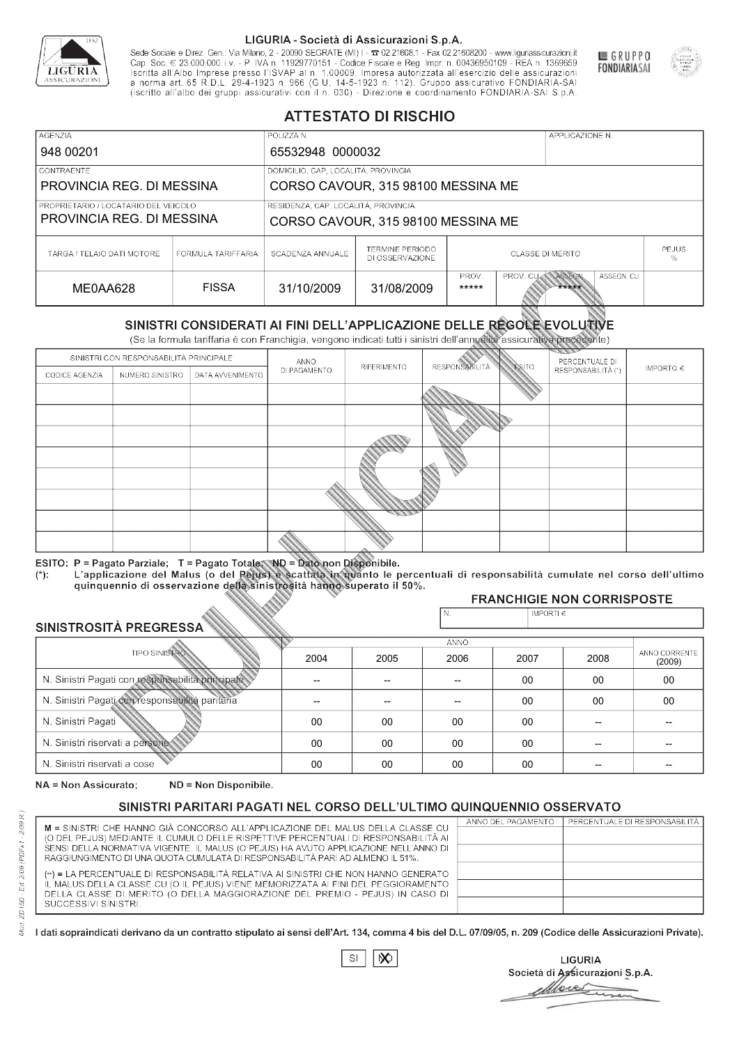LIGURIA - Società di Assicurazioni S.p.A.

Sede Sociale e Direz. Gen.: Via Milano, 2 - 20090 SEGRATE (MI) I - ☎ 02.21608.1 - Fax 02.21608200 - www.liguriassicurazioni.it
Cap. Soc. € 23.000.000 i.v. - P. IVA n. 11929770151 - Codice Fiscale e Reg. Impr. n. 00436950109 - REA n. 1369659
Iscritta all'Albo Imprese presso l'ISVAP al n. 1.00009. Impresa autorizzata all'esercizio delle assicurazioni a norma art. 65 R.D.L. 29-4-1923 n. 966 (G.U. 14-5-1923 n. 112). Gruppo assicurativo FONDIARIA-SAI (iscritto all'albo dei gruppi assicurativi con il n. 030) - Direzione e coordinamento FONDIARIA-SAI S.p.A.

GRUPPO FONDIARIASAI

# ATTESTATO DI RISCHIO

| AGENZIA | POLIZZA N. | APPLICAZIONE N. |
|---|---|---|
| 948 00201 | 65532948 0000032 | |

| CONTRAENTE | DOMICILIO, CAP, LOCALITÀ, PROVINCIA |
|---|---|
| PROVINCIA REG. DI MESSINA | CORSO CAVOUR, 315 98100 MESSINA ME |
| **PROPRIETARIO / LOCATARIO DEL VEICOLO** | **RESIDENZA, CAP, LOCALITÀ, PROVINCIA** |
| PROVINCIA REG. DI MESSINA | CORSO CAVOUR, 315 98100 MESSINA ME |

| TARGA / TELAIO DATI MOTORE | FORMULA TARIFFARIA | SCADENZA ANNUALE | TERMINE PERIODO DI OSSERVAZIONE | CLASSE DI MERITO | | | | PEJUS % |
|---|---|---|---|---|---|---|---|---|
| | | | | PROV. | PROV. CU | ASSEGN. | ASSEGN. CU | |
| ME0AA628 | FISSA | 31/10/2009 | 31/08/2009 | ***** | | ***** | | |

## SINISTRI CONSIDERATI AI FINI DELL'APPLICAZIONE DELLE REGOLE EVOLUTIVE

(Se la formula tariffaria è con Franchigia, vengono indicati tutti i sinistri dell'annualità assicurativa precedente)

| SINISTRI CON RESPONSABILITÀ PRINCIPALE | | | ANNO DI PAGAMENTO | RIFERIMENTO | RESPONSABILITÀ | ESITO | PERCENTUALE DI RESPONSABILITÀ (*) | IMPORTO € |
|---|---|---|---|---|---|---|---|---|
| CODICE AGENZIA | NUMERO SINISTRO | DATA AVVENIMENTO | | | | | | |
| | | | | | | | | |
| | | | | | | | | |
| | | | | | | | | |
| | | | | | | | | |
| | | | | | | | | |
| | | | | | | | | |
| | | | | | | | | |
| | | | | | | | | |

**ESITO: P = Pagato Parziale; T = Pagato Totale; ND = Dato non Disponibile.**
(*): **L'applicazione del Malus (o del Pejus) è scattata in quanto le percentuali di responsabilità cumulate nel corso dell'ultimo quinquennio di osservazione della sinistrosità hanno superato il 50%.**

## FRANCHIGIE NON CORRISPOSTE

| N. | IMPORTI € |
|---|---|
| | |

## SINISTROSITÀ PREGRESSA

| TIPO SINISTRO | 2004 | 2005 | 2006 | 2007 | 2008 | ANNO CORRENTE (2009) |
|---|---|---|---|---|---|---|
| N. Sinistri Pagati con responsabilità principale | -- | -- | -- | 00 | 00 | 00 |
| N. Sinistri Pagati con responsabilità paritaria | -- | -- | -- | 00 | 00 | 00 |
| N. Sinistri Pagati | 00 | 00 | 00 | 00 | -- | -- |
| N. Sinistri riservati a persone | 00 | 00 | 00 | 00 | -- | -- |
| N. Sinistri riservati a cose | 00 | 00 | 00 | 00 | -- | -- |

**NA = Non Assicurato; ND = Non Disponibile.**

## SINISTRI PARITARI PAGATI NEL CORSO DELL'ULTIMO QUINQUENNIO OSSERVATO

M = SINISTRI CHE HANNO GIÀ CONCORSO ALL'APPLICAZIONE DEL MALUS DELLA CLASSE CU (O DEL PEJUS) MEDIANTE IL CUMULO DELLE RISPETTIVE PERCENTUALI DI RESPONSABILITÀ AI SENSI DELLA NORMATIVA VIGENTE. IL MALUS (O PEJUS) HA AVUTO APPLICAZIONE NELL'ANNO DI RAGGIUNGIMENTO DI UNA QUOTA CUMULATA DI RESPONSABILITÀ PARI AD ALMENO IL 51%.

(**) = LA PERCENTUALE DI RESPONSABILITÀ RELATIVA AI SINISTRI CHE NON HANNO GENERATO IL MALUS DELLA CLASSE CU (O IL PEJUS) VIENE MEMORIZZATA AI FINI DEL PEGGIORAMENTO DELLA CLASSE DI MERITO (O DELLA MAGGIORAZIONE DEL PREMIO - PEJUS) IN CASO DI SUCCESSIVI SINISTRI.

| ANNO DEL PAGAMENTO | PERCENTUALE DI RESPONSABILITÀ |
|---|---|
| | |
| | |
| | |
| | |
| | |

**I dati sopraindicati derivano da un contratto stipulato ai sensi dell'Art. 134, comma 4 bis del D.L. 07/09/05, n. 209 (Codice delle Assicurazioni Private).**

SI [X] NO

LIGURIA
Società di Assicurazioni S.p.A.

Mod. ZD 15D - Ed. 2/09 (PDFx1 - 2/09 R.)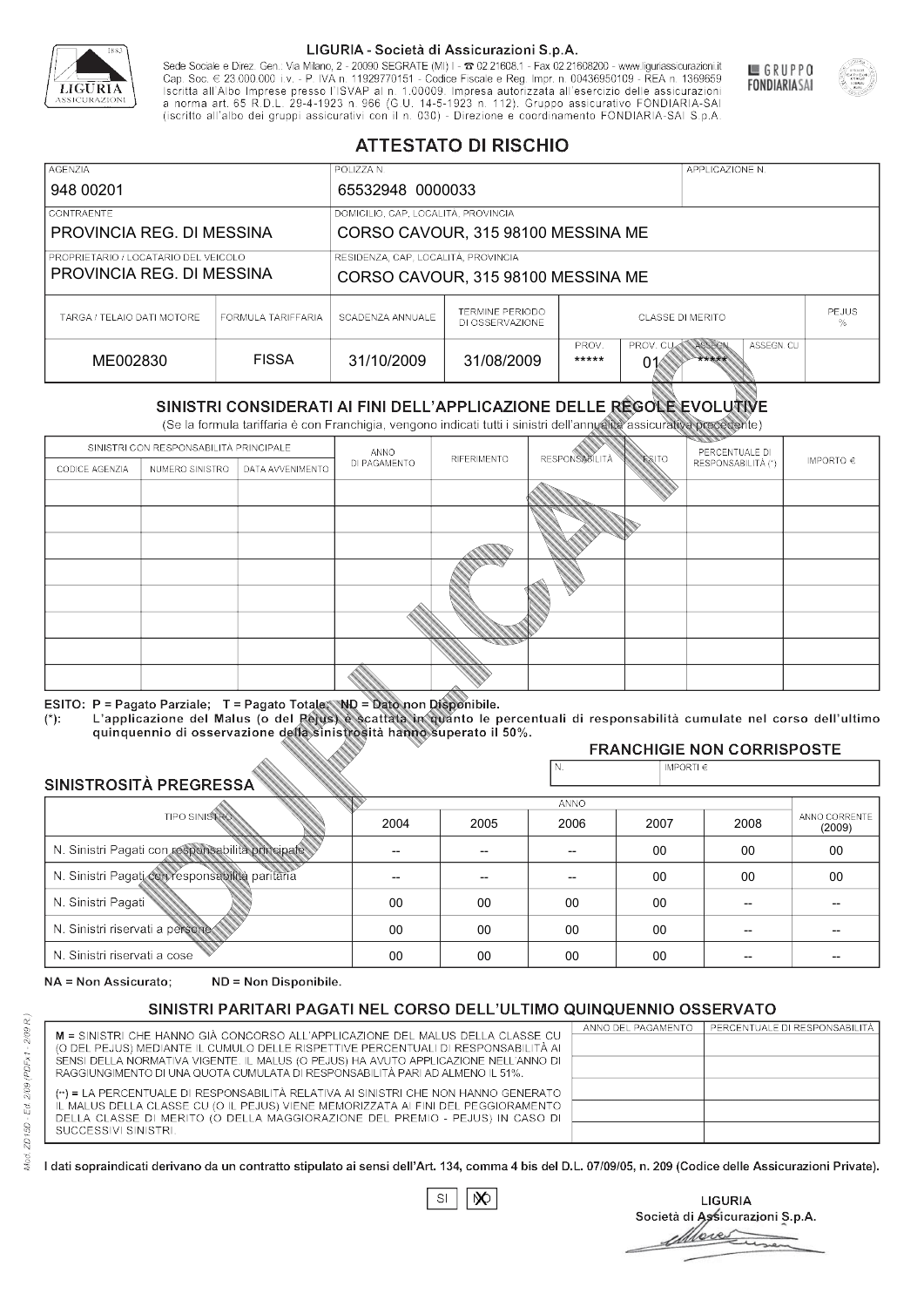**LIGURIA - Società di Assicurazioni S.p.A.**

Sede Sociale e Direz. Gen.: Via Milano, 2 - 20090 SEGRATE (MI) I - ☎ 02.21608.1 - Fax 02.21608200 - www.liguriassicurazioni.it
Cap. Soc. € 23.000.000 i.v. - P. IVA n. 11929770151 - Codice Fiscale e Reg. Impr. n. 00436950109 - REA n. 1369659
Iscritta all'Albo Imprese presso l'ISVAP al n. 1.00009. Impresa autorizzata all'esercizio delle assicurazioni a norma art. 65 R.D.L. 29-4-1923 n. 966 (G.U. 14-5-1923 n. 112). Gruppo assicurativo FONDIARIA-SAI (iscritto all'albo dei gruppi assicurativi con il n. 030) - Direzione e coordinamento FONDIARIA-SAI S.p.A.

GRUPPO FONDIARIASAI

# ATTESTATO DI RISCHIO

| AGENZIA | POLIZZA N. | APPLICAZIONE N. |
|---|---|---|
| 948 00201 | 65532948 0000033 | |

| CONTRAENTE | DOMICILIO, CAP, LOCALITÀ, PROVINCIA |
|---|---|
| PROVINCIA REG. DI MESSINA | CORSO CAVOUR, 315 98100 MESSINA ME |

| PROPRIETARIO / LOCATARIO DEL VEICOLO | RESIDENZA, CAP, LOCALITÀ, PROVINCIA |
|---|---|
| PROVINCIA REG. DI MESSINA | CORSO CAVOUR, 315 98100 MESSINA ME |

| TARGA / TELAIO DATI MOTORE | FORMULA TARIFFARIA | SCADENZA ANNUALE | TERMINE PERIODO DI OSSERVAZIONE | CLASSE DI MERITO | | | | PEJUS % |
|---|---|---|---|---|---|---|---|---|
| | | | | PROV. | PROV. CU | ASSEGN. | ASSEGN. CU | |
| ME002830 | FISSA | 31/10/2009 | 31/08/2009 | ***** | 01 | ***** | | |

## SINISTRI CONSIDERATI AI FINI DELL'APPLICAZIONE DELLE REGOLE EVOLUTIVE

(Se la formula tariffaria è con Franchigia, vengono indicati tutti i sinistri dell'annualità assicurativa precedente)

| SINISTRI CON RESPONSABILITÀ PRINCIPALE | | | ANNO DI PAGAMENTO | RIFERIMENTO | RESPONSABILITÀ | ESITO | PERCENTUALE DI RESPONSABILITÀ (*) | IMPORTO € |
|---|---|---|---|---|---|---|---|---|
| CODICE AGENZIA | NUMERO SINISTRO | DATA AVVENIMENTO | | | | | | |
| | | | | | | | | |
| | | | | | | | | |
| | | | | | | | | |
| | | | | | | | | |
| | | | | | | | | |
| | | | | | | | | |
| | | | | | | | | |

ESITO: P = Pagato Parziale; T = Pagato Totale; ND = Dato non Disponibile.
(*): L'applicazione del Malus (o del Pejus) è scattata in quanto le percentuali di responsabilità cumulate nel corso dell'ultimo quinquennio di osservazione della sinistrosità hanno superato il 50%.

**FRANCHIGIE NON CORRISPOSTE**

| N. | IMPORTI € |
|---|---|
| | |

## SINISTROSITÀ PREGRESSA

| TIPO SINISTRO | 2004 | 2005 | 2006 | 2007 | 2008 | ANNO CORRENTE (2009) |
|---|---|---|---|---|---|---|
| N. Sinistri Pagati con responsabilità principale | -- | -- | -- | 00 | 00 | 00 |
| N. Sinistri Pagati con responsabilità paritaria | -- | -- | -- | 00 | 00 | 00 |
| N. Sinistri Pagati | 00 | 00 | 00 | 00 | -- | -- |
| N. Sinistri riservati a persone | 00 | 00 | 00 | 00 | -- | -- |
| N. Sinistri riservati a cose | 00 | 00 | 00 | 00 | -- | -- |

NA = Non Assicurato; ND = Non Disponibile.

## SINISTRI PARITARI PAGATI NEL CORSO DELL'ULTIMO QUINQUENNIO OSSERVATO

M = SINISTRI CHE HANNO GIÀ CONCORSO ALL'APPLICAZIONE DEL MALUS DELLA CLASSE CU (O DEL PEJUS) MEDIANTE IL CUMULO DELLE RISPETTIVE PERCENTUALI DI RESPONSABILITÀ AI SENSI DELLA NORMATIVA VIGENTE. IL MALUS (O PEJUS) HA AVUTO APPLICAZIONE NELL'ANNO DI RAGGIUNGIMENTO DI UNA QUOTA CUMULATA DI RESPONSABILITÀ PARI AD ALMENO IL 51%.

(**) = LA PERCENTUALE DI RESPONSABILITÀ RELATIVA AI SINISTRI CHE NON HANNO GENERATO IL MALUS DELLA CLASSE CU (O IL PEJUS) VIENE MEMORIZZATA AI FINI DEL PEGGIORAMENTO DELLA CLASSE DI MERITO (O DELLA MAGGIORAZIONE DEL PREMIO - PEJUS) IN CASO DI SUCCESSIVI SINISTRI.

| ANNO DEL PAGAMENTO | PERCENTUALE DI RESPONSABILITÀ |
|---|---|
| | |
| | |
| | |
| | |
| | |

I dati sopraindicati derivano da un contratto stipulato ai sensi dell'Art. 134, comma 4 bis del D.L. 07/09/05, n. 209 (Codice delle Assicurazioni Private).

SI [ ] NO [X]

LIGURIA
Società di Assicurazioni S.p.A.

Mod. ZD150 - Ed. 2/09 (PDFx1 - 2/09 R.)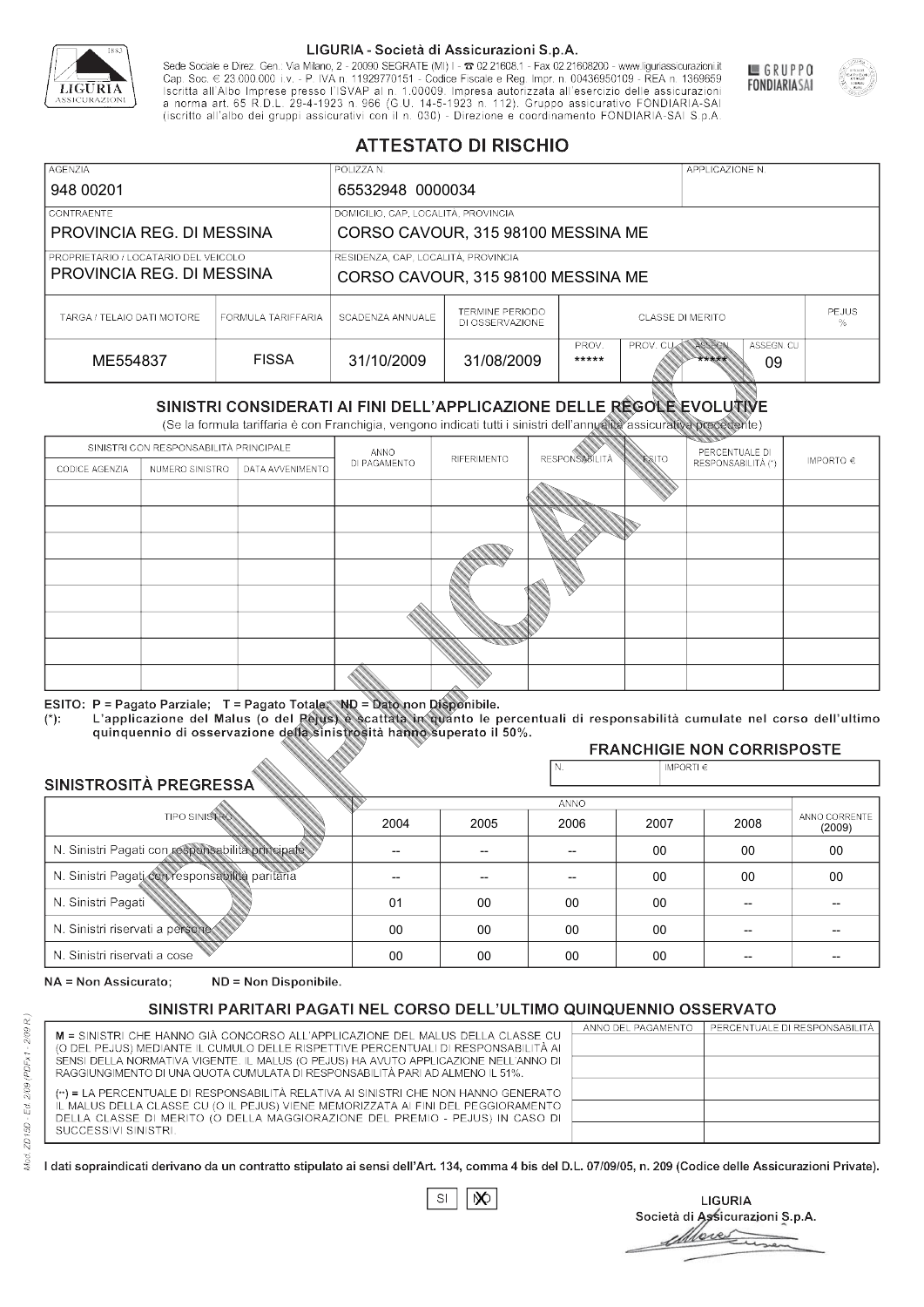LIGURIA - Società di Assicurazioni S.p.A.

Sede Sociale e Direz. Gen.: Via Milano, 2 - 20090 SEGRATE (MI) I - ☎ 02.21608.1 - Fax 02.21608200 - www.liguriassicurazioni.it
Cap. Soc. € 23.000.000 i.v. - P. IVA n. 11929770151 - Codice Fiscale e Reg. Impr. n. 00436950109 - REA n. 1369659
Iscritta all'Albo Imprese presso l'ISVAP al n. 1.00009. Impresa autorizzata all'esercizio delle assicurazioni a norma art. 65 R.D.L. 29-4-1923 n. 966 (G.U. 14-5-1923 n. 112). Gruppo assicurativo FONDIARIA-SAI (iscritto all'albo dei gruppi assicurativi con il n. 030) - Direzione e coordinamento FONDIARIA-SAI S.p.A.

GRUPPO FONDIARIASAI

# ATTESTATO DI RISCHIO

| AGENZIA | POLIZZA N. | APPLICAZIONE N. |
|---|---|---|
| 948 00201 | 65532948 0000034 | |

| CONTRAENTE | DOMICILIO, CAP, LOCALITÀ, PROVINCIA |
|---|---|
| PROVINCIA REG. DI MESSINA | CORSO CAVOUR, 315 98100 MESSINA ME |

| PROPRIETARIO / LOCATARIO DEL VEICOLO | RESIDENZA, CAP, LOCALITÀ, PROVINCIA |
|---|---|
| PROVINCIA REG. DI MESSINA | CORSO CAVOUR, 315 98100 MESSINA ME |

| TARGA / TELAIO DATI MOTORE | FORMULA TARIFFARIA | SCADENZA ANNUALE | TERMINE PERIODO DI OSSERVAZIONE | CLASSE DI MERITO | | | | PEJUS % |
|---|---|---|---|---|---|---|---|---|
| | | | | PROV. | PROV. CU | ASSEGN. | ASSEGN. CU | |
| ME554837 | FISSA | 31/10/2009 | 31/08/2009 | ***** | | ***** | 09 | |

## SINISTRI CONSIDERATI AI FINI DELL'APPLICAZIONE DELLE REGOLE EVOLUTIVE

(Se la formula tariffaria è con Franchigia, vengono indicati tutti i sinistri dell'annualità assicurativa precedente)

| SINISTRI CON RESPONSABILITÀ PRINCIPALE | | | ANNO DI PAGAMENTO | RIFERIMENTO | RESPONSABILITÀ | ESITO | PERCENTUALE DI RESPONSABILITÀ (*) | IMPORTO € |
|---|---|---|---|---|---|---|---|---|
| CODICE AGENZIA | NUMERO SINISTRO | DATA AVVENIMENTO | | | | | | |
| | | | | | | | | |
| | | | | | | | | |
| | | | | | | | | |
| | | | | | | | | |
| | | | | | | | | |
| | | | | | | | | |
| | | | | | | | | |
| | | | | | | | | |

ESITO: P = Pagato Parziale; T = Pagato Totale; ND = Dato non Disponibile.

(*): L'applicazione del Malus (o del Pejus) è scattata in quanto le percentuali di responsabilità cumulate nel corso dell'ultimo quinquennio di osservazione della sinistrosità hanno superato il 50%.

### FRANCHIGIE NON CORRISPOSTE

| N. | IMPORTI € |
|---|---|
| | |

### SINISTROSITÀ PREGRESSA

| TIPO SINISTRO | 2004 | 2005 | 2006 | 2007 | 2008 | ANNO CORRENTE (2009) |
|---|---|---|---|---|---|---|
| N. Sinistri Pagati con responsabilità principale | -- | -- | -- | 00 | 00 | 00 |
| N. Sinistri Pagati con responsabilità paritaria | -- | -- | -- | 00 | 00 | 00 |
| N. Sinistri Pagati | 01 | 00 | 00 | 00 | -- | -- |
| N. Sinistri riservati a persone | 00 | 00 | 00 | 00 | -- | -- |
| N. Sinistri riservati a cose | 00 | 00 | 00 | 00 | -- | -- |

NA = Non Assicurato; ND = Non Disponibile.

### SINISTRI PARITARI PAGATI NEL CORSO DELL'ULTIMO QUINQUENNIO OSSERVATO

M = SINISTRI CHE HANNO GIÀ CONCORSO ALL'APPLICAZIONE DEL MALUS DELLA CLASSE CU (O DEL PEJUS) MEDIANTE IL CUMULO DELLE RISPETTIVE PERCENTUALI DI RESPONSABILITÀ AI SENSI DELLA NORMATIVA VIGENTE. IL MALUS (O PEJUS) HA AVUTO APPLICAZIONE NELL'ANNO DI RAGGIUNGIMENTO DI UNA QUOTA CUMULATA DI RESPONSABILITÀ PARI AD ALMENO IL 51%.

(**) = LA PERCENTUALE DI RESPONSABILITÀ RELATIVA AI SINISTRI CHE NON HANNO GENERATO IL MALUS DELLA CLASSE CU (O IL PEJUS) VIENE MEMORIZZATA AI FINI DEL PEGGIORAMENTO DELLA CLASSE DI MERITO (O DELLA MAGGIORAZIONE DEL PREMIO - PEJUS) IN CASO DI SUCCESSIVI SINISTRI.

| ANNO DEL PAGAMENTO | PERCENTUALE DI RESPONSABILITÀ |
|---|---|
| | |
| | |
| | |
| | |
| | |

I dati sopraindicati derivano da un contratto stipulato ai sensi dell'Art. 134, comma 4 bis del D.L. 07/09/05, n. 209 (Codice delle Assicurazioni Private).

SI [ ] NO [X]

LIGURIA
Società di Assicurazioni S.p.A.

Mod. ZD15D - Ed. 2/09 (PDFx1 - 2/09 R.)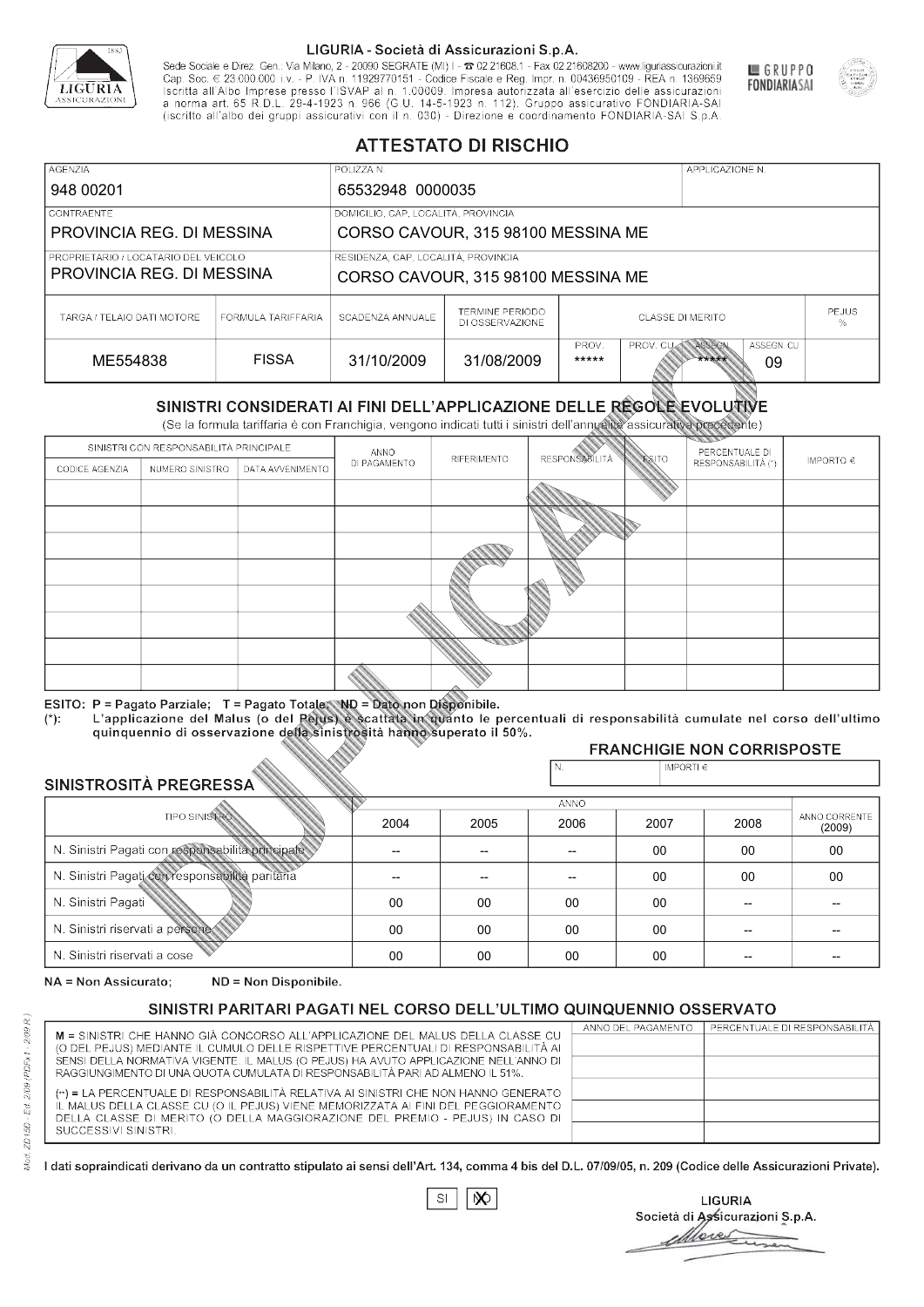LIGURIA - Società di Assicurazioni S.p.A.

Sede Sociale e Direz. Gen.: Via Milano, 2 - 20090 SEGRATE (MI) I - ☎ 02.21608.1 - Fax 02.21608200 - www.liguriassicurazioni.it
Cap. Soc. € 23.000.000 i.v. - P. IVA n. 11929770151 - Codice Fiscale e Reg. Impr. n. 00436950109 - REA n. 1369659
Iscritta all'Albo Imprese presso l'ISVAP al n. 1.00009. Impresa autorizzata all'esercizio delle assicurazioni a norma art. 65 R.D.L. 29-4-1923 n. 966 (G.U. 14-5-1923 n. 112). Gruppo assicurativo FONDIARIA-SAI (iscritto all'albo dei gruppi assicurativi con il n. 030) - Direzione e coordinamento FONDIARIA-SAI S.p.A.

GRUPPO FONDIARIASAI

# ATTESTATO DI RISCHIO

| AGENZIA | POLIZZA N. | APPLICAZIONE N. |
|---|---|---|
| 948 00201 | 65532948 0000035 | |

| CONTRAENTE | DOMICILIO, CAP, LOCALITÀ, PROVINCIA |
|---|---|
| PROVINCIA REG. DI MESSINA | CORSO CAVOUR, 315 98100 MESSINA ME |

| PROPRIETARIO / LOCATARIO DEL VEICOLO | RESIDENZA, CAP, LOCALITÀ, PROVINCIA |
|---|---|
| PROVINCIA REG. DI MESSINA | CORSO CAVOUR, 315 98100 MESSINA ME |

| TARGA / TELAIO DATI MOTORE | FORMULA TARIFFARIA | SCADENZA ANNUALE | TERMINE PERIODO DI OSSERVAZIONE | CLASSE DI MERITO | | | | PEJUS % |
|---|---|---|---|---|---|---|---|---|
| | | | | PROV. | PROV. CU | ASSEGN. | ASSEGN. CU | |
| ME554838 | FISSA | 31/10/2009 | 31/08/2009 | ***** | | ***** | 09 | |

## SINISTRI CONSIDERATI AI FINI DELL'APPLICAZIONE DELLE REGOLE EVOLUTIVE

(Se la formula tariffaria è con Franchigia, vengono indicati tutti i sinistri dell'annualità assicurativa precedente)

| SINISTRI CON RESPONSABILITÀ PRINCIPALE | | | ANNO DI PAGAMENTO | RIFERIMENTO | RESPONSABILITÀ | ESITO | PERCENTUALE DI RESPONSABILITÀ (*) | IMPORTO € |
|---|---|---|---|---|---|---|---|---|
| CODICE AGENZIA | NUMERO SINISTRO | DATA AVVENIMENTO | | | | | | |
| | | | | | | | | |
| | | | | | | | | |
| | | | | | | | | |
| | | | | | | | | |
| | | | | | | | | |
| | | | | | | | | |
| | | | | | | | | |
| | | | | | | | | |

ESITO: P = Pagato Parziale; T = Pagato Totale; ND = Dato non Disponibile.
(*): L'applicazione del Malus (o del Pejus) è scattata in quanto le percentuali di responsabilità cumulate nel corso dell'ultimo quinquennio di osservazione della sinistrosità hanno superato il 50%.

## FRANCHIGIE NON CORRISPOSTE

| N. | IMPORTI € |
|---|---|
| | |

## SINISTROSITÀ PREGRESSA

| TIPO SINISTRO | 2004 | 2005 | 2006 | 2007 | 2008 | ANNO CORRENTE (2009) |
|---|---|---|---|---|---|---|
| N. Sinistri Pagati con responsabilità principale | -- | -- | -- | 00 | 00 | 00 |
| N. Sinistri Pagati con responsabilità paritaria | -- | -- | -- | 00 | 00 | 00 |
| N. Sinistri Pagati | 00 | 00 | 00 | 00 | -- | -- |
| N. Sinistri riservati a persone | 00 | 00 | 00 | 00 | -- | -- |
| N. Sinistri riservati a cose | 00 | 00 | 00 | 00 | -- | -- |

NA = Non Assicurato; ND = Non Disponibile.

## SINISTRI PARITARI PAGATI NEL CORSO DELL'ULTIMO QUINQUENNIO OSSERVATO

M = SINISTRI CHE HANNO GIÀ CONCORSO ALL'APPLICAZIONE DEL MALUS DELLA CLASSE CU (O DEL PEJUS) MEDIANTE IL CUMULO DELLE RISPETTIVE PERCENTUALI DI RESPONSABILITÀ AI SENSI DELLA NORMATIVA VIGENTE. IL MALUS (O PEJUS) HA AVUTO APPLICAZIONE NELL'ANNO DI RAGGIUNGIMENTO DI UNA QUOTA CUMULATA DI RESPONSABILITÀ PARI AD ALMENO IL 51%.

(**) = LA PERCENTUALE DI RESPONSABILITÀ RELATIVA AI SINISTRI CHE NON HANNO GENERATO IL MALUS DELLA CLASSE CU (O IL PEJUS) VIENE MEMORIZZATA AI FINI DEL PEGGIORAMENTO DELLA CLASSE DI MERITO (O DELLA MAGGIORAZIONE DEL PREMIO - PEJUS) IN CASO DI SUCCESSIVI SINISTRI.

| ANNO DEL PAGAMENTO | PERCENTUALE DI RESPONSABILITÀ |
|---|---|
| | |
| | |
| | |
| | |
| | |

I dati sopraindicati derivano da un contratto stipulato ai sensi dell'Art. 134, comma 4 bis del D.L. 07/09/05, n. 209 (Codice delle Assicurazioni Private).

SI [ ] NO [X]

LIGURIA
Società di Assicurazioni S.p.A.

Mod. ZD 150 - Ed. 2/09 (PDFx1 - 2/09 R.)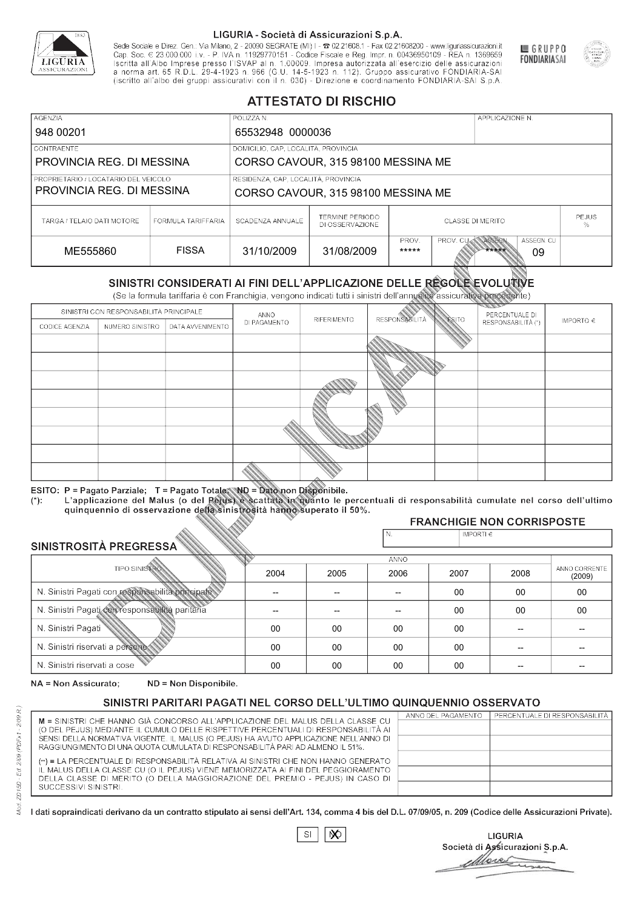LIGURIA - Società di Assicurazioni S.p.A.

Sede Sociale e Direz. Gen.: Via Milano, 2 - 20090 SEGRATE (MI) I - ☎ 02.21608.1 - Fax 02.21608200 - www.liguriassicurazioni.it Cap. Soc. € 23.000.000 i.v. - P. IVA n. 11929770151 - Codice Fiscale e Reg. Impr. n. 00436950109 - REA n. 1369659 Iscritta all'Albo Imprese presso l'ISVAP al n. 1.00009. Impresa autorizzata all'esercizio delle assicurazioni a norma art. 65 R.D.L. 29-4-1923 n. 966 (G.U. 14-5-1923 n. 112). Gruppo assicurativo FONDIARIA-SAI (iscritto all'albo dei gruppi assicurativi con il n. 030) - Direzione e coordinamento FONDIARIA-SAI S.p.A.

GRUPPO FONDIARIASAI

# ATTESTATO DI RISCHIO

| AGENZIA | POLIZZA N. | APPLICAZIONE N. |
|---|---|---|
| 948 00201 | 65532948 0000036 | |

| CONTRAENTE | DOMICILIO, CAP, LOCALITÀ, PROVINCIA |
|---|---|
| PROVINCIA REG. DI MESSINA | CORSO CAVOUR, 315 98100 MESSINA ME |
| **PROPRIETARIO / LOCATARIO DEL VEICOLO** | **RESIDENZA, CAP, LOCALITÀ, PROVINCIA** |
| PROVINCIA REG. DI MESSINA | CORSO CAVOUR, 315 98100 MESSINA ME |

| TARGA / TELAIO DATI MOTORE | FORMULA TARIFFARIA | SCADENZA ANNUALE | TERMINE PERIODO DI OSSERVAZIONE | CLASSE DI MERITO | | | | PEJUS % |
|---|---|---|---|---|---|---|---|---|
| | | | | PROV. | PROV. CU | ASSEGN. | ASSEGN. CU | |
| ME555860 | FISSA | 31/10/2009 | 31/08/2009 | ***** | | ***** | 09 | |

## SINISTRI CONSIDERATI AI FINI DELL'APPLICAZIONE DELLE REGOLE EVOLUTIVE

(Se la formula tariffaria è con Franchigia, vengono indicati tutti i sinistri dell'annualità assicurativa precedente)

| SINISTRI CON RESPONSABILITÀ PRINCIPALE | | | ANNO DI PAGAMENTO | RIFERIMENTO | RESPONSABILITÀ | ESITO | PERCENTUALE DI RESPONSABILITÀ (*) | IMPORTO € |
|---|---|---|---|---|---|---|---|---|
| CODICE AGENZIA | NUMERO SINISTRO | DATA AVVENIMENTO | | | | | | |
| | | | | | | | | |
| | | | | | | | | |
| | | | | | | | | |
| | | | | | | | | |
| | | | | | | | | |
| | | | | | | | | |
| | | | | | | | | |
| | | | | | | | | |

ESITO: P = Pagato Parziale; T = Pagato Totale; ND = Dato non Disponibile.

(*): L'applicazione del Malus (o del Pejus) è scattata in quanto le percentuali di responsabilità cumulate nel corso dell'ultimo quinquennio di osservazione della sinistrosità hanno superato il 50%.

**FRANCHIGIE NON CORRISPOSTE**

| N. | IMPORTI € |
|---|---|
| | |

## SINISTROSITÀ PREGRESSA

| TIPO SINISTRO | 2004 | 2005 | 2006 | 2007 | 2008 | ANNO CORRENTE (2009) |
|---|---|---|---|---|---|---|
| N. Sinistri Pagati con responsabilità principale | -- | -- | -- | 00 | 00 | 00 |
| N. Sinistri Pagati con responsabilità paritaria | -- | -- | -- | 00 | 00 | 00 |
| N. Sinistri Pagati | 00 | 00 | 00 | 00 | -- | -- |
| N. Sinistri riservati a persone | 00 | 00 | 00 | 00 | -- | -- |
| N. Sinistri riservati a cose | 00 | 00 | 00 | 00 | -- | -- |

NA = Non Assicurato; ND = Non Disponibile.

## SINISTRI PARITARI PAGATI NEL CORSO DELL'ULTIMO QUINQUENNIO OSSERVATO

M = SINISTRI CHE HANNO GIÀ CONCORSO ALL'APPLICAZIONE DEL MALUS DELLA CLASSE CU (O DEL PEJUS) MEDIANTE IL CUMULO DELLE RISPETTIVE PERCENTUALI DI RESPONSABILITÀ AI SENSI DELLA NORMATIVA VIGENTE. IL MALUS (O PEJUS) HA AVUTO APPLICAZIONE NELL'ANNO DI RAGGIUNGIMENTO DI UNA QUOTA CUMULATA DI RESPONSABILITÀ PARI AD ALMENO IL 51%.

(--) = LA PERCENTUALE DI RESPONSABILITÀ RELATIVA AI SINISTRI CHE NON HANNO GENERATO IL MALUS DELLA CLASSE CU (O IL PEJUS) VIENE MEMORIZZATA AI FINI DEL PEGGIORAMENTO DELLA CLASSE DI MERITO (O DELLA MAGGIORAZIONE DEL PREMIO - PEJUS) IN CASO DI SUCCESSIVI SINISTRI.

| ANNO DEL PAGAMENTO | PERCENTUALE DI RESPONSABILITÀ |
|---|---|
| | |
| | |
| | |
| | |
| | |

I dati sopraindicati derivano da un contratto stipulato ai sensi dell'Art. 134, comma 4 bis del D.L. 07/09/05, n. 209 (Codice delle Assicurazioni Private).

SI ☒ NO

LIGURIA
Società di Assicurazioni S.p.A.

Mod. ZD15D - Ed. 2/09 (PDFx1 - 2/09 R.)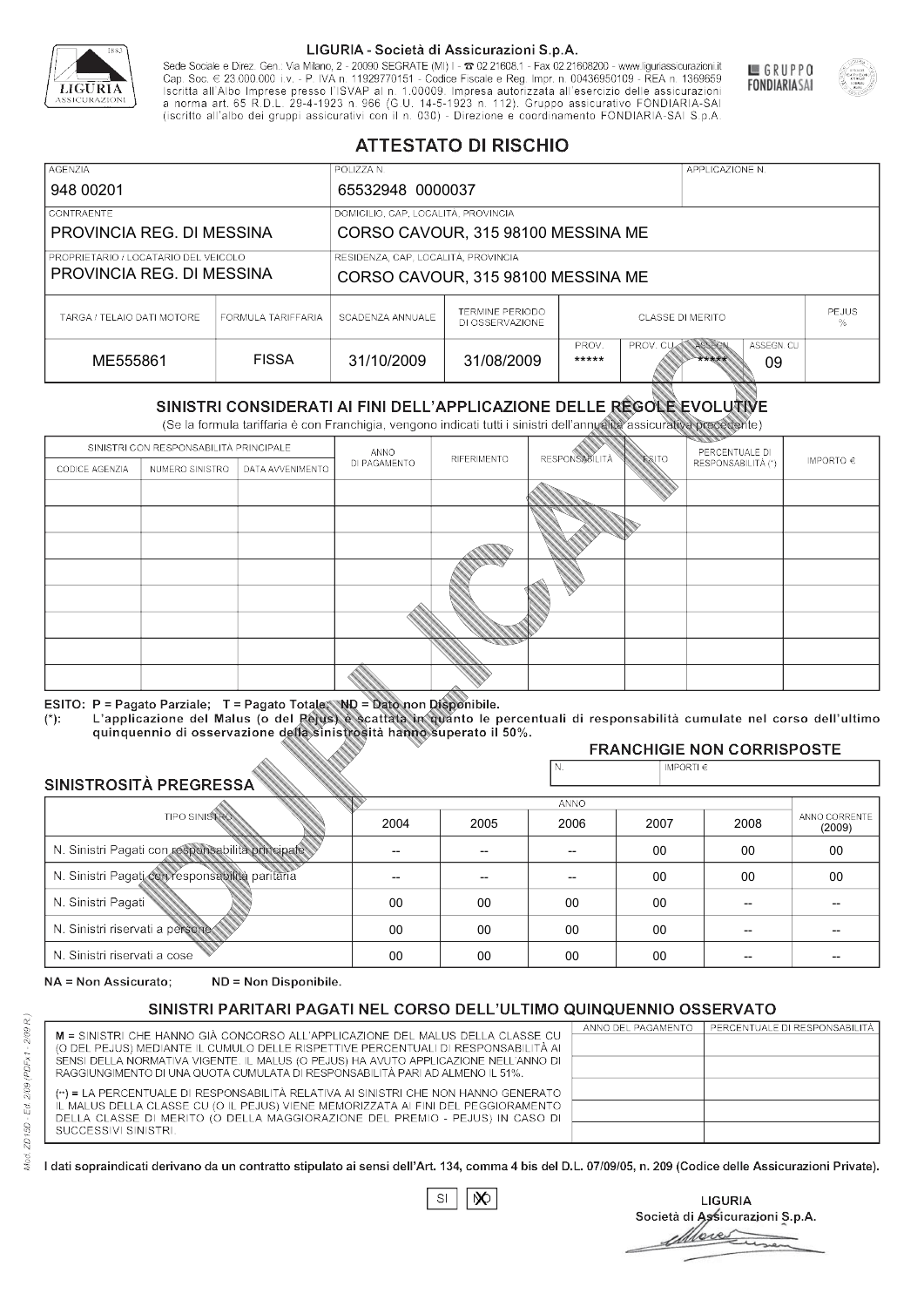LIGURIA - Società di Assicurazioni S.p.A.

Sede Sociale e Direz. Gen.: Via Milano, 2 - 20090 SEGRATE (MI) I - ☎ 02.21608.1 - Fax 02.21608200 - www.liguriassicurazioni.it
Cap. Soc. € 23.000.000 i.v. - P. IVA n. 11929770151 - Codice Fiscale e Reg. Impr. n. 00436950109 - REA n. 1369659
Iscritta all'Albo Imprese presso l'ISVAP al n. 1.00009. Impresa autorizzata all'esercizio delle assicurazioni a norma art. 65 R.D.L. 29-4-1923 n. 966 (G.U. 14-5-1923 n. 112). Gruppo assicurativo FONDIARIA-SAI (iscritto all'albo dei gruppi assicurativi con il n. 030) - Direzione e coordinamento FONDIARIA-SAI S.p.A.

GRUPPO FONDIARIASAI

# ATTESTATO DI RISCHIO

| AGENZIA | POLIZZA N. | APPLICAZIONE N. |
|---|---|---|
| 948 00201 | 65532948 0000037 | |

| CONTRAENTE | DOMICILIO, CAP, LOCALITÀ, PROVINCIA |
|---|---|
| PROVINCIA REG. DI MESSINA | CORSO CAVOUR, 315 98100 MESSINA ME |
| **PROPRIETARIO / LOCATARIO DEL VEICOLO** | **RESIDENZA, CAP, LOCALITÀ, PROVINCIA** |
| PROVINCIA REG. DI MESSINA | CORSO CAVOUR, 315 98100 MESSINA ME |

| TARGA / TELAIO DATI MOTORE | FORMULA TARIFFARIA | SCADENZA ANNUALE | TERMINE PERIODO DI OSSERVAZIONE | CLASSE DI MERITO | | | | PEJUS % |
|---|---|---|---|---|---|---|---|---|
| | | | | PROV. | PROV. CU | ASSEGN. | ASSEGN. CU | |
| ME555861 | FISSA | 31/10/2009 | 31/08/2009 | ***** | | ***** | 09 | |

## SINISTRI CONSIDERATI AI FINI DELL'APPLICAZIONE DELLE REGOLE EVOLUTIVE

(Se la formula tariffaria è con Franchigia, vengono indicati tutti i sinistri dell'annualità assicurativa precedente)

| SINISTRI CON RESPONSABILITÀ PRINCIPALE | | | ANNO DI PAGAMENTO | RIFERIMENTO | RESPONSABILITÀ | ESITO | PERCENTUALE DI RESPONSABILITÀ (*) | IMPORTO € |
|---|---|---|---|---|---|---|---|---|
| CODICE AGENZIA | NUMERO SINISTRO | DATA AVVENIMENTO | | | | | | |
| | | | | | | | | |
| | | | | | | | | |
| | | | | | | | | |
| | | | | | | | | |
| | | | | | | | | |
| | | | | | | | | |
| | | | | | | | | |
| | | | | | | | | |

ESITO: P = Pagato Parziale; T = Pagato Totale; ND = Dato non Disponibile.
(*): L'applicazione del Malus (o del Pejus) è scattata in quanto le percentuali di responsabilità cumulate nel corso dell'ultimo quinquennio di osservazione della sinistrosità hanno superato il 50%.

**FRANCHIGIE NON CORRISPOSTE**

| N. | IMPORTI € |
|---|---|
| | |

## SINISTROSITÀ PREGRESSA

| TIPO SINISTRO | 2004 | 2005 | 2006 | 2007 | 2008 | ANNO CORRENTE (2009) |
|---|---|---|---|---|---|---|
| N. Sinistri Pagati con responsabilità principale | -- | -- | -- | 00 | 00 | 00 |
| N. Sinistri Pagati con responsabilità paritaria | -- | -- | -- | 00 | 00 | 00 |
| N. Sinistri Pagati | 00 | 00 | 00 | 00 | -- | -- |
| N. Sinistri riservati a persone | 00 | 00 | 00 | 00 | -- | -- |
| N. Sinistri riservati a cose | 00 | 00 | 00 | 00 | -- | -- |

NA = Non Assicurato; ND = Non Disponibile.

## SINISTRI PARITARI PAGATI NEL CORSO DELL'ULTIMO QUINQUENNIO OSSERVATO

M = SINISTRI CHE HANNO GIÀ CONCORSO ALL'APPLICAZIONE DEL MALUS DELLA CLASSE CU (O DEL PEJUS) MEDIANTE IL CUMULO DELLE RISPETTIVE PERCENTUALI DI RESPONSABILITÀ AI SENSI DELLA NORMATIVA VIGENTE. IL MALUS (O PEJUS) HA AVUTO APPLICAZIONE NELL'ANNO DI RAGGIUNGIMENTO DI UNA QUOTA CUMULATA DI RESPONSABILITÀ PARI AD ALMENO IL 51%.

(**) = LA PERCENTUALE DI RESPONSABILITÀ RELATIVA AI SINISTRI CHE NON HANNO GENERATO IL MALUS DELLA CLASSE CU (O IL PEJUS) VIENE MEMORIZZATA AI FINI DEL PEGGIORAMENTO DELLA CLASSE DI MERITO (O DELLA MAGGIORAZIONE DEL PREMIO - PEJUS) IN CASO DI SUCCESSIVI SINISTRI.

| ANNO DEL PAGAMENTO | PERCENTUALE DI RESPONSABILITÀ |
|---|---|
| | |
| | |
| | |
| | |
| | |

I dati sopraindicati derivano da un contratto stipulato ai sensi dell'Art. 134, comma 4 bis del D.L. 07/09/05, n. 209 (Codice delle Assicurazioni Private).

SI [X] NO

LIGURIA
Società di Assicurazioni S.p.A.

Mod. ZD 150 - Ed. 2/09 (PDFx1 - 2/09 R.)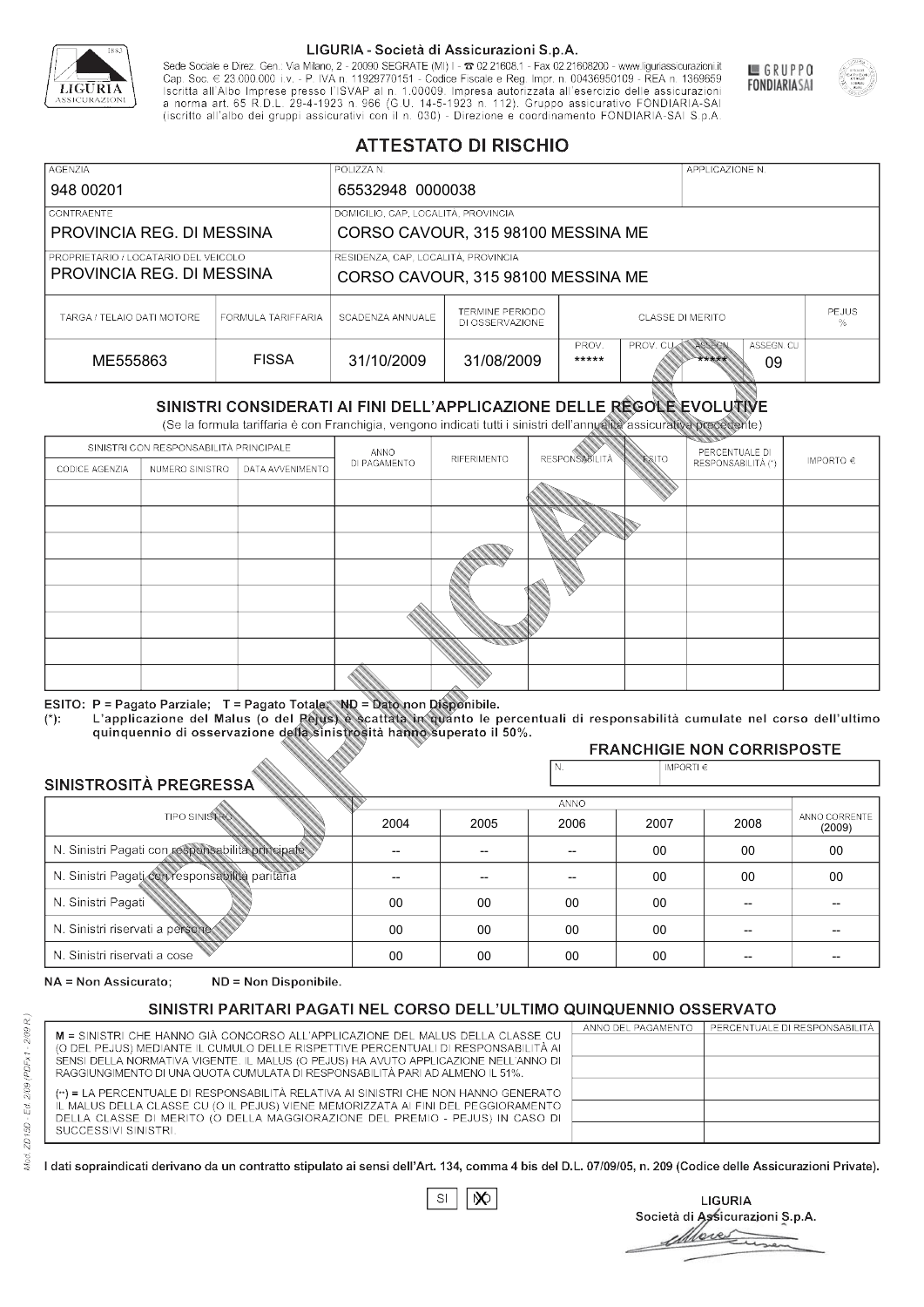LIGURIA - Società di Assicurazioni S.p.A.

Sede Sociale e Direz. Gen.: Via Milano, 2 - 20090 SEGRATE (MI) I - ☎ 02.21608.1 - Fax 02.21608200 - www.liguriassicurazioni.it
Cap. Soc. € 23.000.000 i.v. - P. IVA n. 11929770151 - Codice Fiscale e Reg. Impr. n. 00436950109 - REA n. 1369659
Iscritta all'Albo Imprese presso l'ISVAP al n. 1.00009. Impresa autorizzata all'esercizio delle assicurazioni a norma art. 65 R.D.L. 29-4-1923 n. 966 (G.U. 14-5-1923 n. 112). Gruppo assicurativo FONDIARIA-SAI (iscritto all'albo dei gruppi assicurativi con il n. 030) - Direzione e coordinamento FONDIARIA-SAI S.p.A.

GRUPPO FONDIARIASAI

# ATTESTATO DI RISCHIO

| AGENZIA | POLIZZA N. | APPLICAZIONE N. |
|---|---|---|
| 948 00201 | 65532948 0000038 | |

| CONTRAENTE | DOMICILIO, CAP, LOCALITÀ, PROVINCIA |
|---|---|
| PROVINCIA REG. DI MESSINA | CORSO CAVOUR, 315 98100 MESSINA ME |
| **PROPRIETARIO / LOCATARIO DEL VEICOLO** | **RESIDENZA, CAP, LOCALITÀ, PROVINCIA** |
| PROVINCIA REG. DI MESSINA | CORSO CAVOUR, 315 98100 MESSINA ME |

| TARGA / TELAIO DATI MOTORE | FORMULA TARIFFARIA | SCADENZA ANNUALE | TERMINE PERIODO DI OSSERVAZIONE | CLASSE DI MERITO | | | | PEJUS % |
|---|---|---|---|---|---|---|---|---|
| | | | | PROV. | PROV. CU | ASSEGN. | ASSEGN. CU | |
| ME555863 | FISSA | 31/10/2009 | 31/08/2009 | ***** | | ***** | 09 | |

## SINISTRI CONSIDERATI AI FINI DELL'APPLICAZIONE DELLE REGOLE EVOLUTIVE

(Se la formula tariffaria è con Franchigia, vengono indicati tutti i sinistri dell'annualità assicurativa precedente)

| SINISTRI CON RESPONSABILITÀ PRINCIPALE | | | ANNO DI PAGAMENTO | RIFERIMENTO | RESPONSABILITÀ | ESITO | PERCENTUALE DI RESPONSABILITÀ (*) | IMPORTO € |
|---|---|---|---|---|---|---|---|---|
| CODICE AGENZIA | NUMERO SINISTRO | DATA AVVENIMENTO | | | | | | |
| | | | | | | | | |
| | | | | | | | | |
| | | | | | | | | |
| | | | | | | | | |
| | | | | | | | | |
| | | | | | | | | |
| | | | | | | | | |
| | | | | | | | | |

ESITO: P = Pagato Parziale; T = Pagato Totale; ND = Dato non Disponibile.
(*): L'applicazione del Malus (o del Pejus) è scattata in quanto le percentuali di responsabilità cumulate nel corso dell'ultimo quinquennio di osservazione della sinistrosità hanno superato il 50%.

**FRANCHIGIE NON CORRISPOSTE**

| N. | IMPORTI € |
|---|---|
| | |

## SINISTROSITÀ PREGRESSA

| TIPO SINISTRO | 2004 | 2005 | 2006 | 2007 | 2008 | ANNO CORRENTE (2009) |
|---|---|---|---|---|---|---|
| N. Sinistri Pagati con responsabilità principale | -- | -- | -- | 00 | 00 | 00 |
| N. Sinistri Pagati con responsabilità paritaria | -- | -- | -- | 00 | 00 | 00 |
| N. Sinistri Pagati | 00 | 00 | 00 | 00 | -- | -- |
| N. Sinistri riservati a persone | 00 | 00 | 00 | 00 | -- | -- |
| N. Sinistri riservati a cose | 00 | 00 | 00 | 00 | -- | -- |

NA = Non Assicurato; ND = Non Disponibile.

## SINISTRI PARITARI PAGATI NEL CORSO DELL'ULTIMO QUINQUENNIO OSSERVATO

M = SINISTRI CHE HANNO GIÀ CONCORSO ALL'APPLICAZIONE DEL MALUS DELLA CLASSE CU (O DEL PEJUS) MEDIANTE IL CUMULO DELLE RISPETTIVE PERCENTUALI DI RESPONSABILITÀ AI SENSI DELLA NORMATIVA VIGENTE. IL MALUS (O PEJUS) HA AVUTO APPLICAZIONE NELL'ANNO DI RAGGIUNGIMENTO DI UNA QUOTA CUMULATA DI RESPONSABILITÀ PARI AD ALMENO IL 51%.

(**) = LA PERCENTUALE DI RESPONSABILITÀ RELATIVA AI SINISTRI CHE NON HANNO GENERATO IL MALUS DELLA CLASSE CU (O IL PEJUS) VIENE MEMORIZZATA AI FINI DEL PEGGIORAMENTO DELLA CLASSE DI MERITO (O DELLA MAGGIORAZIONE DEL PREMIO - PEJUS) IN CASO DI SUCCESSIVI SINISTRI.

| ANNO DEL PAGAMENTO | PERCENTUALE DI RESPONSABILITÀ |
|---|---|
| | |
| | |
| | |
| | |
| | |

I dati sopraindicati derivano da un contratto stipulato ai sensi dell'Art. 134, comma 4 bis del D.L. 07/09/05, n. 209 (Codice delle Assicurazioni Private).

SI [ ] NO [X]

LIGURIA
Società di Assicurazioni S.p.A.

Mod. ZD150 - Ed. 2/09 (PDFx1 - 2/09 R.)

DUPLICATO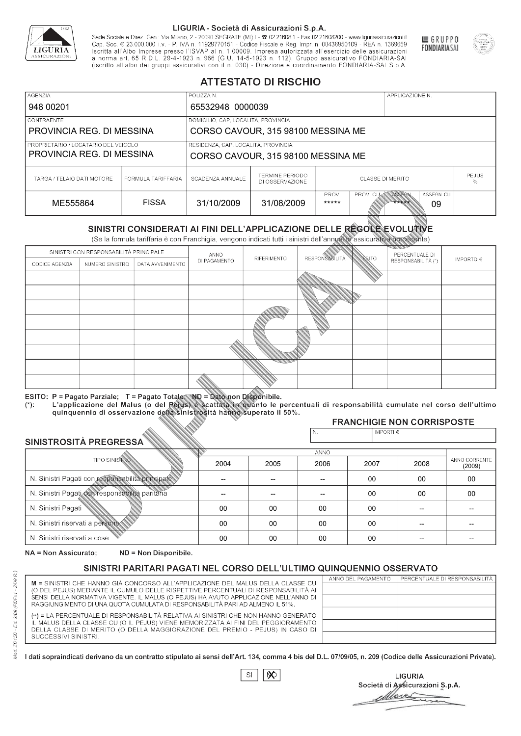LIGURIA - Società di Assicurazioni S.p.A.

Sede Sociale e Direz. Gen.: Via Milano, 2 - 20090 SEGRATE (MI) I - ☎ 02.21608.1 - Fax 02.21608200 - www.liguriassicurazioni.it
Cap. Soc. € 23.000.000 i.v. - P. IVA n. 11929770151 - Codice Fiscale e Reg. Impr. n. 00436950109 - REA n. 1369659
Iscritta all'Albo Imprese presso l'ISVAP al n. 1.00009. Impresa autorizzata all'esercizio delle assicurazioni a norma art. 65 R.D.L. 29-4-1923 n. 966 (G.U. 14-5-1923 n. 112). Gruppo assicurativo FONDIARIA-SAI (iscritto all'albo dei gruppi assicurativi con il n. 030) - Direzione e coordinamento FONDIARIA-SAI S.p.A.

GRUPPO FONDIARIASAI

# ATTESTATO DI RISCHIO

| AGENZIA | POLIZZA N. | APPLICAZIONE N. |
|---|---|---|
| 948 00201 | 65532948 0000039 | |

| CONTRAENTE | DOMICILIO, CAP, LOCALITÀ, PROVINCIA |
|---|---|
| PROVINCIA REG. DI MESSINA | CORSO CAVOUR, 315 98100 MESSINA ME |
| **PROPRIETARIO / LOCATARIO DEL VEICOLO** | **RESIDENZA, CAP, LOCALITÀ, PROVINCIA** |
| PROVINCIA REG. DI MESSINA | CORSO CAVOUR, 315 98100 MESSINA ME |

| TARGA / TELAIO DATI MOTORE | FORMULA TARIFFARIA | SCADENZA ANNUALE | TERMINE PERIODO DI OSSERVAZIONE | CLASSE DI MERITO | | | | PEJUS % |
|---|---|---|---|---|---|---|---|---|
| | | | | PROV. | PROV. CU | ASSEGN. | ASSEGN. CU | |
| ME555864 | FISSA | 31/10/2009 | 31/08/2009 | ***** | | ***** | 09 | |

## SINISTRI CONSIDERATI AI FINI DELL'APPLICAZIONE DELLE REGOLE EVOLUTIVE

(Se la formula tariffaria è con Franchigia, vengono indicati tutti i sinistri dell'annualità assicurativa precedente)

| SINISTRI CON RESPONSABILITÀ PRINCIPALE | | | ANNO DI PAGAMENTO | RIFERIMENTO | RESPONSABILITÀ | ESITO | PERCENTUALE DI RESPONSABILITÀ (*) | IMPORTO € |
|---|---|---|---|---|---|---|---|---|
| CODICE AGENZIA | NUMERO SINISTRO | DATA AVVENIMENTO | | | | | | |
| | | | | | | | | |
| | | | | | | | | |
| | | | | | | | | |
| | | | | | | | | |
| | | | | | | | | |
| | | | | | | | | |
| | | | | | | | | |
| | | | | | | | | |

ESITO: P = Pagato Parziale; T = Pagato Totale; ND = Dato non Disponibile.
(*): L'applicazione del Malus (o del Pejus) è scattata in quanto le percentuali di responsabilità cumulate nel corso dell'ultimo quinquennio di osservazione della sinistrosità hanno superato il 50%.

**FRANCHIGIE NON CORRISPOSTE**

| N. | IMPORTI € |
|---|---|
| | |

## SINISTROSITÀ PREGRESSA

| TIPO SINISTRO | 2004 | 2005 | 2006 | 2007 | 2008 | ANNO CORRENTE (2009) |
|---|---|---|---|---|---|---|
| N. Sinistri Pagati con responsabilità principale | -- | -- | -- | 00 | 00 | 00 |
| N. Sinistri Pagati con responsabilità paritaria | -- | -- | -- | 00 | 00 | 00 |
| N. Sinistri Pagati | 00 | 00 | 00 | 00 | -- | -- |
| N. Sinistri riservati a persone | 00 | 00 | 00 | 00 | -- | -- |
| N. Sinistri riservati a cose | 00 | 00 | 00 | 00 | -- | -- |

NA = Non Assicurato; ND = Non Disponibile.

## SINISTRI PARITARI PAGATI NEL CORSO DELL'ULTIMO QUINQUENNIO OSSERVATO

M = SINISTRI CHE HANNO GIÀ CONCORSO ALL'APPLICAZIONE DEL MALUS DELLA CLASSE CU (O DEL PEJUS) MEDIANTE IL CUMULO DELLE RISPETTIVE PERCENTUALI DI RESPONSABILITÀ AI SENSI DELLA NORMATIVA VIGENTE. IL MALUS (O PEJUS) HA AVUTO APPLICAZIONE NELL'ANNO DI RAGGIUNGIMENTO DI UNA QUOTA CUMULATA DI RESPONSABILITÀ PARI AD ALMENO IL 51%.

(**) = LA PERCENTUALE DI RESPONSABILITÀ RELATIVA AI SINISTRI CHE NON HANNO GENERATO IL MALUS DELLA CLASSE CU (O IL PEJUS) VIENE MEMORIZZATA AI FINI DEL PEGGIORAMENTO DELLA CLASSE DI MERITO (O DELLA MAGGIORAZIONE DEL PREMIO - PEJUS) IN CASO DI SUCCESSIVI SINISTRI.

| ANNO DEL PAGAMENTO | PERCENTUALE DI RESPONSABILITÀ |
|---|---|
| | |
| | |
| | |
| | |
| | |

I dati sopraindicati derivano da un contratto stipulato ai sensi dell'Art. 134, comma 4 bis del D.L. 07/09/05, n. 209 (Codice delle Assicurazioni Private).

SI | X NO

LIGURIA
Società di Assicurazioni S.p.A.

Mod. ZD150 - Ed. 2/09 (PDFx1 - 2/09 R.)

DUPLICATO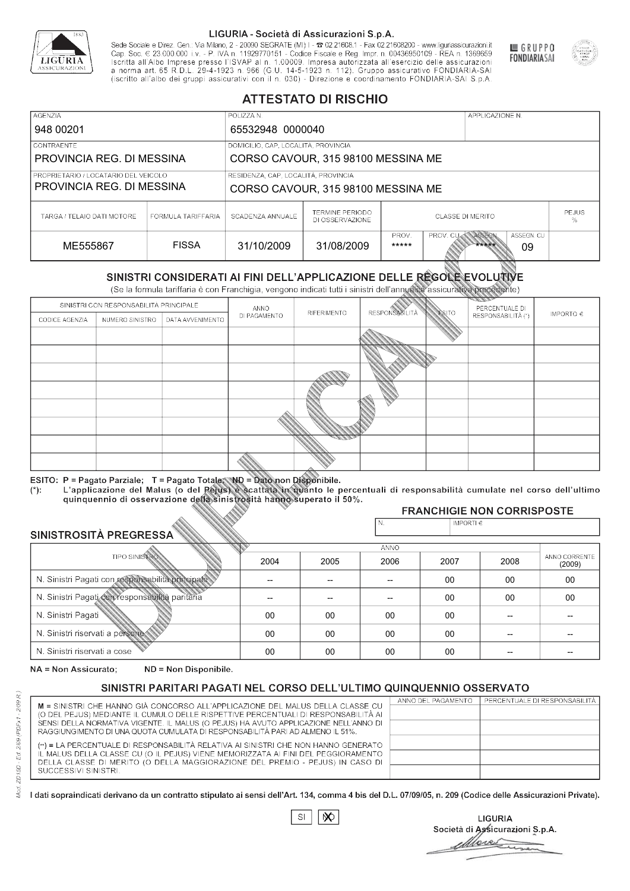LIGURIA - Società di Assicurazioni S.p.A.

Sede Sociale e Direz. Gen.: Via Milano, 2 - 20090 SEGRATE (MI) I - ☎ 02.21608.1 - Fax 02.21608200 - www.liguriassicurazioni.it
Cap. Soc. € 23.000.000 i.v. - P. IVA n. 11929770151 - Codice Fiscale e Reg. Impr. n. 00436950109 - REA n. 1369659
Iscritta all'Albo Imprese presso l'ISVAP al n. 1.00009. Impresa autorizzata all'esercizio delle assicurazioni a norma art. 65 R.D.L. 29-4-1923 n. 966 (G.U. 14-5-1923 n. 112). Gruppo assicurativo FONDIARIA-SAI (iscritto all'albo dei gruppi assicurativi con il n. 030) - Direzione e coordinamento FONDIARIA-SAI S.p.A.

GRUPPO FONDIARIASAI

# ATTESTATO DI RISCHIO

| AGENZIA | POLIZZA N. | APPLICAZIONE N. |
|---|---|---|
| 948 00201 | 65532948 0000040 | |

| CONTRAENTE | DOMICILIO, CAP, LOCALITÀ, PROVINCIA |
|---|---|
| PROVINCIA REG. DI MESSINA | CORSO CAVOUR, 315 98100 MESSINA ME |

| PROPRIETARIO / LOCATARIO DEL VEICOLO | RESIDENZA, CAP, LOCALITÀ, PROVINCIA |
|---|---|
| PROVINCIA REG. DI MESSINA | CORSO CAVOUR, 315 98100 MESSINA ME |

| TARGA / TELAIO DATI MOTORE | FORMULA TARIFFARIA | SCADENZA ANNUALE | TERMINE PERIODO DI OSSERVAZIONE | CLASSE DI MERITO PROV. | CLASSE DI MERITO PROV. CU | CLASSE DI MERITO ASSEGN. | CLASSE DI MERITO ASSEGN. CU | PEJUS % |
|---|---|---|---|---|---|---|---|---|
| ME555867 | FISSA | 31/10/2009 | 31/08/2009 | ***** | | ***** | 09 | |

## SINISTRI CONSIDERATI AI FINI DELL'APPLICAZIONE DELLE REGOLE EVOLUTIVE

(Se la formula tariffaria è con Franchigia, vengono indicati tutti i sinistri dell'annualità assicurativa precedente)

| SINISTRI CON RESPONSABILITÀ PRINCIPALE - CODICE AGENZIA | NUMERO SINISTRO | DATA AVVENIMENTO | ANNO DI PAGAMENTO | RIFERIMENTO | RESPONSABILITÀ | ESITO | PERCENTUALE DI RESPONSABILITÀ (*) | IMPORTO € |
|---|---|---|---|---|---|---|---|---|
| | | | | | | | | |
| | | | | | | | | |
| | | | | | | | | |
| | | | | | | | | |
| | | | | | | | | |
| | | | | | | | | |
| | | | | | | | | |
| | | | | | | | | |

ESITO: P = Pagato Parziale; T = Pagato Totale; ND = Dato non Disponibile.
(*): L'applicazione del Malus (o del Pejus) è scattata in quanto le percentuali di responsabilità cumulate nel corso dell'ultimo quinquennio di osservazione della sinistrosità hanno superato il 50%.

## FRANCHIGIE NON CORRISPOSTE

| N. | IMPORTI € |
|---|---|
| | |

## SINISTROSITÀ PREGRESSA

| TIPO SINISTRO | 2004 | 2005 | 2006 | 2007 | 2008 | ANNO CORRENTE (2009) |
|---|---|---|---|---|---|---|
| N. Sinistri Pagati con responsabilità principale | -- | -- | -- | 00 | 00 | 00 |
| N. Sinistri Pagati con responsabilità paritaria | -- | -- | -- | 00 | 00 | 00 |
| N. Sinistri Pagati | 00 | 00 | 00 | 00 | -- | -- |
| N. Sinistri riservati a persone | 00 | 00 | 00 | 00 | -- | -- |
| N. Sinistri riservati a cose | 00 | 00 | 00 | 00 | -- | -- |

NA = Non Assicurato; ND = Non Disponibile.

## SINISTRI PARITARI PAGATI NEL CORSO DELL'ULTIMO QUINQUENNIO OSSERVATO

M = SINISTRI CHE HANNO GIÀ CONCORSO ALL'APPLICAZIONE DEL MALUS DELLA CLASSE CU (O DEL PEJUS) MEDIANTE IL CUMULO DELLE RISPETTIVE PERCENTUALI DI RESPONSABILITÀ AI SENSI DELLA NORMATIVA VIGENTE. IL MALUS (O PEJUS) HA AVUTO APPLICAZIONE NELL'ANNO DI RAGGIUNGIMENTO DI UNA QUOTA CUMULATA DI RESPONSABILITÀ PARI AD ALMENO IL 51%.

(**) = LA PERCENTUALE DI RESPONSABILITÀ RELATIVA AI SINISTRI CHE NON HANNO GENERATO IL MALUS DELLA CLASSE CU (O IL PEJUS) VIENE MEMORIZZATA AI FINI DEL PEGGIORAMENTO DELLA CLASSE DI MERITO (O DELLA MAGGIORAZIONE DEL PREMIO - PEJUS) IN CASO DI SUCCESSIVI SINISTRI.

| ANNO DEL PAGAMENTO | PERCENTUALE DI RESPONSABILITÀ |
|---|---|
| | |
| | |
| | |
| | |
| | |

I dati sopraindicati derivano da un contratto stipulato ai sensi dell'Art. 134, comma 4 bis del D.L. 07/09/05, n. 209 (Codice delle Assicurazioni Private).

SI ☐ NO ☒

LIGURIA
Società di Assicurazioni S.p.A.

Mod. ZD15D - Ed. 2/09 (PDFx1 - 2/09 R.)

DUPLICATO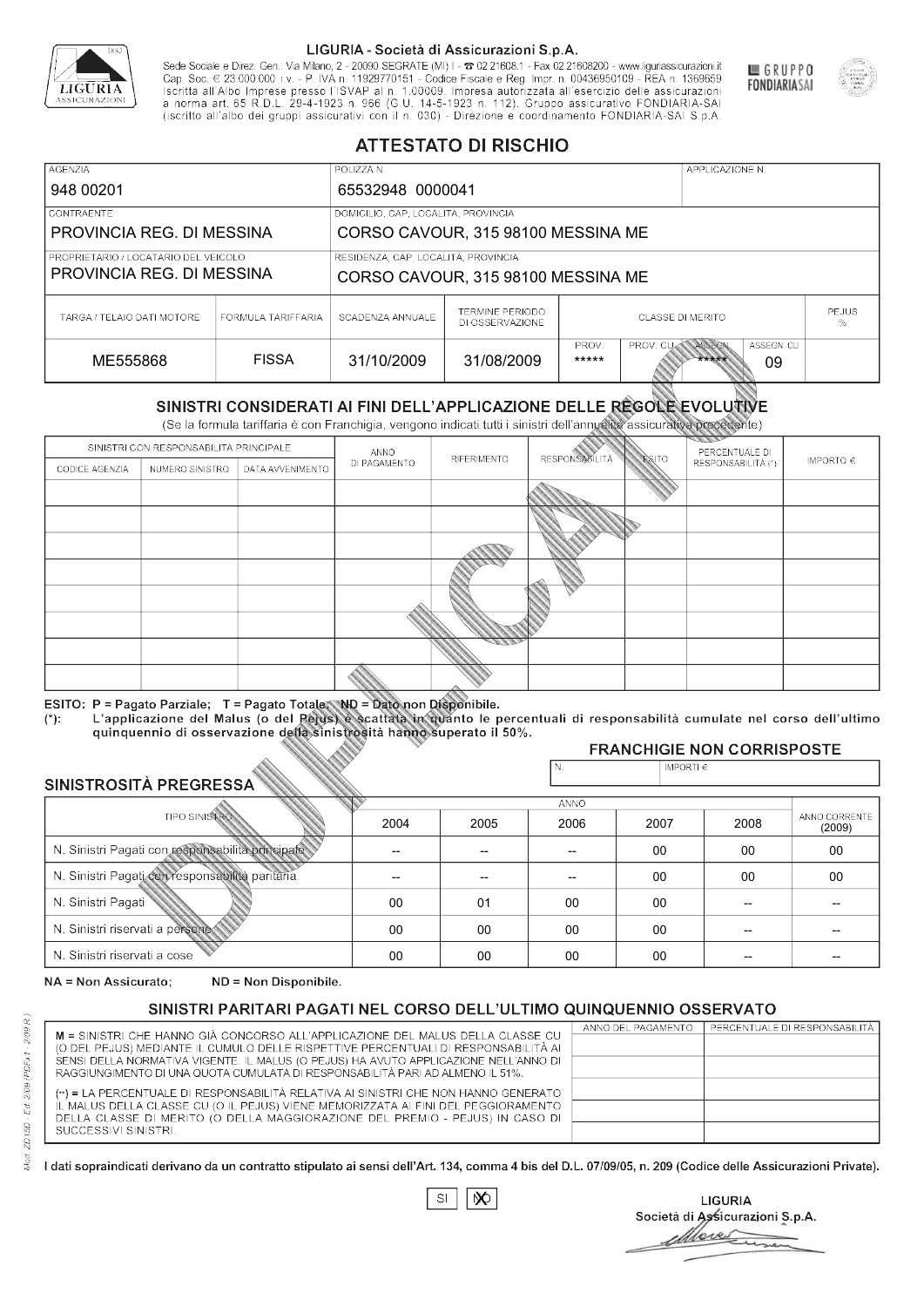**LIGURIA - Società di Assicurazioni S.p.A.**
Sede Sociale e Direz. Gen.: Via Milano, 2 - 20090 SEGRATE (MI) I - ☎ 02.21608.1 - Fax 02.21608200 - www.liguriassicurazioni.it
Cap. Soc. € 23.000.000 i.v. - P. IVA n. 11929770151 - Codice Fiscale e Reg. Impr. n. 00436950109 - REA n. 1369659
Iscritta all'Albo Imprese presso l'ISVAP al n. 1.00009. Impresa autorizzata all'esercizio delle assicurazioni a norma art. 65 R.D.L. 29-4-1923 n. 966 (G.U. 14-5-1923 n. 112). Gruppo assicurativo FONDIARIA-SAI (iscritto all'albo dei gruppi assicurativi con il n. 030) - Direzione e coordinamento FONDIARIA-SAI S.p.A.

GRUPPO FONDIARIASAI

# ATTESTATO DI RISCHIO

| AGENZIA | POLIZZA N. | APPLICAZIONE N. |
|---|---|---|
| 948 00201 | 65532948 0000041 | |

| CONTRAENTE | DOMICILIO, CAP, LOCALITÀ, PROVINCIA |
|---|---|
| PROVINCIA REG. DI MESSINA | CORSO CAVOUR, 315 98100 MESSINA ME |
| **PROPRIETARIO / LOCATARIO DEL VEICOLO** | **RESIDENZA, CAP, LOCALITÀ, PROVINCIA** |
| PROVINCIA REG. DI MESSINA | CORSO CAVOUR, 315 98100 MESSINA ME |

| TARGA / TELAIO DATI MOTORE | FORMULA TARIFFARIA | SCADENZA ANNUALE | TERMINE PERIODO DI OSSERVAZIONE | CLASSE DI MERITO | | | | PEJUS % |
|---|---|---|---|---|---|---|---|---|
| | | | | PROV. | PROV. CU | ASSEGN. | ASSEGN. CU | |
| ME555868 | FISSA | 31/10/2009 | 31/08/2009 | ***** | | ***** | 09 | |

## SINISTRI CONSIDERATI AI FINI DELL'APPLICAZIONE DELLE REGOLE EVOLUTIVE

(Se la formula tariffaria è con Franchigia, vengono indicati tutti i sinistri dell'annualità assicurativa precedente)

| SINISTRI CON RESPONSABILITÀ PRINCIPALE | | | ANNO DI PAGAMENTO | RIFERIMENTO | RESPONSABILITÀ | ESITO | PERCENTUALE DI RESPONSABILITÀ (*) | IMPORTO € |
|---|---|---|---|---|---|---|---|---|
| CODICE AGENZIA | NUMERO SINISTRO | DATA AVVENIMENTO | | | | | | |
| | | | | | | | | |
| | | | | | | | | |
| | | | | | | | | |
| | | | | | | | | |
| | | | | | | | | |
| | | | | | | | | |
| | | | | | | | | |
| | | | | | | | | |

ESITO: P = Pagato Parziale; T = Pagato Totale; ND = Dato non Disponibile.
(*): L'applicazione del Malus (o del Pejus) è scattata in quanto le percentuali di responsabilità cumulate nel corso dell'ultimo quinquennio di osservazione della sinistrosità hanno superato il 50%.

**FRANCHIGIE NON CORRISPOSTE**

| N. | IMPORTI € |
|---|---|
| | |

## SINISTROSITÀ PREGRESSA

| TIPO SINISTRO | 2004 | 2005 | 2006 | 2007 | 2008 | ANNO CORRENTE (2009) |
|---|---|---|---|---|---|---|
| N. Sinistri Pagati con responsabilità principale | -- | -- | -- | 00 | 00 | 00 |
| N. Sinistri Pagati con responsabilità paritaria | -- | -- | -- | 00 | 00 | 00 |
| N. Sinistri Pagati | 00 | 01 | 00 | 00 | -- | -- |
| N. Sinistri riservati a persone | 00 | 00 | 00 | 00 | -- | -- |
| N. Sinistri riservati a cose | 00 | 00 | 00 | 00 | -- | -- |

NA = Non Assicurato; ND = Non Disponibile.

## SINISTRI PARITARI PAGATI NEL CORSO DELL'ULTIMO QUINQUENNIO OSSERVATO

M = SINISTRI CHE HANNO GIÀ CONCORSO ALL'APPLICAZIONE DEL MALUS DELLA CLASSE CU (O DEL PEJUS) MEDIANTE IL CUMULO DELLE RISPETTIVE PERCENTUALI DI RESPONSABILITÀ AI SENSI DELLA NORMATIVA VIGENTE. IL MALUS (O PEJUS) HA AVUTO APPLICAZIONE NELL'ANNO DI RAGGIUNGIMENTO DI UNA QUOTA CUMULATA DI RESPONSABILITÀ PARI AD ALMENO IL 51%.

(**) = LA PERCENTUALE DI RESPONSABILITÀ RELATIVA AI SINISTRI CHE NON HANNO GENERATO IL MALUS DELLA CLASSE CU (O IL PEJUS) VIENE MEMORIZZATA AI FINI DEL PEGGIORAMENTO DELLA CLASSE DI MERITO (O DELLA MAGGIORAZIONE DEL PREMIO - PEJUS) IN CASO DI SUCCESSIVI SINISTRI.

| ANNO DEL PAGAMENTO | PERCENTUALE DI RESPONSABILITÀ |
|---|---|
| | |
| | |
| | |
| | |
| | |

I dati sopraindicati derivano da un contratto stipulato ai sensi dell'Art. 134, comma 4 bis del D.L. 07/09/05, n. 209 (Codice delle Assicurazioni Private).

SI [ ] NO [X]

LIGURIA
Società di Assicurazioni S.p.A.

DUPLICATO

Mod. ZD15D - Ed. 2/09 (PDFx1 - 2/09 R.)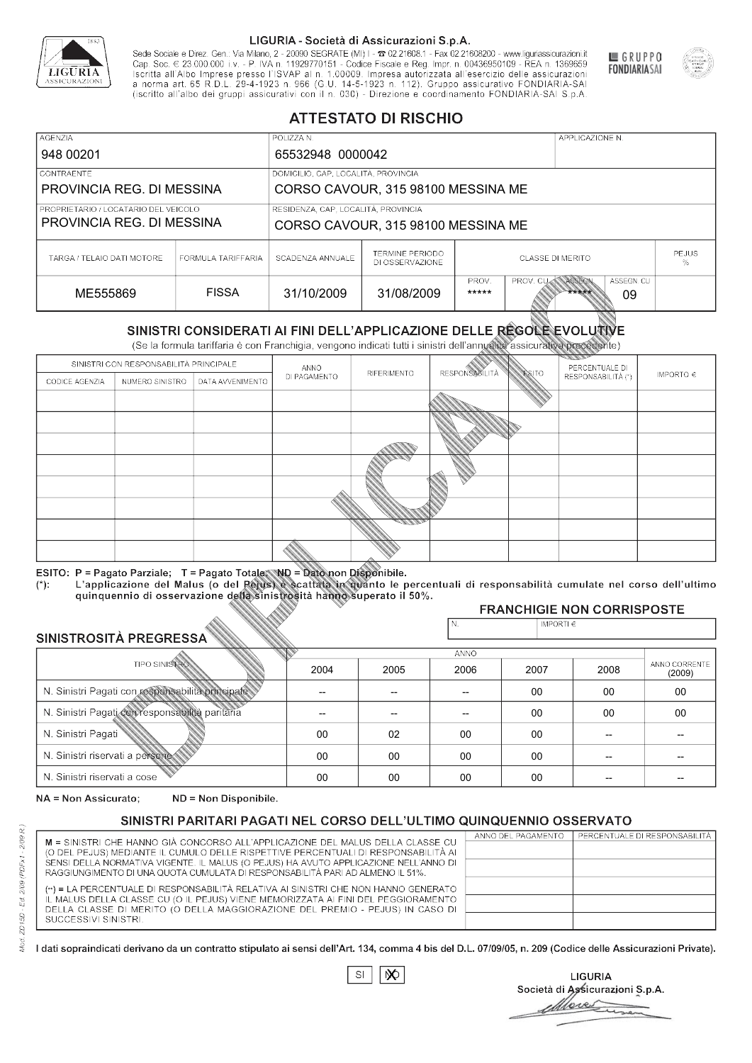LIGURIA - Società di Assicurazioni S.p.A.

Sede Sociale e Direz. Gen.: Via Milano, 2 - 20090 SEGRATE (MI) I - ☎ 02.21608.1 - Fax 02.21608200 - www.liguriassicurazioni.it
Cap. Soc. € 23.000.000 i.v. - P. IVA n. 11929770151 - Codice Fiscale e Reg. Impr. n. 00436950109 - REA n. 1369659
Iscritta all'Albo Imprese presso l'ISVAP al n. 1.00009. Impresa autorizzata all'esercizio delle assicurazioni a norma art. 65 R.D.L. 29-4-1923 n. 966 (G.U. 14-5-1923 n. 112). Gruppo assicurativo FONDIARIA-SAI (iscritto all'albo dei gruppi assicurativi con il n. 030) - Direzione e coordinamento FONDIARIA-SAI S.p.A.

GRUPPO FONDIARIASAI

# ATTESTATO DI RISCHIO

| AGENZIA | POLIZZA N. | APPLICAZIONE N. |
|---|---|---|
| 948 00201 | 65532948 0000042 | |

| CONTRAENTE | DOMICILIO, CAP, LOCALITÀ, PROVINCIA |
|---|---|
| PROVINCIA REG. DI MESSINA | CORSO CAVOUR, 315 98100 MESSINA ME |
| **PROPRIETARIO / LOCATARIO DEL VEICOLO** | **RESIDENZA, CAP, LOCALITÀ, PROVINCIA** |
| PROVINCIA REG. DI MESSINA | CORSO CAVOUR, 315 98100 MESSINA ME |

| TARGA / TELAIO DATI MOTORE | FORMULA TARIFFARIA | SCADENZA ANNUALE | TERMINE PERIODO DI OSSERVAZIONE | CLASSE DI MERITO | | | | PEJUS % |
|---|---|---|---|---|---|---|---|---|
| | | | | PROV. | PROV. CU | ASSEGN. | ASSEGN. CU | |
| ME555869 | FISSA | 31/10/2009 | 31/08/2009 | ***** | | ***** | 09 | |

## SINISTRI CONSIDERATI AI FINI DELL'APPLICAZIONE DELLE REGOLE EVOLUTIVE

(Se la formula tariffaria è con Franchigia, vengono indicati tutti i sinistri dell'annualità assicurativa precedente)

| SINISTRI CON RESPONSABILITÀ PRINCIPALE | | | ANNO DI PAGAMENTO | RIFERIMENTO | RESPONSABILITÀ | ESITO | PERCENTUALE DI RESPONSABILITÀ (*) | IMPORTO € |
|---|---|---|---|---|---|---|---|---|
| CODICE AGENZIA | NUMERO SINISTRO | DATA AVVENIMENTO | | | | | | |
| | | | | | | | | |
| | | | | | | | | |
| | | | | | | | | |
| | | | | | | | | |
| | | | | | | | | |
| | | | | | | | | |
| | | | | | | | | |
| | | | | | | | | |

ESITO: P = Pagato Parziale; T = Pagato Totale; ND = Dato non Disponibile.
(*): L'applicazione del Malus (o del Pejus) è scattata in quanto le percentuali di responsabilità cumulate nel corso dell'ultimo quinquennio di osservazione della sinistrosità hanno superato il 50%.

### FRANCHIGIE NON CORRISPOSTE

| N. | IMPORTI € |
|---|---|
| | |

### SINISTROSITÀ PREGRESSA

| TIPO SINISTRO | 2004 | 2005 | 2006 | 2007 | 2008 | ANNO CORRENTE (2009) |
|---|---|---|---|---|---|---|
| N. Sinistri Pagati con responsabilità principale | -- | -- | -- | 00 | 00 | 00 |
| N. Sinistri Pagati con responsabilità paritaria | -- | -- | -- | 00 | 00 | 00 |
| N. Sinistri Pagati | 00 | 02 | 00 | 00 | -- | -- |
| N. Sinistri riservati a persone | 00 | 00 | 00 | 00 | -- | -- |
| N. Sinistri riservati a cose | 00 | 00 | 00 | 00 | -- | -- |

NA = Non Assicurato; ND = Non Disponibile.

## SINISTRI PARITARI PAGATI NEL CORSO DELL'ULTIMO QUINQUENNIO OSSERVATO

| | ANNO DEL PAGAMENTO | PERCENTUALE DI RESPONSABILITÀ |
|---|---|---|
| M = SINISTRI CHE HANNO GIÀ CONCORSO ALL'APPLICAZIONE DEL MALUS DELLA CLASSE CU (O DEL PEJUS) MEDIANTE IL CUMULO DELLE RISPETTIVE PERCENTUALI DI RESPONSABILITÀ AI SENSI DELLA NORMATIVA VIGENTE. IL MALUS (O PEJUS) HA AVUTO APPLICAZIONE NELL'ANNO DI RAGGIUNGIMENTO DI UNA QUOTA CUMULATA DI RESPONSABILITÀ PARI AD ALMENO IL 51%. | | |
| (**) = LA PERCENTUALE DI RESPONSABILITÀ RELATIVA AI SINISTRI CHE NON HANNO GENERATO IL MALUS DELLA CLASSE CU (O IL PEJUS) VIENE MEMORIZZATA AI FINI DEL PEGGIORAMENTO DELLA CLASSE DI MERITO (O DELLA MAGGIORAZIONE DEL PREMIO - PEJUS) IN CASO DI SUCCESSIVI SINISTRI. | | |

I dati sopraindicati derivano da un contratto stipulato ai sensi dell'Art. 134, comma 4 bis del D.L. 07/09/05, n. 209 (Codice delle Assicurazioni Private).

SI ☐ NO ☒

LIGURIA
Società di Assicurazioni S.p.A.

Mod. ZD150 - Ed. 2/09 (PDFx1 - 2/09 R.)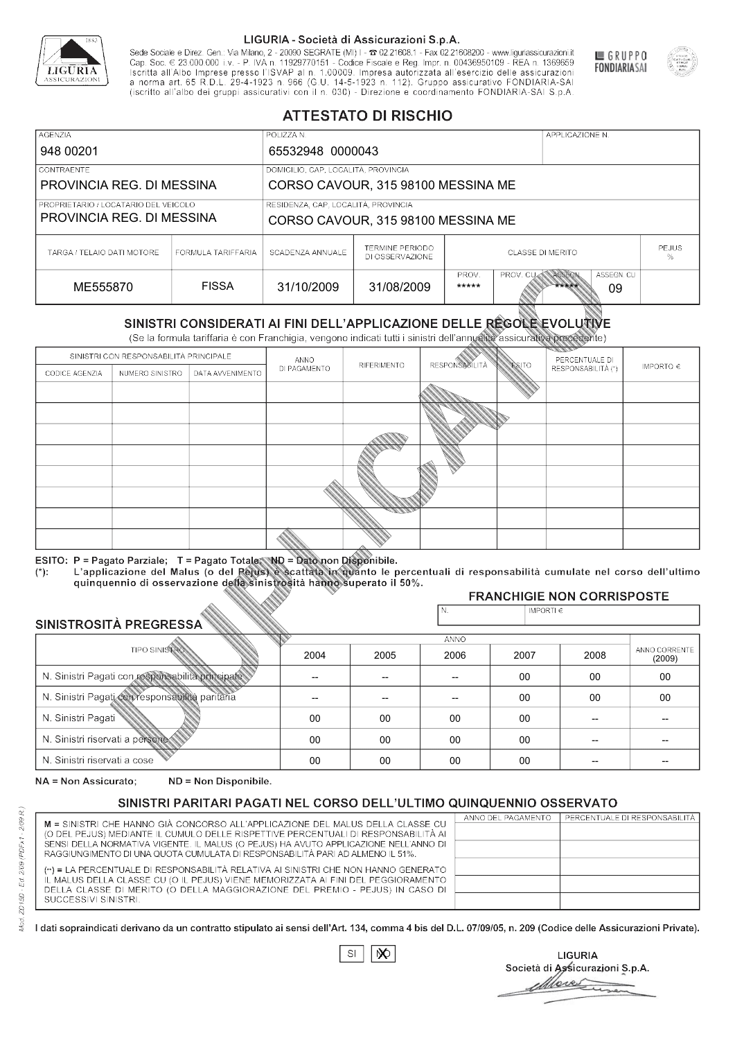LIGURIA - Società di Assicurazioni S.p.A.

Sede Sociale e Direz. Gen.: Via Milano, 2 - 20090 SEGRATE (MI) I - ☎ 02.21608.1 - Fax 02.21608200 - www.liguriassicurazioni.it
Cap. Soc. € 23.000.000 i.v. - P. IVA n. 11929770151 - Codice Fiscale e Reg. Impr. n. 00436950109 - REA n. 1369659
Iscritta all'Albo Imprese presso l'ISVAP al n. 1.00009. Impresa autorizzata all'esercizio delle assicurazioni a norma art. 65 R.D.L. 29-4-1923 n. 966 (G.U. 14-5-1923 n. 112). Gruppo assicurativo FONDIARIA-SAI (iscritto all'albo dei gruppi assicurativi con il n. 030) - Direzione e coordinamento FONDIARIA-SAI S.p.A.

GRUPPO FONDIARIASAI

# ATTESTATO DI RISCHIO

| AGENZIA | POLIZZA N. | APPLICAZIONE N. |
|---|---|---|
| 948 00201 | 65532948 0000043 | |

| CONTRAENTE | DOMICILIO, CAP, LOCALITÀ, PROVINCIA |
|---|---|
| PROVINCIA REG. DI MESSINA | CORSO CAVOUR, 315 98100 MESSINA ME |
| **PROPRIETARIO / LOCATARIO DEL VEICOLO** | **RESIDENZA, CAP, LOCALITÀ, PROVINCIA** |
| PROVINCIA REG. DI MESSINA | CORSO CAVOUR, 315 98100 MESSINA ME |

| TARGA / TELAIO DATI MOTORE | FORMULA TARIFFARIA | SCADENZA ANNUALE | TERMINE PERIODO DI OSSERVAZIONE | CLASSE DI MERITO | | | | PEJUS % |
|---|---|---|---|---|---|---|---|---|
| | | | | PROV. | PROV. CU | ASSEGN. | ASSEGN. CU | |
| ME555870 | FISSA | 31/10/2009 | 31/08/2009 | ***** | | ***** | 09 | |

## SINISTRI CONSIDERATI AI FINI DELL'APPLICAZIONE DELLE REGOLE EVOLUTIVE

(Se la formula tariffaria è con Franchigia, vengono indicati tutti i sinistri dell'annualità assicurativa precedente)

| SINISTRI CON RESPONSABILITÀ PRINCIPALE | | | ANNO DI PAGAMENTO | RIFERIMENTO | RESPONSABILITÀ | ESITO | PERCENTUALE DI RESPONSABILITÀ (*) | IMPORTO € |
|---|---|---|---|---|---|---|---|---|
| CODICE AGENZIA | NUMERO SINISTRO | DATA AVVENIMENTO | | | | | | |
| | | | | | | | | |
| | | | | | | | | |
| | | | | | | | | |
| | | | | | | | | |
| | | | | | | | | |
| | | | | | | | | |
| | | | | | | | | |
| | | | | | | | | |

ESITO: P = Pagato Parziale; T = Pagato Totale; ND = Dato non Disponibile.
(*): L'applicazione del Malus (o del Pejus) è scattata in quanto le percentuali di responsabilità cumulate nel corso dell'ultimo quinquennio di osservazione della sinistrosità hanno superato il 50%.

**FRANCHIGIE NON CORRISPOSTE**

| N. | IMPORTI € |
|---|---|
| | |

## SINISTROSITÀ PREGRESSA

| TIPO SINISTRO | 2004 | 2005 | 2006 | 2007 | 2008 | ANNO CORRENTE (2009) |
|---|---|---|---|---|---|---|
| N. Sinistri Pagati con responsabilità principale | -- | -- | -- | 00 | 00 | 00 |
| N. Sinistri Pagati con responsabilità paritaria | -- | -- | -- | 00 | 00 | 00 |
| N. Sinistri Pagati | 00 | 00 | 00 | 00 | -- | -- |
| N. Sinistri riservati a persone | 00 | 00 | 00 | 00 | -- | -- |
| N. Sinistri riservati a cose | 00 | 00 | 00 | 00 | -- | -- |

NA = Non Assicurato; ND = Non Disponibile.

## SINISTRI PARITARI PAGATI NEL CORSO DELL'ULTIMO QUINQUENNIO OSSERVATO

M = SINISTRI CHE HANNO GIÀ CONCORSO ALL'APPLICAZIONE DEL MALUS DELLA CLASSE CU (O DEL PEJUS) MEDIANTE IL CUMULO DELLE RISPETTIVE PERCENTUALI DI RESPONSABILITÀ AI SENSI DELLA NORMATIVA VIGENTE. IL MALUS (O PEJUS) HA AVUTO APPLICAZIONE NELL'ANNO DI RAGGIUNGIMENTO DI UNA QUOTA CUMULATA DI RESPONSABILITÀ PARI AD ALMENO IL 51%.

(**) = LA PERCENTUALE DI RESPONSABILITÀ RELATIVA AI SINISTRI CHE NON HANNO GENERATO IL MALUS DELLA CLASSE CU (O IL PEJUS) VIENE MEMORIZZATA AI FINI DEL PEGGIORAMENTO DELLA CLASSE DI MERITO (O DELLA MAGGIORAZIONE DEL PREMIO - PEJUS) IN CASO DI SUCCESSIVI SINISTRI.

| ANNO DEL PAGAMENTO | PERCENTUALE DI RESPONSABILITÀ |
|---|---|
| | |
| | |
| | |
| | |
| | |

I dati sopraindicati derivano da un contratto stipulato ai sensi dell'Art. 134, comma 4 bis del D.L. 07/09/05, n. 209 (Codice delle Assicurazioni Private).

SI [X] NO

LIGURIA
Società di Assicurazioni S.p.A.

Mod. ZD 15D - Ed. 2/09 (PDFx1 - 2/09 R.)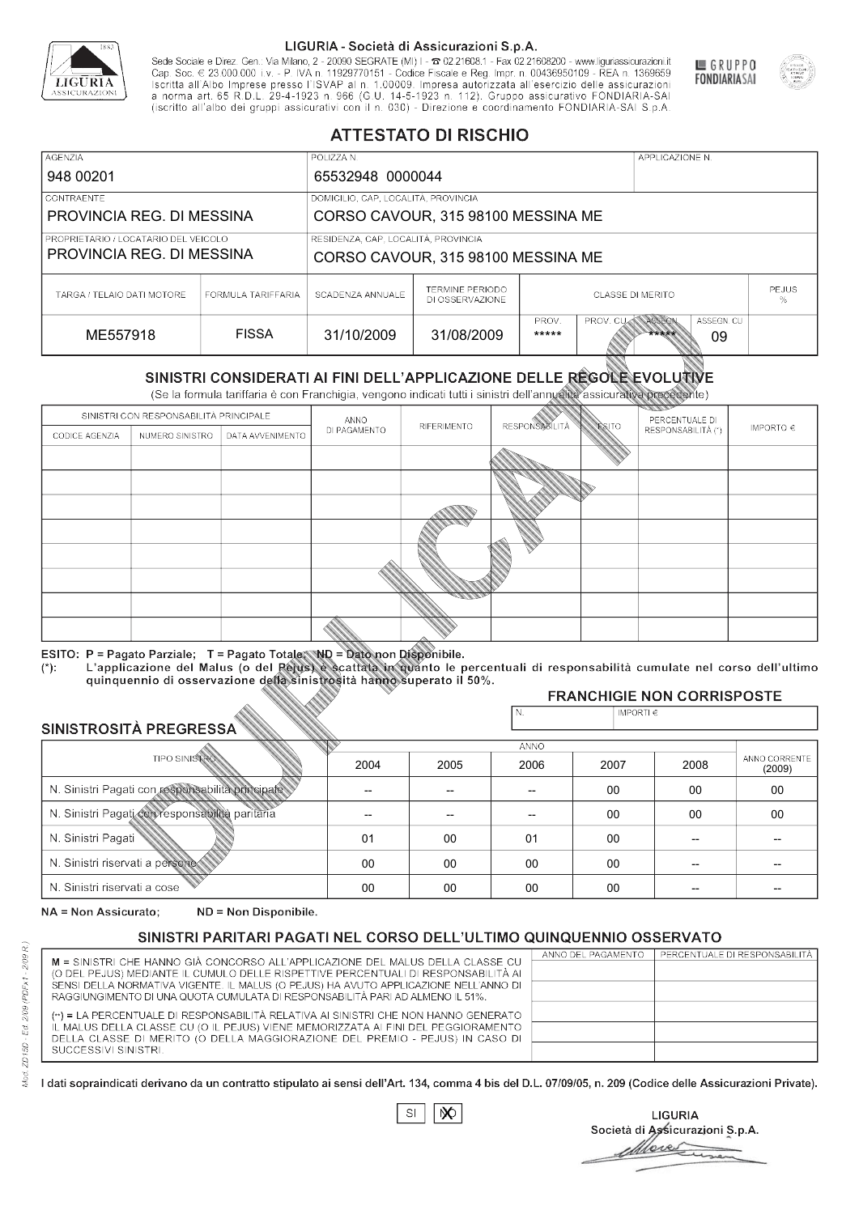LIGURIA - Società di Assicurazioni S.p.A.

Sede Sociale e Direz. Gen.: Via Milano, 2 - 20090 SEGRATE (MI) I - ☎ 02.21608.1 - Fax 02.21608200 - www.liguriassicurazioni.it
Cap. Soc. € 23.000.000 i.v. - P. IVA n. 11929770151 - Codice Fiscale e Reg. Impr. n. 00436950109 - REA n. 1369659
Iscritta all'Albo Imprese presso l'ISVAP al n. 1.00009. Impresa autorizzata all'esercizio delle assicurazioni a norma art. 65 R.D.L. 29-4-1923 n. 966 (G.U. 14-5-1923 n. 112). Gruppo assicurativo FONDIARIA-SAI (iscritto all'albo dei gruppi assicurativi con il n. 030) - Direzione e coordinamento FONDIARIA-SAI S.p.A.

GRUPPO FONDIARIA SAI

# ATTESTATO DI RISCHIO

| AGENZIA | POLIZZA N. | APPLICAZIONE N. |
|---|---|---|
| 948 00201 | 65532948 0000044 | |

| CONTRAENTE | DOMICILIO, CAP, LOCALITÀ, PROVINCIA |
|---|---|
| PROVINCIA REG. DI MESSINA | CORSO CAVOUR, 315 98100 MESSINA ME |
| **PROPRIETARIO / LOCATARIO DEL VEICOLO** | **RESIDENZA, CAP, LOCALITÀ, PROVINCIA** |
| PROVINCIA REG. DI MESSINA | CORSO CAVOUR, 315 98100 MESSINA ME |

| TARGA / TELAIO DATI MOTORE | FORMULA TARIFFARIA | SCADENZA ANNUALE | TERMINE PERIODO DI OSSERVAZIONE | CLASSE DI MERITO | | | | PEJUS % |
|---|---|---|---|---|---|---|---|---|
| | | | | PROV. | PROV. CU | ASSEGN. | ASSEGN. CU | |
| ME557918 | FISSA | 31/10/2009 | 31/08/2009 | ***** | | ***** | 09 | |

## SINISTRI CONSIDERATI AI FINI DELL'APPLICAZIONE DELLE REGOLE EVOLUTIVE

(Se la formula tariffaria è con Franchigia, vengono indicati tutti i sinistri dell'annualità assicurativa precedente)

| SINISTRI CON RESPONSABILITÀ PRINCIPALE | | | ANNO DI PAGAMENTO | RIFERIMENTO | RESPONSABILITÀ | ESITO | PERCENTUALE DI RESPONSABILITÀ (*) | IMPORTO € |
|---|---|---|---|---|---|---|---|---|
| CODICE AGENZIA | NUMERO SINISTRO | DATA AVVENIMENTO | | | | | | |
| | | | | | | | | |
| | | | | | | | | |
| | | | | | | | | |
| | | | | | | | | |
| | | | | | | | | |
| | | | | | | | | |
| | | | | | | | | |
| | | | | | | | | |

ESITO: P = Pagato Parziale; T = Pagato Totale; ND = Dato non Disponibile.
(*): L'applicazione del Malus (o del Pejus) è scattata in quanto le percentuali di responsabilità cumulate nel corso dell'ultimo quinquennio di osservazione della sinistrosità hanno superato il 50%.

### FRANCHIGIE NON CORRISPOSTE

| N. | IMPORTI € |
|---|---|
| | |

### SINISTROSITÀ PREGRESSA

| TIPO SINISTRO | 2004 | 2005 | 2006 | 2007 | 2008 | ANNO CORRENTE (2009) |
|---|---|---|---|---|---|---|
| N. Sinistri Pagati con responsabilità principale | -- | -- | -- | 00 | 00 | 00 |
| N. Sinistri Pagati con responsabilità paritaria | -- | -- | -- | 00 | 00 | 00 |
| N. Sinistri Pagati | 01 | 00 | 01 | 00 | -- | -- |
| N. Sinistri riservati a persone | 00 | 00 | 00 | 00 | -- | -- |
| N. Sinistri riservati a cose | 00 | 00 | 00 | 00 | -- | -- |

NA = Non Assicurato; ND = Non Disponibile.

### SINISTRI PARITARI PAGATI NEL CORSO DELL'ULTIMO QUINQUENNIO OSSERVATO

M = SINISTRI CHE HANNO GIÀ CONCORSO ALL'APPLICAZIONE DEL MALUS DELLA CLASSE CU (O DEL PEJUS) MEDIANTE IL CUMULO DELLE RISPETTIVE PERCENTUALI DI RESPONSABILITÀ AI SENSI DELLA NORMATIVA VIGENTE. IL MALUS (O PEJUS) HA AVUTO APPLICAZIONE NELL'ANNO DI RAGGIUNGIMENTO DI UNA QUOTA CUMULATA DI RESPONSABILITÀ PARI AD ALMENO IL 51%.

(**) = LA PERCENTUALE DI RESPONSABILITÀ RELATIVA AI SINISTRI CHE NON HANNO GENERATO IL MALUS DELLA CLASSE CU (O IL PEJUS) VIENE MEMORIZZATA AI FINI DEL PEGGIORAMENTO DELLA CLASSE DI MERITO (O DELLA MAGGIORAZIONE DEL PREMIO - PEJUS) IN CASO DI SUCCESSIVI SINISTRI.

| ANNO DEL PAGAMENTO | PERCENTUALE DI RESPONSABILITÀ |
|---|---|
| | |
| | |
| | |
| | |
| | |

I dati sopraindicati derivano da un contratto stipulato ai sensi dell'Art. 134, comma 4 bis del D.L. 07/09/05, n. 209 (Codice delle Assicurazioni Private).

SI [X] NO

LIGURIA
Società di Assicurazioni S.p.A.

Mod. ZD 150 - Ed. 2/09 (PDFx1 - 2/09 R.)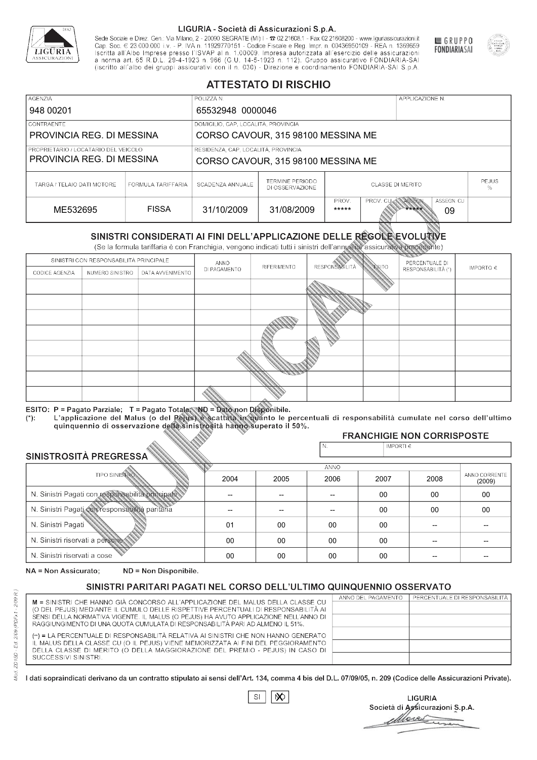LIGURIA - Società di Assicurazioni S.p.A.

Sede Sociale e Direz. Gen.: Via Milano, 2 - 20090 SEGRATE (MI) I - ☎ 02.21608.1 - Fax 02.21608200 - www.liguriassicurazioni.it
Cap. Soc. € 23.000.000 i.v. - P. IVA n. 11929770151 - Codice Fiscale e Reg. Impr. n. 00436950109 - REA n. 1369659
Iscritta all'Albo Imprese presso l'ISVAP al n. 1.00009. Impresa autorizzata all'esercizio delle assicurazioni a norma art. 65 R.D.L. 29-4-1923 n. 966 (G.U. 14-5-1923 n. 112). Gruppo assicurativo FONDIARIA-SAI (iscritto all'albo dei gruppi assicurativi con il n. 030) - Direzione e coordinamento FONDIARIA-SAI S.p.A.

GRUPPO FONDIARIASAI

# ATTESTATO DI RISCHIO

| AGENZIA | POLIZZA N. | APPLICAZIONE N. |
|---|---|---|
| 948 00201 | 65532948 0000046 | |

| CONTRAENTE | DOMICILIO, CAP, LOCALITÀ, PROVINCIA |
|---|---|
| PROVINCIA REG. DI MESSINA | CORSO CAVOUR, 315 98100 MESSINA ME |

| PROPRIETARIO / LOCATARIO DEL VEICOLO | RESIDENZA, CAP, LOCALITÀ, PROVINCIA |
|---|---|
| PROVINCIA REG. DI MESSINA | CORSO CAVOUR, 315 98100 MESSINA ME |

| TARGA / TELAIO DATI MOTORE | FORMULA TARIFFARIA | SCADENZA ANNUALE | TERMINE PERIODO DI OSSERVAZIONE | CLASSE DI MERITO | | | | PEJUS % |
|---|---|---|---|---|---|---|---|---|
| | | | | PROV. | PROV. CU | ASSEGN. | ASSEGN. CU | |
| ME532695 | FISSA | 31/10/2009 | 31/08/2009 | ***** | | ***** | 09 | |

## SINISTRI CONSIDERATI AI FINI DELL'APPLICAZIONE DELLE REGOLE EVOLUTIVE

(Se la formula tariffaria è con Franchigia, vengono indicati tutti i sinistri dell'annualità assicurativa precedente)

| SINISTRI CON RESPONSABILITÀ PRINCIPALE | | | ANNO DI PAGAMENTO | RIFERIMENTO | RESPONSABILITÀ | ESITO | PERCENTUALE DI RESPONSABILITÀ (*) | IMPORTO € |
|---|---|---|---|---|---|---|---|---|
| CODICE AGENZIA | NUMERO SINISTRO | DATA AVVENIMENTO | | | | | | |
| | | | | | | | | |
| | | | | | | | | |
| | | | | | | | | |
| | | | | | | | | |
| | | | | | | | | |
| | | | | | | | | |
| | | | | | | | | |
| | | | | | | | | |

ESITO: P = Pagato Parziale; T = Pagato Totale; ND = Dato non Disponibile.
(*): L'applicazione del Malus (o del Pejus) è scattata in quanto le percentuali di responsabilità cumulate nel corso dell'ultimo quinquennio di osservazione della sinistrosità hanno superato il 50%.

### FRANCHIGIE NON CORRISPOSTE

| N. | IMPORTI € |
|---|---|
| | |

### SINISTROSITÀ PREGRESSA

| TIPO SINISTRO | 2004 | 2005 | 2006 | 2007 | 2008 | ANNO CORRENTE (2009) |
|---|---|---|---|---|---|---|
| N. Sinistri Pagati con responsabilità principale | -- | -- | -- | 00 | 00 | 00 |
| N. Sinistri Pagati con responsabilità paritaria | -- | -- | -- | 00 | 00 | 00 |
| N. Sinistri Pagati | 01 | 00 | 00 | 00 | -- | -- |
| N. Sinistri riservati a persone | 00 | 00 | 00 | 00 | -- | -- |
| N. Sinistri riservati a cose | 00 | 00 | 00 | 00 | -- | -- |

NA = Non Assicurato; ND = Non Disponibile.

## SINISTRI PARITARI PAGATI NEL CORSO DELL'ULTIMO QUINQUENNIO OSSERVATO

M = SINISTRI CHE HANNO GIÀ CONCORSO ALL'APPLICAZIONE DEL MALUS DELLA CLASSE CU (O DEL PEJUS) MEDIANTE IL CUMULO DELLE RISPETTIVE PERCENTUALI DI RESPONSABILITÀ AI SENSI DELLA NORMATIVA VIGENTE. IL MALUS (O PEJUS) HA AVUTO APPLICAZIONE NELL'ANNO DI RAGGIUNGIMENTO DI UNA QUOTA CUMULATA DI RESPONSABILITÀ PARI AD ALMENO IL 51%.

(**) = LA PERCENTUALE DI RESPONSABILITÀ RELATIVA AI SINISTRI CHE NON HANNO GENERATO IL MALUS DELLA CLASSE CU (O IL PEJUS) VIENE MEMORIZZATA AI FINI DEL PEGGIORAMENTO DELLA CLASSE DI MERITO (O DELLA MAGGIORAZIONE DEL PREMIO - PEJUS) IN CASO DI SUCCESSIVI SINISTRI.

| ANNO DEL PAGAMENTO | PERCENTUALE DI RESPONSABILITÀ |
|---|---|
| | |
| | |
| | |
| | |
| | |

I dati sopraindicati derivano da un contratto stipulato ai sensi dell'Art. 134, comma 4 bis del D.L. 07/09/05, n. 209 (Codice delle Assicurazioni Private).

SI ☐ NO ☒

LIGURIA
Società di Assicurazioni S.p.A.

Mod. ZD150 - Ed. 2/09 (PDFx1 - 2/09 R.)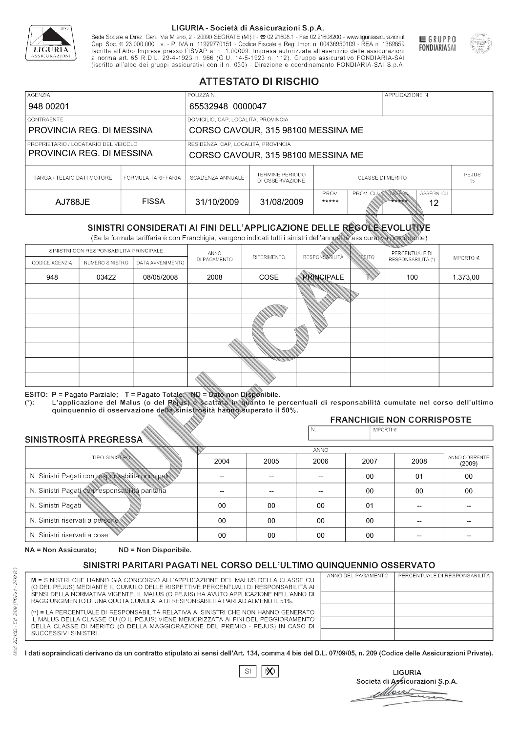LIGURIA - Società di Assicurazioni S.p.A.

Sede Sociale e Direz. Gen.: Via Milano, 2 - 20090 SEGRATE (MI) I - ☎ 02.21608.1 - Fax 02.21608200 - www.liguriassicurazioni.it
Cap. Soc. € 23.000.000 i.v. - P. IVA n. 11929770151 - Codice Fiscale e Reg. Impr. n. 00436950109 - REA n. 1369659
Iscritta all'Albo Imprese presso l'ISVAP al n. 1.00009. Impresa autorizzata all'esercizio delle assicurazioni a norma art. 65 R.D.L. 29-4-1923 n. 966 (G.U. 14-5-1923 n. 112). Gruppo assicurativo FONDIARIA-SAI (iscritto all'albo dei gruppi assicurativi con il n. 030) - Direzione e coordinamento FONDIARIA-SAI S.p.A.

GRUPPO FONDIARIASAI

# ATTESTATO DI RISCHIO

| AGENZIA | POLIZZA N. | APPLICAZIONE N. |
|---|---|---|
| 948 00201 | 65532948 0000047 | |

| CONTRAENTE | DOMICILIO, CAP, LOCALITÀ, PROVINCIA |
|---|---|
| PROVINCIA REG. DI MESSINA | CORSO CAVOUR, 315 98100 MESSINA ME |
| **PROPRIETARIO / LOCATARIO DEL VEICOLO** | **RESIDENZA, CAP, LOCALITÀ, PROVINCIA** |
| PROVINCIA REG. DI MESSINA | CORSO CAVOUR, 315 98100 MESSINA ME |

| TARGA / TELAIO DATI MOTORE | FORMULA TARIFFARIA | SCADENZA ANNUALE | TERMINE PERIODO DI OSSERVAZIONE | CLASSE DI MERITO | | | | PEJUS % |
|---|---|---|---|---|---|---|---|---|
| | | | | PROV. | PROV. CU | ASSEGN. | ASSEGN. CU | |
| AJ788JE | FISSA | 31/10/2009 | 31/08/2009 | ***** | | ***** | 12 | |

## SINISTRI CONSIDERATI AI FINI DELL'APPLICAZIONE DELLE REGOLE EVOLUTIVE

(Se la formula tariffaria è con Franchigia, vengono indicati tutti i sinistri dell'annualità assicurativa precedente)

| SINISTRI CON RESPONSABILITÀ PRINCIPALE | | | ANNO DI PAGAMENTO | RIFERIMENTO | RESPONSABILITÀ | ESITO | PERCENTUALE DI RESPONSABILITÀ (*) | IMPORTO € |
|---|---|---|---|---|---|---|---|---|
| CODICE AGENZIA | NUMERO SINISTRO | DATA AVVENIMENTO | | | | | | |
| 948 | 03422 | 08/05/2008 | 2008 | COSE | PRINCIPALE | T | 100 | 1.373,00 |
| | | | | | | | | |
| | | | | | | | | |
| | | | | | | | | |
| | | | | | | | | |
| | | | | | | | | |
| | | | | | | | | |
| | | | | | | | | |

ESITO: P = Pagato Parziale; T = Pagato Totale; ND = Dato non Disponibile.
(*): L'applicazione del Malus (o del Pejus) è scattata in quanto le percentuali di responsabilità cumulate nel corso dell'ultimo quinquennio di osservazione della sinistrosità hanno superato il 50%.

**FRANCHIGIE NON CORRISPOSTE**

| N. | IMPORTI € |
|---|---|
| | |

## SINISTROSITÀ PREGRESSA

| TIPO SINISTRO | 2004 | 2005 | 2006 | 2007 | 2008 | ANNO CORRENTE (2009) |
|---|---|---|---|---|---|---|
| N. Sinistri Pagati con responsabilità principale | -- | -- | -- | 00 | 01 | 00 |
| N. Sinistri Pagati con responsabilità paritaria | -- | -- | -- | 00 | 00 | 00 |
| N. Sinistri Pagati | 00 | 00 | 00 | 01 | -- | -- |
| N. Sinistri riservati a persone | 00 | 00 | 00 | 00 | -- | -- |
| N. Sinistri riservati a cose | 00 | 00 | 00 | 00 | -- | -- |

NA = Non Assicurato; ND = Non Disponibile.

## SINISTRI PARITARI PAGATI NEL CORSO DELL'ULTIMO QUINQUENNIO OSSERVATO

M = SINISTRI CHE HANNO GIÀ CONCORSO ALL'APPLICAZIONE DEL MALUS DELLA CLASSE CU (O DEL PEJUS) MEDIANTE IL CUMULO DELLE RISPETTIVE PERCENTUALI DI RESPONSABILITÀ AI SENSI DELLA NORMATIVA VIGENTE. IL MALUS (O PEJUS) HA AVUTO APPLICAZIONE NELL'ANNO DI RAGGIUNGIMENTO DI UNA QUOTA CUMULATA DI RESPONSABILITÀ PARI AD ALMENO IL 51%.

(**) = LA PERCENTUALE DI RESPONSABILITÀ RELATIVA AI SINISTRI CHE NON HANNO GENERATO IL MALUS DELLA CLASSE CU (O IL PEJUS) VIENE MEMORIZZATA AI FINI DEL PEGGIORAMENTO DELLA CLASSE DI MERITO (O DELLA MAGGIORAZIONE DEL PREMIO - PEJUS) IN CASO DI SUCCESSIVI SINISTRI.

| ANNO DEL PAGAMENTO | PERCENTUALE DI RESPONSABILITÀ |
|---|---|
| | |
| | |
| | |
| | |
| | |

I dati sopraindicati derivano da un contratto stipulato ai sensi dell'Art. 134, comma 4 bis del D.L. 07/09/05, n. 209 (Codice delle Assicurazioni Private).

SI ☐ NO ☒

LIGURIA
Società di Assicurazioni S.p.A.

Mod. ZD150 - Ed. 2/09 (PDFx1 - 2/09 R.)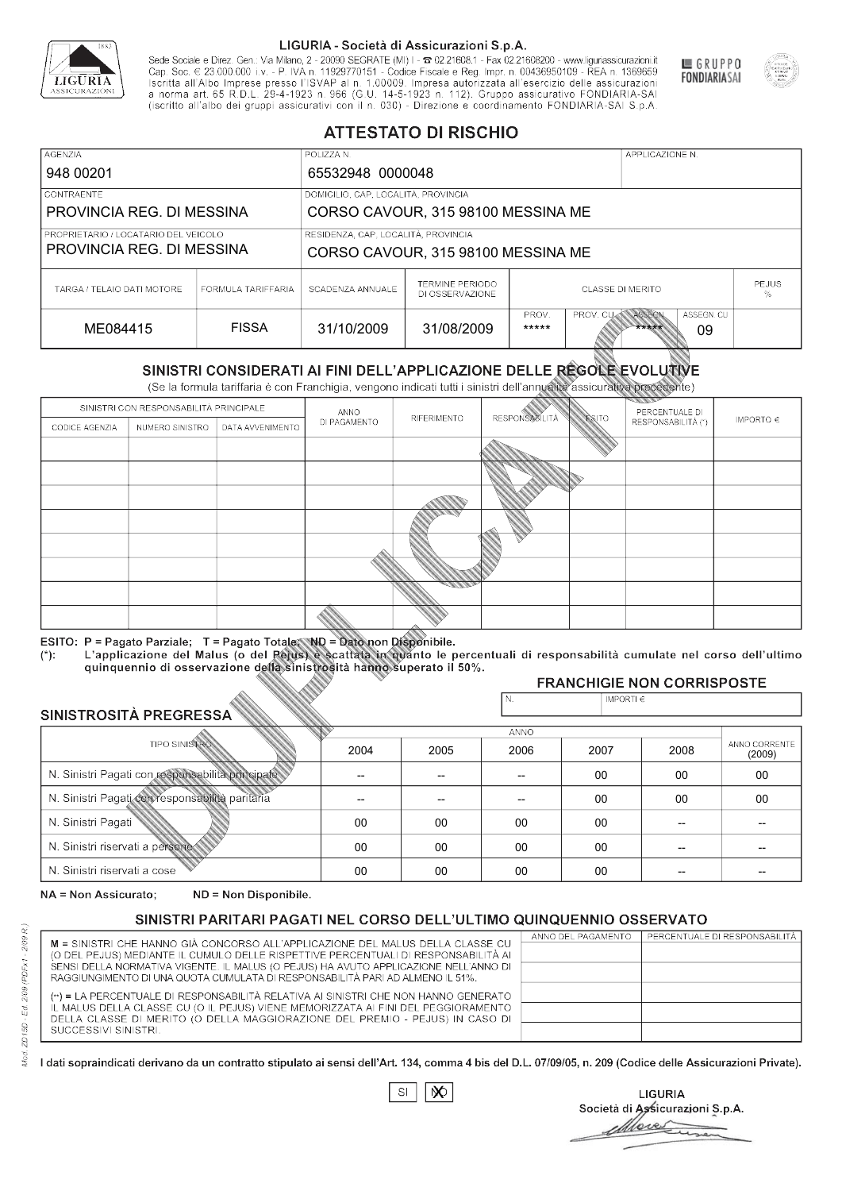LIGURIA - Società di Assicurazioni S.p.A.

Sede Sociale e Direz. Gen.: Via Milano, 2 - 20090 SEGRATE (MI) I - ☎ 02.21608.1 - Fax 02.21608200 - www.liguriassicurazioni.it
Cap. Soc. € 23.000.000 i.v. - P. IVA n. 11929770151 - Codice Fiscale e Reg. Impr. n. 00436950109 - REA n. 1369659
Iscritta all'Albo Imprese presso l'ISVAP al n. 1.00009. Impresa autorizzata all'esercizio delle assicurazioni a norma art. 65 R.D.L. 29-4-1923 n. 966 (G.U. 14-5-1923 n. 112). Gruppo assicurativo FONDIARIA-SAI (iscritto all'albo dei gruppi assicurativi con il n. 030) - Direzione e coordinamento FONDIARIA-SAI S.p.A.

GRUPPO FONDIARIASAI

# ATTESTATO DI RISCHIO

| AGENZIA | POLIZZA N. | APPLICAZIONE N. |
|---|---|---|
| 948 00201 | 65532948 0000048 | |

| CONTRAENTE | DOMICILIO, CAP, LOCALITÀ, PROVINCIA |
|---|---|
| PROVINCIA REG. DI MESSINA | CORSO CAVOUR, 315 98100 MESSINA ME |

| PROPRIETARIO / LOCATARIO DEL VEICOLO | RESIDENZA, CAP, LOCALITÀ, PROVINCIA |
|---|---|
| PROVINCIA REG. DI MESSINA | CORSO CAVOUR, 315 98100 MESSINA ME |

| TARGA / TELAIO DATI MOTORE | FORMULA TARIFFARIA | SCADENZA ANNUALE | TERMINE PERIODO DI OSSERVAZIONE | CLASSE DI MERITO | | | | PEJUS % |
|---|---|---|---|---|---|---|---|---|
| | | | | PROV. | PROV. CU | ASSEGN. | ASSEGN. CU | |
| ME084415 | FISSA | 31/10/2009 | 31/08/2009 | ***** | | ***** | 09 | |

## SINISTRI CONSIDERATI AI FINI DELL'APPLICAZIONE DELLE REGOLE EVOLUTIVE

(Se la formula tariffaria è con Franchigia, vengono indicati tutti i sinistri dell'annualità assicurativa precedente)

| SINISTRI CON RESPONSABILITÀ PRINCIPALE | | | ANNO DI PAGAMENTO | RIFERIMENTO | RESPONSABILITÀ | ESITO | PERCENTUALE DI RESPONSABILITÀ (*) | IMPORTO € |
|---|---|---|---|---|---|---|---|---|
| CODICE AGENZIA | NUMERO SINISTRO | DATA AVVENIMENTO | | | | | | |
| | | | | | | | | |
| | | | | | | | | |
| | | | | | | | | |
| | | | | | | | | |
| | | | | | | | | |
| | | | | | | | | |
| | | | | | | | | |
| | | | | | | | | |

ESITO: P = Pagato Parziale; T = Pagato Totale; ND = Dato non Disponibile.
(*): L'applicazione del Malus (o del Pejus) è scattata in quanto le percentuali di responsabilità cumulate nel corso dell'ultimo quinquennio di osservazione della sinistrosità hanno superato il 50%.

**FRANCHIGIE NON CORRISPOSTE**

| N. | IMPORTI € |
|---|---|
| | |

## SINISTROSITÀ PREGRESSA

| TIPO SINISTRO | 2004 | 2005 | 2006 | 2007 | 2008 | ANNO CORRENTE (2009) |
|---|---|---|---|---|---|---|
| N. Sinistri Pagati con responsabilità principale | -- | -- | -- | 00 | 00 | 00 |
| N. Sinistri Pagati con responsabilità paritaria | -- | -- | -- | 00 | 00 | 00 |
| N. Sinistri Pagati | 00 | 00 | 00 | 00 | -- | -- |
| N. Sinistri riservati a persone | 00 | 00 | 00 | 00 | -- | -- |
| N. Sinistri riservati a cose | 00 | 00 | 00 | 00 | -- | -- |

NA = Non Assicurato; ND = Non Disponibile.

## SINISTRI PARITARI PAGATI NEL CORSO DELL'ULTIMO QUINQUENNIO OSSERVATO

M = SINISTRI CHE HANNO GIÀ CONCORSO ALL'APPLICAZIONE DEL MALUS DELLA CLASSE CU (O DEL PEJUS) MEDIANTE IL CUMULO DELLE RISPETTIVE PERCENTUALI DI RESPONSABILITÀ AI SENSI DELLA NORMATIVA VIGENTE. IL MALUS (O PEJUS) HA AVUTO APPLICAZIONE NELL'ANNO DI RAGGIUNGIMENTO DI UNA QUOTA CUMULATA DI RESPONSABILITÀ PARI AD ALMENO IL 51%.

(**) = LA PERCENTUALE DI RESPONSABILITÀ RELATIVA AI SINISTRI CHE NON HANNO GENERATO IL MALUS DELLA CLASSE CU (O IL PEJUS) VIENE MEMORIZZATA AI FINI DEL PEGGIORAMENTO DELLA CLASSE DI MERITO (O DELLA MAGGIORAZIONE DEL PREMIO - PEJUS) IN CASO DI SUCCESSIVI SINISTRI.

| ANNO DEL PAGAMENTO | PERCENTUALE DI RESPONSABILITÀ |
|---|---|
| | |
| | |
| | |
| | |
| | |

I dati sopraindicati derivano da un contratto stipulato ai sensi dell'Art. 134, comma 4 bis del D.L. 07/09/05, n. 209 (Codice delle Assicurazioni Private).

SI [ ] NO [X]

LIGURIA
Società di Assicurazioni S.p.A.

DUPLICATO

Mod. ZD 15D - Ed. 2/09 (PDFx1 - 2/09 R.)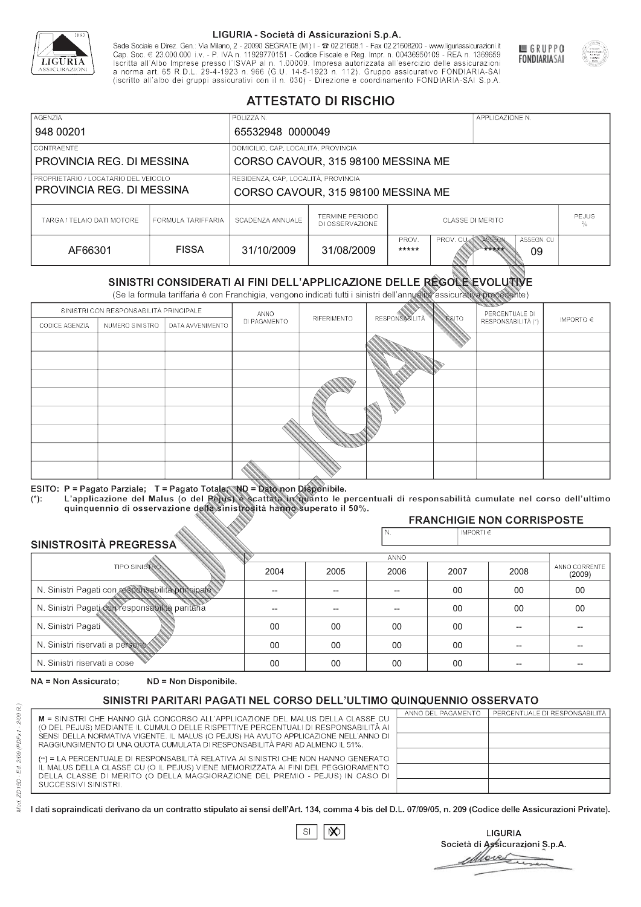LIGURIA - Società di Assicurazioni S.p.A.

Sede Sociale e Direz. Gen.: Via Milano, 2 - 20090 SEGRATE (MI) I - ☎ 02.21608.1 - Fax 02.21608200 - www.liguriassicurazioni.it
Cap. Soc. € 23.000.000 i.v. - P. IVA n. 11929770151 - Codice Fiscale e Reg. Impr. n. 00436950109 - REA n. 1369659
Iscritta all'Albo Imprese presso l'ISVAP al n. 1.00009. Impresa autorizzata all'esercizio delle assicurazioni a norma art. 65 R.D.L. 29-4-1923 n. 966 (G.U. 14-5-1923 n. 112). Gruppo assicurativo FONDIARIA-SAI (iscritto all'albo dei gruppi assicurativi con il n. 030) - Direzione e coordinamento FONDIARIA-SAI S.p.A.

GRUPPO FONDIARIASAI

# ATTESTATO DI RISCHIO

| AGENZIA | POLIZZA N. | APPLICAZIONE N. |
|---|---|---|
| 948 00201 | 65532948 0000049 | |

| CONTRAENTE | DOMICILIO, CAP, LOCALITÀ, PROVINCIA |
|---|---|
| PROVINCIA REG. DI MESSINA | CORSO CAVOUR, 315 98100 MESSINA ME |
| **PROPRIETARIO / LOCATARIO DEL VEICOLO** | **RESIDENZA, CAP, LOCALITÀ, PROVINCIA** |
| PROVINCIA REG. DI MESSINA | CORSO CAVOUR, 315 98100 MESSINA ME |

| TARGA / TELAIO DATI MOTORE | FORMULA TARIFFARIA | SCADENZA ANNUALE | TERMINE PERIODO DI OSSERVAZIONE | CLASSE DI MERITO | | | | PEJUS % |
|---|---|---|---|---|---|---|---|---|
| | | | | PROV. | PROV. CU | ASSEGN. | ASSEGN. CU | |
| AF66301 | FISSA | 31/10/2009 | 31/08/2009 | ***** | | ***** | 09 | |

## SINISTRI CONSIDERATI AI FINI DELL'APPLICAZIONE DELLE REGOLE EVOLUTIVE

(Se la formula tariffaria è con Franchigia, vengono indicati tutti i sinistri dell'annualità assicurativa precedente)

| SINISTRI CON RESPONSABILITÀ PRINCIPALE | | | ANNO DI PAGAMENTO | RIFERIMENTO | RESPONSABILITÀ | ESITO | PERCENTUALE DI RESPONSABILITÀ (*) | IMPORTO € |
|---|---|---|---|---|---|---|---|---|
| CODICE AGENZIA | NUMERO SINISTRO | DATA AVVENIMENTO | | | | | | |
| | | | | | | | | |
| | | | | | | | | |
| | | | | | | | | |
| | | | | | | | | |
| | | | | | | | | |
| | | | | | | | | |
| | | | | | | | | |
| | | | | | | | | |

ESITO: P = Pagato Parziale; T = Pagato Totale; ND = Dato non Disponibile.
(*): L'applicazione del Malus (o del Pejus) è scattata in quanto le percentuali di responsabilità cumulate nel corso dell'ultimo quinquennio di osservazione della sinistrosità hanno superato il 50%.

### FRANCHIGIE NON CORRISPOSTE

| N. | IMPORTI € |
|---|---|
| | |

### SINISTROSITÀ PREGRESSA

| TIPO SINISTRO | 2004 | 2005 | 2006 | 2007 | 2008 | ANNO CORRENTE (2009) |
|---|---|---|---|---|---|---|
| N. Sinistri Pagati con responsabilità principale | -- | -- | -- | 00 | 00 | 00 |
| N. Sinistri Pagati con responsabilità paritaria | -- | -- | -- | 00 | 00 | 00 |
| N. Sinistri Pagati | 00 | 00 | 00 | 00 | -- | -- |
| N. Sinistri riservati a persone | 00 | 00 | 00 | 00 | -- | -- |
| N. Sinistri riservati a cose | 00 | 00 | 00 | 00 | -- | -- |

NA = Non Assicurato; ND = Non Disponibile.

## SINISTRI PARITARI PAGATI NEL CORSO DELL'ULTIMO QUINQUENNIO OSSERVATO

M = SINISTRI CHE HANNO GIÀ CONCORSO ALL'APPLICAZIONE DEL MALUS DELLA CLASSE CU (O DEL PEJUS) MEDIANTE IL CUMULO DELLE RISPETTIVE PERCENTUALI DI RESPONSABILITÀ AI SENSI DELLA NORMATIVA VIGENTE. IL MALUS (O PEJUS) HA AVUTO APPLICAZIONE NELL'ANNO DI RAGGIUNGIMENTO DI UNA QUOTA CUMULATA DI RESPONSABILITÀ PARI AD ALMENO IL 51%.

(**) = LA PERCENTUALE DI RESPONSABILITÀ RELATIVA AI SINISTRI CHE NON HANNO GENERATO IL MALUS DELLA CLASSE CU (O IL PEJUS) VIENE MEMORIZZATA AI FINI DEL PEGGIORAMENTO DELLA CLASSE DI MERITO (O DELLA MAGGIORAZIONE DEL PREMIO - PEJUS) IN CASO DI SUCCESSIVI SINISTRI.

| ANNO DEL PAGAMENTO | PERCENTUALE DI RESPONSABILITÀ |
|---|---|
| | |
| | |
| | |
| | |
| | |

I dati sopraindicati derivano da un contratto stipulato ai sensi dell'Art. 134, comma 4 bis del D.L. 07/09/05, n. 209 (Codice delle Assicurazioni Private).

SI ☐ NO ☒

LIGURIA
Società di Assicurazioni S.p.A.

Mod. ZD15D - Ed. 2/09 (PDFx1 - 2/09 R.)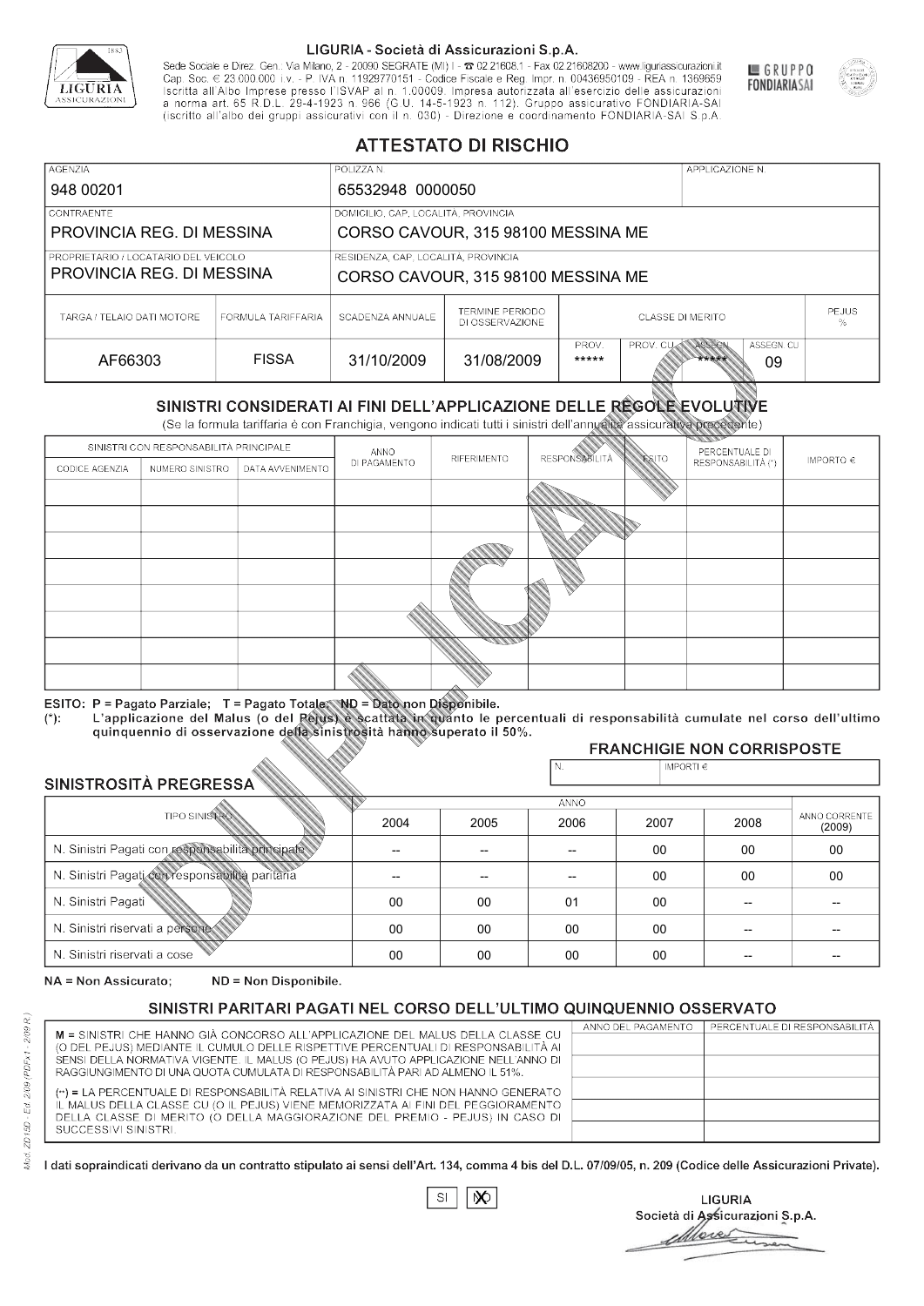LIGURIA - Società di Assicurazioni S.p.A.

Sede Sociale e Direz. Gen.: Via Milano, 2 - 20090 SEGRATE (MI) I - ☎ 02.21608.1 - Fax 02.21608200 - www.liguriassicurazioni.it
Cap. Soc. € 23.000.000 i.v. - P. IVA n. 11929770151 - Codice Fiscale e Reg. Impr. n. 00436950109 - REA n. 1369659
Iscritta all'Albo Imprese presso l'ISVAP al n. 1.00009. Impresa autorizzata all'esercizio delle assicurazioni a norma art. 65 R.D.L. 29-4-1923 n. 966 (G.U. 14-5-1923 n. 112). Gruppo assicurativo FONDIARIA-SAI (iscritto all'albo dei gruppi assicurativi con il n. 030) - Direzione e coordinamento FONDIARIA-SAI S.p.A.

GRUPPO FONDIARIASAI

# ATTESTATO DI RISCHIO

| AGENZIA | POLIZZA N. | APPLICAZIONE N. |
|---|---|---|
| 948 00201 | 65532948 0000050 | |

| CONTRAENTE | DOMICILIO, CAP, LOCALITÀ, PROVINCIA |
|---|---|
| PROVINCIA REG. DI MESSINA | CORSO CAVOUR, 315 98100 MESSINA ME |

| PROPRIETARIO / LOCATARIO DEL VEICOLO | RESIDENZA, CAP, LOCALITÀ, PROVINCIA |
|---|---|
| PROVINCIA REG. DI MESSINA | CORSO CAVOUR, 315 98100 MESSINA ME |

| TARGA / TELAIO DATI MOTORE | FORMULA TARIFFARIA | SCADENZA ANNUALE | TERMINE PERIODO DI OSSERVAZIONE | CLASSE DI MERITO | | | | PEJUS % |
|---|---|---|---|---|---|---|---|---|
| | | | | PROV. | PROV. CU | ASSEGN. | ASSEGN. CU | |
| AF66303 | FISSA | 31/10/2009 | 31/08/2009 | ***** | | ***** | 09 | |

## SINISTRI CONSIDERATI AI FINI DELL'APPLICAZIONE DELLE REGOLE EVOLUTIVE

(Se la formula tariffaria è con Franchigia, vengono indicati tutti i sinistri dell'annualità assicurativa precedente)

| SINISTRI CON RESPONSABILITÀ PRINCIPALE | | | ANNO DI PAGAMENTO | RIFERIMENTO | RESPONSABILITÀ | ESITO | PERCENTUALE DI RESPONSABILITÀ (*) | IMPORTO € |
|---|---|---|---|---|---|---|---|---|
| CODICE AGENZIA | NUMERO SINISTRO | DATA AVVENIMENTO | | | | | | |
| | | | | | | | | |
| | | | | | | | | |
| | | | | | | | | |
| | | | | | | | | |
| | | | | | | | | |
| | | | | | | | | |
| | | | | | | | | |
| | | | | | | | | |

**ESITO: P = Pagato Parziale; T = Pagato Totale; ND = Dato non Disponibile.**

**(*): L'applicazione del Malus (o del Pejus) è scattata in quanto le percentuali di responsabilità cumulate nel corso dell'ultimo quinquennio di osservazione della sinistrosità hanno superato il 50%.**

### FRANCHIGIE NON CORRISPOSTE

| N. | IMPORTI € |
|---|---|
| | |

### SINISTROSITÀ PREGRESSA

| TIPO SINISTRO | 2004 | 2005 | 2006 | 2007 | 2008 | ANNO CORRENTE (2009) |
|---|---|---|---|---|---|---|
| N. Sinistri Pagati con responsabilità principale | -- | -- | -- | 00 | 00 | 00 |
| N. Sinistri Pagati con responsabilità paritaria | -- | -- | -- | 00 | 00 | 00 |
| N. Sinistri Pagati | 00 | 00 | 01 | 00 | -- | -- |
| N. Sinistri riservati a persone | 00 | 00 | 00 | 00 | -- | -- |
| N. Sinistri riservati a cose | 00 | 00 | 00 | 00 | -- | -- |

**NA = Non Assicurato; ND = Non Disponibile.**

### SINISTRI PARITARI PAGATI NEL CORSO DELL'ULTIMO QUINQUENNIO OSSERVATO

M = SINISTRI CHE HANNO GIÀ CONCORSO ALL'APPLICAZIONE DEL MALUS DELLA CLASSE CU (O DEL PEJUS) MEDIANTE IL CUMULO DELLE RISPETTIVE PERCENTUALI DI RESPONSABILITÀ AI SENSI DELLA NORMATIVA VIGENTE. IL MALUS (O PEJUS) HA AVUTO APPLICAZIONE NELL'ANNO DI RAGGIUNGIMENTO DI UNA QUOTA CUMULATA DI RESPONSABILITÀ PARI AD ALMENO IL 51%.

(**) = LA PERCENTUALE DI RESPONSABILITÀ RELATIVA AI SINISTRI CHE NON HANNO GENERATO IL MALUS DELLA CLASSE CU (O IL PEJUS) VIENE MEMORIZZATA AI FINI DEL PEGGIORAMENTO DELLA CLASSE DI MERITO (O DELLA MAGGIORAZIONE DEL PREMIO - PEJUS) IN CASO DI SUCCESSIVI SINISTRI.

| ANNO DEL PAGAMENTO | PERCENTUALE DI RESPONSABILITÀ |
|---|---|
| | |
| | |
| | |
| | |
| | |

I dati sopraindicati derivano da un contratto stipulato ai sensi dell'Art. 134, comma 4 bis del D.L. 07/09/05, n. 209 (Codice delle Assicurazioni Private).

SI [ ] NO [X]

LIGURIA
Società di Assicurazioni S.p.A.

Mod. ZD150 - Ed. 2/09 (PDFx1 - 2/09 R.)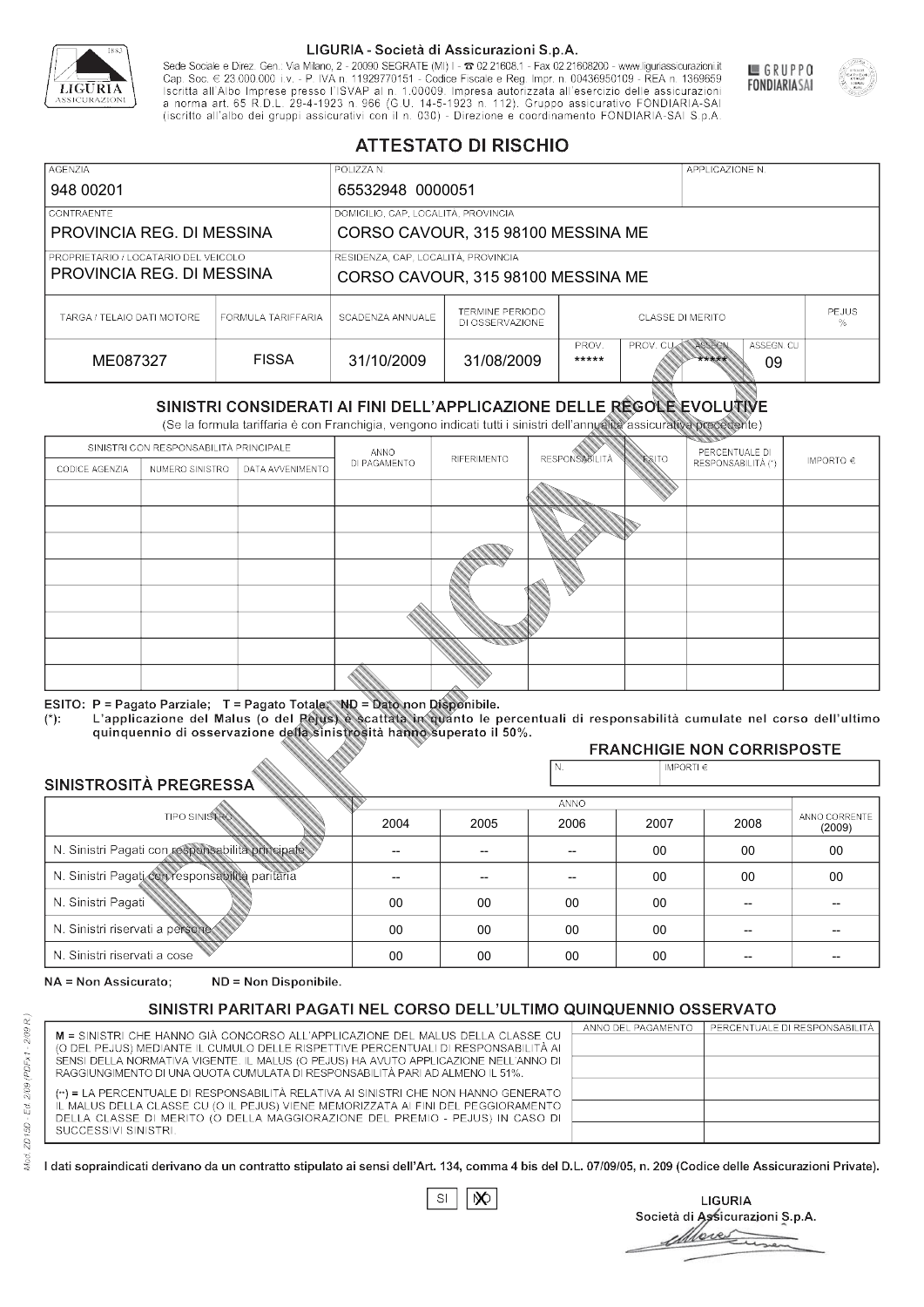LIGURIA - Società di Assicurazioni S.p.A.

Sede Sociale e Direz. Gen.: Via Milano, 2 - 20090 SEGRATE (MI) I - ☎ 02.21608.1 - Fax 02.21608200 - www.liguriassicurazioni.it
Cap. Soc. € 23.000.000 i.v. - P. IVA n. 11929770151 - Codice Fiscale e Reg. Impr. n. 00436950109 - REA n. 1369659
Iscritta all'Albo Imprese presso l'ISVAP al n. 1.00009. Impresa autorizzata all'esercizio delle assicurazioni a norma art. 65 R.D.L. 29-4-1923 n. 966 (G.U. 14-5-1923 n. 112). Gruppo assicurativo FONDIARIA-SAI (iscritto all'albo dei gruppi assicurativi con il n. 030) - Direzione e coordinamento FONDIARIA-SAI S.p.A.

GRUPPO FONDIARIASAI

# ATTESTATO DI RISCHIO

| AGENZIA | POLIZZA N. | APPLICAZIONE N. |
|---|---|---|
| 948 00201 | 65532948 0000051 | |

| CONTRAENTE | DOMICILIO, CAP, LOCALITÀ, PROVINCIA |
|---|---|
| PROVINCIA REG. DI MESSINA | CORSO CAVOUR, 315 98100 MESSINA ME |
| **PROPRIETARIO / LOCATARIO DEL VEICOLO** | **RESIDENZA, CAP, LOCALITÀ, PROVINCIA** |
| PROVINCIA REG. DI MESSINA | CORSO CAVOUR, 315 98100 MESSINA ME |

| TARGA / TELAIO DATI MOTORE | FORMULA TARIFFARIA | SCADENZA ANNUALE | TERMINE PERIODO DI OSSERVAZIONE | CLASSE DI MERITO PROV. | PROV. CU | ASSEGN. | ASSEGN. CU | PEJUS % |
|---|---|---|---|---|---|---|---|---|
| ME087327 | FISSA | 31/10/2009 | 31/08/2009 | ***** | | ***** | 09 | |

## SINISTRI CONSIDERATI AI FINI DELL'APPLICAZIONE DELLE REGOLE EVOLUTIVE

(Se la formula tariffaria è con Franchigia, vengono indicati tutti i sinistri dell'annualità assicurativa precedente)

| SINISTRI CON RESPONSABILITÀ PRINCIPALE | | | ANNO DI PAGAMENTO | RIFERIMENTO | RESPONSABILITÀ | ESITO | PERCENTUALE DI RESPONSABILITÀ (*) | IMPORTO € |
|---|---|---|---|---|---|---|---|---|
| CODICE AGENZIA | NUMERO SINISTRO | DATA AVVENIMENTO | | | | | | |
| | | | | | | | | |
| | | | | | | | | |
| | | | | | | | | |
| | | | | | | | | |
| | | | | | | | | |
| | | | | | | | | |
| | | | | | | | | |
| | | | | | | | | |

ESITO: P = Pagato Parziale; T = Pagato Totale; ND = Dato non Disponibile.
(*): L'applicazione del Malus (o del Pejus) è scattata in quanto le percentuali di responsabilità cumulate nel corso dell'ultimo quinquennio di osservazione della sinistrosità hanno superato il 50%.

## FRANCHIGIE NON CORRISPOSTE

| N. | IMPORTI € |
|---|---|
| | |

## SINISTROSITÀ PREGRESSA

| TIPO SINISTRO | 2004 | 2005 | 2006 | 2007 | 2008 | ANNO CORRENTE (2009) |
|---|---|---|---|---|---|---|
| N. Sinistri Pagati con responsabilità principale | -- | -- | -- | 00 | 00 | 00 |
| N. Sinistri Pagati con responsabilità paritaria | -- | -- | -- | 00 | 00 | 00 |
| N. Sinistri Pagati | 00 | 00 | 00 | 00 | -- | -- |
| N. Sinistri riservati a persone | 00 | 00 | 00 | 00 | -- | -- |
| N. Sinistri riservati a cose | 00 | 00 | 00 | 00 | -- | -- |

NA = Non Assicurato; ND = Non Disponibile.

## SINISTRI PARITARI PAGATI NEL CORSO DELL'ULTIMO QUINQUENNIO OSSERVATO

M = SINISTRI CHE HANNO GIÀ CONCORSO ALL'APPLICAZIONE DEL MALUS DELLA CLASSE CU (O DEL PEJUS) MEDIANTE IL CUMULO DELLE RISPETTIVE PERCENTUALI DI RESPONSABILITÀ AI SENSI DELLA NORMATIVA VIGENTE. IL MALUS (O PEJUS) HA AVUTO APPLICAZIONE NELL'ANNO DI RAGGIUNGIMENTO DI UNA QUOTA CUMULATA DI RESPONSABILITÀ PARI AD ALMENO IL 51%.

(**) = LA PERCENTUALE DI RESPONSABILITÀ RELATIVA AI SINISTRI CHE NON HANNO GENERATO IL MALUS DELLA CLASSE CU (O IL PEJUS) VIENE MEMORIZZATA AI FINI DEL PEGGIORAMENTO DELLA CLASSE DI MERITO (O DELLA MAGGIORAZIONE DEL PREMIO - PEJUS) IN CASO DI SUCCESSIVI SINISTRI.

| ANNO DEL PAGAMENTO | PERCENTUALE DI RESPONSABILITÀ |
|---|---|
| | |
| | |
| | |
| | |
| | |

I dati sopraindicati derivano da un contratto stipulato ai sensi dell'Art. 134, comma 4 bis del D.L. 07/09/05, n. 209 (Codice delle Assicurazioni Private).

SI [ ] NO [X]

LIGURIA
Società di Assicurazioni S.p.A.

Mod. ZD150 - Ed. 2/09 (PDFx1 - 2/09 R.)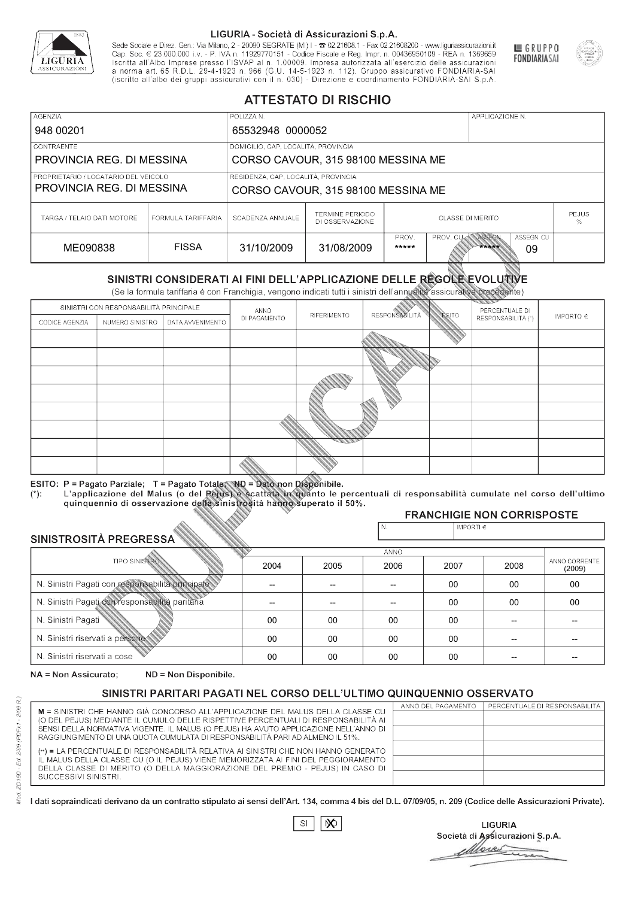LIGURIA - Società di Assicurazioni S.p.A.

Sede Sociale e Direz. Gen.: Via Milano, 2 - 20090 SEGRATE (MI) I - ☎ 02.21608.1 - Fax 02.21608200 - www.liguriassicurazioni.it
Cap. Soc. € 23.000.000 i.v. - P. IVA n. 11929770151 - Codice Fiscale e Reg. Impr. n. 00436950109 - REA n. 1369659
Iscritta all'Albo Imprese presso l'ISVAP al n. 1.00009. Impresa autorizzata all'esercizio delle assicurazioni a norma art. 65 R.D.L. 29-4-1923 n. 966 (G.U. 14-5-1923 n. 112). Gruppo assicurativo FONDIARIA-SAI (iscritto all'albo dei gruppi assicurativi con il n. 030) - Direzione e coordinamento FONDIARIA-SAI S.p.A.

GRUPPO FONDIARIASAI

# ATTESTATO DI RISCHIO

| AGENZIA | POLIZZA N. | APPLICAZIONE N. |
|---|---|---|
| 948 00201 | 65532948 0000052 | |

| CONTRAENTE | DOMICILIO, CAP, LOCALITÀ, PROVINCIA |
|---|---|
| PROVINCIA REG. DI MESSINA | CORSO CAVOUR, 315 98100 MESSINA ME |
| **PROPRIETARIO / LOCATARIO DEL VEICOLO** | **RESIDENZA, CAP, LOCALITÀ, PROVINCIA** |
| PROVINCIA REG. DI MESSINA | CORSO CAVOUR, 315 98100 MESSINA ME |

| TARGA / TELAIO DATI MOTORE | FORMULA TARIFFARIA | SCADENZA ANNUALE | TERMINE PERIODO DI OSSERVAZIONE | CLASSE DI MERITO | | | | PEJUS % |
|---|---|---|---|---|---|---|---|---|
| | | | | PROV. | PROV. CU | ASSEGN. | ASSEGN. CU | |
| ME090838 | FISSA | 31/10/2009 | 31/08/2009 | ***** | | ***** | 09 | |

## SINISTRI CONSIDERATI AI FINI DELL'APPLICAZIONE DELLE REGOLE EVOLUTIVE

(Se la formula tariffaria è con Franchigia, vengono indicati tutti i sinistri dell'annualità assicurativa precedente)

| SINISTRI CON RESPONSABILITÀ PRINCIPALE | | | ANNO DI PAGAMENTO | RIFERIMENTO | RESPONSABILITÀ | ESITO | PERCENTUALE DI RESPONSABILITÀ (*) | IMPORTO € |
|---|---|---|---|---|---|---|---|---|
| CODICE AGENZIA | NUMERO SINISTRO | DATA AVVENIMENTO | | | | | | |
| | | | | | | | | |
| | | | | | | | | |
| | | | | | | | | |
| | | | | | | | | |
| | | | | | | | | |
| | | | | | | | | |
| | | | | | | | | |
| | | | | | | | | |

ESITO: P = Pagato Parziale; T = Pagato Totale; ND = Dato non Disponibile.
(*): L'applicazione del Malus (o del Pejus) è scattata in quanto le percentuali di responsabilità cumulate nel corso dell'ultimo quinquennio di osservazione della sinistrosità hanno superato il 50%.

**FRANCHIGIE NON CORRISPOSTE**

| N. | IMPORTI € |
|---|---|
| | |

## SINISTROSITÀ PREGRESSA

| TIPO SINISTRO | 2004 | 2005 | 2006 | 2007 | 2008 | ANNO CORRENTE (2009) |
|---|---|---|---|---|---|---|
| N. Sinistri Pagati con responsabilità principale | -- | -- | -- | 00 | 00 | 00 |
| N. Sinistri Pagati con responsabilità paritaria | -- | -- | -- | 00 | 00 | 00 |
| N. Sinistri Pagati | 00 | 00 | 00 | 00 | -- | -- |
| N. Sinistri riservati a persone | 00 | 00 | 00 | 00 | -- | -- |
| N. Sinistri riservati a cose | 00 | 00 | 00 | 00 | -- | -- |

NA = Non Assicurato; ND = Non Disponibile.

## SINISTRI PARITARI PAGATI NEL CORSO DELL'ULTIMO QUINQUENNIO OSSERVATO

M = SINISTRI CHE HANNO GIÀ CONCORSO ALL'APPLICAZIONE DEL MALUS DELLA CLASSE CU (O DEL PEJUS) MEDIANTE IL CUMULO DELLE RISPETTIVE PERCENTUALI DI RESPONSABILITÀ AI SENSI DELLA NORMATIVA VIGENTE. IL MALUS (O PEJUS) HA AVUTO APPLICAZIONE NELL'ANNO DI RAGGIUNGIMENTO DI UNA QUOTA CUMULATA DI RESPONSABILITÀ PARI AD ALMENO IL 51%.

(**) = LA PERCENTUALE DI RESPONSABILITÀ RELATIVA AI SINISTRI CHE NON HANNO GENERATO IL MALUS DELLA CLASSE CU (O IL PEJUS) VIENE MEMORIZZATA AI FINI DEL PEGGIORAMENTO DELLA CLASSE DI MERITO (O DELLA MAGGIORAZIONE DEL PREMIO - PEJUS) IN CASO DI SUCCESSIVI SINISTRI.

| ANNO DEL PAGAMENTO | PERCENTUALE DI RESPONSABILITÀ |
|---|---|
| | |
| | |
| | |
| | |
| | |

I dati sopraindicati derivano da un contratto stipulato ai sensi dell'Art. 134, comma 4 bis del D.L. 07/09/05, n. 209 (Codice delle Assicurazioni Private).

SI [ ] NO [X]

LIGURIA
Società di Assicurazioni S.p.A.

DUPLICATO

Mod. ZD15D - Ed. 2/09 (PDFx1 - 2/09 R.)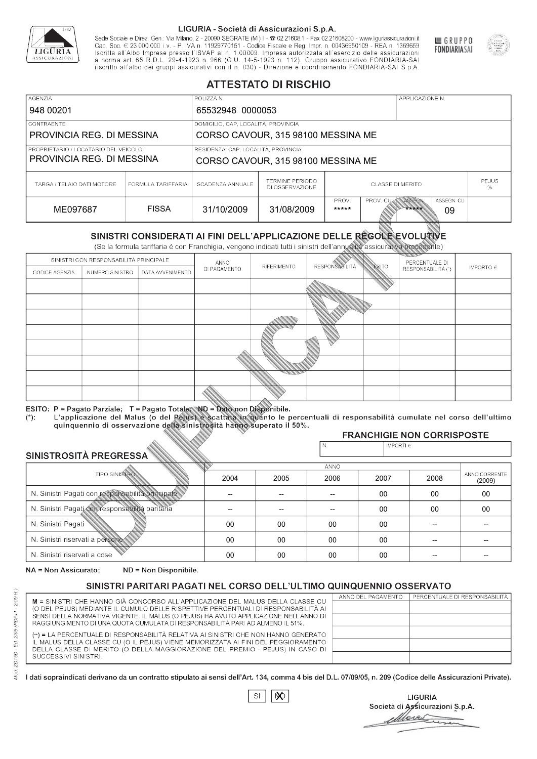LIGURIA - Società di Assicurazioni S.p.A.

Sede Sociale e Direz. Gen.: Via Milano, 2 - 20090 SEGRATE (MI) I - ☎ 02.21608.1 - Fax 02.21608200 - www.liguriassicurazioni.it
Cap. Soc. € 23.000.000 i.v. - P. IVA n. 11929770151 - Codice Fiscale e Reg. Impr. n. 00436950109 - REA n. 1369659
Iscritta all'Albo Imprese presso l'ISVAP al n. 1.00009. Impresa autorizzata all'esercizio delle assicurazioni a norma art. 65 R.D.L. 29-4-1923 n. 966 (G.U. 14-5-1923 n. 112). Gruppo assicurativo FONDIARIA-SAI (iscritto all'albo dei gruppi assicurativi con il n. 030) - Direzione e coordinamento FONDIARIA-SAI S.p.A.

GRUPPO FONDIARIASAI

# ATTESTATO DI RISCHIO

| AGENZIA | POLIZZA N. | APPLICAZIONE N. |
|---|---|---|
| 948 00201 | 65532948 0000053 | |

| CONTRAENTE | DOMICILIO, CAP, LOCALITÀ, PROVINCIA |
|---|---|
| PROVINCIA REG. DI MESSINA | CORSO CAVOUR, 315 98100 MESSINA ME |
| **PROPRIETARIO / LOCATARIO DEL VEICOLO** | **RESIDENZA, CAP, LOCALITÀ, PROVINCIA** |
| PROVINCIA REG. DI MESSINA | CORSO CAVOUR, 315 98100 MESSINA ME |

| TARGA / TELAIO DATI MOTORE | FORMULA TARIFFARIA | SCADENZA ANNUALE | TERMINE PERIODO DI OSSERVAZIONE | CLASSE DI MERITO PROV. | PROV. CU | ASSEGN. | ASSEGN. CU | PEJUS % |
|---|---|---|---|---|---|---|---|---|
| ME097687 | FISSA | 31/10/2009 | 31/08/2009 | ***** | | ***** | 09 | |

## SINISTRI CONSIDERATI AI FINI DELL'APPLICAZIONE DELLE REGOLE EVOLUTIVE

(Se la formula tariffaria è con Franchigia, vengono indicati tutti i sinistri dell'annualità assicurativa precedente)

| SINISTRI CON RESPONSABILITÀ PRINCIPALE | | | ANNO DI PAGAMENTO | RIFERIMENTO | RESPONSABILITÀ | ESITO | PERCENTUALE DI RESPONSABILITÀ (*) | IMPORTO € |
|---|---|---|---|---|---|---|---|---|
| CODICE AGENZIA | NUMERO SINISTRO | DATA AVVENIMENTO | | | | | | |
| | | | | | | | | |
| | | | | | | | | |
| | | | | | | | | |
| | | | | | | | | |
| | | | | | | | | |
| | | | | | | | | |
| | | | | | | | | |
| | | | | | | | | |

ESITO: P = Pagato Parziale; T = Pagato Totale; ND = Dato non Disponibile.
(*): L'applicazione del Malus (o del Pejus) è scattata in quanto le percentuali di responsabilità cumulate nel corso dell'ultimo quinquennio di osservazione della sinistrosità hanno superato il 50%.

### FRANCHIGIE NON CORRISPOSTE

| N. | IMPORTI € |
|---|---|
| | |

### SINISTROSITÀ PREGRESSA

| TIPO SINISTRO | 2004 | 2005 | 2006 | 2007 | 2008 | ANNO CORRENTE (2009) |
|---|---|---|---|---|---|---|
| N. Sinistri Pagati con responsabilità principale | -- | -- | -- | 00 | 00 | 00 |
| N. Sinistri Pagati con responsabilità paritaria | -- | -- | -- | 00 | 00 | 00 |
| N. Sinistri Pagati | 00 | 00 | 00 | 00 | -- | -- |
| N. Sinistri riservati a persone | 00 | 00 | 00 | 00 | -- | -- |
| N. Sinistri riservati a cose | 00 | 00 | 00 | 00 | -- | -- |

NA = Non Assicurato; ND = Non Disponibile.

### SINISTRI PARITARI PAGATI NEL CORSO DELL'ULTIMO QUINQUENNIO OSSERVATO

M = SINISTRI CHE HANNO GIÀ CONCORSO ALL'APPLICAZIONE DEL MALUS DELLA CLASSE CU (O DEL PEJUS) MEDIANTE IL CUMULO DELLE RISPETTIVE PERCENTUALI DI RESPONSABILITÀ AI SENSI DELLA NORMATIVA VIGENTE. IL MALUS (O PEJUS) HA AVUTO APPLICAZIONE NELL'ANNO DI RAGGIUNGIMENTO DI UNA QUOTA CUMULATA DI RESPONSABILITÀ PARI AD ALMENO IL 51%.

(**) = LA PERCENTUALE DI RESPONSABILITÀ RELATIVA AI SINISTRI CHE NON HANNO GENERATO IL MALUS DELLA CLASSE CU (O IL PEJUS) VIENE MEMORIZZATA AI FINI DEL PEGGIORAMENTO DELLA CLASSE DI MERITO (O DELLA MAGGIORAZIONE DEL PREMIO - PEJUS) IN CASO DI SUCCESSIVI SINISTRI.

| ANNO DEL PAGAMENTO | PERCENTUALE DI RESPONSABILITÀ |
|---|---|
| | |
| | |
| | |
| | |
| | |

I dati sopraindicati derivano da un contratto stipulato ai sensi dell'Art. 134, comma 4 bis del D.L. 07/09/05, n. 209 (Codice delle Assicurazioni Private).

SI ☐ NO ☒

LIGURIA
Società di Assicurazioni S.p.A.

DUPLICATO

Mod. ZD150 - Ed. 2/09 (PDFx1 - 2/09 R.)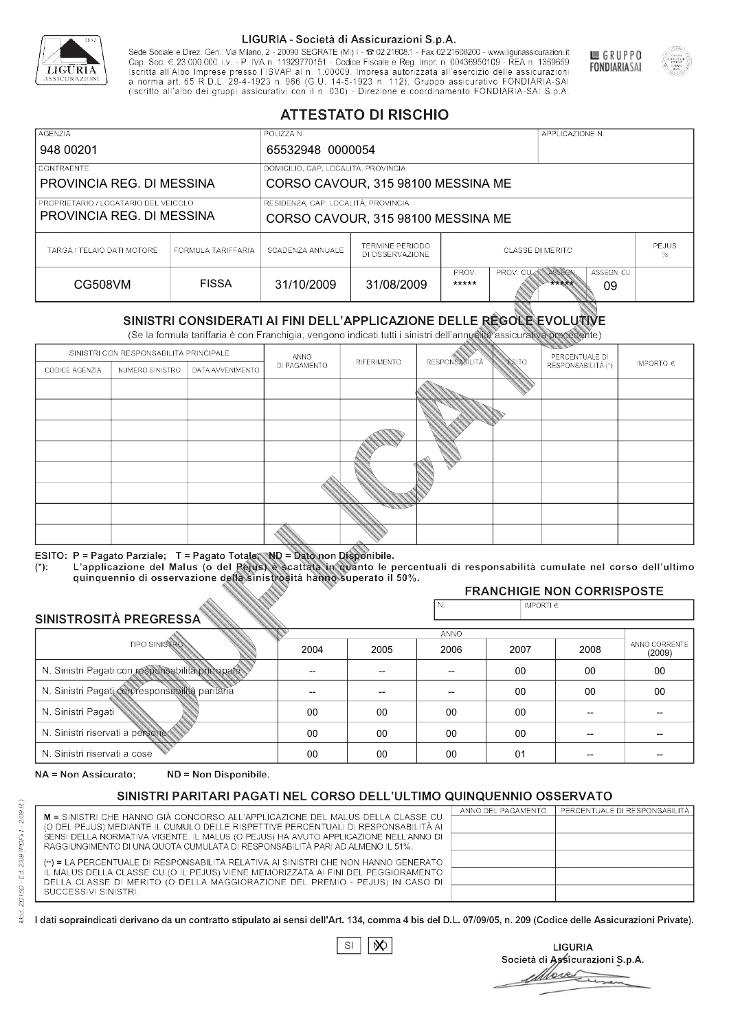LIGURIA - Società di Assicurazioni S.p.A.

Sede Sociale e Direz. Gen.: Via Milano, 2 - 20090 SEGRATE (MI) I - ☎ 02.21608.1 - Fax 02.21608200 - www.liguriassicurazioni.it
Cap. Soc. € 23.000.000 i.v. - P. IVA n. 11929770151 - Codice Fiscale e Reg. Impr. n. 00436950109 - REA n. 1369659
Iscritta all'Albo Imprese presso l'ISVAP al n. 1.00009. Impresa autorizzata all'esercizio delle assicurazioni a norma art. 65 R.D.L. 29-4-1923 n. 966 (G.U. 14-5-1923 n. 112). Gruppo assicurativo FONDIARIA-SAI (iscritto all'albo dei gruppi assicurativi con il n. 030) - Direzione e coordinamento FONDIARIA-SAI S.p.A.

GRUPPO FONDIARIASAI

# ATTESTATO DI RISCHIO

| AGENZIA | POLIZZA N. | APPLICAZIONE N. |
|---|---|---|
| 948 00201 | 65532948 0000054 | |

| CONTRAENTE | DOMICILIO, CAP, LOCALITÀ, PROVINCIA |
|---|---|
| PROVINCIA REG. DI MESSINA | CORSO CAVOUR, 315 98100 MESSINA ME |

| PROPRIETARIO / LOCATARIO DEL VEICOLO | RESIDENZA, CAP, LOCALITÀ, PROVINCIA |
|---|---|
| PROVINCIA REG. DI MESSINA | CORSO CAVOUR, 315 98100 MESSINA ME |

| TARGA / TELAIO DATI MOTORE | FORMULA TARIFFARIA | SCADENZA ANNUALE | TERMINE PERIODO DI OSSERVAZIONE | CLASSE DI MERITO PROV. | CLASSE DI MERITO PROV. CU | CLASSE DI MERITO ASSEGN. | CLASSE DI MERITO ASSEGN. CU | PEJUS % |
|---|---|---|---|---|---|---|---|---|
| CG508VM | FISSA | 31/10/2009 | 31/08/2009 | ***** | | ***** | 09 | |

## SINISTRI CONSIDERATI AI FINI DELL'APPLICAZIONE DELLE REGOLE EVOLUTIVE

(Se la formula tariffaria è con Franchigia, vengono indicati tutti i sinistri dell'annualità assicurativa precedente)

| SINISTRI CON RESPONSABILITÀ PRINCIPALE - CODICE AGENZIA | NUMERO SINISTRO | DATA AVVENIMENTO | ANNO DI PAGAMENTO | RIFERIMENTO | RESPONSABILITÀ | ESITO | PERCENTUALE DI RESPONSABILITÀ (*) | IMPORTO € |
|---|---|---|---|---|---|---|---|---|
| | | | | | | | | |
| | | | | | | | | |
| | | | | | | | | |
| | | | | | | | | |
| | | | | | | | | |
| | | | | | | | | |
| | | | | | | | | |
| | | | | | | | | |

ESITO: P = Pagato Parziale; T = Pagato Totale; ND = Dato non Disponibile.
(*): L'applicazione del Malus (o del Pejus) è scattata in quanto le percentuali di responsabilità cumulate nel corso dell'ultimo quinquennio di osservazione della sinistrosità hanno superato il 50%.

### FRANCHIGIE NON CORRISPOSTE

| N. | IMPORTI € |
|---|---|
| | |

### SINISTROSITÀ PREGRESSA

| TIPO SINISTRO | 2004 | 2005 | 2006 | 2007 | 2008 | ANNO CORRENTE (2009) |
|---|---|---|---|---|---|---|
| N. Sinistri Pagati con responsabilità principale | -- | -- | -- | 00 | 00 | 00 |
| N. Sinistri Pagati con responsabilità paritaria | -- | -- | -- | 00 | 00 | 00 |
| N. Sinistri Pagati | 00 | 00 | 00 | 00 | -- | -- |
| N. Sinistri riservati a persone | 00 | 00 | 00 | 00 | -- | -- |
| N. Sinistri riservati a cose | 00 | 00 | 00 | 01 | -- | -- |

NA = Non Assicurato; ND = Non Disponibile.

### SINISTRI PARITARI PAGATI NEL CORSO DELL'ULTIMO QUINQUENNIO OSSERVATO

M = SINISTRI CHE HANNO GIÀ CONCORSO ALL'APPLICAZIONE DEL MALUS DELLA CLASSE CU (O DEL PEJUS) MEDIANTE IL CUMULO DELLE RISPETTIVE PERCENTUALI DI RESPONSABILITÀ AI SENSI DELLA NORMATIVA VIGENTE. IL MALUS (O PEJUS) HA AVUTO APPLICAZIONE NELL'ANNO DI RAGGIUNGIMENTO DI UNA QUOTA CUMULATA DI RESPONSABILITÀ PARI AD ALMENO IL 51%.

(**) = LA PERCENTUALE DI RESPONSABILITÀ RELATIVA AI SINISTRI CHE NON HANNO GENERATO IL MALUS DELLA CLASSE CU (O IL PEJUS) VIENE MEMORIZZATA AI FINI DEL PEGGIORAMENTO DELLA CLASSE DI MERITO (O DELLA MAGGIORAZIONE DEL PREMIO - PEJUS) IN CASO DI SUCCESSIVI SINISTRI.

| ANNO DEL PAGAMENTO | PERCENTUALE DI RESPONSABILITÀ |
|---|---|
| | |
| | |
| | |
| | |
| | |

I dati sopraindicati derivano da un contratto stipulato ai sensi dell'Art. 134, comma 4 bis del D.L. 07/09/05, n. 209 (Codice delle Assicurazioni Private).

SI [ ] NO [X]

LIGURIA
Società di Assicurazioni S.p.A.

Mod. ZD150 - Ed. 2/09 (PDFx1 - 2/09 R.)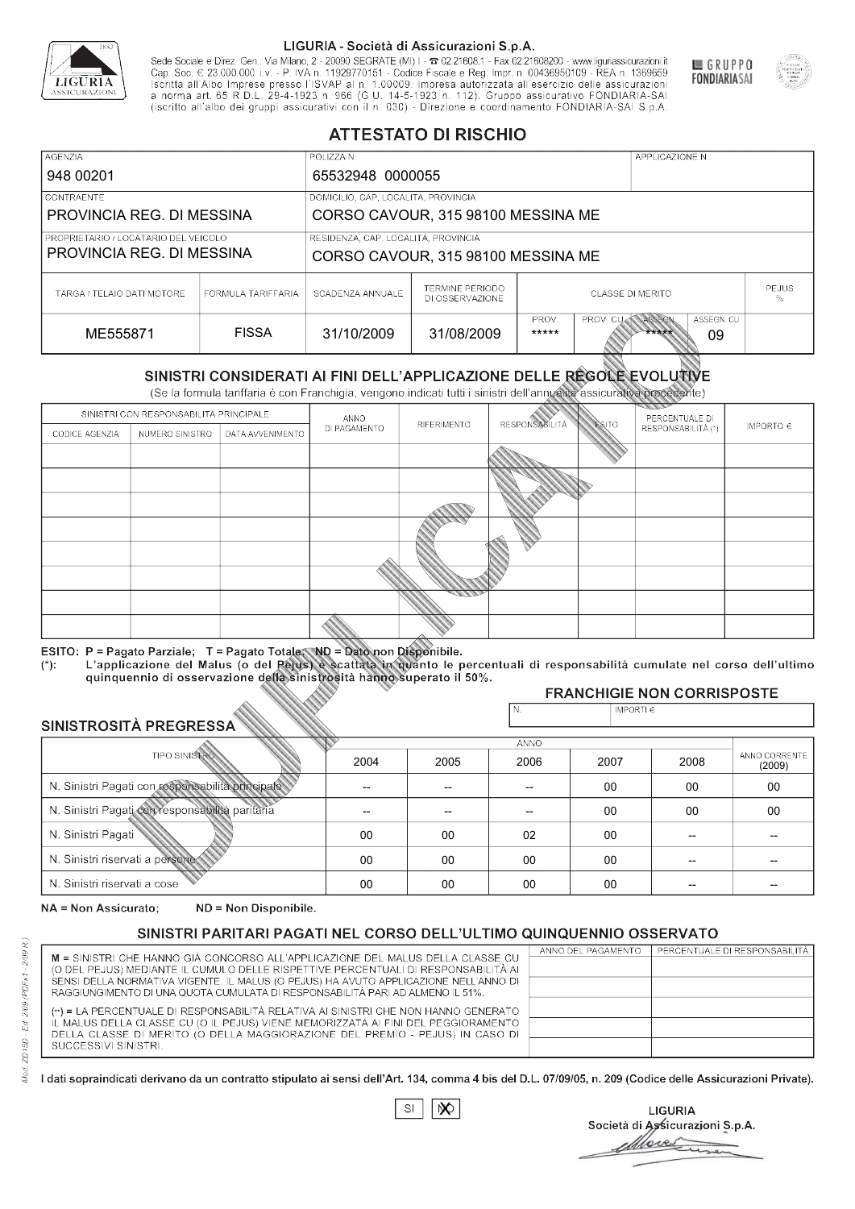LIGURIA - Società di Assicurazioni S.p.A.

Sede Sociale e Direz. Gen.: Via Milano, 2 - 20090 SEGRATE (MI) I - ☎ 02.21608.1 - Fax 02.21608200 - www.liguriassicurazioni.it
Cap. Soc. € 23.000.000 i.v. - P. IVA n. 11929770151 - Codice Fiscale e Reg. Impr. n. 00436950109 - REA n. 1369659
Iscritta all'Albo Imprese presso l'ISVAP al n. 1.00009. Impresa autorizzata all'esercizio delle assicurazioni a norma art. 65 R.D.L. 29-4-1923 n. 966 (G.U. 14-5-1923 n. 112). Gruppo assicurativo FONDIARIA-SAI (iscritto all'albo dei gruppi assicurativi con il n. 030) - Direzione e coordinamento FONDIARIA-SAI S.p.A.

GRUPPO FONDIARIA SAI

# ATTESTATO DI RISCHIO

| AGENZIA | POLIZZA N. | APPLICAZIONE N. |
|---|---|---|
| 948 00201 | 65532948 0000055 | |

| CONTRAENTE | DOMICILIO, CAP, LOCALITÀ, PROVINCIA |
|---|---|
| PROVINCIA REG. DI MESSINA | CORSO CAVOUR, 315 98100 MESSINA ME |
| **PROPRIETARIO / LOCATARIO DEL VEICOLO** | **RESIDENZA, CAP, LOCALITÀ, PROVINCIA** |
| PROVINCIA REG. DI MESSINA | CORSO CAVOUR, 315 98100 MESSINA ME |

| TARGA / TELAIO DATI MOTORE | FORMULA TARIFFARIA | SCADENZA ANNUALE | TERMINE PERIODO DI OSSERVAZIONE | CLASSE DI MERITO PROV. | PROV. CU | ASSEGN. | ASSEGN. CU | PEJUS % |
|---|---|---|---|---|---|---|---|---|
| ME555871 | FISSA | 31/10/2009 | 31/08/2009 | ***** | | ***** | 09 | |

## SINISTRI CONSIDERATI AI FINI DELL'APPLICAZIONE DELLE REGOLE EVOLUTIVE

(Se la formula tariffaria è con Franchigia, vengono indicati tutti i sinistri dell'annualità assicurativa precedente)

| SINISTRI CON RESPONSABILITÀ PRINCIPALE - CODICE AGENZIA | NUMERO SINISTRO | DATA AVVENIMENTO | ANNO DI PAGAMENTO | RIFERIMENTO | RESPONSABILITÀ | ESITO | PERCENTUALE DI RESPONSABILITÀ (*) | IMPORTO € |
|---|---|---|---|---|---|---|---|---|
| | | | | | | | | |
| | | | | | | | | |
| | | | | | | | | |
| | | | | | | | | |
| | | | | | | | | |
| | | | | | | | | |
| | | | | | | | | |
| | | | | | | | | |

ESITO: P = Pagato Parziale; T = Pagato Totale; ND = Dato non Disponibile.
(*): L'applicazione del Malus (o del Pejus) è scattata in quanto le percentuali di responsabilità cumulate nel corso dell'ultimo quinquennio di osservazione della sinistrosità hanno superato il 50%.

### FRANCHIGIE NON CORRISPOSTE

| N. | IMPORTI € |
|---|---|
| | |

### SINISTROSITÀ PREGRESSA

| TIPO SINISTRO | 2004 | 2005 | 2006 | 2007 | 2008 | ANNO CORRENTE (2009) |
|---|---|---|---|---|---|---|
| N. Sinistri Pagati con responsabilità principale | -- | -- | -- | 00 | 00 | 00 |
| N. Sinistri Pagati con responsabilità paritaria | -- | -- | -- | 00 | 00 | 00 |
| N. Sinistri Pagati | 00 | 00 | 02 | 00 | -- | -- |
| N. Sinistri riservati a persone | 00 | 00 | 00 | 00 | -- | -- |
| N. Sinistri riservati a cose | 00 | 00 | 00 | 00 | -- | -- |

NA = Non Assicurato; ND = Non Disponibile.

### SINISTRI PARITARI PAGATI NEL CORSO DELL'ULTIMO QUINQUENNIO OSSERVATO

M = SINISTRI CHE HANNO GIÀ CONCORSO ALL'APPLICAZIONE DEL MALUS DELLA CLASSE CU (O DEL PEJUS) MEDIANTE IL CUMULO DELLE RISPETTIVE PERCENTUALI DI RESPONSABILITÀ AI SENSI DELLA NORMATIVA VIGENTE. IL MALUS (O PEJUS) HA AVUTO APPLICAZIONE NELL'ANNO DI RAGGIUNGIMENTO DI UNA QUOTA CUMULATA DI RESPONSABILITÀ PARI AD ALMENO IL 51%.

(**) = LA PERCENTUALE DI RESPONSABILITÀ RELATIVA AI SINISTRI CHE NON HANNO GENERATO IL MALUS DELLA CLASSE CU (O IL PEJUS) VIENE MEMORIZZATA AI FINI DEL PEGGIORAMENTO DELLA CLASSE DI MERITO (O DELLA MAGGIORAZIONE DEL PREMIO - PEJUS) IN CASO DI SUCCESSIVI SINISTRI.

| ANNO DEL PAGAMENTO | PERCENTUALE DI RESPONSABILITÀ |
|---|---|
| | |
| | |
| | |
| | |
| | |

I dati sopraindicati derivano da un contratto stipulato ai sensi dell'Art. 134, comma 4 bis del D.L. 07/09/05, n. 209 (Codice delle Assicurazioni Private).

SI [ ] NO [X]

LIGURIA
Società di Assicurazioni S.p.A.

Mod. ZD150 - Ed. 2/09 (PDFx1 - 2/09 R.)

DUPLICATO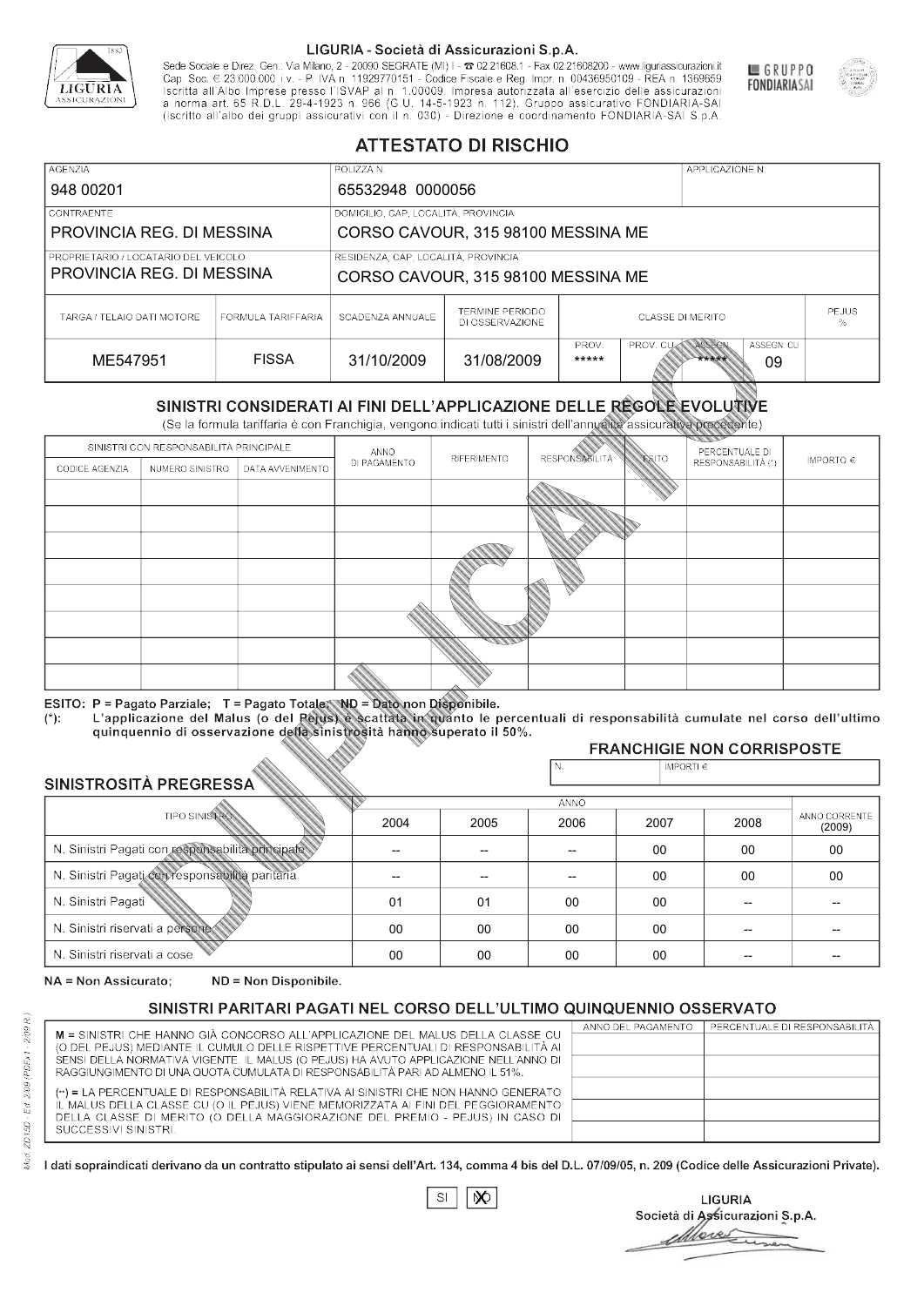LIGURIA - Società di Assicurazioni S.p.A.

Sede Sociale e Direz. Gen.: Via Milano, 2 - 20090 SEGRATE (MI) I - ☎ 02.21608.1 - Fax 02.21608200 - www.liguriassicurazioni.it
Cap. Soc. € 23.000.000 i.v. - P. IVA n. 11929770151 - Codice Fiscale e Reg. Impr. n. 00436950109 - REA n. 1369659
Iscritta all'Albo Imprese presso l'ISVAP al n. 1.00009. Impresa autorizzata all'esercizio delle assicurazioni a norma art. 65 R.D.L. 29-4-1923 n. 966 (G.U. 14-5-1923 n. 112). Gruppo assicurativo FONDIARIA-SAI (iscritto all'albo dei gruppi assicurativi con il n. 030) - Direzione e coordinamento FONDIARIA-SAI S.p.A.

GRUPPO FONDIARIASAI

# ATTESTATO DI RISCHIO

| AGENZIA | POLIZZA N. | APPLICAZIONE N. |
|---|---|---|
| 948 00201 | 65532948 0000056 | |

| CONTRAENTE | DOMICILIO, CAP, LOCALITÀ, PROVINCIA |
|---|---|
| PROVINCIA REG. DI MESSINA | CORSO CAVOUR, 315 98100 MESSINA ME |

| PROPRIETARIO / LOCATARIO DEL VEICOLO | RESIDENZA, CAP, LOCALITÀ, PROVINCIA |
|---|---|
| PROVINCIA REG. DI MESSINA | CORSO CAVOUR, 315 98100 MESSINA ME |

| TARGA / TELAIO DATI MOTORE | FORMULA TARIFFARIA | SCADENZA ANNUALE | TERMINE PERIODO DI OSSERVAZIONE | CLASSE DI MERITO | | | | PEJUS % |
|---|---|---|---|---|---|---|---|---|
| | | | | PROV. | PROV. CU | ASSEGN. | ASSEGN. CU | |
| ME547951 | FISSA | 31/10/2009 | 31/08/2009 | ***** | | ***** | 09 | |

## SINISTRI CONSIDERATI AI FINI DELL'APPLICAZIONE DELLE REGOLE EVOLUTIVE

(Se la formula tariffaria è con Franchigia, vengono indicati tutti i sinistri dell'annualità assicurativa precedente)

| SINISTRI CON RESPONSABILITÀ PRINCIPALE | | | ANNO DI PAGAMENTO | RIFERIMENTO | RESPONSABILITÀ | ESITO | PERCENTUALE DI RESPONSABILITÀ (*) | IMPORTO € |
|---|---|---|---|---|---|---|---|---|
| CODICE AGENZIA | NUMERO SINISTRO | DATA AVVENIMENTO | | | | | | |
| | | | | | | | | |
| | | | | | | | | |
| | | | | | | | | |
| | | | | | | | | |
| | | | | | | | | |
| | | | | | | | | |
| | | | | | | | | |
| | | | | | | | | |

ESITO: P = Pagato Parziale; T = Pagato Totale; ND = Dato non Disponibile.
(*): L'applicazione del Malus (o del Pejus) è scattata in quanto le percentuali di responsabilità cumulate nel corso dell'ultimo quinquennio di osservazione della sinistrosità hanno superato il 50%.

## FRANCHIGIE NON CORRISPOSTE

| N. | IMPORTI € |
|---|---|
| | |

## SINISTROSITÀ PREGRESSA

| TIPO SINISTRO | 2004 | 2005 | 2006 | 2007 | 2008 | ANNO CORRENTE (2009) |
|---|---|---|---|---|---|---|
| N. Sinistri Pagati con responsabilità principale | -- | -- | -- | 00 | 00 | 00 |
| N. Sinistri Pagati con responsabilità paritaria | -- | -- | -- | 00 | 00 | 00 |
| N. Sinistri Pagati | 01 | 01 | 00 | 00 | -- | -- |
| N. Sinistri riservati a persone | 00 | 00 | 00 | 00 | -- | -- |
| N. Sinistri riservati a cose | 00 | 00 | 00 | 00 | -- | -- |

NA = Non Assicurato; ND = Non Disponibile.

## SINISTRI PARITARI PAGATI NEL CORSO DELL'ULTIMO QUINQUENNIO OSSERVATO

M = SINISTRI CHE HANNO GIÀ CONCORSO ALL'APPLICAZIONE DEL MALUS DELLA CLASSE CU (O DEL PEJUS) MEDIANTE IL CUMULO DELLE RISPETTIVE PERCENTUALI DI RESPONSABILITÀ AI SENSI DELLA NORMATIVA VIGENTE. IL MALUS (O PEJUS) HA AVUTO APPLICAZIONE NELL'ANNO DI RAGGIUNGIMENTO DI UNA QUOTA CUMULATA DI RESPONSABILITÀ PARI AD ALMENO IL 51%.

(**) = LA PERCENTUALE DI RESPONSABILITÀ RELATIVA AI SINISTRI CHE NON HANNO GENERATO IL MALUS DELLA CLASSE CU (O IL PEJUS) VIENE MEMORIZZATA AI FINI DEL PEGGIORAMENTO DELLA CLASSE DI MERITO (O DELLA MAGGIORAZIONE DEL PREMIO - PEJUS) IN CASO DI SUCCESSIVI SINISTRI.

| ANNO DEL PAGAMENTO | PERCENTUALE DI RESPONSABILITÀ |
|---|---|
| | |
| | |
| | |
| | |
| | |

I dati sopraindicati derivano da un contratto stipulato ai sensi dell'Art. 134, comma 4 bis del D.L. 07/09/05, n. 209 (Codice delle Assicurazioni Private).

SI [ ] NO [X]

LIGURIA
Società di Assicurazioni S.p.A.

Mod. ZD150 - Ed. 2/09 (PDFx1 - 2/09 R.)

DUPLICATO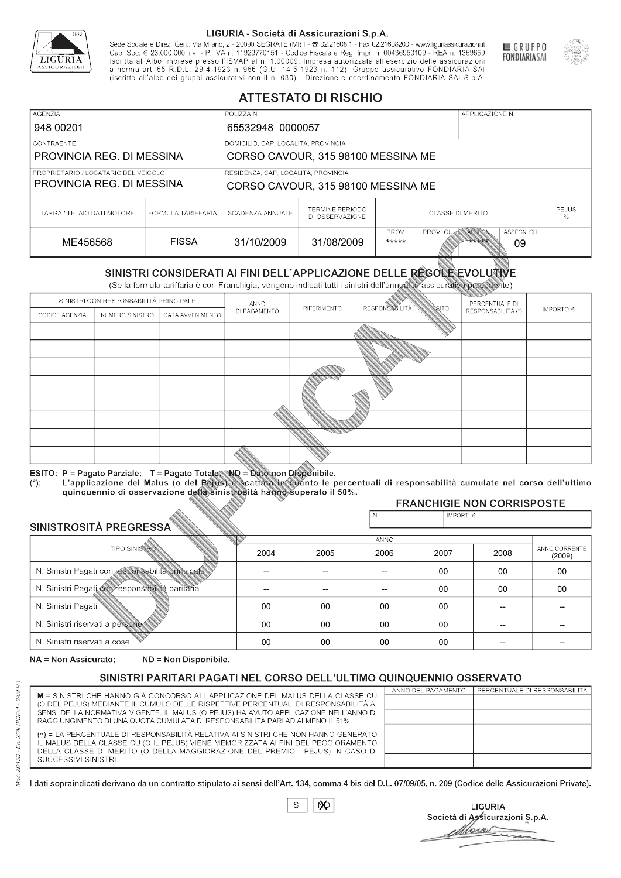LIGURIA - Società di Assicurazioni S.p.A.

Sede Sociale e Direz. Gen.: Via Milano, 2 - 20090 SEGRATE (MI) I - ☎ 02.21608.1 - Fax 02.21608200 - www.liguriassicurazioni.it Cap. Soc. € 23.000.000 i.v. - P. IVA n. 11929770151 - Codice Fiscale e Reg. Impr. n. 00436950109 - REA n. 1369659 Iscritta all'Albo Imprese presso l'ISVAP al n. 1.00009. Impresa autorizzata all'esercizio delle assicurazioni a norma art. 65 R.D.L. 29-4-1923 n. 966 (G.U. 14-5-1923 n. 112). Gruppo assicurativo FONDIARIA-SAI (iscritto all'albo dei gruppi assicurativi con il n. 030) - Direzione e coordinamento FONDIARIA-SAI S.p.A.

GRUPPO FONDIARIASAI

# ATTESTATO DI RISCHIO

| AGENZIA | POLIZZA N. | APPLICAZIONE N. |
|---|---|---|
| 948 00201 | 65532948 0000057 | |

| CONTRAENTE | DOMICILIO, CAP, LOCALITÀ, PROVINCIA |
|---|---|
| PROVINCIA REG. DI MESSINA | CORSO CAVOUR, 315 98100 MESSINA ME |

| PROPRIETARIO / LOCATARIO DEL VEICOLO | RESIDENZA, CAP, LOCALITÀ, PROVINCIA |
|---|---|
| PROVINCIA REG. DI MESSINA | CORSO CAVOUR, 315 98100 MESSINA ME |

| TARGA / TELAIO DATI MOTORE | FORMULA TARIFFARIA | SCADENZA ANNUALE | TERMINE PERIODO DI OSSERVAZIONE | CLASSE DI MERITO PROV. | CLASSE DI MERITO PROV. CU | CLASSE DI MERITO ASSEGN. | CLASSE DI MERITO ASSEGN. CU | PEJUS % |
|---|---|---|---|---|---|---|---|---|
| ME456568 | FISSA | 31/10/2009 | 31/08/2009 | ***** | | ***** | 09 | |

## SINISTRI CONSIDERATI AI FINI DELL'APPLICAZIONE DELLE REGOLE EVOLUTIVE

(Se la formula tariffaria è con Franchigia, vengono indicati tutti i sinistri dell'annualità assicurativa precedente)

| SINISTRI CON RESPONSABILITÀ PRINCIPALE - CODICE AGENZIA | NUMERO SINISTRO | DATA AVVENIMENTO | ANNO DI PAGAMENTO | RIFERIMENTO | RESPONSABILITÀ | ESITO | PERCENTUALE DI RESPONSABILITÀ (*) | IMPORTO € |
|---|---|---|---|---|---|---|---|---|
| | | | | | | | | |
| | | | | | | | | |
| | | | | | | | | |
| | | | | | | | | |
| | | | | | | | | |
| | | | | | | | | |
| | | | | | | | | |
| | | | | | | | | |

ESITO: P = Pagato Parziale; T = Pagato Totale; ND = Dato non Disponibile.
(*): L'applicazione del Malus (o del Pejus) è scattata in quanto le percentuali di responsabilità cumulate nel corso dell'ultimo quinquennio di osservazione della sinistrosità hanno superato il 50%.

### FRANCHIGIE NON CORRISPOSTE

| N. | IMPORTI € |
|---|---|
| | |

### SINISTROSITÀ PREGRESSA

| TIPO SINISTRO | 2004 | 2005 | 2006 | 2007 | 2008 | ANNO CORRENTE (2009) |
|---|---|---|---|---|---|---|
| N. Sinistri Pagati con responsabilità principale | -- | -- | -- | 00 | 00 | 00 |
| N. Sinistri Pagati con responsabilità paritaria | -- | -- | -- | 00 | 00 | 00 |
| N. Sinistri Pagati | 00 | 00 | 00 | 00 | -- | -- |
| N. Sinistri riservati a persone | 00 | 00 | 00 | 00 | -- | -- |
| N. Sinistri riservati a cose | 00 | 00 | 00 | 00 | -- | -- |

NA = Non Assicurato; ND = Non Disponibile.

### SINISTRI PARITARI PAGATI NEL CORSO DELL'ULTIMO QUINQUENNIO OSSERVATO

M = SINISTRI CHE HANNO GIÀ CONCORSO ALL'APPLICAZIONE DEL MALUS DELLA CLASSE CU (O DEL PEJUS) MEDIANTE IL CUMULO DELLE RISPETTIVE PERCENTUALI DI RESPONSABILITÀ AI SENSI DELLA NORMATIVA VIGENTE. IL MALUS (O PEJUS) HA AVUTO APPLICAZIONE NELL'ANNO DI RAGGIUNGIMENTO DI UNA QUOTA CUMULATA DI RESPONSABILITÀ PARI AD ALMENO IL 51%.

(**) = LA PERCENTUALE DI RESPONSABILITÀ RELATIVA AI SINISTRI CHE NON HANNO GENERATO IL MALUS DELLA CLASSE CU (O IL PEJUS) VIENE MEMORIZZATA AI FINI DEL PEGGIORAMENTO DELLA CLASSE DI MERITO (O DELLA MAGGIORAZIONE DEL PREMIO - PEJUS) IN CASO DI SUCCESSIVI SINISTRI.

| ANNO DEL PAGAMENTO | PERCENTUALE DI RESPONSABILITÀ |
|---|---|
| | |
| | |
| | |
| | |
| | |

I dati sopraindicati derivano da un contratto stipulato ai sensi dell'Art. 134, comma 4 bis del D.L. 07/09/05, n. 209 (Codice delle Assicurazioni Private).

SI | NO (X)

LIGURIA
Società di Assicurazioni S.p.A.

Mod. ZD 150 - Ed. 2/09 (PDFx1 - 2/09 R.)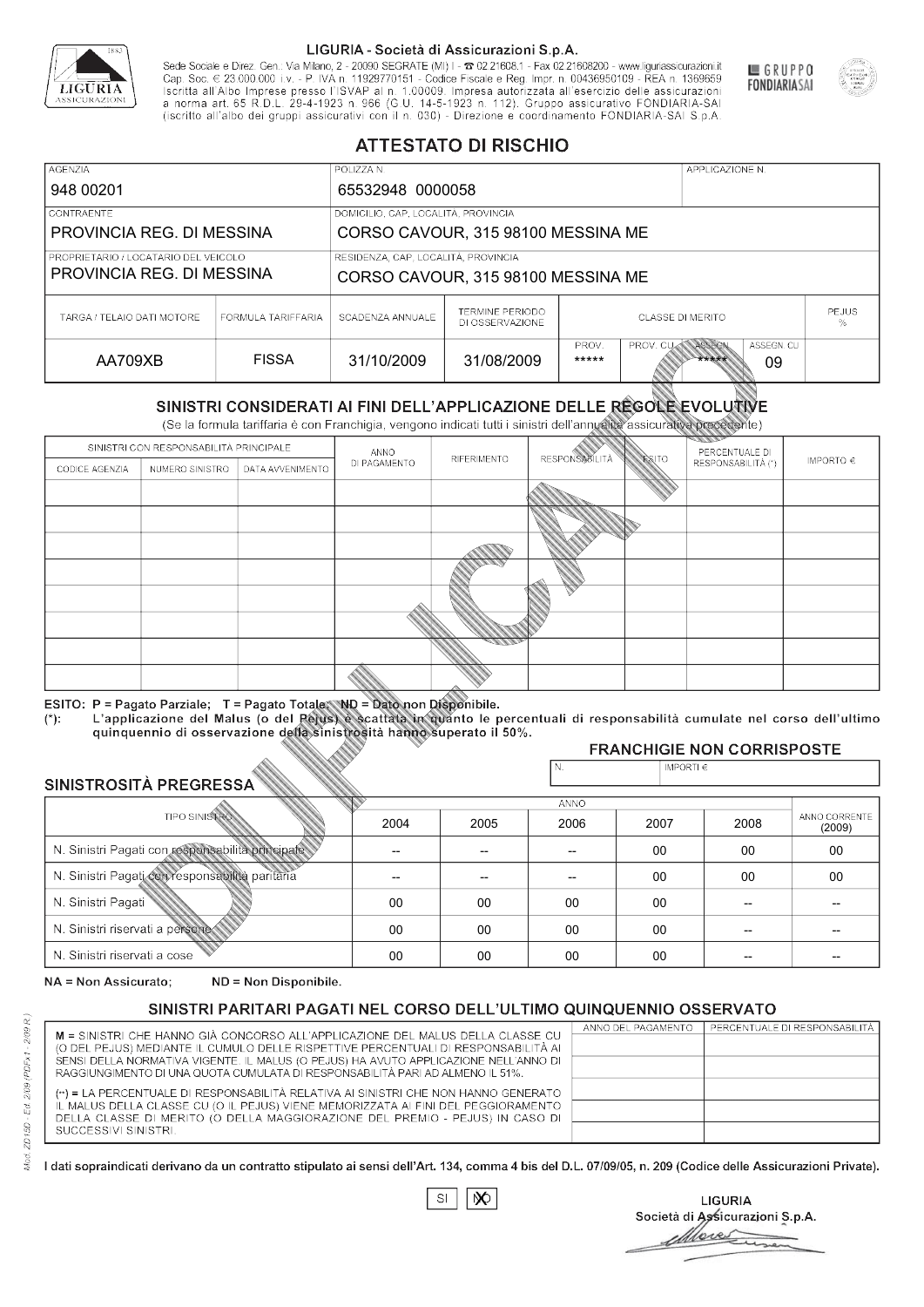LIGURIA - Società di Assicurazioni S.p.A.

Sede Sociale e Direz. Gen.: Via Milano, 2 - 20090 SEGRATE (MI) I - ☎ 02.21608.1 - Fax 02.21608200 - www.liguriassicurazioni.it
Cap. Soc. € 23.000.000 i.v. - P. IVA n. 11929770151 - Codice Fiscale e Reg. Impr. n. 00436950109 - REA n. 1369659
Iscritta all'Albo Imprese presso l'ISVAP al n. 1.00009. Impresa autorizzata all'esercizio delle assicurazioni a norma art. 65 R.D.L. 29-4-1923 n. 966 (G.U. 14-5-1923 n. 112). Gruppo assicurativo FONDIARIA-SAI (iscritto all'albo dei gruppi assicurativi con il n. 030) - Direzione e coordinamento FONDIARIA-SAI S.p.A.

GRUPPO FONDIARIASAI

# ATTESTATO DI RISCHIO

| AGENZIA | POLIZZA N. | APPLICAZIONE N. |
|---|---|---|
| 948 00201 | 65532948 0000058 | |

| CONTRAENTE | DOMICILIO, CAP, LOCALITÀ, PROVINCIA |
|---|---|
| PROVINCIA REG. DI MESSINA | CORSO CAVOUR, 315 98100 MESSINA ME |
| **PROPRIETARIO / LOCATARIO DEL VEICOLO** | **RESIDENZA, CAP, LOCALITÀ, PROVINCIA** |
| PROVINCIA REG. DI MESSINA | CORSO CAVOUR, 315 98100 MESSINA ME |

| TARGA / TELAIO DATI MOTORE | FORMULA TARIFFARIA | SCADENZA ANNUALE | TERMINE PERIODO DI OSSERVAZIONE | CLASSE DI MERITO | | | | PEJUS % |
|---|---|---|---|---|---|---|---|---|
| | | | | PROV. | PROV. CU | ASSEGN. | ASSEGN. CU | |
| AA709XB | FISSA | 31/10/2009 | 31/08/2009 | ***** | | ***** | 09 | |

## SINISTRI CONSIDERATI AI FINI DELL'APPLICAZIONE DELLE REGOLE EVOLUTIVE

(Se la formula tariffaria è con Franchigia, vengono indicati tutti i sinistri dell'annualità assicurativa precedente)

| SINISTRI CON RESPONSABILITÀ PRINCIPALE | | | ANNO DI PAGAMENTO | RIFERIMENTO | RESPONSABILITÀ | ESITO | PERCENTUALE DI RESPONSABILITÀ (*) | IMPORTO € |
|---|---|---|---|---|---|---|---|---|
| CODICE AGENZIA | NUMERO SINISTRO | DATA AVVENIMENTO | | | | | | |
| | | | | | | | | |
| | | | | | | | | |
| | | | | | | | | |
| | | | | | | | | |
| | | | | | | | | |
| | | | | | | | | |
| | | | | | | | | |
| | | | | | | | | |

ESITO: P = Pagato Parziale; T = Pagato Totale; ND = Dato non Disponibile.
(*): L'applicazione del Malus (o del Pejus) è scattata in quanto le percentuali di responsabilità cumulate nel corso dell'ultimo quinquennio di osservazione della sinistrosità hanno superato il 50%.

### FRANCHIGIE NON CORRISPOSTE

| N. | IMPORTI € |
|---|---|
| | |

### SINISTROSITÀ PREGRESSA

| TIPO SINISTRO | 2004 | 2005 | 2006 | 2007 | 2008 | ANNO CORRENTE (2009) |
|---|---|---|---|---|---|---|
| N. Sinistri Pagati con responsabilità principale | -- | -- | -- | 00 | 00 | 00 |
| N. Sinistri Pagati con responsabilità paritaria | -- | -- | -- | 00 | 00 | 00 |
| N. Sinistri Pagati | 00 | 00 | 00 | 00 | -- | -- |
| N. Sinistri riservati a persone | 00 | 00 | 00 | 00 | -- | -- |
| N. Sinistri riservati a cose | 00 | 00 | 00 | 00 | -- | -- |

NA = Non Assicurato; ND = Non Disponibile.

### SINISTRI PARITARI PAGATI NEL CORSO DELL'ULTIMO QUINQUENNIO OSSERVATO

M = SINISTRI CHE HANNO GIÀ CONCORSO ALL'APPLICAZIONE DEL MALUS DELLA CLASSE CU (O DEL PEJUS) MEDIANTE IL CUMULO DELLE RISPETTIVE PERCENTUALI DI RESPONSABILITÀ AI SENSI DELLA NORMATIVA VIGENTE. IL MALUS (O PEJUS) HA AVUTO APPLICAZIONE NELL'ANNO DI RAGGIUNGIMENTO DI UNA QUOTA CUMULATA DI RESPONSABILITÀ PARI AD ALMENO IL 51%.

(**) = LA PERCENTUALE DI RESPONSABILITÀ RELATIVA AI SINISTRI CHE NON HANNO GENERATO IL MALUS DELLA CLASSE CU (O IL PEJUS) VIENE MEMORIZZATA AI FINI DEL PEGGIORAMENTO DELLA CLASSE DI MERITO (O DELLA MAGGIORAZIONE DEL PREMIO - PEJUS) IN CASO DI SUCCESSIVI SINISTRI.

| ANNO DEL PAGAMENTO | PERCENTUALE DI RESPONSABILITÀ |
|---|---|
| | |
| | |
| | |
| | |
| | |

I dati sopraindicati derivano da un contratto stipulato ai sensi dell'Art. 134, comma 4 bis del D.L. 07/09/05, n. 209 (Codice delle Assicurazioni Private).

SI [ ] NO [X]

LIGURIA
Società di Assicurazioni S.p.A.

Mod. ZD150 - Ed. 2/09 (PDFx1 - 2/09 R.)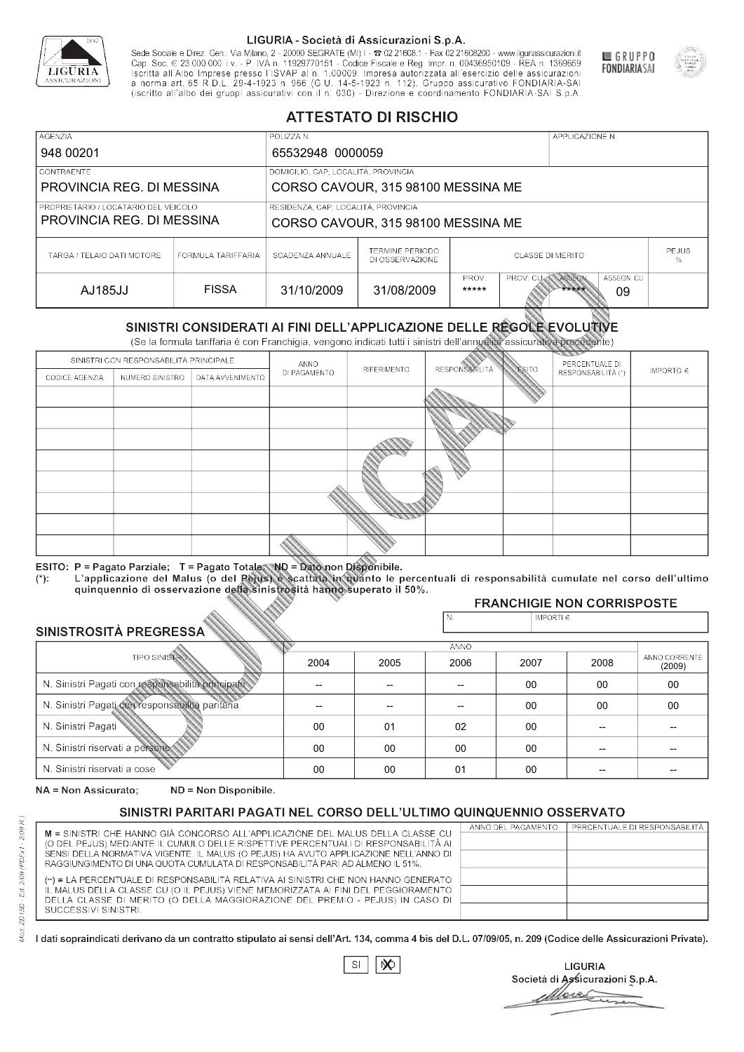LIGURIA - Società di Assicurazioni S.p.A.

Sede Sociale e Direz. Gen.: Via Milano, 2 - 20090 SEGRATE (MI) I - ☎ 02.21608.1 - Fax 02.21608200 - www.liguriassicurazioni.it
Cap. Soc. € 23.000.000 i.v. - P. IVA n. 11929770151 - Codice Fiscale e Reg. Impr. n. 00436950109 - REA n. 1369659
Iscritta all'Albo Imprese presso l'ISVAP al n. 1.00009. Impresa autorizzata all'esercizio delle assicurazioni a norma art. 65 R.D.L. 29-4-1923 n. 966 (G.U. 14-5-1923 n. 112). Gruppo assicurativo FONDIARIA-SAI (iscritto all'albo dei gruppi assicurativi con il n. 030) - Direzione e coordinamento FONDIARIA-SAI S.p.A.

GRUPPO FONDIARIA SAI

# ATTESTATO DI RISCHIO

| AGENZIA | POLIZZA N. | APPLICAZIONE N. |
|---|---|---|
| 948 00201 | 65532948 0000059 | |

| CONTRAENTE | DOMICILIO, CAP, LOCALITÀ, PROVINCIA |
|---|---|
| PROVINCIA REG. DI MESSINA | CORSO CAVOUR, 315 98100 MESSINA ME |

| PROPRIETARIO / LOCATARIO DEL VEICOLO | RESIDENZA, CAP, LOCALITÀ, PROVINCIA |
|---|---|
| PROVINCIA REG. DI MESSINA | CORSO CAVOUR, 315 98100 MESSINA ME |

| TARGA / TELAIO DATI MOTORE | FORMULA TARIFFARIA | SCADENZA ANNUALE | TERMINE PERIODO DI OSSERVAZIONE | CLASSE DI MERITO | | | | PEJUS % |
|---|---|---|---|---|---|---|---|---|
| | | | | PROV. | PROV. CU | ASSEGN. | ASSEGN. CU | |
| AJ185JJ | FISSA | 31/10/2009 | 31/08/2009 | ***** | | ***** | 09 | |

## SINISTRI CONSIDERATI AI FINI DELL'APPLICAZIONE DELLE REGOLE EVOLUTIVE

(Se la formula tariffaria è con Franchigia, vengono indicati tutti i sinistri dell'annualità assicurativa precedente)

| SINISTRI CON RESPONSABILITÀ PRINCIPALE | | | ANNO DI PAGAMENTO | RIFERIMENTO | RESPONSABILITÀ | ESITO | PERCENTUALE DI RESPONSABILITÀ (*) | IMPORTO € |
|---|---|---|---|---|---|---|---|---|
| CODICE AGENZIA | NUMERO SINISTRO | DATA AVVENIMENTO | | | | | | |
| | | | | | | | | |
| | | | | | | | | |
| | | | | | | | | |
| | | | | | | | | |
| | | | | | | | | |
| | | | | | | | | |
| | | | | | | | | |
| | | | | | | | | |

ESITO: P = Pagato Parziale; T = Pagato Totale; ND = Dato non Disponibile.
(*): L'applicazione del Malus (o del Pejus) è scattata in quanto le percentuali di responsabilità cumulate nel corso dell'ultimo quinquennio di osservazione della sinistrosità hanno superato il 50%.

### FRANCHIGIE NON CORRISPOSTE

| N. | IMPORTI € |
|---|---|
| | |

### SINISTROSITÀ PREGRESSA

| TIPO SINISTRO | 2004 | 2005 | 2006 | 2007 | 2008 | ANNO CORRENTE (2009) |
|---|---|---|---|---|---|---|
| N. Sinistri Pagati con responsabilità principale | -- | -- | -- | 00 | 00 | 00 |
| N. Sinistri Pagati con responsabilità paritaria | -- | -- | -- | 00 | 00 | 00 |
| N. Sinistri Pagati | 00 | 01 | 02 | 00 | -- | -- |
| N. Sinistri riservati a persone | 00 | 00 | 00 | 00 | -- | -- |
| N. Sinistri riservati a cose | 00 | 00 | 01 | 00 | -- | -- |

NA = Non Assicurato; ND = Non Disponibile.

### SINISTRI PARITARI PAGATI NEL CORSO DELL'ULTIMO QUINQUENNIO OSSERVATO

M = SINISTRI CHE HANNO GIÀ CONCORSO ALL'APPLICAZIONE DEL MALUS DELLA CLASSE CU (O DEL PEJUS) MEDIANTE IL CUMULO DELLE RISPETTIVE PERCENTUALI DI RESPONSABILITÀ AI SENSI DELLA NORMATIVA VIGENTE. IL MALUS (O PEJUS) HA AVUTO APPLICAZIONE NELL'ANNO DI RAGGIUNGIMENTO DI UNA QUOTA CUMULATA DI RESPONSABILITÀ PARI AD ALMENO IL 51%.

(**) = LA PERCENTUALE DI RESPONSABILITÀ RELATIVA AI SINISTRI CHE NON HANNO GENERATO IL MALUS DELLA CLASSE CU (O IL PEJUS) VIENE MEMORIZZATA AI FINI DEL PEGGIORAMENTO DELLA CLASSE DI MERITO (O DELLA MAGGIORAZIONE DEL PREMIO - PEJUS) IN CASO DI SUCCESSIVI SINISTRI.

| ANNO DEL PAGAMENTO | PERCENTUALE DI RESPONSABILITÀ |
|---|---|
| | |
| | |
| | |
| | |
| | |

I dati sopraindicati derivano da un contratto stipulato ai sensi dell'Art. 134, comma 4 bis del D.L. 07/09/05, n. 209 (Codice delle Assicurazioni Private).

SI [ ] NO [X]

LIGURIA
Società di Assicurazioni S.p.A.

DUPLICATO

Mod. ZD15D - Ed. 2/09 (PDFx1 - 2/09 R.)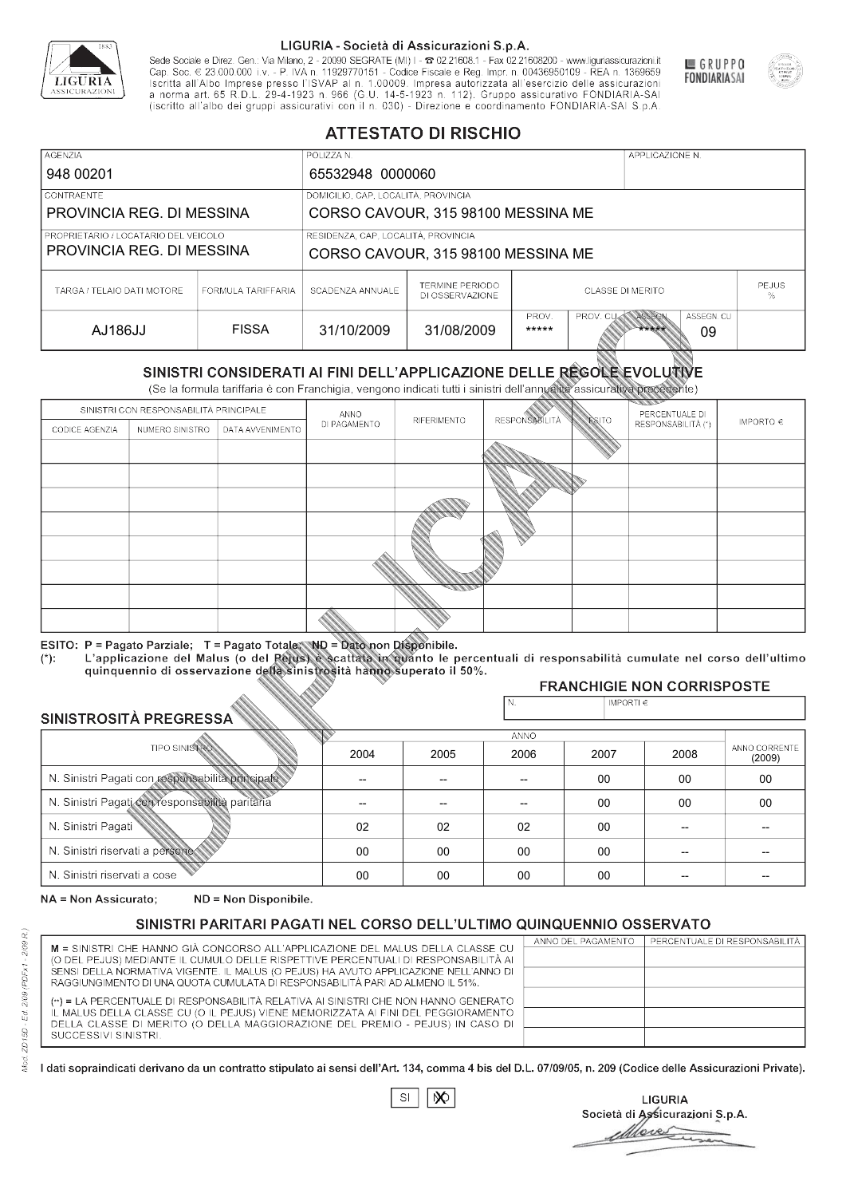LIGURIA - Società di Assicurazioni S.p.A.

Sede Sociale e Direz. Gen.: Via Milano, 2 - 20090 SEGRATE (MI) I - ☎ 02.21608.1 - Fax 02.21608200 - www.liguriassicurazioni.it
Cap. Soc. € 23.000.000 i.v. - P. IVA n. 11929770151 - Codice Fiscale e Reg. Impr. n. 00436950109 - REA n. 1369659
Iscritta all'Albo Imprese presso l'ISVAP al n. 1.00009. Impresa autorizzata all'esercizio delle assicurazioni a norma art. 65 R.D.L. 29-4-1923 n. 966 (G.U. 14-5-1923 n. 112). Gruppo assicurativo FONDIARIA-SAI (iscritto all'albo dei gruppi assicurativi con il n. 030) - Direzione e coordinamento FONDIARIA-SAI S.p.A.

GRUPPO FONDIARIASAI

# ATTESTATO DI RISCHIO

| AGENZIA | POLIZZA N. | APPLICAZIONE N. |
|---|---|---|
| 948 00201 | 65532948 0000060 | |

| CONTRAENTE | DOMICILIO, CAP, LOCALITÀ, PROVINCIA |
|---|---|
| PROVINCIA REG. DI MESSINA | CORSO CAVOUR, 315 98100 MESSINA ME |

| PROPRIETARIO / LOCATARIO DEL VEICOLO | RESIDENZA, CAP, LOCALITÀ, PROVINCIA |
|---|---|
| PROVINCIA REG. DI MESSINA | CORSO CAVOUR, 315 98100 MESSINA ME |

| TARGA / TELAIO DATI MOTORE | FORMULA TARIFFARIA | SCADENZA ANNUALE | TERMINE PERIODO DI OSSERVAZIONE | CLASSE DI MERITO | | | | PEJUS % |
|---|---|---|---|---|---|---|---|---|
| | | | | PROV. | PROV. CU | ASSEGN. | ASSEGN. CU | |
| AJ186JJ | FISSA | 31/10/2009 | 31/08/2009 | ***** | | ***** | 09 | |

## SINISTRI CONSIDERATI AI FINI DELL'APPLICAZIONE DELLE REGOLE EVOLUTIVE

(Se la formula tariffaria è con Franchigia, vengono indicati tutti i sinistri dell'annualità assicurativa precedente)

| SINISTRI CON RESPONSABILITÀ PRINCIPALE | | | ANNO DI PAGAMENTO | RIFERIMENTO | RESPONSABILITÀ | ESITO | PERCENTUALE DI RESPONSABILITÀ (*) | IMPORTO € |
|---|---|---|---|---|---|---|---|---|
| CODICE AGENZIA | NUMERO SINISTRO | DATA AVVENIMENTO | | | | | | |
| | | | | | | | | |
| | | | | | | | | |
| | | | | | | | | |
| | | | | | | | | |
| | | | | | | | | |
| | | | | | | | | |
| | | | | | | | | |

ESITO: P = Pagato Parziale; T = Pagato Totale; ND = Dato non Disponibile.
(*): L'applicazione del Malus (o del Pejus) è scattata in quanto le percentuali di responsabilità cumulate nel corso dell'ultimo quinquennio di osservazione della sinistrosità hanno superato il 50%.

### FRANCHIGIE NON CORRISPOSTE

| N. | IMPORTI € |
|---|---|
| | |

### SINISTROSITÀ PREGRESSA

| TIPO SINISTRO | 2004 | 2005 | 2006 | 2007 | 2008 | ANNO CORRENTE (2009) |
|---|---|---|---|---|---|---|
| N. Sinistri Pagati con responsabilità principale | -- | -- | -- | 00 | 00 | 00 |
| N. Sinistri Pagati con responsabilità paritaria | -- | -- | -- | 00 | 00 | 00 |
| N. Sinistri Pagati | 02 | 02 | 02 | 00 | -- | -- |
| N. Sinistri riservati a persone | 00 | 00 | 00 | 00 | -- | -- |
| N. Sinistri riservati a cose | 00 | 00 | 00 | 00 | -- | -- |

NA = Non Assicurato; ND = Non Disponibile.

## SINISTRI PARITARI PAGATI NEL CORSO DELL'ULTIMO QUINQUENNIO OSSERVATO

M = SINISTRI CHE HANNO GIÀ CONCORSO ALL'APPLICAZIONE DEL MALUS DELLA CLASSE CU (O DEL PEJUS) MEDIANTE IL CUMULO DELLE RISPETTIVE PERCENTUALI DI RESPONSABILITÀ AI SENSI DELLA NORMATIVA VIGENTE. IL MALUS (O PEJUS) HA AVUTO APPLICAZIONE NELL'ANNO DI RAGGIUNGIMENTO DI UNA QUOTA CUMULATA DI RESPONSABILITÀ PARI AD ALMENO IL 51%.

(**) = LA PERCENTUALE DI RESPONSABILITÀ RELATIVA AI SINISTRI CHE NON HANNO GENERATO IL MALUS DELLA CLASSE CU (O IL PEJUS) VIENE MEMORIZZATA AI FINI DEL PEGGIORAMENTO DELLA CLASSE DI MERITO (O DELLA MAGGIORAZIONE DEL PREMIO - PEJUS) IN CASO DI SUCCESSIVI SINISTRI.

| ANNO DEL PAGAMENTO | PERCENTUALE DI RESPONSABILITÀ |
|---|---|
| | |
| | |
| | |
| | |
| | |

I dati sopraindicati derivano da un contratto stipulato ai sensi dell'Art. 134, comma 4 bis del D.L. 07/09/05, n. 209 (Codice delle Assicurazioni Private).

SI [ ] NO [X]

LIGURIA
Società di Assicurazioni S.p.A.

DUPLICATO

Mod. ZD150 - Ed. 2/09 (PDFx1 - 2/09 R.)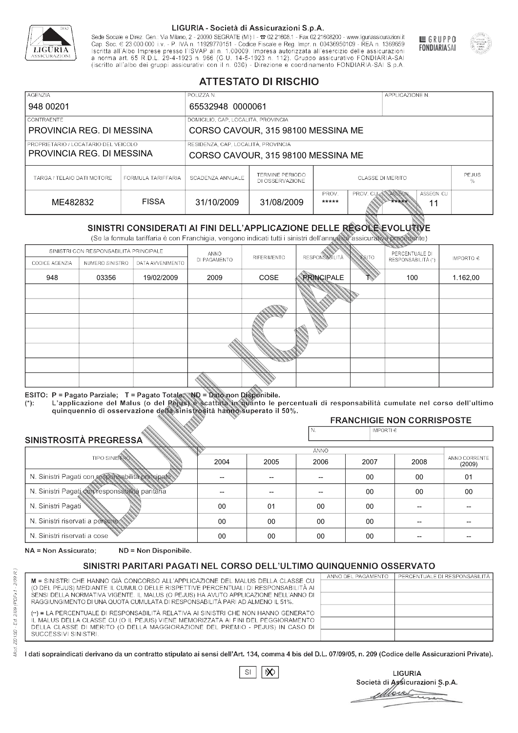LIGURIA - Società di Assicurazioni S.p.A.

Sede Sociale e Direz. Gen.: Via Milano, 2 - 20090 SEGRATE (MI) I - ☎ 02.21608.1 - Fax 02.21608200 - www.liguriassicurazioni.it
Cap. Soc. € 23.000.000 i.v. - P. IVA n. 11929770151 - Codice Fiscale e Reg. Impr. n. 00436950109 - REA n. 1369659
Iscritta all'Albo Imprese presso l'ISVAP al n. 1.00009. Impresa autorizzata all'esercizio delle assicurazioni a norma art. 65 R.D.L. 29-4-1923 n. 966 (G.U. 14-5-1923 n. 112). Gruppo assicurativo FONDIARIA-SAI (iscritto all'albo dei gruppi assicurativi con il n. 030) - Direzione e coordinamento FONDIARIA-SAI S.p.A.

GRUPPO FONDIARIASAI

# ATTESTATO DI RISCHIO

| AGENZIA | POLIZZA N. | APPLICAZIONE N. |
|---|---|---|
| 948 00201 | 65532948 0000061 | |

| CONTRAENTE | DOMICILIO, CAP, LOCALITÀ, PROVINCIA |
|---|---|
| PROVINCIA REG. DI MESSINA | CORSO CAVOUR, 315 98100 MESSINA ME |

| PROPRIETARIO / LOCATARIO DEL VEICOLO | RESIDENZA, CAP, LOCALITÀ, PROVINCIA |
|---|---|
| PROVINCIA REG. DI MESSINA | CORSO CAVOUR, 315 98100 MESSINA ME |

| TARGA / TELAIO DATI MOTORE | FORMULA TARIFFARIA | SCADENZA ANNUALE | TERMINE PERIODO DI OSSERVAZIONE | CLASSE DI MERITO PROV. | CLASSE DI MERITO PROV. CU | CLASSE DI MERITO ASSEGN. | CLASSE DI MERITO ASSEGN. CU | PEJUS % |
|---|---|---|---|---|---|---|---|---|
| ME482832 | FISSA | 31/10/2009 | 31/08/2009 | ***** | | ***** | 11 | |

## SINISTRI CONSIDERATI AI FINI DELL'APPLICAZIONE DELLE REGOLE EVOLUTIVE

(Se la formula tariffaria è con Franchigia, vengono indicati tutti i sinistri dell'annualità assicurativa precedente)

| SINISTRI CON RESPONSABILITÀ PRINCIPALE - CODICE AGENZIA | NUMERO SINISTRO | DATA AVVENIMENTO | ANNO DI PAGAMENTO | RIFERIMENTO | RESPONSABILITÀ | ESITO | PERCENTUALE DI RESPONSABILITÀ (*) | IMPORTO € |
|---|---|---|---|---|---|---|---|---|
| 948 | 03356 | 19/02/2009 | 2009 | COSE | PRINCIPALE | T | 100 | 1.162,00 |
| | | | | | | | | |
| | | | | | | | | |
| | | | | | | | | |
| | | | | | | | | |
| | | | | | | | | |
| | | | | | | | | |
| | | | | | | | | |

ESITO: P = Pagato Parziale; T = Pagato Totale; ND = Dato non Disponibile.
(*): L'applicazione del Malus (o del Pejus) è scattata in quanto le percentuali di responsabilità cumulate nel corso dell'ultimo quinquennio di osservazione della sinistrosità hanno superato il 50%.

### FRANCHIGIE NON CORRISPOSTE

| N. | IMPORTI € |
|---|---|
| | |

### SINISTROSITÀ PREGRESSA

| TIPO SINISTRO | 2004 | 2005 | 2006 | 2007 | 2008 | ANNO CORRENTE (2009) |
|---|---|---|---|---|---|---|
| N. Sinistri Pagati con responsabilità principale | -- | -- | -- | 00 | 00 | 01 |
| N. Sinistri Pagati con responsabilità paritaria | -- | -- | -- | 00 | 00 | 00 |
| N. Sinistri Pagati | 00 | 01 | 00 | 00 | -- | -- |
| N. Sinistri riservati a persone | 00 | 00 | 00 | 00 | -- | -- |
| N. Sinistri riservati a cose | 00 | 00 | 00 | 00 | -- | -- |

NA = Non Assicurato; ND = Non Disponibile.

### SINISTRI PARITARI PAGATI NEL CORSO DELL'ULTIMO QUINQUENNIO OSSERVATO

| | ANNO DEL PAGAMENTO | PERCENTUALE DI RESPONSABILITÀ |
|---|---|---|
| M = SINISTRI CHE HANNO GIÀ CONCORSO ALL'APPLICAZIONE DEL MALUS DELLA CLASSE CU (O DEL PEJUS) MEDIANTE IL CUMULO DELLE RISPETTIVE PERCENTUALI DI RESPONSABILITÀ AI SENSI DELLA NORMATIVA VIGENTE. IL MALUS (O PEJUS) HA AVUTO APPLICAZIONE NELL'ANNO DI RAGGIUNGIMENTO DI UNA QUOTA CUMULATA DI RESPONSABILITÀ PARI AD ALMENO IL 51%. | | |
| (**) = LA PERCENTUALE DI RESPONSABILITÀ RELATIVA AI SINISTRI CHE NON HANNO GENERATO IL MALUS DELLA CLASSE CU (O IL PEJUS) VIENE MEMORIZZATA AI FINI DEL PEGGIORAMENTO DELLA CLASSE DI MERITO (O DELLA MAGGIORAZIONE DEL PREMIO - PEJUS) IN CASO DI SUCCESSIVI SINISTRI. | | |

I dati sopraindicati derivano da un contratto stipulato ai sensi dell'Art. 134, comma 4 bis del D.L. 07/09/05, n. 209 (Codice delle Assicurazioni Private).

SI [X] NO

LIGURIA
Società di Assicurazioni S.p.A.

Mod. ZD15D - Ed. 2/09 (PDFx1 - 2/09 R.)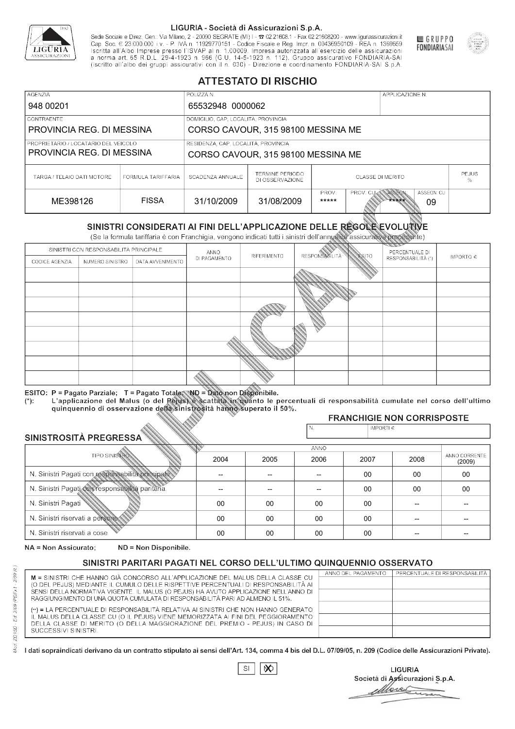LIGURIA - Società di Assicurazioni S.p.A.

Sede Sociale e Direz. Gen.: Via Milano, 2 - 20090 SEGRATE (MI) I - ☎ 02.21608.1 - Fax 02.21608200 - www.liguriassicurazioni.it Cap. Soc. € 23.000.000 i.v. - P. IVA n. 11929770151 - Codice Fiscale e Reg. Impr. n. 00436950109 - REA n. 1369659 Iscritta all'Albo Imprese presso l'ISVAP al n. 1.00009. Impresa autorizzata all'esercizio delle assicurazioni a norma art. 65 R.D.L. 29-4-1923 n. 966 (G.U. 14-5-1923 n. 112). Gruppo assicurativo FONDIARIA-SAI (iscritto all'albo dei gruppi assicurativi con il n. 030) - Direzione e coordinamento FONDIARIA-SAI S.p.A.

GRUPPO FONDIARIASAI

# ATTESTATO DI RISCHIO

| AGENZIA | POLIZZA N. | APPLICAZIONE N. |
|---|---|---|
| 948 00201 | 65532948 0000062 | |

| CONTRAENTE | DOMICILIO, CAP, LOCALITÀ, PROVINCIA |
|---|---|
| PROVINCIA REG. DI MESSINA | CORSO CAVOUR, 315 98100 MESSINA ME |

| PROPRIETARIO / LOCATARIO DEL VEICOLO | RESIDENZA, CAP, LOCALITÀ, PROVINCIA |
|---|---|
| PROVINCIA REG. DI MESSINA | CORSO CAVOUR, 315 98100 MESSINA ME |

| TARGA / TELAIO DATI MOTORE | FORMULA TARIFFARIA | SCADENZA ANNUALE | TERMINE PERIODO DI OSSERVAZIONE | CLASSE DI MERITO | | | | PEJUS % |
|---|---|---|---|---|---|---|---|---|
| | | | | PROV. | PROV. CU | ASSEGN. | ASSEGN. CU | |
| ME398126 | FISSA | 31/10/2009 | 31/08/2009 | ***** | | ***** | 09 | |

## SINISTRI CONSIDERATI AI FINI DELL'APPLICAZIONE DELLE REGOLE EVOLUTIVE

(Se la formula tariffaria è con Franchigia, vengono indicati tutti i sinistri dell'annualità assicurativa precedente)

| SINISTRI CON RESPONSABILITÀ PRINCIPALE | | | ANNO DI PAGAMENTO | RIFERIMENTO | RESPONSABILITÀ | ESITO | PERCENTUALE DI RESPONSABILITÀ (*) | IMPORTO € |
|---|---|---|---|---|---|---|---|---|
| CODICE AGENZIA | NUMERO SINISTRO | DATA AVVENIMENTO | | | | | | |
| | | | | | | | | |
| | | | | | | | | |
| | | | | | | | | |
| | | | | | | | | |
| | | | | | | | | |
| | | | | | | | | |
| | | | | | | | | |
| | | | | | | | | |

ESITO: P = Pagato Parziale; T = Pagato Totale; ND = Dato non Disponibile.

(*): L'applicazione del Malus (o del Pejus) è scattata in quanto le percentuali di responsabilità cumulate nel corso dell'ultimo quinquennio di osservazione della sinistrosità hanno superato il 50%.

## FRANCHIGIE NON CORRISPOSTE

| N. | IMPORTI € |
|---|---|
| | |

## SINISTROSITÀ PREGRESSA

| TIPO SINISTRO | 2004 | 2005 | 2006 | 2007 | 2008 | ANNO CORRENTE (2009) |
|---|---|---|---|---|---|---|
| N. Sinistri Pagati con responsabilità principale | -- | -- | -- | 00 | 00 | 00 |
| N. Sinistri Pagati con responsabilità paritaria | -- | -- | -- | 00 | 00 | 00 |
| N. Sinistri Pagati | 00 | 00 | 00 | 00 | -- | -- |
| N. Sinistri riservati a persone | 00 | 00 | 00 | 00 | -- | -- |
| N. Sinistri riservati a cose | 00 | 00 | 00 | 00 | -- | -- |

NA = Non Assicurato; ND = Non Disponibile.

## SINISTRI PARITARI PAGATI NEL CORSO DELL'ULTIMO QUINQUENNIO OSSERVATO

M = SINISTRI CHE HANNO GIÀ CONCORSO ALL'APPLICAZIONE DEL MALUS DELLA CLASSE CU (O DEL PEJUS) MEDIANTE IL CUMULO DELLE RISPETTIVE PERCENTUALI DI RESPONSABILITÀ AI SENSI DELLA NORMATIVA VIGENTE. IL MALUS (O PEJUS) HA AVUTO APPLICAZIONE NELL'ANNO DI RAGGIUNGIMENTO DI UNA QUOTA CUMULATA DI RESPONSABILITÀ PARI AD ALMENO IL 51%.

(**) = LA PERCENTUALE DI RESPONSABILITÀ RELATIVA AI SINISTRI CHE NON HANNO GENERATO IL MALUS DELLA CLASSE CU (O IL PEJUS) VIENE MEMORIZZATA AI FINI DEL PEGGIORAMENTO DELLA CLASSE DI MERITO (O DELLA MAGGIORAZIONE DEL PREMIO - PEJUS) IN CASO DI SUCCESSIVI SINISTRI.

| ANNO DEL PAGAMENTO | PERCENTUALE DI RESPONSABILITÀ |
|---|---|
| | |
| | |
| | |
| | |
| | |

I dati sopraindicati derivano da un contratto stipulato ai sensi dell'Art. 134, comma 4 bis del D.L. 07/09/05, n. 209 (Codice delle Assicurazioni Private).

SI [ ] NO [X]

LIGURIA
Società di Assicurazioni S.p.A.

Mod. ZD 150 - Ed. 2/09 (PDFx1 - 2/09 R.)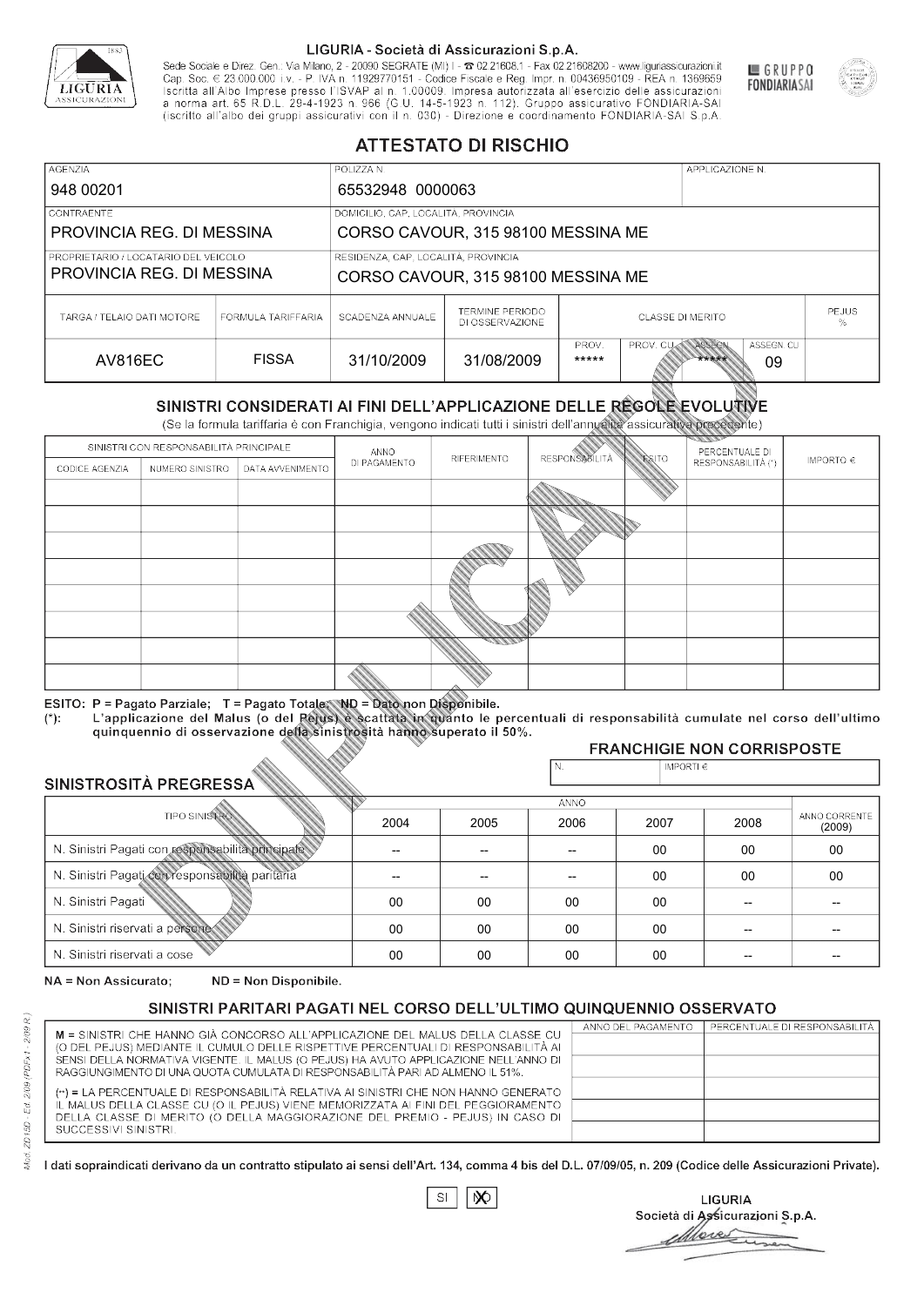LIGURIA - Società di Assicurazioni S.p.A.

Sede Sociale e Direz. Gen.: Via Milano, 2 - 20090 SEGRATE (MI) I - ☎ 02.21608.1 - Fax 02.21608200 - www.liguriassicurazioni.it Cap. Soc. € 23.000.000 i.v. - P. IVA n. 11929770151 - Codice Fiscale e Reg. Impr. n. 00436950109 - REA n. 1369659 Iscritta all'Albo Imprese presso l'ISVAP al n. 1.00009. Impresa autorizzata all'esercizio delle assicurazioni a norma art. 65 R.D.L. 29-4-1923 n. 966 (G.U. 14-5-1923 n. 112). Gruppo assicurativo FONDIARIA-SAI (iscritto all'albo dei gruppi assicurativi con il n. 030) - Direzione e coordinamento FONDIARIA-SAI S.p.A.

GRUPPO FONDIARIASAI

# ATTESTATO DI RISCHIO

| AGENZIA | POLIZZA N. | APPLICAZIONE N. |
|---|---|---|
| 948 00201 | 65532948 0000063 | |

| CONTRAENTE | DOMICILIO, CAP, LOCALITÀ, PROVINCIA |
|---|---|
| PROVINCIA REG. DI MESSINA | CORSO CAVOUR, 315 98100 MESSINA ME |
| **PROPRIETARIO / LOCATARIO DEL VEICOLO** | **RESIDENZA, CAP, LOCALITÀ, PROVINCIA** |
| PROVINCIA REG. DI MESSINA | CORSO CAVOUR, 315 98100 MESSINA ME |

| TARGA / TELAIO DATI MOTORE | FORMULA TARIFFARIA | SCADENZA ANNUALE | TERMINE PERIODO DI OSSERVAZIONE | CLASSE DI MERITO | | | | PEJUS % |
|---|---|---|---|---|---|---|---|---|
| | | | | PROV. | PROV. CU | ASSEGN. | ASSEGN. CU | |
| AV816EC | FISSA | 31/10/2009 | 31/08/2009 | ***** | | ***** | 09 | |

## SINISTRI CONSIDERATI AI FINI DELL'APPLICAZIONE DELLE REGOLE EVOLUTIVE

(Se la formula tariffaria è con Franchigia, vengono indicati tutti i sinistri dell'annualità assicurativa precedente)

| SINISTRI CON RESPONSABILITÀ PRINCIPALE | | | ANNO DI PAGAMENTO | RIFERIMENTO | RESPONSABILITÀ | ESITO | PERCENTUALE DI RESPONSABILITÀ (*) | IMPORTO € |
|---|---|---|---|---|---|---|---|---|
| CODICE AGENZIA | NUMERO SINISTRO | DATA AVVENIMENTO | | | | | | |
| | | | | | | | | |
| | | | | | | | | |
| | | | | | | | | |
| | | | | | | | | |
| | | | | | | | | |
| | | | | | | | | |
| | | | | | | | | |
| | | | | | | | | |

ESITO: P = Pagato Parziale; T = Pagato Totale; ND = Dato non Disponibile.
(*): L'applicazione del Malus (o del Pejus) è scattata in quanto le percentuali di responsabilità cumulate nel corso dell'ultimo quinquennio di osservazione della sinistrosità hanno superato il 50%.

### FRANCHIGIE NON CORRISPOSTE

| N. | IMPORTI € |
|---|---|
| | |

### SINISTROSITÀ PREGRESSA

| TIPO SINISTRO | 2004 | 2005 | 2006 | 2007 | 2008 | ANNO CORRENTE (2009) |
|---|---|---|---|---|---|---|
| N. Sinistri Pagati con responsabilità principale | -- | -- | -- | 00 | 00 | 00 |
| N. Sinistri Pagati con responsabilità paritaria | -- | -- | -- | 00 | 00 | 00 |
| N. Sinistri Pagati | 00 | 00 | 00 | 00 | -- | -- |
| N. Sinistri riservati a persone | 00 | 00 | 00 | 00 | -- | -- |
| N. Sinistri riservati a cose | 00 | 00 | 00 | 00 | -- | -- |

NA = Non Assicurato; ND = Non Disponibile.

### SINISTRI PARITARI PAGATI NEL CORSO DELL'ULTIMO QUINQUENNIO OSSERVATO

M = SINISTRI CHE HANNO GIÀ CONCORSO ALL'APPLICAZIONE DEL MALUS DELLA CLASSE CU (O DEL PEJUS) MEDIANTE IL CUMULO DELLE RISPETTIVE PERCENTUALI DI RESPONSABILITÀ AI SENSI DELLA NORMATIVA VIGENTE. IL MALUS (O PEJUS) HA AVUTO APPLICAZIONE NELL'ANNO DI RAGGIUNGIMENTO DI UNA QUOTA CUMULATA DI RESPONSABILITÀ PARI AD ALMENO IL 51%.

(**) = LA PERCENTUALE DI RESPONSABILITÀ RELATIVA AI SINISTRI CHE NON HANNO GENERATO IL MALUS DELLA CLASSE CU (O IL PEJUS) VIENE MEMORIZZATA AI FINI DEL PEGGIORAMENTO DELLA CLASSE DI MERITO (O DELLA MAGGIORAZIONE DEL PREMIO - PEJUS) IN CASO DI SUCCESSIVI SINISTRI.

| ANNO DEL PAGAMENTO | PERCENTUALE DI RESPONSABILITÀ |
|---|---|
| | |
| | |
| | |
| | |
| | |

I dati sopraindicati derivano da un contratto stipulato ai sensi dell'Art. 134, comma 4 bis del D.L. 07/09/05, n. 209 (Codice delle Assicurazioni Private).

SI [ ] NO [X]

LIGURIA
Società di Assicurazioni S.p.A.

Mod. ZD15D - Ed. 2/09 (PDFx1 - 2/09 R.)

DUPLICATO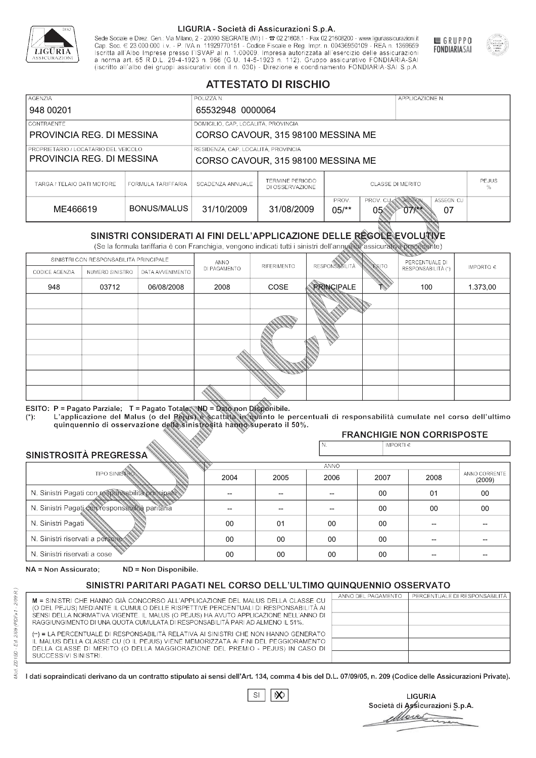LIGURIA - Società di Assicurazioni S.p.A.

Sede Sociale e Direz. Gen.: Via Milano, 2 - 20090 SEGRATE (MI) I - ☎ 02.21608.1 - Fax 02.21608200 - www.liguriassicurazioni.it
Cap. Soc. € 23.000.000 i.v. - P. IVA n. 11929770151 - Codice Fiscale e Reg. Impr. n. 00436950109 - REA n. 1369659
Iscritta all'Albo Imprese presso l'ISVAP al n. 1.00009. Impresa autorizzata all'esercizio delle assicurazioni a norma art. 65 R.D.L. 29-4-1923 n. 966 (G.U. 14-5-1923 n. 112). Gruppo assicurativo FONDIARIA-SAI (iscritto all'albo dei gruppi assicurativi con il n. 030) - Direzione e coordinamento FONDIARIA-SAI S.p.A.

GRUPPO FONDIARIASAI

# ATTESTATO DI RISCHIO

| AGENZIA | POLIZZA N. | APPLICAZIONE N. |
|---|---|---|
| 948 00201 | 65532948 0000064 | |

| CONTRAENTE | DOMICILIO, CAP, LOCALITÀ, PROVINCIA |
|---|---|
| PROVINCIA REG. DI MESSINA | CORSO CAVOUR, 315 98100 MESSINA ME |
| **PROPRIETARIO / LOCATARIO DEL VEICOLO** | **RESIDENZA, CAP, LOCALITÀ, PROVINCIA** |
| PROVINCIA REG. DI MESSINA | CORSO CAVOUR, 315 98100 MESSINA ME |

| TARGA / TELAIO DATI MOTORE | FORMULA TARIFFARIA | SCADENZA ANNUALE | TERMINE PERIODO DI OSSERVAZIONE | CLASSE DI MERITO | | | | PEJUS % |
|---|---|---|---|---|---|---|---|---|
| | | | | PROV. | PROV. CU | ASSEGN. | ASSEGN. CU | |
| ME466619 | BONUS/MALUS | 31/10/2009 | 31/08/2009 | 05/** | 05 | 07/** | 07 | |

## SINISTRI CONSIDERATI AI FINI DELL'APPLICAZIONE DELLE REGOLE EVOLUTIVE

(Se la formula tariffaria è con Franchigia, vengono indicati tutti i sinistri dell'annualità assicurativa precedente)

| SINISTRI CON RESPONSABILITÀ PRINCIPALE | | | ANNO DI PAGAMENTO | RIFERIMENTO | RESPONSABILITÀ | ESITO | PERCENTUALE DI RESPONSABILITÀ (*) | IMPORTO € |
|---|---|---|---|---|---|---|---|---|
| CODICE AGENZIA | NUMERO SINISTRO | DATA AVVENIMENTO | | | | | | |
| 948 | 03712 | 06/08/2008 | 2008 | COSE | PRINCIPALE | T | 100 | 1.373,00 |
| | | | | | | | | |
| | | | | | | | | |
| | | | | | | | | |
| | | | | | | | | |
| | | | | | | | | |
| | | | | | | | | |
| | | | | | | | | |

ESITO: P = Pagato Parziale; T = Pagato Totale; ND = Dato non Disponibile.
(*): L'applicazione del Malus (o del Pejus) è scattata in quanto le percentuali di responsabilità cumulate nel corso dell'ultimo quinquennio di osservazione della sinistrosità hanno superato il 50%.

### FRANCHIGIE NON CORRISPOSTE

| N. | IMPORTI € |
|---|---|
| | |

### SINISTROSITÀ PREGRESSA

| TIPO SINISTRO | 2004 | 2005 | 2006 | 2007 | 2008 | ANNO CORRENTE (2009) |
|---|---|---|---|---|---|---|
| N. Sinistri Pagati con responsabilità principale | -- | -- | -- | 00 | 01 | 00 |
| N. Sinistri Pagati con responsabilità paritaria | -- | -- | -- | 00 | 00 | 00 |
| N. Sinistri Pagati | 00 | 01 | 00 | 00 | -- | -- |
| N. Sinistri riservati a persone | 00 | 00 | 00 | 00 | -- | -- |
| N. Sinistri riservati a cose | 00 | 00 | 00 | 00 | -- | -- |

NA = Non Assicurato; ND = Non Disponibile.

### SINISTRI PARITARI PAGATI NEL CORSO DELL'ULTIMO QUINQUENNIO OSSERVATO

M = SINISTRI CHE HANNO GIÀ CONCORSO ALL'APPLICAZIONE DEL MALUS DELLA CLASSE CU (O DEL PEJUS) MEDIANTE IL CUMULO DELLE RISPETTIVE PERCENTUALI DI RESPONSABILITÀ AI SENSI DELLA NORMATIVA VIGENTE. IL MALUS (O PEJUS) HA AVUTO APPLICAZIONE NELL'ANNO DI RAGGIUNGIMENTO DI UNA QUOTA CUMULATA DI RESPONSABILITÀ PARI AD ALMENO IL 51%.

(**) = LA PERCENTUALE DI RESPONSABILITÀ RELATIVA AI SINISTRI CHE NON HANNO GENERATO IL MALUS DELLA CLASSE CU (O IL PEJUS) VIENE MEMORIZZATA AI FINI DEL PEGGIORAMENTO DELLA CLASSE DI MERITO (O DELLA MAGGIORAZIONE DEL PREMIO - PEJUS) IN CASO DI SUCCESSIVI SINISTRI.

| ANNO DEL PAGAMENTO | PERCENTUALE DI RESPONSABILITÀ |
|---|---|
| | |
| | |
| | |
| | |
| | |

I dati sopraindicati derivano da un contratto stipulato ai sensi dell'Art. 134, comma 4 bis del D.L. 07/09/05, n. 209 (Codice delle Assicurazioni Private).

SI ☐ NO ☒

LIGURIA
Società di Assicurazioni S.p.A.

Mod. ZD150 - Ed. 2/09 (PDFx1 - 2/09 R.)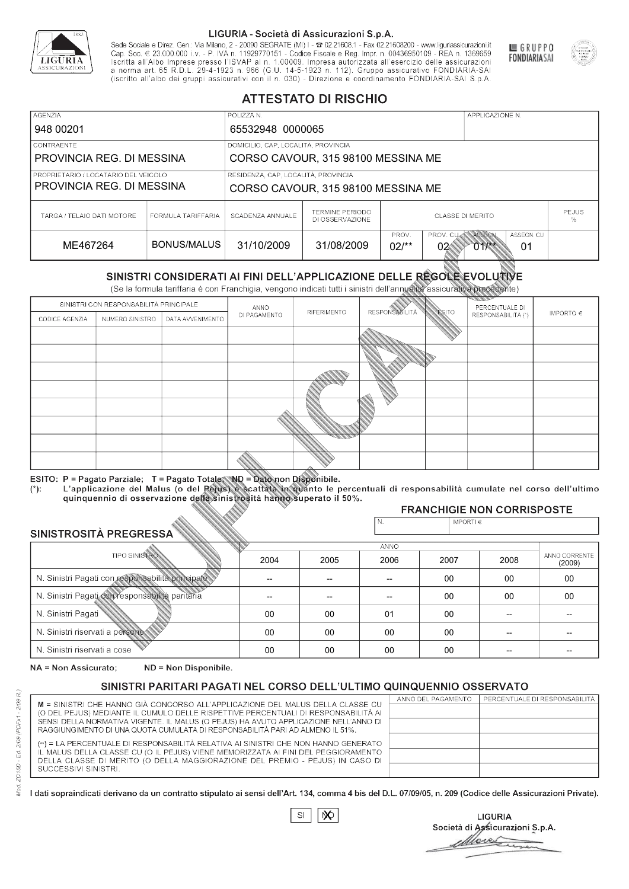LIGURIA - Società di Assicurazioni S.p.A.

Sede Sociale e Direz. Gen.: Via Milano, 2 - 20090 SEGRATE (MI) I - ☎ 02.21608.1 - Fax 02.21608200 - www.liguriassicurazioni.it
Cap. Soc. € 23.000.000 i.v. - P. IVA n. 11929770151 - Codice Fiscale e Reg. Impr. n. 00436950109 - REA n. 1369659
Iscritta all'Albo Imprese presso l'ISVAP al n. 1.00009. Impresa autorizzata all'esercizio delle assicurazioni a norma art. 65 R.D.L. 29-4-1923 n. 966 (G.U. 14-5-1923 n. 112). Gruppo assicurativo FONDIARIA-SAI (iscritto all'albo dei gruppi assicurativi con il n. 030) - Direzione e coordinamento FONDIARIA-SAI S.p.A.

GRUPPO FONDIARIASAI

# ATTESTATO DI RISCHIO

| AGENZIA | POLIZZA N. | APPLICAZIONE N. |
|---|---|---|
| 948 00201 | 65532948 0000065 | |

| CONTRAENTE | DOMICILIO, CAP, LOCALITÀ, PROVINCIA |
|---|---|
| PROVINCIA REG. DI MESSINA | CORSO CAVOUR, 315 98100 MESSINA ME |
| **PROPRIETARIO / LOCATARIO DEL VEICOLO** | **RESIDENZA, CAP, LOCALITÀ, PROVINCIA** |
| PROVINCIA REG. DI MESSINA | CORSO CAVOUR, 315 98100 MESSINA ME |

| TARGA / TELAIO DATI MOTORE | FORMULA TARIFFARIA | SCADENZA ANNUALE | TERMINE PERIODO DI OSSERVAZIONE | CLASSE DI MERITO | | | | PEJUS % |
|---|---|---|---|---|---|---|---|---|
| | | | | PROV. | PROV. CU | ASSEGN. | ASSEGN. CU | |
| ME467264 | BONUS/MALUS | 31/10/2009 | 31/08/2009 | 02/** | 02 | 01/** | 01 | |

## SINISTRI CONSIDERATI AI FINI DELL'APPLICAZIONE DELLE REGOLE EVOLUTIVE

(Se la formula tariffaria è con Franchigia, vengono indicati tutti i sinistri dell'annualità assicurativa precedente)

| SINISTRI CON RESPONSABILITÀ PRINCIPALE | | | ANNO DI PAGAMENTO | RIFERIMENTO | RESPONSABILITÀ | ESITO | PERCENTUALE DI RESPONSABILITÀ (*) | IMPORTO € |
|---|---|---|---|---|---|---|---|---|
| CODICE AGENZIA | NUMERO SINISTRO | DATA AVVENIMENTO | | | | | | |
| | | | | | | | | |
| | | | | | | | | |
| | | | | | | | | |
| | | | | | | | | |
| | | | | | | | | |
| | | | | | | | | |
| | | | | | | | | |
| | | | | | | | | |

ESITO: P = Pagato Parziale; T = Pagato Totale; ND = Dato non Disponibile.
(*): L'applicazione del Malus (o del Pejus) è scattata in quanto le percentuali di responsabilità cumulate nel corso dell'ultimo quinquennio di osservazione della sinistrosità hanno superato il 50%.

### FRANCHIGIE NON CORRISPOSTE

| N. | IMPORTI € |
|---|---|
| | |

### SINISTROSITÀ PREGRESSA

| TIPO SINISTRO | 2004 | 2005 | 2006 | 2007 | 2008 | ANNO CORRENTE (2009) |
|---|---|---|---|---|---|---|
| N. Sinistri Pagati con responsabilità principale | -- | -- | -- | 00 | 00 | 00 |
| N. Sinistri Pagati con responsabilità paritaria | -- | -- | -- | 00 | 00 | 00 |
| N. Sinistri Pagati | 00 | 00 | 01 | 00 | -- | -- |
| N. Sinistri riservati a persone | 00 | 00 | 00 | 00 | -- | -- |
| N. Sinistri riservati a cose | 00 | 00 | 00 | 00 | -- | -- |

NA = Non Assicurato; ND = Non Disponibile.

## SINISTRI PARITARI PAGATI NEL CORSO DELL'ULTIMO QUINQUENNIO OSSERVATO

M = SINISTRI CHE HANNO GIÀ CONCORSO ALL'APPLICAZIONE DEL MALUS DELLA CLASSE CU (O DEL PEJUS) MEDIANTE IL CUMULO DELLE RISPETTIVE PERCENTUALI DI RESPONSABILITÀ AI SENSI DELLA NORMATIVA VIGENTE. IL MALUS (O PEJUS) HA AVUTO APPLICAZIONE NELL'ANNO DI RAGGIUNGIMENTO DI UNA QUOTA CUMULATA DI RESPONSABILITÀ PARI AD ALMENO IL 51%.

(**) = LA PERCENTUALE DI RESPONSABILITÀ RELATIVA AI SINISTRI CHE NON HANNO GENERATO IL MALUS DELLA CLASSE CU (O IL PEJUS) VIENE MEMORIZZATA AI FINI DEL PEGGIORAMENTO DELLA CLASSE DI MERITO (O DELLA MAGGIORAZIONE DEL PREMIO - PEJUS) IN CASO DI SUCCESSIVI SINISTRI.

| ANNO DEL PAGAMENTO | PERCENTUALE DI RESPONSABILITÀ |
|---|---|
| | |
| | |
| | |
| | |
| | |

I dati sopraindicati derivano da un contratto stipulato ai sensi dell'Art. 134, comma 4 bis del D.L. 07/09/05, n. 209 (Codice delle Assicurazioni Private).

SI ☐ NO ☒

LIGURIA
Società di Assicurazioni S.p.A.

Mod. ZD15D - Ed. 2/09 (PDFx1 - 2/09 R.)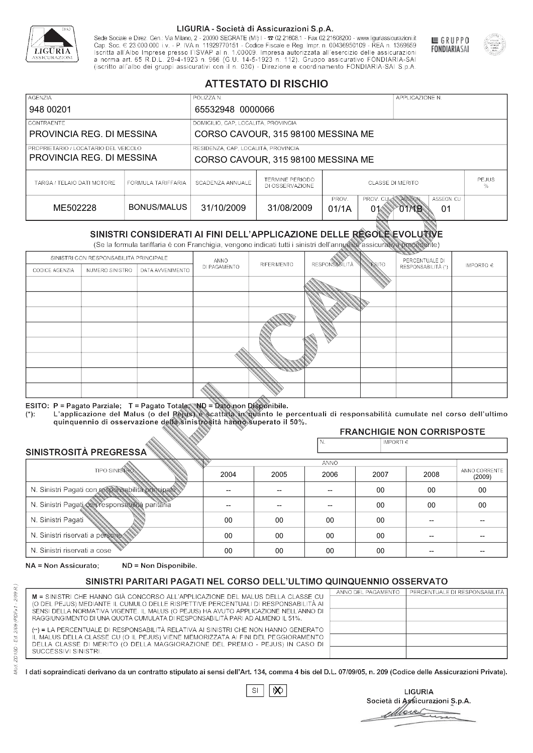LIGURIA - Società di Assicurazioni S.p.A.

Sede Sociale e Direz. Gen.: Via Milano, 2 - 20090 SEGRATE (MI) I - ☎ 02.21608.1 - Fax 02.21608200 - www.liguriassicurazioni.it
Cap. Soc. € 23.000.000 i.v. - P. IVA n. 11929770151 - Codice Fiscale e Reg. Impr. n. 00436950109 - REA n. 1369659
Iscritta all'Albo Imprese presso l'ISVAP al n. 1.00009. Impresa autorizzata all'esercizio delle assicurazioni a norma art. 65 R.D.L. 29-4-1923 n. 966 (G.U. 14-5-1923 n. 112). Gruppo assicurativo FONDIARIA-SAI (iscritto all'albo dei gruppi assicurativi con il n. 030) - Direzione e coordinamento FONDIARIA-SAI S.p.A.

GRUPPO FONDIARIASAI

# ATTESTATO DI RISCHIO

| AGENZIA | POLIZZA N. | APPLICAZIONE N. |
|---|---|---|
| 948 00201 | 65532948 0000066 | |

| CONTRAENTE | DOMICILIO, CAP, LOCALITÀ, PROVINCIA |
|---|---|
| PROVINCIA REG. DI MESSINA | CORSO CAVOUR, 315 98100 MESSINA ME |

| PROPRIETARIO / LOCATARIO DEL VEICOLO | RESIDENZA, CAP, LOCALITÀ, PROVINCIA |
|---|---|
| PROVINCIA REG. DI MESSINA | CORSO CAVOUR, 315 98100 MESSINA ME |

| TARGA / TELAIO DATI MOTORE | FORMULA TARIFFARIA | SCADENZA ANNUALE | TERMINE PERIODO DI OSSERVAZIONE | CLASSE DI MERITO | | | | PEJUS % |
|---|---|---|---|---|---|---|---|---|
| | | | | PROV. | PROV. CU | ASSEGN. | ASSEGN. CU | |
| ME502228 | BONUS/MALUS | 31/10/2009 | 31/08/2009 | 01/1A | 01 | 01/1B | 01 | |

## SINISTRI CONSIDERATI AI FINI DELL'APPLICAZIONE DELLE REGOLE EVOLUTIVE

(Se la formula tariffaria è con Franchigia, vengono indicati tutti i sinistri dell'annualità assicurativa precedente)

| SINISTRI CON RESPONSABILITÀ PRINCIPALE | | | ANNO DI PAGAMENTO | RIFERIMENTO | RESPONSABILITÀ | ESITO | PERCENTUALE DI RESPONSABILITÀ (*) | IMPORTO € |
|---|---|---|---|---|---|---|---|---|
| CODICE AGENZIA | NUMERO SINISTRO | DATA AVVENIMENTO | | | | | | |
| | | | | | | | | |
| | | | | | | | | |
| | | | | | | | | |
| | | | | | | | | |
| | | | | | | | | |
| | | | | | | | | |
| | | | | | | | | |
| | | | | | | | | |

**ESITO: P = Pagato Parziale; T = Pagato Totale; ND = Dato non Disponibile.**
(*): **L'applicazione del Malus (o del Pejus) è scattata in quanto le percentuali di responsabilità cumulate nel corso dell'ultimo quinquennio di osservazione della sinistrosità hanno superato il 50%.**

### FRANCHIGIE NON CORRISPOSTE

| N. | IMPORTI € |
|---|---|
| | |

### SINISTROSITÀ PREGRESSA

| TIPO SINISTRO | 2004 | 2005 | 2006 | 2007 | 2008 | ANNO CORRENTE (2009) |
|---|---|---|---|---|---|---|
| N. Sinistri Pagati con responsabilità principale | -- | -- | -- | 00 | 00 | 00 |
| N. Sinistri Pagati con responsabilità paritaria | -- | -- | -- | 00 | 00 | 00 |
| N. Sinistri Pagati | 00 | 00 | 00 | 00 | -- | -- |
| N. Sinistri riservati a persone | 00 | 00 | 00 | 00 | -- | -- |
| N. Sinistri riservati a cose | 00 | 00 | 00 | 00 | -- | -- |

**NA = Non Assicurato; ND = Non Disponibile.**

### SINISTRI PARITARI PAGATI NEL CORSO DELL'ULTIMO QUINQUENNIO OSSERVATO

M = SINISTRI CHE HANNO GIÀ CONCORSO ALL'APPLICAZIONE DEL MALUS DELLA CLASSE CU (O DEL PEJUS) MEDIANTE IL CUMULO DELLE RISPETTIVE PERCENTUALI DI RESPONSABILITÀ AI SENSI DELLA NORMATIVA VIGENTE. IL MALUS (O PEJUS) HA AVUTO APPLICAZIONE NELL'ANNO DI RAGGIUNGIMENTO DI UNA QUOTA CUMULATA DI RESPONSABILITÀ PARI AD ALMENO IL 51%.

(**) = LA PERCENTUALE DI RESPONSABILITÀ RELATIVA AI SINISTRI CHE NON HANNO GENERATO IL MALUS DELLA CLASSE CU (O IL PEJUS) VIENE MEMORIZZATA AI FINI DEL PEGGIORAMENTO DELLA CLASSE DI MERITO (O DELLA MAGGIORAZIONE DEL PREMIO - PEJUS) IN CASO DI SUCCESSIVI SINISTRI.

| ANNO DEL PAGAMENTO | PERCENTUALE DI RESPONSABILITÀ |
|---|---|
| | |
| | |
| | |
| | |
| | |

**I dati sopraindicati derivano da un contratto stipulato ai sensi dell'Art. 134, comma 4 bis del D.L. 07/09/05, n. 209 (Codice delle Assicurazioni Private).**

SI [X] NO

LIGURIA
Società di Assicurazioni S.p.A.

Mod. ZD 15D - Ed. 2/09 (PDFx1 - 2/09 R.)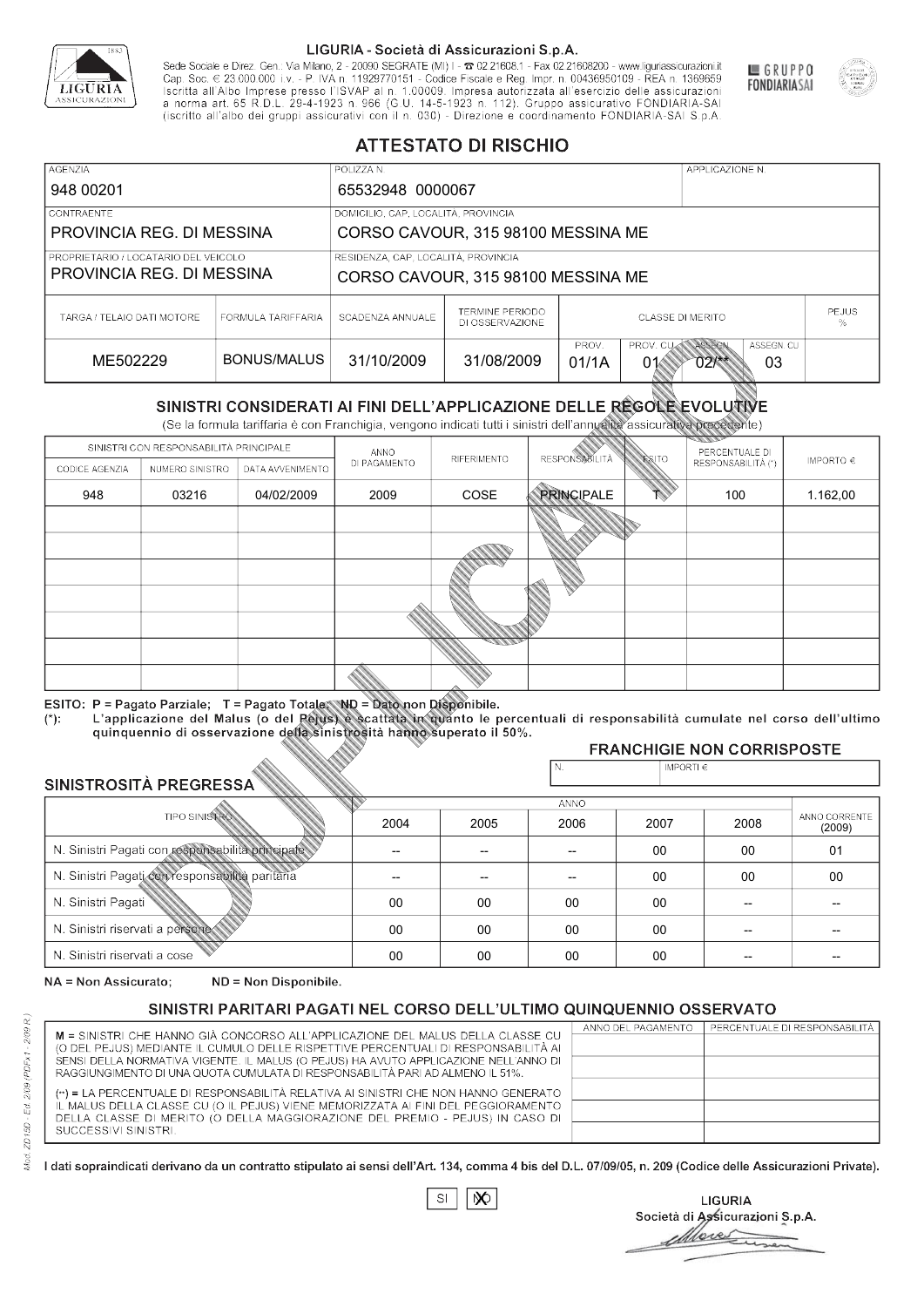**LIGURIA - Società di Assicurazioni S.p.A.**

Sede Sociale e Direz. Gen.: Via Milano, 2 - 20090 SEGRATE (MI) I - ☎ 02.21608.1 - Fax 02.21608200 - www.liguriassicurazioni.it
Cap. Soc. € 23.000.000 i.v. - P. IVA n. 11929770151 - Codice Fiscale e Reg. Impr. n. 00436950109 - REA n. 1369659
Iscritta all'Albo Imprese presso l'ISVAP al n. 1.00009. Impresa autorizzata all'esercizio delle assicurazioni a norma art. 65 R.D.L. 29-4-1923 n. 966 (G.U. 14-5-1923 n. 112). Gruppo assicurativo FONDIARIA-SAI (iscritto all'albo dei gruppi assicurativi con il n. 030) - Direzione e coordinamento FONDIARIA-SAI S.p.A.

GRUPPO FONDIARIASAI

# ATTESTATO DI RISCHIO

| AGENZIA | POLIZZA N. | APPLICAZIONE N. |
|---|---|---|
| 948 00201 | 65532948 0000067 | |

| CONTRAENTE | DOMICILIO, CAP, LOCALITÀ, PROVINCIA |
|---|---|
| PROVINCIA REG. DI MESSINA | CORSO CAVOUR, 315 98100 MESSINA ME |

| PROPRIETARIO / LOCATARIO DEL VEICOLO | RESIDENZA, CAP, LOCALITÀ, PROVINCIA |
|---|---|
| PROVINCIA REG. DI MESSINA | CORSO CAVOUR, 315 98100 MESSINA ME |

| TARGA / TELAIO DATI MOTORE | FORMULA TARIFFARIA | SCADENZA ANNUALE | TERMINE PERIODO DI OSSERVAZIONE | CLASSE DI MERITO PROV. | CLASSE DI MERITO PROV. CU | CLASSE DI MERITO ASSEGN. | CLASSE DI MERITO ASSEGN. CU | PEJUS % |
|---|---|---|---|---|---|---|---|---|
| ME502229 | BONUS/MALUS | 31/10/2009 | 31/08/2009 | 01/1A | 01 | 02/** | 03 | |

## SINISTRI CONSIDERATI AI FINI DELL'APPLICAZIONE DELLE REGOLE EVOLUTIVE

(Se la formula tariffaria è con Franchigia, vengono indicati tutti i sinistri dell'annualità assicurativa precedente)

| CODICE AGENZIA | NUMERO SINISTRO | DATA AVVENIMENTO | ANNO DI PAGAMENTO | RIFERIMENTO | RESPONSABILITÀ | ESITO | PERCENTUALE DI RESPONSABILITÀ (*) | IMPORTO € |
|---|---|---|---|---|---|---|---|---|
| 948 | 03216 | 04/02/2009 | 2009 | COSE | PRINCIPALE | T | 100 | 1.162,00 |
| | | | | | | | | |
| | | | | | | | | |
| | | | | | | | | |
| | | | | | | | | |
| | | | | | | | | |
| | | | | | | | | |
| | | | | | | | | |

ESITO: P = Pagato Parziale; T = Pagato Totale; ND = Dato non Disponibile.
(*): L'applicazione del Malus (o del Pejus) è scattata in quanto le percentuali di responsabilità cumulate nel corso dell'ultimo quinquennio di osservazione della sinistrosità hanno superato il 50%.

**FRANCHIGIE NON CORRISPOSTE**

| N. | IMPORTI € |
|---|---|
| | |

## SINISTROSITÀ PREGRESSA

| TIPO SINISTRO | 2004 | 2005 | 2006 | 2007 | 2008 | ANNO CORRENTE (2009) |
|---|---|---|---|---|---|---|
| N. Sinistri Pagati con responsabilità principale | -- | -- | -- | 00 | 00 | 01 |
| N. Sinistri Pagati con responsabilità paritaria | -- | -- | -- | 00 | 00 | 00 |
| N. Sinistri Pagati | 00 | 00 | 00 | 00 | -- | -- |
| N. Sinistri riservati a persone | 00 | 00 | 00 | 00 | -- | -- |
| N. Sinistri riservati a cose | 00 | 00 | 00 | 00 | -- | -- |

NA = Non Assicurato; ND = Non Disponibile.

## SINISTRI PARITARI PAGATI NEL CORSO DELL'ULTIMO QUINQUENNIO OSSERVATO

M = SINISTRI CHE HANNO GIÀ CONCORSO ALL'APPLICAZIONE DEL MALUS DELLA CLASSE CU (O DEL PEJUS) MEDIANTE IL CUMULO DELLE RISPETTIVE PERCENTUALI DI RESPONSABILITÀ AI SENSI DELLA NORMATIVA VIGENTE. IL MALUS (O PEJUS) HA AVUTO APPLICAZIONE NELL'ANNO DI RAGGIUNGIMENTO DI UNA QUOTA CUMULATA DI RESPONSABILITÀ PARI AD ALMENO IL 51%.

(**) = LA PERCENTUALE DI RESPONSABILITÀ RELATIVA AI SINISTRI CHE NON HANNO GENERATO IL MALUS DELLA CLASSE CU (O IL PEJUS) VIENE MEMORIZZATA AI FINI DEL PEGGIORAMENTO DELLA CLASSE DI MERITO (O DELLA MAGGIORAZIONE DEL PREMIO - PEJUS) IN CASO DI SUCCESSIVI SINISTRI.

| ANNO DEL PAGAMENTO | PERCENTUALE DI RESPONSABILITÀ |
|---|---|
| | |
| | |
| | |
| | |
| | |

I dati sopraindicati derivano da un contratto stipulato ai sensi dell'Art. 134, comma 4 bis del D.L. 07/09/05, n. 209 (Codice delle Assicurazioni Private).

SI ☐ NO ☒

LIGURIA
Società di Assicurazioni S.p.A.

Mod. ZD 15D - Ed. 2/09 (PDFx1 - 2/09 R.)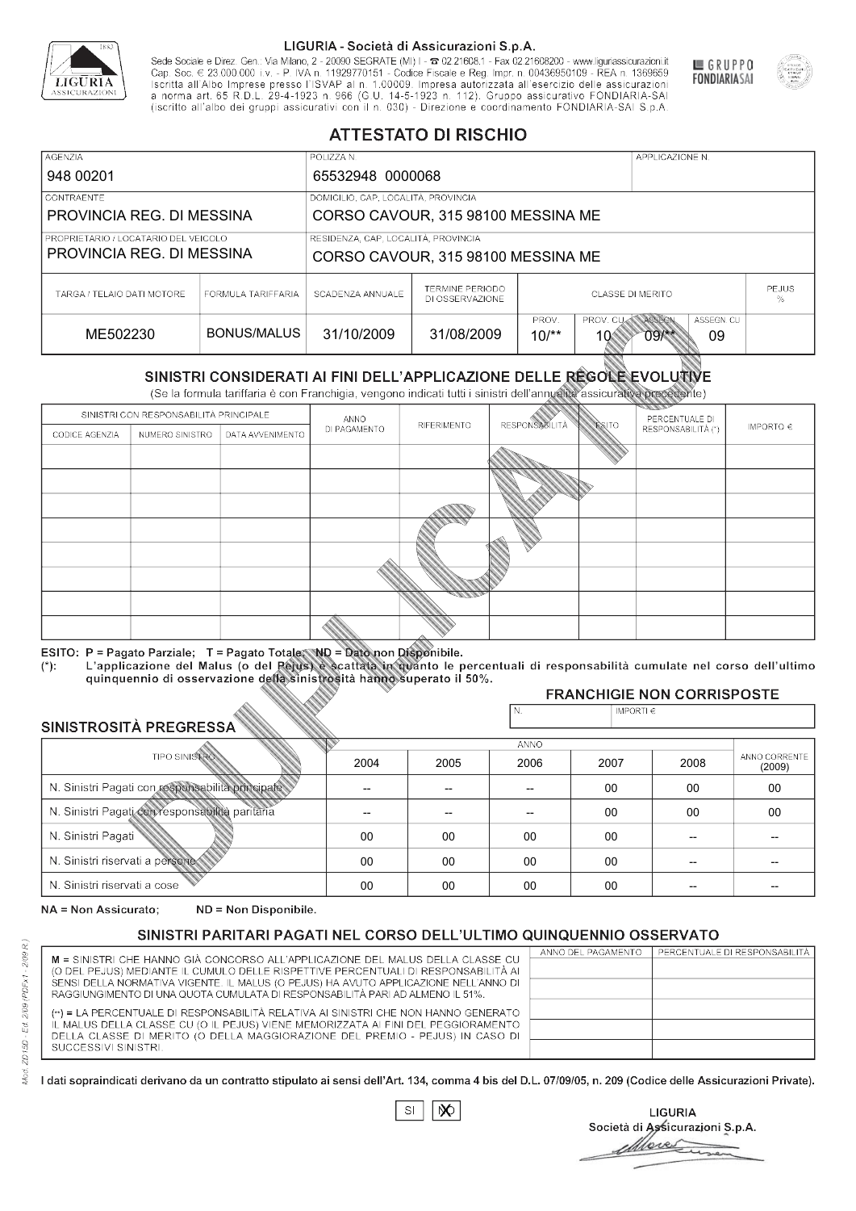LIGURIA - Società di Assicurazioni S.p.A.

Sede Sociale e Direz. Gen.: Via Milano, 2 - 20090 SEGRATE (MI) I - ☎ 02.21608.1 - Fax 02.21608200 - www.liguriassicurazioni.it Cap. Soc. € 23.000.000 i.v. - P. IVA n. 11929770151 - Codice Fiscale e Reg. Impr. n. 00436950109 - REA n. 1369659 Iscritta all'Albo Imprese presso l'ISVAP al n. 1.00009. Impresa autorizzata all'esercizio delle assicurazioni a norma art. 65 R.D.L. 29-4-1923 n. 966 (G.U. 14-5-1923 n. 112). Gruppo assicurativo FONDIARIA-SAI (iscritto all'albo dei gruppi assicurativi con il n. 030) - Direzione e coordinamento FONDIARIA-SAI S.p.A.

GRUPPO FONDIARIASAI

# ATTESTATO DI RISCHIO

| AGENZIA | POLIZZA N. | APPLICAZIONE N. |
|---|---|---|
| 948 00201 | 65532948 0000068 | |

| CONTRAENTE | DOMICILIO, CAP, LOCALITÀ, PROVINCIA |
|---|---|
| PROVINCIA REG. DI MESSINA | CORSO CAVOUR, 315 98100 MESSINA ME |

| PROPRIETARIO / LOCATARIO DEL VEICOLO | RESIDENZA, CAP, LOCALITÀ, PROVINCIA |
|---|---|
| PROVINCIA REG. DI MESSINA | CORSO CAVOUR, 315 98100 MESSINA ME |

| TARGA / TELAIO DATI MOTORE | FORMULA TARIFFARIA | SCADENZA ANNUALE | TERMINE PERIODO DI OSSERVAZIONE | CLASSE DI MERITO PROV. | CLASSE DI MERITO PROV. CU | CLASSE DI MERITO ASSEGN. | CLASSE DI MERITO ASSEGN. CU | PEJUS % |
|---|---|---|---|---|---|---|---|---|
| ME502230 | BONUS/MALUS | 31/10/2009 | 31/08/2009 | 10/** | 10 | 09/** | 09 | |

## SINISTRI CONSIDERATI AI FINI DELL'APPLICAZIONE DELLE REGOLE EVOLUTIVE

(Se la formula tariffaria è con Franchigia, vengono indicati tutti i sinistri dell'annualità assicurativa precedente)

| SINISTRI CON RESPONSABILITÀ PRINCIPALE - CODICE AGENZIA | NUMERO SINISTRO | DATA AVVENIMENTO | ANNO DI PAGAMENTO | RIFERIMENTO | RESPONSABILITÀ | ESITO | PERCENTUALE DI RESPONSABILITÀ (*) | IMPORTO € |
|---|---|---|---|---|---|---|---|---|
| | | | | | | | | |
| | | | | | | | | |
| | | | | | | | | |
| | | | | | | | | |
| | | | | | | | | |
| | | | | | | | | |
| | | | | | | | | |
| | | | | | | | | |

ESITO: P = Pagato Parziale; T = Pagato Totale; ND = Dato non Disponibile.
(*): L'applicazione del Malus (o del Pejus) è scattata in quanto le percentuali di responsabilità cumulate nel corso dell'ultimo quinquennio di osservazione della sinistrosità hanno superato il 50%.

**FRANCHIGIE NON CORRISPOSTE**

| N. | IMPORTI € |
|---|---|
| | |

## SINISTROSITÀ PREGRESSA

| TIPO SINISTRO | 2004 | 2005 | 2006 | 2007 | 2008 | ANNO CORRENTE (2009) |
|---|---|---|---|---|---|---|
| N. Sinistri Pagati con responsabilità principale | -- | -- | -- | 00 | 00 | 00 |
| N. Sinistri Pagati con responsabilità paritaria | -- | -- | -- | 00 | 00 | 00 |
| N. Sinistri Pagati | 00 | 00 | 00 | 00 | -- | -- |
| N. Sinistri riservati a persone | 00 | 00 | 00 | 00 | -- | -- |
| N. Sinistri riservati a cose | 00 | 00 | 00 | 00 | -- | -- |

NA = Non Assicurato; ND = Non Disponibile.

## SINISTRI PARITARI PAGATI NEL CORSO DELL'ULTIMO QUINQUENNIO OSSERVATO

M = SINISTRI CHE HANNO GIÀ CONCORSO ALL'APPLICAZIONE DEL MALUS DELLA CLASSE CU (O DEL PEJUS) MEDIANTE IL CUMULO DELLE RISPETTIVE PERCENTUALI DI RESPONSABILITÀ AI SENSI DELLA NORMATIVA VIGENTE. IL MALUS (O PEJUS) HA AVUTO APPLICAZIONE NELL'ANNO DI RAGGIUNGIMENTO DI UNA QUOTA CUMULATA DI RESPONSABILITÀ PARI AD ALMENO IL 51%.

(**) = LA PERCENTUALE DI RESPONSABILITÀ RELATIVA AI SINISTRI CHE NON HANNO GENERATO IL MALUS DELLA CLASSE CU (O IL PEJUS) VIENE MEMORIZZATA AI FINI DEL PEGGIORAMENTO DELLA CLASSE DI MERITO (O DELLA MAGGIORAZIONE DEL PREMIO - PEJUS) IN CASO DI SUCCESSIVI SINISTRI.

| ANNO DEL PAGAMENTO | PERCENTUALE DI RESPONSABILITÀ |
|---|---|
| | |
| | |
| | |
| | |
| | |

I dati sopraindicati derivano da un contratto stipulato ai sensi dell'Art. 134, comma 4 bis del D.L. 07/09/05, n. 209 (Codice delle Assicurazioni Private).

SI ☐ NO ☒

LIGURIA
Società di Assicurazioni S.p.A.

Mod. ZD150 - Ed. 2/09 (PDFx1 - 2/09 R.)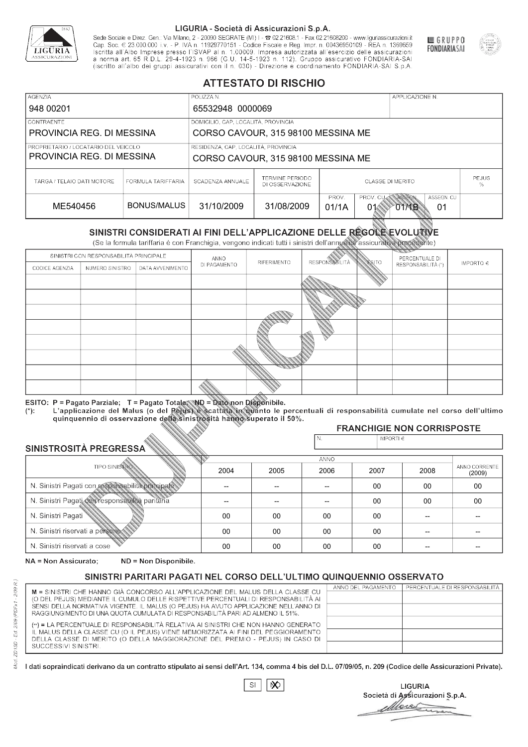LIGURIA - Società di Assicurazioni S.p.A.

Sede Sociale e Direz. Gen.: Via Milano, 2 - 20090 SEGRATE (MI) I - ☎ 02.21608.1 - Fax 02.21608200 - www.liguriassicurazioni.it
Cap. Soc. € 23.000.000 i.v. - P. IVA n. 11929770151 - Codice Fiscale e Reg. Impr. n. 00436950109 - REA n. 1369659
Iscritta all'Albo Imprese presso l'ISVAP al n. 1.00009. Impresa autorizzata all'esercizio delle assicurazioni a norma art. 65 R.D.L. 29-4-1923 n. 966 (G.U. 14-5-1923 n. 112). Gruppo assicurativo FONDIARIA-SAI (iscritto all'albo dei gruppi assicurativi con il n. 030) - Direzione e coordinamento FONDIARIA-SAI S.p.A.

GRUPPO FONDIARIA SAI

# ATTESTATO DI RISCHIO

| AGENZIA | POLIZZA N. | APPLICAZIONE N. |
|---|---|---|
| 948 00201 | 65532948 0000069 | |

| CONTRAENTE | DOMICILIO, CAP, LOCALITÀ, PROVINCIA |
|---|---|
| PROVINCIA REG. DI MESSINA | CORSO CAVOUR, 315 98100 MESSINA ME |

| PROPRIETARIO / LOCATARIO DEL VEICOLO | RESIDENZA, CAP, LOCALITÀ, PROVINCIA |
|---|---|
| PROVINCIA REG. DI MESSINA | CORSO CAVOUR, 315 98100 MESSINA ME |

| TARGA / TELAIO DATI MOTORE | FORMULA TARIFFARIA | SCADENZA ANNUALE | TERMINE PERIODO DI OSSERVAZIONE | CLASSE DI MERITO | | | | PEJUS % |
|---|---|---|---|---|---|---|---|---|
| | | | | PROV. | PROV. CU | ASSEGN. | ASSEGN. CU | |
| ME540456 | BONUS/MALUS | 31/10/2009 | 31/08/2009 | 01/1A | 01 | 01/1B | 01 | |

## SINISTRI CONSIDERATI AI FINI DELL'APPLICAZIONE DELLE REGOLE EVOLUTIVE

(Se la formula tariffaria è con Franchigia, vengono indicati tutti i sinistri dell'annualità assicurativa precedente)

| SINISTRI CON RESPONSABILITÀ PRINCIPALE | | | ANNO DI PAGAMENTO | RIFERIMENTO | RESPONSABILITÀ | ESITO | PERCENTUALE DI RESPONSABILITÀ (*) | IMPORTO € |
|---|---|---|---|---|---|---|---|---|
| CODICE AGENZIA | NUMERO SINISTRO | DATA AVVENIMENTO | | | | | | |
| | | | | | | | | |
| | | | | | | | | |
| | | | | | | | | |
| | | | | | | | | |
| | | | | | | | | |
| | | | | | | | | |
| | | | | | | | | |
| | | | | | | | | |

ESITO: P = Pagato Parziale; T = Pagato Totale; ND = Dato non Disponibile.
(*): L'applicazione del Malus (o del Pejus) è scattata in quanto le percentuali di responsabilità cumulate nel corso dell'ultimo quinquennio di osservazione della sinistrosità hanno superato il 50%.

### FRANCHIGIE NON CORRISPOSTE

| N. | IMPORTI € |
|---|---|
| | |

### SINISTROSITÀ PREGRESSA

| TIPO SINISTRO | 2004 | 2005 | 2006 | 2007 | 2008 | ANNO CORRENTE (2009) |
|---|---|---|---|---|---|---|
| N. Sinistri Pagati con responsabilità principale | -- | -- | -- | 00 | 00 | 00 |
| N. Sinistri Pagati con responsabilità paritaria | -- | -- | -- | 00 | 00 | 00 |
| N. Sinistri Pagati | 00 | 00 | 00 | 00 | -- | -- |
| N. Sinistri riservati a persone | 00 | 00 | 00 | 00 | -- | -- |
| N. Sinistri riservati a cose | 00 | 00 | 00 | 00 | -- | -- |

NA = Non Assicurato; ND = Non Disponibile.

### SINISTRI PARITARI PAGATI NEL CORSO DELL'ULTIMO QUINQUENNIO OSSERVATO

M = SINISTRI CHE HANNO GIÀ CONCORSO ALL'APPLICAZIONE DEL MALUS DELLA CLASSE CU (O DEL PEJUS) MEDIANTE IL CUMULO DELLE RISPETTIVE PERCENTUALI DI RESPONSABILITÀ AI SENSI DELLA NORMATIVA VIGENTE. IL MALUS (O PEJUS) HA AVUTO APPLICAZIONE NELL'ANNO DI RAGGIUNGIMENTO DI UNA QUOTA CUMULATA DI RESPONSABILITÀ PARI AD ALMENO IL 51%.

(**) = LA PERCENTUALE DI RESPONSABILITÀ RELATIVA AI SINISTRI CHE NON HANNO GENERATO IL MALUS DELLA CLASSE CU (O IL PEJUS) VIENE MEMORIZZATA AI FINI DEL PEGGIORAMENTO DELLA CLASSE DI MERITO (O DELLA MAGGIORAZIONE DEL PREMIO - PEJUS) IN CASO DI SUCCESSIVI SINISTRI.

| ANNO DEL PAGAMENTO | PERCENTUALE DI RESPONSABILITÀ |
|---|---|
| | |
| | |
| | |
| | |
| | |

I dati sopraindicati derivano da un contratto stipulato ai sensi dell'Art. 134, comma 4 bis del D.L. 07/09/05, n. 209 (Codice delle Assicurazioni Private).

SI | NO (X)

LIGURIA
Società di Assicurazioni S.p.A.

Mod. ZD15D - Ed. 2/09 (PDFx1 - 2/09 R.)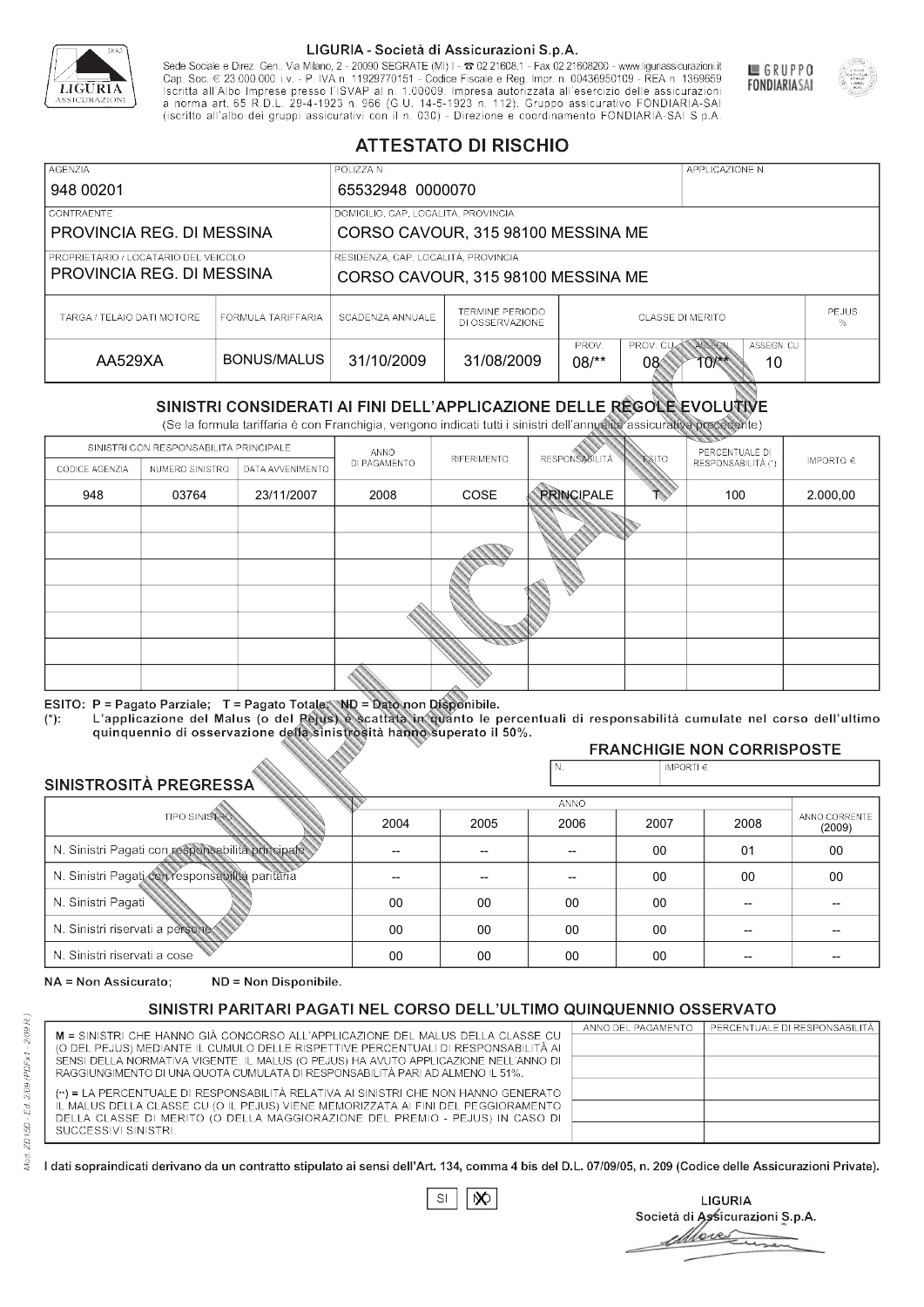LIGURIA - Società di Assicurazioni S.p.A.

Sede Sociale e Direz. Gen.: Via Milano, 2 - 20090 SEGRATE (MI) I - ☎ 02.21608.1 - Fax 02.21608200 - www.liguriassicurazioni.it Cap. Soc. € 23.000.000 i.v. - P. IVA n. 11929770151 - Codice Fiscale e Reg. Impr. n. 00436950109 - REA n. 1369659 Iscritta all'Albo Imprese presso l'ISVAP al n. 1.00009. Impresa autorizzata all'esercizio delle assicurazioni a norma art. 65 R.D.L. 29-4-1923 n. 966 (G.U. 14-5-1923 n. 112). Gruppo assicurativo FONDIARIA-SAI (iscritto all'albo dei gruppi assicurativi con il n. 030) - Direzione e coordinamento FONDIARIA-SAI S.p.A.

GRUPPO FONDIARIASAI

# ATTESTATO DI RISCHIO

| AGENZIA | POLIZZA N. | APPLICAZIONE N. |
|---|---|---|
| 948 00201 | 65532948 0000070 | |

| CONTRAENTE | DOMICILIO, CAP, LOCALITÀ, PROVINCIA |
|---|---|
| PROVINCIA REG. DI MESSINA | CORSO CAVOUR, 315 98100 MESSINA ME |
| **PROPRIETARIO / LOCATARIO DEL VEICOLO** | **RESIDENZA, CAP, LOCALITÀ, PROVINCIA** |
| PROVINCIA REG. DI MESSINA | CORSO CAVOUR, 315 98100 MESSINA ME |

| TARGA / TELAIO DATI MOTORE | FORMULA TARIFFARIA | SCADENZA ANNUALE | TERMINE PERIODO DI OSSERVAZIONE | CLASSE DI MERITO | | | | PEJUS % |
|---|---|---|---|---|---|---|---|---|
| | | | | PROV. | PROV. CU | ASSEGN. | ASSEGN. CU | |
| AA529XA | BONUS/MALUS | 31/10/2009 | 31/08/2009 | 08/** | 08 | 10/** | 10 | |

## SINISTRI CONSIDERATI AI FINI DELL'APPLICAZIONE DELLE REGOLE EVOLUTIVE

(Se la formula tariffaria è con Franchigia, vengono indicati tutti i sinistri dell'annualità assicurativa precedente)

| SINISTRI CON RESPONSABILITÀ PRINCIPALE | | | ANNO DI PAGAMENTO | RIFERIMENTO | RESPONSABILITÀ | ESITO | PERCENTUALE DI RESPONSABILITÀ (*) | IMPORTO € |
|---|---|---|---|---|---|---|---|---|
| CODICE AGENZIA | NUMERO SINISTRO | DATA AVVENIMENTO | | | | | | |
| 948 | 03764 | 23/11/2007 | 2008 | COSE | PRINCIPALE | T | 100 | 2.000,00 |
| | | | | | | | | |
| | | | | | | | | |
| | | | | | | | | |
| | | | | | | | | |
| | | | | | | | | |
| | | | | | | | | |
| | | | | | | | | |

ESITO: P = Pagato Parziale; T = Pagato Totale; ND = Dato non Disponibile.
(*): L'applicazione del Malus (o del Pejus) è scattata in quanto le percentuali di responsabilità cumulate nel corso dell'ultimo quinquennio di osservazione della sinistrosità hanno superato il 50%.

### FRANCHIGIE NON CORRISPOSTE

| N. | IMPORTI € |
|---|---|
| | |

### SINISTROSITÀ PREGRESSA

| TIPO SINISTRO | 2004 | 2005 | 2006 | 2007 | 2008 | ANNO CORRENTE (2009) |
|---|---|---|---|---|---|---|
| N. Sinistri Pagati con responsabilità principale | -- | -- | -- | 00 | 01 | 00 |
| N. Sinistri Pagati con responsabilità paritaria | -- | -- | -- | 00 | 00 | 00 |
| N. Sinistri Pagati | 00 | 00 | 00 | 00 | -- | -- |
| N. Sinistri riservati a persone | 00 | 00 | 00 | 00 | -- | -- |
| N. Sinistri riservati a cose | 00 | 00 | 00 | 00 | -- | -- |

NA = Non Assicurato; ND = Non Disponibile.

## SINISTRI PARITARI PAGATI NEL CORSO DELL'ULTIMO QUINQUENNIO OSSERVATO

M = SINISTRI CHE HANNO GIÀ CONCORSO ALL'APPLICAZIONE DEL MALUS DELLA CLASSE CU (O DEL PEJUS) MEDIANTE IL CUMULO DELLE RISPETTIVE PERCENTUALI DI RESPONSABILITÀ AI SENSI DELLA NORMATIVA VIGENTE. IL MALUS (O PEJUS) HA AVUTO APPLICAZIONE NELL'ANNO DI RAGGIUNGIMENTO DI UNA QUOTA CUMULATA DI RESPONSABILITÀ PARI AD ALMENO IL 51%.

(**) = LA PERCENTUALE DI RESPONSABILITÀ RELATIVA AI SINISTRI CHE NON HANNO GENERATO IL MALUS DELLA CLASSE CU (O IL PEJUS) VIENE MEMORIZZATA AI FINI DEL PEGGIORAMENTO DELLA CLASSE DI MERITO (O DELLA MAGGIORAZIONE DEL PREMIO - PEJUS) IN CASO DI SUCCESSIVI SINISTRI.

| ANNO DEL PAGAMENTO | PERCENTUALE DI RESPONSABILITÀ |
|---|---|
| | |
| | |
| | |
| | |
| | |

I dati sopraindicati derivano da un contratto stipulato ai sensi dell'Art. 134, comma 4 bis del D.L. 07/09/05, n. 209 (Codice delle Assicurazioni Private).

SI [ ] NO [X]

LIGURIA
Società di Assicurazioni S.p.A.

Mod. ZD150 - Ed. 2/09 (PDFx1 - 2/09 R.)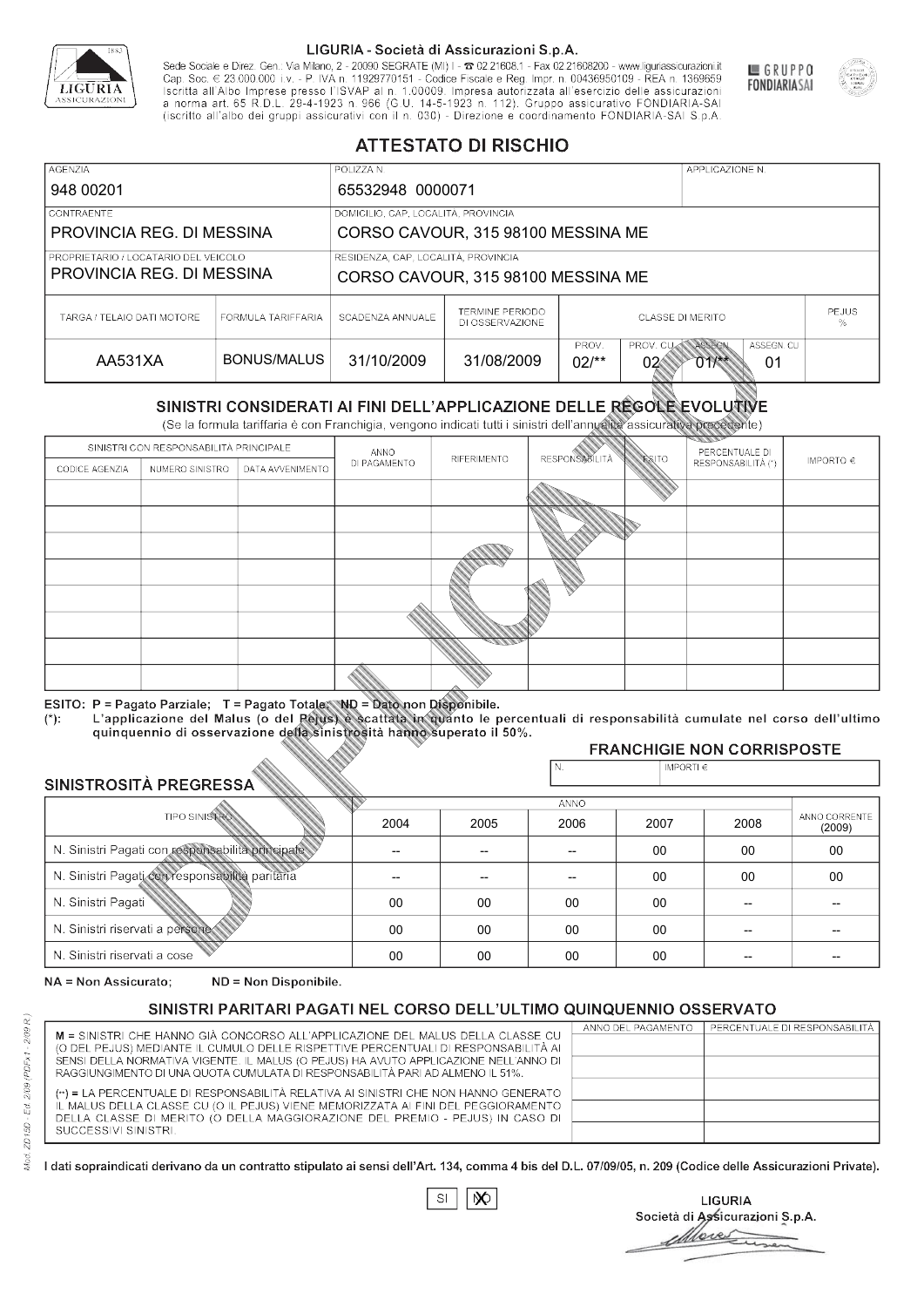LIGURIA - Società di Assicurazioni S.p.A.

Sede Sociale e Direz. Gen.: Via Milano, 2 - 20090 SEGRATE (MI) I - ☎ 02.21608.1 - Fax 02.21608200 - www.liguriassicurazioni.it
Cap. Soc. € 23.000.000 i.v. - P. IVA n. 11929770151 - Codice Fiscale e Reg. Impr. n. 00436950109 - REA n. 1369659
Iscritta all'Albo Imprese presso l'ISVAP al n. 1.00009. Impresa autorizzata all'esercizio delle assicurazioni
a norma art. 65 R.D.L. 29-4-1923 n. 966 (G.U. 14-5-1923 n. 112). Gruppo assicurativo FONDIARIA-SAI
(iscritto all'albo dei gruppi assicurativi con il n. 030) - Direzione e coordinamento FONDIARIA-SAI S.p.A.

GRUPPO FONDIARIASAI

# ATTESTATO DI RISCHIO

| AGENZIA | POLIZZA N. | APPLICAZIONE N. |
|---|---|---|
| 948 00201 | 65532948 0000071 | |
| CONTRAENTE | DOMICILIO, CAP, LOCALITÀ, PROVINCIA | |
| PROVINCIA REG. DI MESSINA | CORSO CAVOUR, 315 98100 MESSINA ME | |
| PROPRIETARIO / LOCATARIO DEL VEICOLO | RESIDENZA, CAP, LOCALITÀ, PROVINCIA | |
| PROVINCIA REG. DI MESSINA | CORSO CAVOUR, 315 98100 MESSINA ME | |

| TARGA / TELAIO DATI MOTORE | FORMULA TARIFFARIA | SCADENZA ANNUALE | TERMINE PERIODO DI OSSERVAZIONE | CLASSE DI MERITO PROV. | PROV. CU | ASSEGN. | ASSEGN. CU | PEJUS % |
|---|---|---|---|---|---|---|---|---|
| AA531XA | BONUS/MALUS | 31/10/2009 | 31/08/2009 | 02/** | 02 | 01/** | 01 | |

## SINISTRI CONSIDERATI AI FINI DELL'APPLICAZIONE DELLE REGOLE EVOLUTIVE

(Se la formula tariffaria è con Franchigia, vengono indicati tutti i sinistri dell'annualità assicurativa precedente)

| SINISTRI CON RESPONSABILITÀ PRINCIPALE - CODICE AGENZIA | NUMERO SINISTRO | DATA AVVENIMENTO | ANNO DI PAGAMENTO | RIFERIMENTO | RESPONSABILITÀ | ESITO | PERCENTUALE DI RESPONSABILITÀ (*) | IMPORTO € |
|---|---|---|---|---|---|---|---|---|
| | | | | | | | | |
| | | | | | | | | |
| | | | | | | | | |
| | | | | | | | | |
| | | | | | | | | |
| | | | | | | | | |
| | | | | | | | | |
| | | | | | | | | |

ESITO: P = Pagato Parziale; T = Pagato Totale; ND = Dato non Disponibile.
(*): L'applicazione del Malus (o del Pejus) è scattata in quanto le percentuali di responsabilità cumulate nel corso dell'ultimo quinquennio di osservazione della sinistrosità hanno superato il 50%.

### FRANCHIGIE NON CORRISPOSTE

| N. | IMPORTI € |
|---|---|
| | |

### SINISTROSITÀ PREGRESSA

| TIPO SINISTRO | 2004 | 2005 | 2006 | 2007 | 2008 | ANNO CORRENTE (2009) |
|---|---|---|---|---|---|---|
| N. Sinistri Pagati con responsabilità principale | -- | -- | -- | 00 | 00 | 00 |
| N. Sinistri Pagati con responsabilità paritaria | -- | -- | -- | 00 | 00 | 00 |
| N. Sinistri Pagati | 00 | 00 | 00 | 00 | -- | -- |
| N. Sinistri riservati a persone | 00 | 00 | 00 | 00 | -- | -- |
| N. Sinistri riservati a cose | 00 | 00 | 00 | 00 | -- | -- |

NA = Non Assicurato; ND = Non Disponibile.

## SINISTRI PARITARI PAGATI NEL CORSO DELL'ULTIMO QUINQUENNIO OSSERVATO

M = SINISTRI CHE HANNO GIÀ CONCORSO ALL'APPLICAZIONE DEL MALUS DELLA CLASSE CU (O DEL PEJUS) MEDIANTE IL CUMULO DELLE RISPETTIVE PERCENTUALI DI RESPONSABILITÀ AI SENSI DELLA NORMATIVA VIGENTE. IL MALUS (O PEJUS) HA AVUTO APPLICAZIONE NELL'ANNO DI RAGGIUNGIMENTO DI UNA QUOTA CUMULATA DI RESPONSABILITÀ PARI AD ALMENO IL 51%.

(**) = LA PERCENTUALE DI RESPONSABILITÀ RELATIVA AI SINISTRI CHE NON HANNO GENERATO IL MALUS DELLA CLASSE CU (O IL PEJUS) VIENE MEMORIZZATA AI FINI DEL PEGGIORAMENTO DELLA CLASSE DI MERITO (O DELLA MAGGIORAZIONE DEL PREMIO - PEJUS) IN CASO DI SUCCESSIVI SINISTRI.

| ANNO DEL PAGAMENTO | PERCENTUALE DI RESPONSABILITÀ |
|---|---|
| | |
| | |
| | |
| | |
| | |

I dati sopraindicati derivano da un contratto stipulato ai sensi dell'Art. 134, comma 4 bis del D.L. 07/09/05, n. 209 (Codice delle Assicurazioni Private).

SI ☐ NO ☒

LIGURIA
Società di Assicurazioni S.p.A.

Mod. ZD15D - Ed. 2/09 (PDFx1 - 2/09 R.)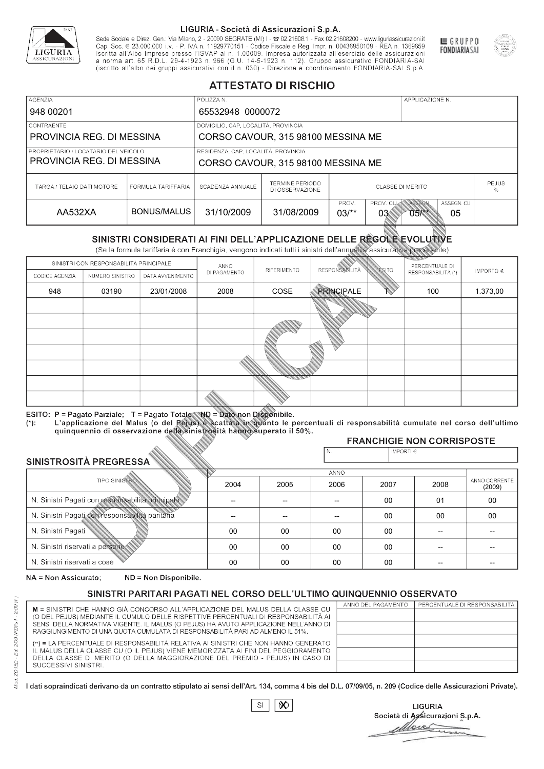**LIGURIA - Società di Assicurazioni S.p.A.**

Sede Sociale e Direz. Gen.: Via Milano, 2 - 20090 SEGRATE (MI) I - ☎ 02.21608.1 - Fax 02.21608200 - www.liguriassicurazioni.it
Cap. Soc. € 23.000.000 i.v. - P. IVA n. 11929770151 - Codice Fiscale e Reg. Impr. n. 00436950109 - REA n. 1369659
Iscritta all'Albo Imprese presso l'ISVAP al n. 1.00009. Impresa autorizzata all'esercizio delle assicurazioni a norma art. 65 R.D.L. 29-4-1923 n. 966 (G.U. 14-5-1923 n. 112). Gruppo assicurativo FONDIARIA-SAI (iscritto all'albo dei gruppi assicurativi con il n. 030) - Direzione e coordinamento FONDIARIA-SAI S.p.A.

GRUPPO FONDIARIASAI

# ATTESTATO DI RISCHIO

| AGENZIA | POLIZZA N. | APPLICAZIONE N. |
|---|---|---|
| 948 00201 | 65532948 0000072 | |

| CONTRAENTE | DOMICILIO, CAP, LOCALITÀ, PROVINCIA |
|---|---|
| PROVINCIA REG. DI MESSINA | CORSO CAVOUR, 315 98100 MESSINA ME |

| PROPRIETARIO / LOCATARIO DEL VEICOLO | RESIDENZA, CAP, LOCALITÀ, PROVINCIA |
|---|---|
| PROVINCIA REG. DI MESSINA | CORSO CAVOUR, 315 98100 MESSINA ME |

| TARGA / TELAIO DATI MOTORE | FORMULA TARIFFARIA | SCADENZA ANNUALE | TERMINE PERIODO DI OSSERVAZIONE | CLASSE DI MERITO PROV. | CLASSE DI MERITO PROV. CU | CLASSE DI MERITO ASSEGN. | CLASSE DI MERITO ASSEGN. CU | PEJUS % |
|---|---|---|---|---|---|---|---|---|
| AA532XA | BONUS/MALUS | 31/10/2009 | 31/08/2009 | 03/** | 03 | 05/** | 05 | |

## SINISTRI CONSIDERATI AI FINI DELL'APPLICAZIONE DELLE REGOLE EVOLUTIVE

(Se la formula tariffaria è con Franchigia, vengono indicati tutti i sinistri dell'annualità assicurativa precedente)

| SINISTRI CON RESPONSABILITÀ PRINCIPALE | | | ANNO DI PAGAMENTO | RIFERIMENTO | RESPONSABILITÀ | ESITO | PERCENTUALE DI RESPONSABILITÀ (*) | IMPORTO € |
|---|---|---|---|---|---|---|---|---|
| CODICE AGENZIA | NUMERO SINISTRO | DATA AVVENIMENTO | | | | | | |
| 948 | 03190 | 23/01/2008 | 2008 | COSE | PRINCIPALE | T | 100 | 1.373,00 |
| | | | | | | | | |
| | | | | | | | | |
| | | | | | | | | |
| | | | | | | | | |
| | | | | | | | | |
| | | | | | | | | |
| | | | | | | | | |

**ESITO: P = Pagato Parziale; T = Pagato Totale; ND = Dato non Disponibile.**
**(\*): L'applicazione del Malus (o del Pejus) è scattata in quanto le percentuali di responsabilità cumulate nel corso dell'ultimo quinquennio di osservazione della sinistrosità hanno superato il 50%.**

**FRANCHIGIE NON CORRISPOSTE**

| N. | IMPORTI € |
|---|---|
| | |

**SINISTROSITÀ PREGRESSA**

| TIPO SINISTRO | 2004 | 2005 | 2006 | 2007 | 2008 | ANNO CORRENTE (2009) |
|---|---|---|---|---|---|---|
| N. Sinistri Pagati con responsabilità principale | -- | -- | -- | 00 | 01 | 00 |
| N. Sinistri Pagati con responsabilità paritaria | -- | -- | -- | 00 | 00 | 00 |
| N. Sinistri Pagati | 00 | 00 | 00 | 00 | -- | -- |
| N. Sinistri riservati a persone | 00 | 00 | 00 | 00 | -- | -- |
| N. Sinistri riservati a cose | 00 | 00 | 00 | 00 | -- | -- |

NA = Non Assicurato; ND = Non Disponibile.

## SINISTRI PARITARI PAGATI NEL CORSO DELL'ULTIMO QUINQUENNIO OSSERVATO

M = SINISTRI CHE HANNO GIÀ CONCORSO ALL'APPLICAZIONE DEL MALUS DELLA CLASSE CU (O DEL PEJUS) MEDIANTE IL CUMULO DELLE RISPETTIVE PERCENTUALI DI RESPONSABILITÀ AI SENSI DELLA NORMATIVA VIGENTE. IL MALUS (O PEJUS) HA AVUTO APPLICAZIONE NELL'ANNO DI RAGGIUNGIMENTO DI UNA QUOTA CUMULATA DI RESPONSABILITÀ PARI AD ALMENO IL 51%.

(\*\*) = LA PERCENTUALE DI RESPONSABILITÀ RELATIVA AI SINISTRI CHE NON HANNO GENERATO IL MALUS DELLA CLASSE CU (O IL PEJUS) VIENE MEMORIZZATA AI FINI DEL PEGGIORAMENTO DELLA CLASSE DI MERITO (O DELLA MAGGIORAZIONE DEL PREMIO - PEJUS) IN CASO DI SUCCESSIVI SINISTRI.

| ANNO DEL PAGAMENTO | PERCENTUALE DI RESPONSABILITÀ |
|---|---|
| | |
| | |
| | |
| | |
| | |

I dati sopraindicati derivano da un contratto stipulato ai sensi dell'Art. 134, comma 4 bis del D.L. 07/09/05, n. 209 (Codice delle Assicurazioni Private).

SI [ ] NO [X]

LIGURIA
Società di Assicurazioni S.p.A.

Mod. ZD150 - Ed. 2/09 (PDFx1 - 2/09 R.)

DUPLICATO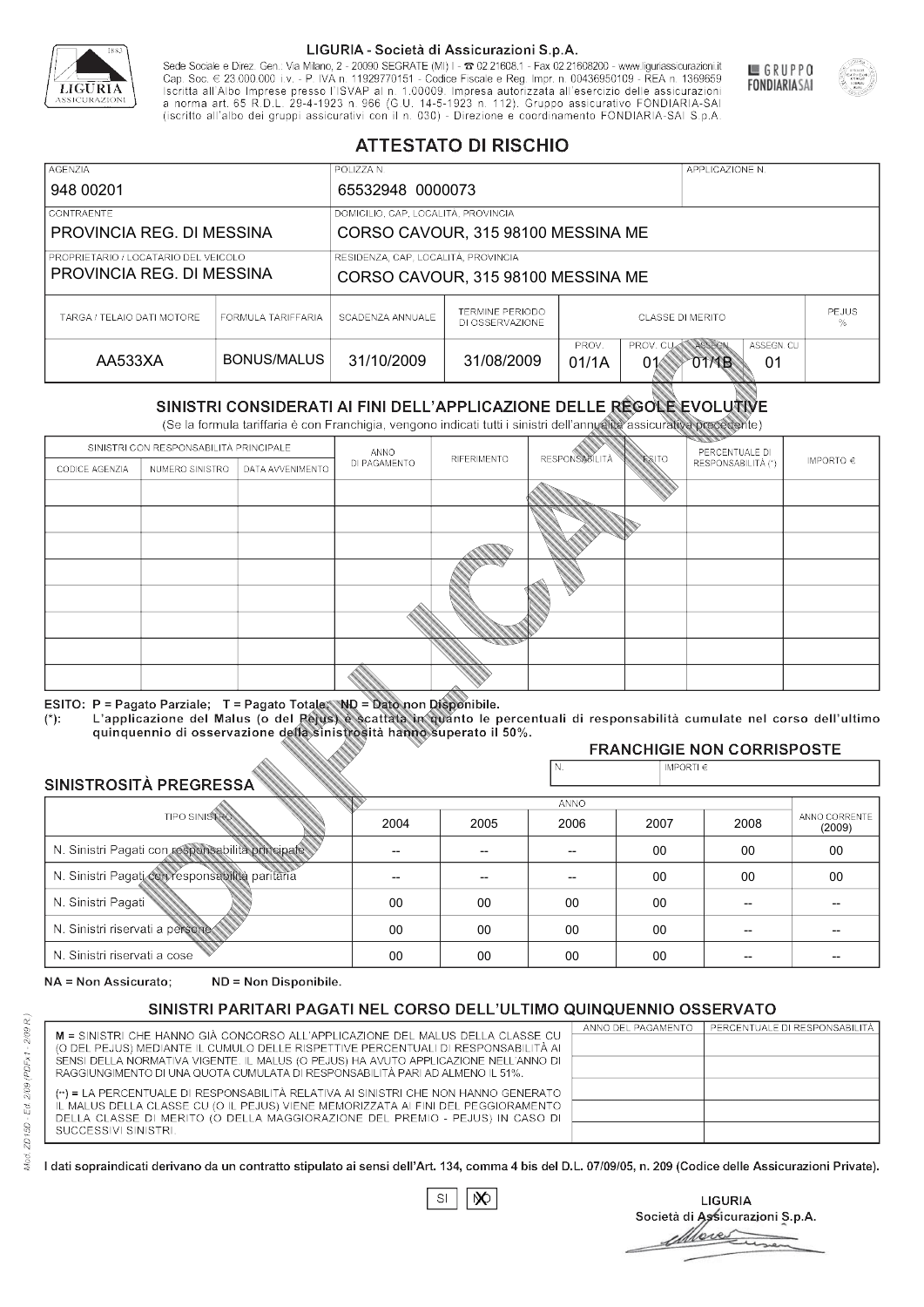LIGURIA - Società di Assicurazioni S.p.A.

Sede Sociale e Direz. Gen.: Via Milano, 2 - 20090 SEGRATE (MI) I - ☎ 02.21608.1 - Fax 02.21608200 - www.liguriassicurazioni.it
Cap. Soc. € 23.000.000 i.v. - P. IVA n. 11929770151 - Codice Fiscale e Reg. Impr. n. 00436950109 - REA n. 1369659
Iscritta all'Albo Imprese presso l'ISVAP al n. 1.00009. Impresa autorizzata all'esercizio delle assicurazioni a norma art. 65 R.D.L. 29-4-1923 n. 966 (G.U. 14-5-1923 n. 112). Gruppo assicurativo FONDIARIA-SAI (iscritto all'albo dei gruppi assicurativi con il n. 030) - Direzione e coordinamento FONDIARIA-SAI S.p.A.

GRUPPO FONDIARIASAI

# ATTESTATO DI RISCHIO

| AGENZIA | POLIZZA N. | APPLICAZIONE N. |
|---|---|---|
| 948 00201 | 65532948 0000073 | |

| CONTRAENTE | DOMICILIO, CAP, LOCALITÀ, PROVINCIA |
|---|---|
| PROVINCIA REG. DI MESSINA | CORSO CAVOUR, 315 98100 MESSINA ME |

| PROPRIETARIO / LOCATARIO DEL VEICOLO | RESIDENZA, CAP, LOCALITÀ, PROVINCIA |
|---|---|
| PROVINCIA REG. DI MESSINA | CORSO CAVOUR, 315 98100 MESSINA ME |

| TARGA / TELAIO DATI MOTORE | FORMULA TARIFFARIA | SCADENZA ANNUALE | TERMINE PERIODO DI OSSERVAZIONE | CLASSE DI MERITO | | | | PEJUS % |
|---|---|---|---|---|---|---|---|---|
| | | | | PROV. | PROV. CU | ASSEGN. | ASSEGN. CU | |
| AA533XA | BONUS/MALUS | 31/10/2009 | 31/08/2009 | 01/1A | 01 | 01/1B | 01 | |

## SINISTRI CONSIDERATI AI FINI DELL'APPLICAZIONE DELLE REGOLE EVOLUTIVE

(Se la formula tariffaria è con Franchigia, vengono indicati tutti i sinistri dell'annualità assicurativa precedente)

| SINISTRI CON RESPONSABILITÀ PRINCIPALE | | | ANNO DI PAGAMENTO | RIFERIMENTO | RESPONSABILITÀ | ESITO | PERCENTUALE DI RESPONSABILITÀ (*) | IMPORTO € |
|---|---|---|---|---|---|---|---|---|
| CODICE AGENZIA | NUMERO SINISTRO | DATA AVVENIMENTO | | | | | | |
| | | | | | | | | |
| | | | | | | | | |
| | | | | | | | | |
| | | | | | | | | |
| | | | | | | | | |
| | | | | | | | | |
| | | | | | | | | |
| | | | | | | | | |

ESITO: P = Pagato Parziale; T = Pagato Totale; ND = Dato non Disponibile.
(*): L'applicazione del Malus (o del Pejus) è scattata in quanto le percentuali di responsabilità cumulate nel corso dell'ultimo quinquennio di osservazione della sinistrosità hanno superato il 50%.

### FRANCHIGIE NON CORRISPOSTE

| N. | IMPORTI € |
|---|---|
| | |

### SINISTROSITÀ PREGRESSA

| TIPO SINISTRO | 2004 | 2005 | 2006 | 2007 | 2008 | ANNO CORRENTE (2009) |
|---|---|---|---|---|---|---|
| N. Sinistri Pagati con responsabilità principale | -- | -- | -- | 00 | 00 | 00 |
| N. Sinistri Pagati con responsabilità paritaria | -- | -- | -- | 00 | 00 | 00 |
| N. Sinistri Pagati | 00 | 00 | 00 | 00 | -- | -- |
| N. Sinistri riservati a persone | 00 | 00 | 00 | 00 | -- | -- |
| N. Sinistri riservati a cose | 00 | 00 | 00 | 00 | -- | -- |

NA = Non Assicurato; ND = Non Disponibile.

## SINISTRI PARITARI PAGATI NEL CORSO DELL'ULTIMO QUINQUENNIO OSSERVATO

M = SINISTRI CHE HANNO GIÀ CONCORSO ALL'APPLICAZIONE DEL MALUS DELLA CLASSE CU (O DEL PEJUS) MEDIANTE IL CUMULO DELLE RISPETTIVE PERCENTUALI DI RESPONSABILITÀ AI SENSI DELLA NORMATIVA VIGENTE. IL MALUS (O PEJUS) HA AVUTO APPLICAZIONE NELL'ANNO DI RAGGIUNGIMENTO DI UNA QUOTA CUMULATA DI RESPONSABILITÀ PARI AD ALMENO IL 51%.

(**) = LA PERCENTUALE DI RESPONSABILITÀ RELATIVA AI SINISTRI CHE NON HANNO GENERATO IL MALUS DELLA CLASSE CU (O IL PEJUS) VIENE MEMORIZZATA AI FINI DEL PEGGIORAMENTO DELLA CLASSE DI MERITO (O DELLA MAGGIORAZIONE DEL PREMIO - PEJUS) IN CASO DI SUCCESSIVI SINISTRI.

| ANNO DEL PAGAMENTO | PERCENTUALE DI RESPONSABILITÀ |
|---|---|
| | |
| | |
| | |
| | |
| | |

I dati sopraindicati derivano da un contratto stipulato ai sensi dell'Art. 134, comma 4 bis del D.L. 07/09/05, n. 209 (Codice delle Assicurazioni Private).

SI ☐ NO ☒

LIGURIA
Società di Assicurazioni S.p.A.

DUPLICATO

Mod. ZD15D - Ed. 2/09 (PDFx1 - 2/09 R.)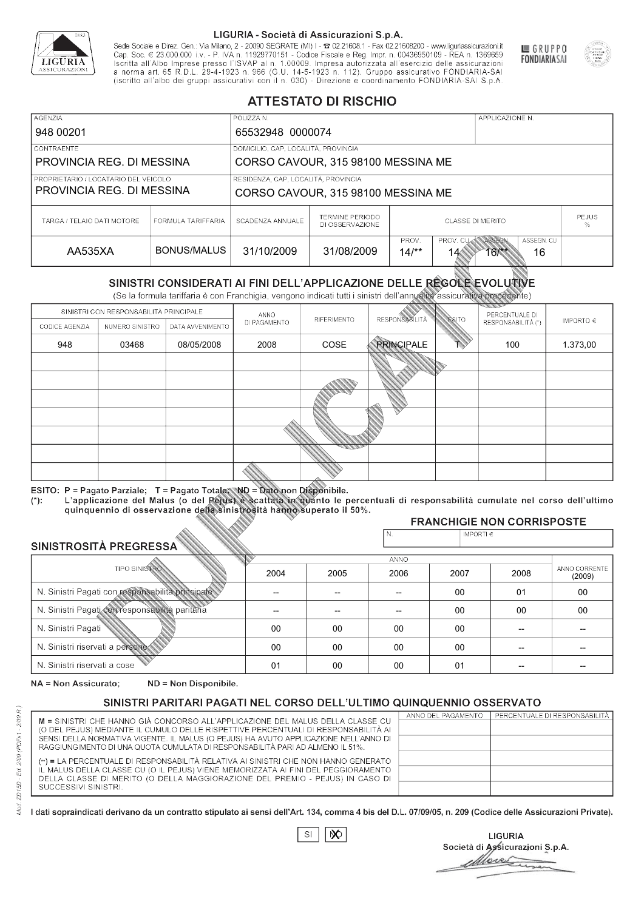LIGURIA - Società di Assicurazioni S.p.A.

Sede Sociale e Direz. Gen.: Via Milano, 2 - 20090 SEGRATE (MI) I - ☎ 02.21608.1 - Fax 02.21608200 - www.liguriassicurazioni.it Cap. Soc. € 23.000.000 i.v. - P. IVA n. 11929770151 - Codice Fiscale e Reg. Impr. n. 00436950109 - REA n. 1369659 Iscritta all'Albo Imprese presso l'ISVAP al n. 1.00009. Impresa autorizzata all'esercizio delle assicurazioni a norma art. 65 R.D.L. 29-4-1923 n. 966 (G.U. 14-5-1923 n. 112). Gruppo assicurativo FONDIARIA-SAI (iscritto all'albo dei gruppi assicurativi con il n. 030) - Direzione e coordinamento FONDIARIA-SAI S.p.A.

GRUPPO FONDIARIASAI

# ATTESTATO DI RISCHIO

| AGENZIA | POLIZZA N. | APPLICAZIONE N. |
|---|---|---|
| 948 00201 | 65532948 0000074 | |

| CONTRAENTE | DOMICILIO, CAP, LOCALITÀ, PROVINCIA |
|---|---|
| PROVINCIA REG. DI MESSINA | CORSO CAVOUR, 315 98100 MESSINA ME |

| PROPRIETARIO / LOCATARIO DEL VEICOLO | RESIDENZA, CAP, LOCALITÀ, PROVINCIA |
|---|---|
| PROVINCIA REG. DI MESSINA | CORSO CAVOUR, 315 98100 MESSINA ME |

| TARGA / TELAIO DATI MOTORE | FORMULA TARIFFARIA | SCADENZA ANNUALE | TERMINE PERIODO DI OSSERVAZIONE | CLASSE DI MERITO | | | | PEJUS % |
|---|---|---|---|---|---|---|---|---|
| | | | | PROV. | PROV. CU | ASSEGN. | ASSEGN. CU | |
| AA535XA | BONUS/MALUS | 31/10/2009 | 31/08/2009 | 14/** | 14 | 16/** | 16 | |

## SINISTRI CONSIDERATI AI FINI DELL'APPLICAZIONE DELLE REGOLE EVOLUTIVE

(Se la formula tariffaria è con Franchigia, vengono indicati tutti i sinistri dell'annualità assicurativa precedente)

| SINISTRI CON RESPONSABILITÀ PRINCIPALE | | | ANNO DI PAGAMENTO | RIFERIMENTO | RESPONSABILITÀ | ESITO | PERCENTUALE DI RESPONSABILITÀ (*) | IMPORTO € |
|---|---|---|---|---|---|---|---|---|
| CODICE AGENZIA | NUMERO SINISTRO | DATA AVVENIMENTO | | | | | | |
| 948 | 03468 | 08/05/2008 | 2008 | COSE | PRINCIPALE | T | 100 | 1.373,00 |
| | | | | | | | | |
| | | | | | | | | |
| | | | | | | | | |
| | | | | | | | | |
| | | | | | | | | |
| | | | | | | | | |
| | | | | | | | | |

**ESITO: P = Pagato Parziale; T = Pagato Totale; ND = Dato non Disponibile.**
**(*): L'applicazione del Malus (o del Pejus) è scattata in quanto le percentuali di responsabilità cumulate nel corso dell'ultimo quinquennio di osservazione della sinistrosità hanno superato il 50%.**

### FRANCHIGIE NON CORRISPOSTE

| N. | IMPORTI € |
|---|---|
| | |

### SINISTROSITÀ PREGRESSA

| TIPO SINISTRO | 2004 | 2005 | 2006 | 2007 | 2008 | ANNO CORRENTE (2009) |
|---|---|---|---|---|---|---|
| N. Sinistri Pagati con responsabilità principale | -- | -- | -- | 00 | 01 | 00 |
| N. Sinistri Pagati con responsabilità paritaria | -- | -- | -- | 00 | 00 | 00 |
| N. Sinistri Pagati | 00 | 00 | 00 | 00 | -- | -- |
| N. Sinistri riservati a persone | 00 | 00 | 00 | 00 | -- | -- |
| N. Sinistri riservati a cose | 01 | 00 | 00 | 01 | -- | -- |

NA = Non Assicurato; ND = Non Disponibile.

### SINISTRI PARITARI PAGATI NEL CORSO DELL'ULTIMO QUINQUENNIO OSSERVATO

M = SINISTRI CHE HANNO GIÀ CONCORSO ALL'APPLICAZIONE DEL MALUS DELLA CLASSE CU (O DEL PEJUS) MEDIANTE IL CUMULO DELLE RISPETTIVE PERCENTUALI DI RESPONSABILITÀ AI SENSI DELLA NORMATIVA VIGENTE. IL MALUS (O PEJUS) HA AVUTO APPLICAZIONE NELL'ANNO DI RAGGIUNGIMENTO DI UNA QUOTA CUMULATA DI RESPONSABILITÀ PARI AD ALMENO IL 51%.

(**) = LA PERCENTUALE DI RESPONSABILITÀ RELATIVA AI SINISTRI CHE NON HANNO GENERATO IL MALUS DELLA CLASSE CU (O IL PEJUS) VIENE MEMORIZZATA AI FINI DEL PEGGIORAMENTO DELLA CLASSE DI MERITO (O DELLA MAGGIORAZIONE DEL PREMIO - PEJUS) IN CASO DI SUCCESSIVI SINISTRI.

| ANNO DEL PAGAMENTO | PERCENTUALE DI RESPONSABILITÀ |
|---|---|
| | |
| | |
| | |
| | |
| | |

**I dati sopraindicati derivano da un contratto stipulato ai sensi dell'Art. 134, comma 4 bis del D.L. 07/09/05, n. 209 (Codice delle Assicurazioni Private).**

SI ☐ NO ☒

LIGURIA
Società di Assicurazioni S.p.A.

Mod. ZD 150 - Ed. 2/09 (PDFx1 - 2/09 R.)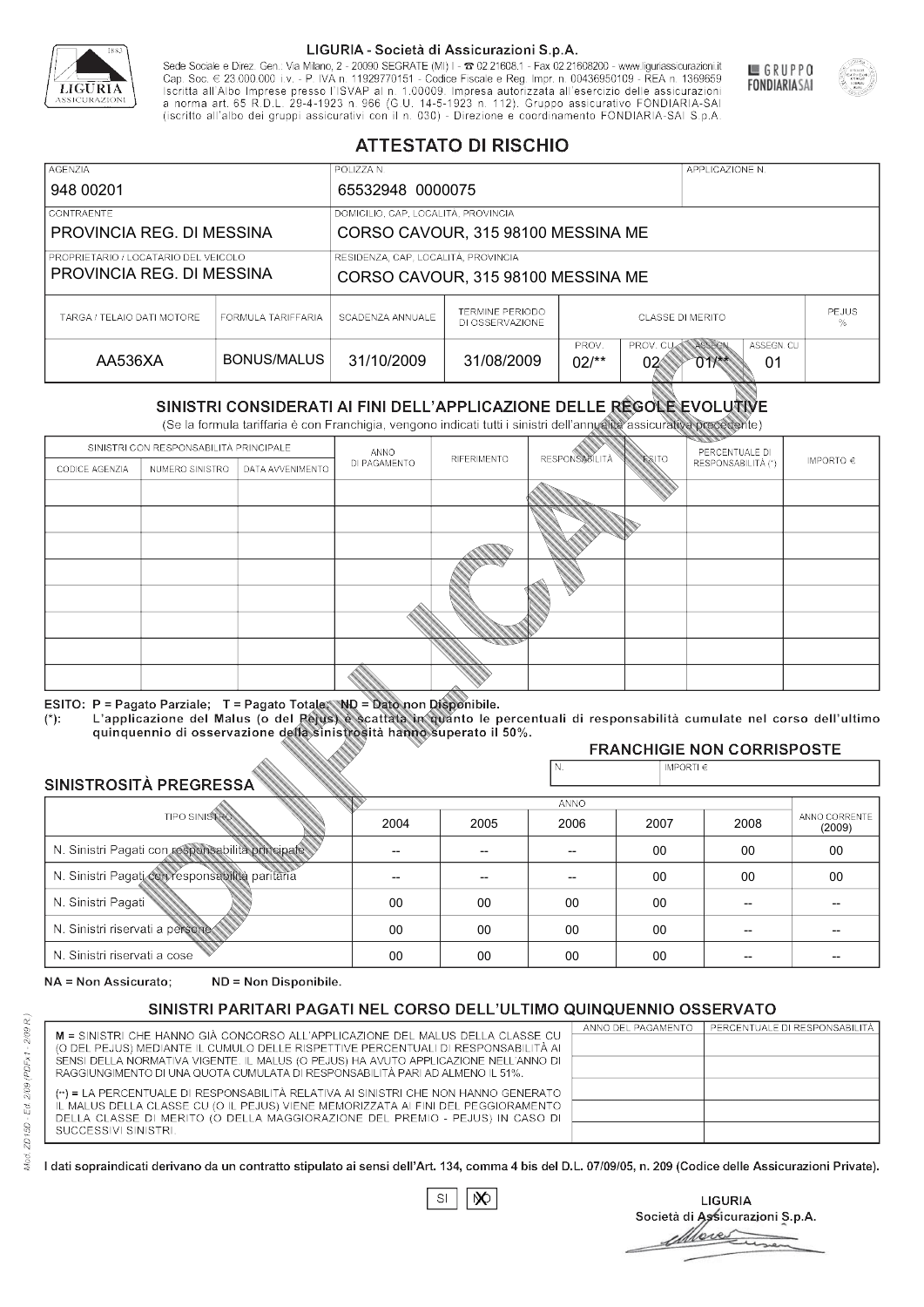LIGURIA - Società di Assicurazioni S.p.A.

Sede Sociale e Direz. Gen.: Via Milano, 2 - 20090 SEGRATE (MI) I - ☎ 02.21608.1 - Fax 02.21608200 - www.liguriassicurazioni.it
Cap. Soc. € 23.000.000 i.v. - P. IVA n. 11929770151 - Codice Fiscale e Reg. Impr. n. 00436950109 - REA n. 1369659
Iscritta all'Albo Imprese presso l'ISVAP al n. 1.00009. Impresa autorizzata all'esercizio delle assicurazioni a norma art. 65 R.D.L. 29-4-1923 n. 966 (G.U. 14-5-1923 n. 112). Gruppo assicurativo FONDIARIA-SAI (iscritto all'albo dei gruppi assicurativi con il n. 030) - Direzione e coordinamento FONDIARIA-SAI S.p.A.

GRUPPO FONDIARIASAI

# ATTESTATO DI RISCHIO

| AGENZIA | POLIZZA N. | APPLICAZIONE N. |
|---|---|---|
| 948 00201 | 65532948 0000075 | |

| CONTRAENTE | DOMICILIO, CAP, LOCALITÀ, PROVINCIA |
|---|---|
| PROVINCIA REG. DI MESSINA | CORSO CAVOUR, 315 98100 MESSINA ME |
| **PROPRIETARIO / LOCATARIO DEL VEICOLO** | **RESIDENZA, CAP, LOCALITÀ, PROVINCIA** |
| PROVINCIA REG. DI MESSINA | CORSO CAVOUR, 315 98100 MESSINA ME |

| TARGA / TELAIO DATI MOTORE | FORMULA TARIFFARIA | SCADENZA ANNUALE | TERMINE PERIODO DI OSSERVAZIONE | CLASSE DI MERITO | | | | PEJUS % |
|---|---|---|---|---|---|---|---|---|
| | | | | PROV. | PROV. CU | ASSEGN. | ASSEGN. CU | |
| AA536XA | BONUS/MALUS | 31/10/2009 | 31/08/2009 | 02/** | 02 | 01/** | 01 | |

## SINISTRI CONSIDERATI AI FINI DELL'APPLICAZIONE DELLE REGOLE EVOLUTIVE

(Se la formula tariffaria è con Franchigia, vengono indicati tutti i sinistri dell'annualità assicurativa precedente)

| SINISTRI CON RESPONSABILITÀ PRINCIPALE | | | ANNO DI PAGAMENTO | RIFERIMENTO | RESPONSABILITÀ | ESITO | PERCENTUALE DI RESPONSABILITÀ (*) | IMPORTO € |
|---|---|---|---|---|---|---|---|---|
| CODICE AGENZIA | NUMERO SINISTRO | DATA AVVENIMENTO | | | | | | |
| | | | | | | | | |
| | | | | | | | | |
| | | | | | | | | |
| | | | | | | | | |
| | | | | | | | | |
| | | | | | | | | |
| | | | | | | | | |
| | | | | | | | | |

ESITO: P = Pagato Parziale; T = Pagato Totale; ND = Dato non Disponibile.
(*): L'applicazione del Malus (o del Pejus) è scattata in quanto le percentuali di responsabilità cumulate nel corso dell'ultimo quinquennio di osservazione della sinistrosità hanno superato il 50%.

### FRANCHIGIE NON CORRISPOSTE

| N. | IMPORTI € |
|---|---|
| | |

### SINISTROSITÀ PREGRESSA

| TIPO SINISTRO | 2004 | 2005 | 2006 | 2007 | 2008 | ANNO CORRENTE (2009) |
|---|---|---|---|---|---|---|
| N. Sinistri Pagati con responsabilità principale | -- | -- | -- | 00 | 00 | 00 |
| N. Sinistri Pagati con responsabilità paritaria | -- | -- | -- | 00 | 00 | 00 |
| N. Sinistri Pagati | 00 | 00 | 00 | 00 | -- | -- |
| N. Sinistri riservati a persone | 00 | 00 | 00 | 00 | -- | -- |
| N. Sinistri riservati a cose | 00 | 00 | 00 | 00 | -- | -- |

NA = Non Assicurato; ND = Non Disponibile.

### SINISTRI PARITARI PAGATI NEL CORSO DELL'ULTIMO QUINQUENNIO OSSERVATO

M = SINISTRI CHE HANNO GIÀ CONCORSO ALL'APPLICAZIONE DEL MALUS DELLA CLASSE CU (O DEL PEJUS) MEDIANTE IL CUMULO DELLE RISPETTIVE PERCENTUALI DI RESPONSABILITÀ AI SENSI DELLA NORMATIVA VIGENTE. IL MALUS (O PEJUS) HA AVUTO APPLICAZIONE NELL'ANNO DI RAGGIUNGIMENTO DI UNA QUOTA CUMULATA DI RESPONSABILITÀ PARI AD ALMENO IL 51%.

(**) = LA PERCENTUALE DI RESPONSABILITÀ RELATIVA AI SINISTRI CHE NON HANNO GENERATO IL MALUS DELLA CLASSE CU (O IL PEJUS) VIENE MEMORIZZATA AI FINI DEL PEGGIORAMENTO DELLA CLASSE DI MERITO (O DELLA MAGGIORAZIONE DEL PREMIO - PEJUS) IN CASO DI SUCCESSIVI SINISTRI.

| ANNO DEL PAGAMENTO | PERCENTUALE DI RESPONSABILITÀ |
|---|---|
| | |
| | |
| | |
| | |
| | |

I dati sopraindicati derivano da un contratto stipulato ai sensi dell'Art. 134, comma 4 bis del D.L. 07/09/05, n. 209 (Codice delle Assicurazioni Private).

SI [ ] NO [X]

LIGURIA
Società di Assicurazioni S.p.A.

Mod. ZD 150 - Ed. 2/09 (PDFx1 - 2/09 R.)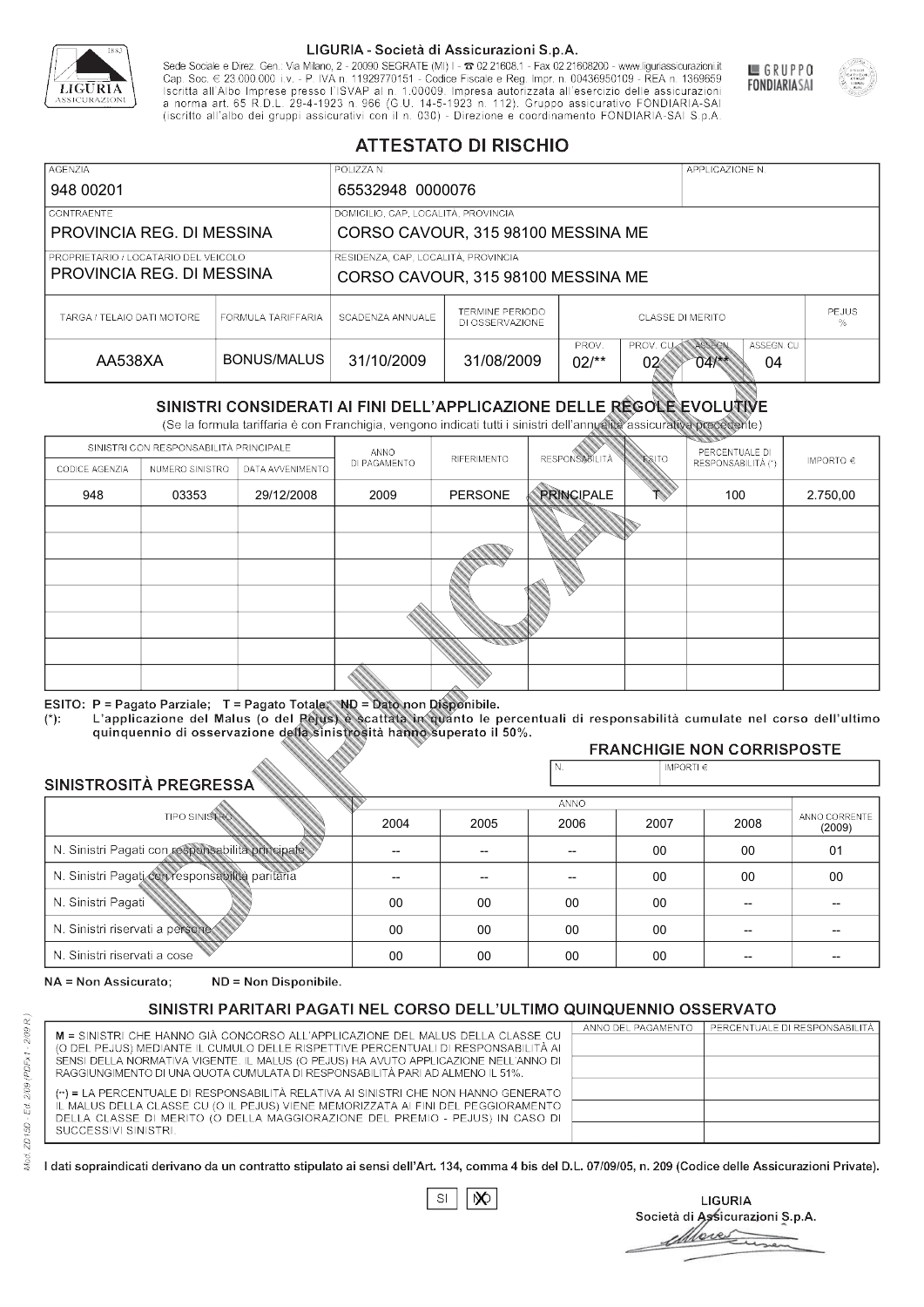LIGURIA - Società di Assicurazioni S.p.A.

Sede Sociale e Direz. Gen.: Via Milano, 2 - 20090 SEGRATE (MI) I - ☎ 02.21608.1 - Fax 02.21608200 - www.liguriassicurazioni.it Cap. Soc. € 23.000.000 i.v. - P. IVA n. 11929770151 - Codice Fiscale e Reg. Impr. n. 00436950109 - REA n. 1369659 Iscritta all'Albo Imprese presso l'ISVAP al n. 1.00009. Impresa autorizzata all'esercizio delle assicurazioni a norma art. 65 R.D.L. 29-4-1923 n. 966 (G.U. 14-5-1923 n. 112). Gruppo assicurativo FONDIARIA-SAI (iscritto all'albo dei gruppi assicurativi con il n. 030) - Direzione e coordinamento FONDIARIA-SAI S.p.A.

GRUPPO FONDIARIASAI

# ATTESTATO DI RISCHIO

| AGENZIA | POLIZZA N. | APPLICAZIONE N. |
|---|---|---|
| 948 00201 | 65532948 0000076 | |

| CONTRAENTE | DOMICILIO, CAP, LOCALITÀ, PROVINCIA |
|---|---|
| PROVINCIA REG. DI MESSINA | CORSO CAVOUR, 315 98100 MESSINA ME |
| **PROPRIETARIO / LOCATARIO DEL VEICOLO** | **RESIDENZA, CAP, LOCALITÀ, PROVINCIA** |
| PROVINCIA REG. DI MESSINA | CORSO CAVOUR, 315 98100 MESSINA ME |

| TARGA / TELAIO DATI MOTORE | FORMULA TARIFFARIA | SCADENZA ANNUALE | TERMINE PERIODO DI OSSERVAZIONE | CLASSE DI MERITO | | | | PEJUS % |
|---|---|---|---|---|---|---|---|---|
| | | | | PROV. | PROV. CU | ASSEGN. | ASSEGN. CU | |
| AA538XA | BONUS/MALUS | 31/10/2009 | 31/08/2009 | 02/** | 02 | 04/** | 04 | |

## SINISTRI CONSIDERATI AI FINI DELL'APPLICAZIONE DELLE REGOLE EVOLUTIVE

(Se la formula tariffaria è con Franchigia, vengono indicati tutti i sinistri dell'annualità assicurativa precedente)

| SINISTRI CON RESPONSABILITÀ PRINCIPALE | | | ANNO DI PAGAMENTO | RIFERIMENTO | RESPONSABILITÀ | ESITO | PERCENTUALE DI RESPONSABILITÀ (*) | IMPORTO € |
|---|---|---|---|---|---|---|---|---|
| CODICE AGENZIA | NUMERO SINISTRO | DATA AVVENIMENTO | | | | | | |
| 948 | 03353 | 29/12/2008 | 2009 | PERSONE | PRINCIPALE | T | 100 | 2.750,00 |
| | | | | | | | | |
| | | | | | | | | |
| | | | | | | | | |
| | | | | | | | | |
| | | | | | | | | |
| | | | | | | | | |
| | | | | | | | | |

ESITO: P = Pagato Parziale; T = Pagato Totale; ND = Dato non Disponibile.
(*): L'applicazione del Malus (o del Pejus) è scattata in quanto le percentuali di responsabilità cumulate nel corso dell'ultimo quinquennio di osservazione della sinistrosità hanno superato il 50%.

### FRANCHIGIE NON CORRISPOSTE

| N. | IMPORTI € |
|---|---|
| | |

### SINISTROSITÀ PREGRESSA

| TIPO SINISTRO | 2004 | 2005 | 2006 | 2007 | 2008 | ANNO CORRENTE (2009) |
|---|---|---|---|---|---|---|
| N. Sinistri Pagati con responsabilità principale | -- | -- | -- | 00 | 00 | 01 |
| N. Sinistri Pagati con responsabilità paritaria | -- | -- | -- | 00 | 00 | 00 |
| N. Sinistri Pagati | 00 | 00 | 00 | 00 | -- | -- |
| N. Sinistri riservati a persone | 00 | 00 | 00 | 00 | -- | -- |
| N. Sinistri riservati a cose | 00 | 00 | 00 | 00 | -- | -- |

NA = Non Assicurato; ND = Non Disponibile.

## SINISTRI PARITARI PAGATI NEL CORSO DELL'ULTIMO QUINQUENNIO OSSERVATO

M = SINISTRI CHE HANNO GIÀ CONCORSO ALL'APPLICAZIONE DEL MALUS DELLA CLASSE CU (O DEL PEJUS) MEDIANTE IL CUMULO DELLE RISPETTIVE PERCENTUALI DI RESPONSABILITÀ AI SENSI DELLA NORMATIVA VIGENTE. IL MALUS (O PEJUS) HA AVUTO APPLICAZIONE NELL'ANNO DI RAGGIUNGIMENTO DI UNA QUOTA CUMULATA DI RESPONSABILITÀ PARI AD ALMENO IL 51%.

(**) = LA PERCENTUALE DI RESPONSABILITÀ RELATIVA AI SINISTRI CHE NON HANNO GENERATO IL MALUS DELLA CLASSE CU (O IL PEJUS) VIENE MEMORIZZATA AI FINI DEL PEGGIORAMENTO DELLA CLASSE DI MERITO (O DELLA MAGGIORAZIONE DEL PREMIO - PEJUS) IN CASO DI SUCCESSIVI SINISTRI.

| ANNO DEL PAGAMENTO | PERCENTUALE DI RESPONSABILITÀ |
|---|---|
| | |
| | |
| | |
| | |
| | |

I dati sopraindicati derivano da un contratto stipulato ai sensi dell'Art. 134, comma 4 bis del D.L. 07/09/05, n. 209 (Codice delle Assicurazioni Private).

SI [ ] NO [X]

LIGURIA
Società di Assicurazioni S.p.A.

Mod. ZD15D - Ed. 2/09 (PDFx1 - 2/09 R.)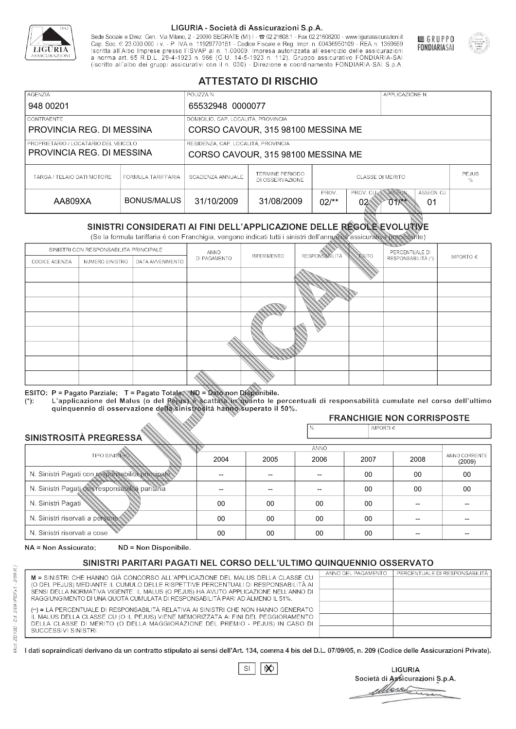LIGURIA - Società di Assicurazioni S.p.A.

Sede Sociale e Direz. Gen.: Via Milano, 2 - 20090 SEGRATE (MI) I - ☎ 02.21608.1 - Fax 02.21608200 - www.liguriassicurazioni.it
Cap. Soc. € 23.000.000 i.v. - P. IVA n. 11929770151 - Codice Fiscale e Reg. Impr. n. 00436950109 - REA n. 1369659
Iscritta all'Albo Imprese presso l'ISVAP al n. 1.00009. Impresa autorizzata all'esercizio delle assicurazioni a norma art. 65 R.D.L. 29-4-1923 n. 966 (G.U. 14-5-1923 n. 112). Gruppo assicurativo FONDIARIA-SAI (iscritto all'albo dei gruppi assicurativi con il n. 030) - Direzione e coordinamento FONDIARIA-SAI S.p.A.

GRUPPO FONDIARIA SAI

# ATTESTATO DI RISCHIO

| AGENZIA | POLIZZA N. | APPLICAZIONE N. |
|---|---|---|
| 948 00201 | 65532948 0000077 | |

| CONTRAENTE | DOMICILIO, CAP, LOCALITÀ, PROVINCIA |
|---|---|
| PROVINCIA REG. DI MESSINA | CORSO CAVOUR, 315 98100 MESSINA ME |
| **PROPRIETARIO / LOCATARIO DEL VEICOLO** | **RESIDENZA, CAP, LOCALITÀ, PROVINCIA** |
| PROVINCIA REG. DI MESSINA | CORSO CAVOUR, 315 98100 MESSINA ME |

| TARGA / TELAIO DATI MOTORE | FORMULA TARIFFARIA | SCADENZA ANNUALE | TERMINE PERIODO DI OSSERVAZIONE | CLASSE DI MERITO | | | | PEJUS % |
|---|---|---|---|---|---|---|---|---|
| | | | | PROV. | PROV. CU | ASSEGN. | ASSEGN. CU | |
| AA809XA | BONUS/MALUS | 31/10/2009 | 31/08/2009 | 02/** | 02 | 01/** | 01 | |

## SINISTRI CONSIDERATI AI FINI DELL'APPLICAZIONE DELLE REGOLE EVOLUTIVE

(Se la formula tariffaria è con Franchigia, vengono indicati tutti i sinistri dell'annualità assicurativa precedente)

| SINISTRI CON RESPONSABILITÀ PRINCIPALE | | | ANNO DI PAGAMENTO | RIFERIMENTO | RESPONSABILITÀ | ESITO | PERCENTUALE DI RESPONSABILITÀ (*) | IMPORTO € |
|---|---|---|---|---|---|---|---|---|
| CODICE AGENZIA | NUMERO SINISTRO | DATA AVVENIMENTO | | | | | | |
| | | | | | | | | |
| | | | | | | | | |
| | | | | | | | | |
| | | | | | | | | |
| | | | | | | | | |
| | | | | | | | | |
| | | | | | | | | |
| | | | | | | | | |

ESITO: P = Pagato Parziale; T = Pagato Totale; ND = Dato non Disponibile.
(*): L'applicazione del Malus (o del Pejus) è scattata in quanto le percentuali di responsabilità cumulate nel corso dell'ultimo quinquennio di osservazione della sinistrosità hanno superato il 50%.

### FRANCHIGIE NON CORRISPOSTE

| N. | IMPORTI € |
|---|---|
| | |

### SINISTROSITÀ PREGRESSA

| TIPO SINISTRO | 2004 | 2005 | 2006 | 2007 | 2008 | ANNO CORRENTE (2009) |
|---|---|---|---|---|---|---|
| N. Sinistri Pagati con responsabilità principale | -- | -- | -- | 00 | 00 | 00 |
| N. Sinistri Pagati con responsabilità paritaria | -- | -- | -- | 00 | 00 | 00 |
| N. Sinistri Pagati | 00 | 00 | 00 | 00 | -- | -- |
| N. Sinistri riservati a persone | 00 | 00 | 00 | 00 | -- | -- |
| N. Sinistri riservati a cose | 00 | 00 | 00 | 00 | -- | -- |

NA = Non Assicurato; ND = Non Disponibile.

## SINISTRI PARITARI PAGATI NEL CORSO DELL'ULTIMO QUINQUENNIO OSSERVATO

M = SINISTRI CHE HANNO GIÀ CONCORSO ALL'APPLICAZIONE DEL MALUS DELLA CLASSE CU (O DEL PEJUS) MEDIANTE IL CUMULO DELLE RISPETTIVE PERCENTUALI DI RESPONSABILITÀ AI SENSI DELLA NORMATIVA VIGENTE. IL MALUS (O PEJUS) HA AVUTO APPLICAZIONE NELL'ANNO DI RAGGIUNGIMENTO DI UNA QUOTA CUMULATA DI RESPONSABILITÀ PARI AD ALMENO IL 51%.

(**) = LA PERCENTUALE DI RESPONSABILITÀ RELATIVA AI SINISTRI CHE NON HANNO GENERATO IL MALUS DELLA CLASSE CU (O IL PEJUS) VIENE MEMORIZZATA AI FINI DEL PEGGIORAMENTO DELLA CLASSE DI MERITO (O DELLA MAGGIORAZIONE DEL PREMIO - PEJUS) IN CASO DI SUCCESSIVI SINISTRI.

| ANNO DEL PAGAMENTO | PERCENTUALE DI RESPONSABILITÀ |
|---|---|
| | |
| | |
| | |
| | |
| | |

I dati sopraindicati derivano da un contratto stipulato ai sensi dell'Art. 134, comma 4 bis del D.L. 07/09/05, n. 209 (Codice delle Assicurazioni Private).

SI [X] NO

LIGURIA
Società di Assicurazioni S.p.A.

Mod. ZD150 - Ed. 2/09 (PDFx1 - 2/09 R.)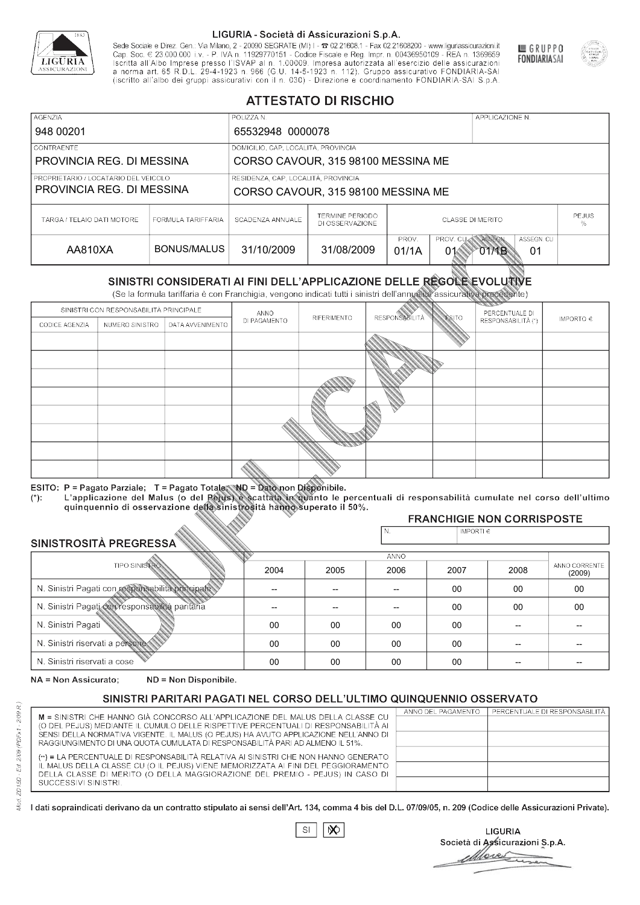LIGURIA - Società di Assicurazioni S.p.A.

Sede Sociale e Direz. Gen.: Via Milano, 2 - 20090 SEGRATE (MI) I - ☎ 02.21608.1 - Fax 02.21608200 - www.liguriassicurazioni.it
Cap. Soc. € 23.000.000 i.v. - P. IVA n. 11929770151 - Codice Fiscale e Reg. Impr. n. 00436950109 - REA n. 1369659
Iscritta all'Albo Imprese presso l'ISVAP al n. 1.00009. Impresa autorizzata all'esercizio delle assicurazioni a norma art. 65 R.D.L. 29-4-1923 n. 966 (G.U. 14-5-1923 n. 112). Gruppo assicurativo FONDIARIA-SAI (iscritto all'albo dei gruppi assicurativi con il n. 030) - Direzione e coordinamento FONDIARIA-SAI S.p.A.

GRUPPO FONDIARIA SAI

# ATTESTATO DI RISCHIO

| AGENZIA | POLIZZA N. | APPLICAZIONE N. |
|---|---|---|
| 948 00201 | 65532948 0000078 | |

| CONTRAENTE | DOMICILIO, CAP, LOCALITÀ, PROVINCIA |
|---|---|
| PROVINCIA REG. DI MESSINA | CORSO CAVOUR, 315 98100 MESSINA ME |
| **PROPRIETARIO / LOCATARIO DEL VEICOLO** | **RESIDENZA, CAP, LOCALITÀ, PROVINCIA** |
| PROVINCIA REG. DI MESSINA | CORSO CAVOUR, 315 98100 MESSINA ME |

| TARGA / TELAIO DATI MOTORE | FORMULA TARIFFARIA | SCADENZA ANNUALE | TERMINE PERIODO DI OSSERVAZIONE | CLASSE DI MERITO | | | | PEJUS % |
|---|---|---|---|---|---|---|---|---|
| | | | | PROV. | PROV. CU | ASSEGN. | ASSEGN. CU | |
| AA810XA | BONUS/MALUS | 31/10/2009 | 31/08/2009 | 01/1A | 01 | 01/1B | 01 | |

## SINISTRI CONSIDERATI AI FINI DELL'APPLICAZIONE DELLE REGOLE EVOLUTIVE

(Se la formula tariffaria è con Franchigia, vengono indicati tutti i sinistri dell'annualità assicurativa precedente)

| SINISTRI CON RESPONSABILITÀ PRINCIPALE | | | ANNO DI PAGAMENTO | RIFERIMENTO | RESPONSABILITÀ | ESITO | PERCENTUALE DI RESPONSABILITÀ (*) | IMPORTO € |
|---|---|---|---|---|---|---|---|---|
| CODICE AGENZIA | NUMERO SINISTRO | DATA AVVENIMENTO | | | | | | |
| | | | | | | | | |
| | | | | | | | | |
| | | | | | | | | |
| | | | | | | | | |
| | | | | | | | | |
| | | | | | | | | |
| | | | | | | | | |
| | | | | | | | | |

ESITO: P = Pagato Parziale; T = Pagato Totale; ND = Dato non Disponibile.
(*): L'applicazione del Malus (o del Pejus) è scattata in quanto le percentuali di responsabilità cumulate nel corso dell'ultimo quinquennio di osservazione della sinistrosità hanno superato il 50%.

### FRANCHIGIE NON CORRISPOSTE

| N. | IMPORTI € |
|---|---|
| | |

### SINISTROSITÀ PREGRESSA

| TIPO SINISTRO | 2004 | 2005 | 2006 | 2007 | 2008 | ANNO CORRENTE (2009) |
|---|---|---|---|---|---|---|
| N. Sinistri Pagati con responsabilità principale | -- | -- | -- | 00 | 00 | 00 |
| N. Sinistri Pagati con responsabilità paritaria | -- | -- | -- | 00 | 00 | 00 |
| N. Sinistri Pagati | 00 | 00 | 00 | 00 | -- | -- |
| N. Sinistri riservati a persone | 00 | 00 | 00 | 00 | -- | -- |
| N. Sinistri riservati a cose | 00 | 00 | 00 | 00 | -- | -- |

NA = Non Assicurato; ND = Non Disponibile.

## SINISTRI PARITARI PAGATI NEL CORSO DELL'ULTIMO QUINQUENNIO OSSERVATO

M = SINISTRI CHE HANNO GIÀ CONCORSO ALL'APPLICAZIONE DEL MALUS DELLA CLASSE CU (O DEL PEJUS) MEDIANTE IL CUMULO DELLE RISPETTIVE PERCENTUALI DI RESPONSABILITÀ AI SENSI DELLA NORMATIVA VIGENTE. IL MALUS (O PEJUS) HA AVUTO APPLICAZIONE NELL'ANNO DI RAGGIUNGIMENTO DI UNA QUOTA CUMULATA DI RESPONSABILITÀ PARI AD ALMENO IL 51%.

(--) = LA PERCENTUALE DI RESPONSABILITÀ RELATIVA AI SINISTRI CHE NON HANNO GENERATO IL MALUS DELLA CLASSE CU (O IL PEJUS) VIENE MEMORIZZATA AI FINI DEL PEGGIORAMENTO DELLA CLASSE DI MERITO (O DELLA MAGGIORAZIONE DEL PREMIO - PEJUS) IN CASO DI SUCCESSIVI SINISTRI.

| ANNO DEL PAGAMENTO | PERCENTUALE DI RESPONSABILITÀ |
|---|---|
| | |
| | |
| | |
| | |
| | |

I dati sopraindicati derivano da un contratto stipulato ai sensi dell'Art. 134, comma 4 bis del D.L. 07/09/05, n. 209 (Codice delle Assicurazioni Private).

SI ☐ NO ☒

LIGURIA
Società di Assicurazioni S.p.A.

Mod. ZD15D - Ed. 2/09 (PDFx1 - 2/09 R.)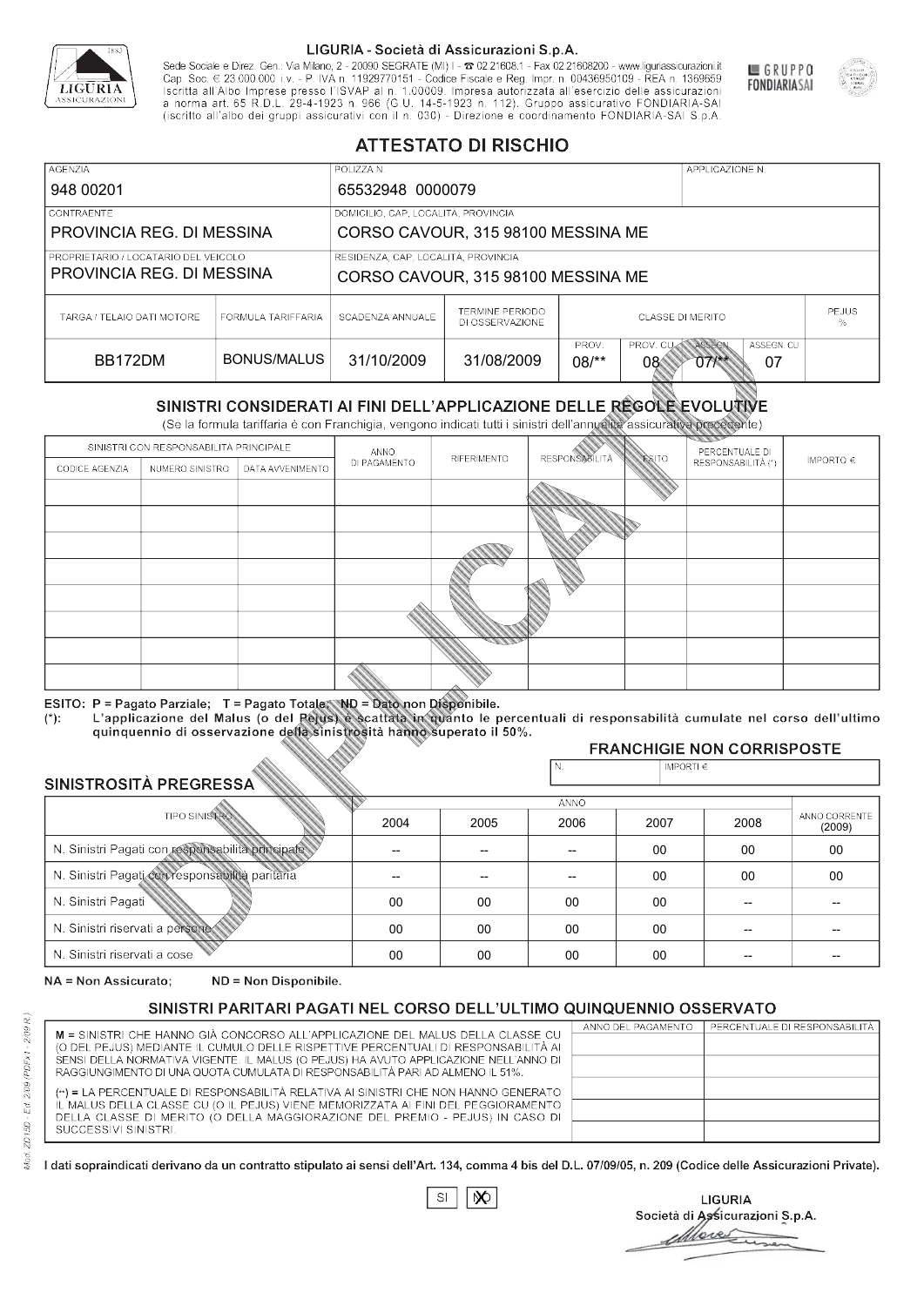LIGURIA - Società di Assicurazioni S.p.A.

Sede Sociale e Direz. Gen.: Via Milano, 2 - 20090 SEGRATE (MI) I - ☎ 02.21608.1 - Fax 02.21608200 - www.liguriassicurazioni.it
Cap. Soc. € 23.000.000 i.v. - P. IVA n. 11929770151 - Codice Fiscale e Reg. Impr. n. 00436950109 - REA n. 1369659
Iscritta all'Albo Imprese presso l'ISVAP al n. 1.00009. Impresa autorizzata all'esercizio delle assicurazioni a norma art. 65 R.D.L. 29-4-1923 n. 966 (G.U. 14-5-1923 n. 112). Gruppo assicurativo FONDIARIA-SAI (iscritto all'albo dei gruppi assicurativi con il n. 030) - Direzione e coordinamento FONDIARIA-SAI S.p.A.

GRUPPO FONDIARIASAI

# ATTESTATO DI RISCHIO

| AGENZIA | POLIZZA N. | APPLICAZIONE N. |
|---|---|---|
| 948 00201 | 65532948 0000079 | |

| CONTRAENTE | DOMICILIO, CAP, LOCALITÀ, PROVINCIA |
|---|---|
| PROVINCIA REG. DI MESSINA | CORSO CAVOUR, 315 98100 MESSINA ME |

| PROPRIETARIO / LOCATARIO DEL VEICOLO | RESIDENZA, CAP, LOCALITÀ, PROVINCIA |
|---|---|
| PROVINCIA REG. DI MESSINA | CORSO CAVOUR, 315 98100 MESSINA ME |

| TARGA / TELAIO DATI MOTORE | FORMULA TARIFFARIA | SCADENZA ANNUALE | TERMINE PERIODO DI OSSERVAZIONE | CLASSE DI MERITO | | | | PEJUS % |
|---|---|---|---|---|---|---|---|---|
| | | | | PROV. | PROV. CU | ASSEGN. | ASSEGN. CU | |
| BB172DM | BONUS/MALUS | 31/10/2009 | 31/08/2009 | 08/** | 08 | 07/** | 07 | |

## SINISTRI CONSIDERATI AI FINI DELL'APPLICAZIONE DELLE REGOLE EVOLUTIVE

(Se la formula tariffaria è con Franchigia, vengono indicati tutti i sinistri dell'annualità assicurativa precedente)

| SINISTRI CON RESPONSABILITÀ PRINCIPALE | | | ANNO DI PAGAMENTO | RIFERIMENTO | RESPONSABILITÀ | ESITO | PERCENTUALE DI RESPONSABILITÀ (*) | IMPORTO € |
|---|---|---|---|---|---|---|---|---|
| CODICE AGENZIA | NUMERO SINISTRO | DATA AVVENIMENTO | | | | | | |
| | | | | | | | | |
| | | | | | | | | |
| | | | | | | | | |
| | | | | | | | | |
| | | | | | | | | |
| | | | | | | | | |
| | | | | | | | | |
| | | | | | | | | |

ESITO: P = Pagato Parziale; T = Pagato Totale; ND = Dato non Disponibile.
(*): L'applicazione del Malus (o del Pejus) è scattata in quanto le percentuali di responsabilità cumulate nel corso dell'ultimo quinquennio di osservazione della sinistrosità hanno superato il 50%.

### FRANCHIGIE NON CORRISPOSTE

| N. | IMPORTI € |
|---|---|
| | |

### SINISTROSITÀ PREGRESSA

| TIPO SINISTRO | 2004 | 2005 | 2006 | 2007 | 2008 | ANNO CORRENTE (2009) |
|---|---|---|---|---|---|---|
| N. Sinistri Pagati con responsabilità principale | -- | -- | -- | 00 | 00 | 00 |
| N. Sinistri Pagati con responsabilità paritaria | -- | -- | -- | 00 | 00 | 00 |
| N. Sinistri Pagati | 00 | 00 | 00 | 00 | -- | -- |
| N. Sinistri riservati a persone | 00 | 00 | 00 | 00 | -- | -- |
| N. Sinistri riservati a cose | 00 | 00 | 00 | 00 | -- | -- |

NA = Non Assicurato; ND = Non Disponibile.

### SINISTRI PARITARI PAGATI NEL CORSO DELL'ULTIMO QUINQUENNIO OSSERVATO

M = SINISTRI CHE HANNO GIÀ CONCORSO ALL'APPLICAZIONE DEL MALUS DELLA CLASSE CU (O DEL PEJUS) MEDIANTE IL CUMULO DELLE RISPETTIVE PERCENTUALI DI RESPONSABILITÀ AI SENSI DELLA NORMATIVA VIGENTE. IL MALUS (O PEJUS) HA AVUTO APPLICAZIONE NELL'ANNO DI RAGGIUNGIMENTO DI UNA QUOTA CUMULATA DI RESPONSABILITÀ PARI AD ALMENO IL 51%.

(**) = LA PERCENTUALE DI RESPONSABILITÀ RELATIVA AI SINISTRI CHE NON HANNO GENERATO IL MALUS DELLA CLASSE CU (O IL PEJUS) VIENE MEMORIZZATA AI FINI DEL PEGGIORAMENTO DELLA CLASSE DI MERITO (O DELLA MAGGIORAZIONE DEL PREMIO - PEJUS) IN CASO DI SUCCESSIVI SINISTRI.

| ANNO DEL PAGAMENTO | PERCENTUALE DI RESPONSABILITÀ |
|---|---|
| | |
| | |
| | |
| | |
| | |

I dati sopraindicati derivano da un contratto stipulato ai sensi dell'Art. 134, comma 4 bis del D.L. 07/09/05, n. 209 (Codice delle Assicurazioni Private).

SI ☐ NO ☒

LIGURIA
Società di Assicurazioni S.p.A.

Mod. ZD15D - Ed. 2/09 (PDFx1 - 2/09 R.)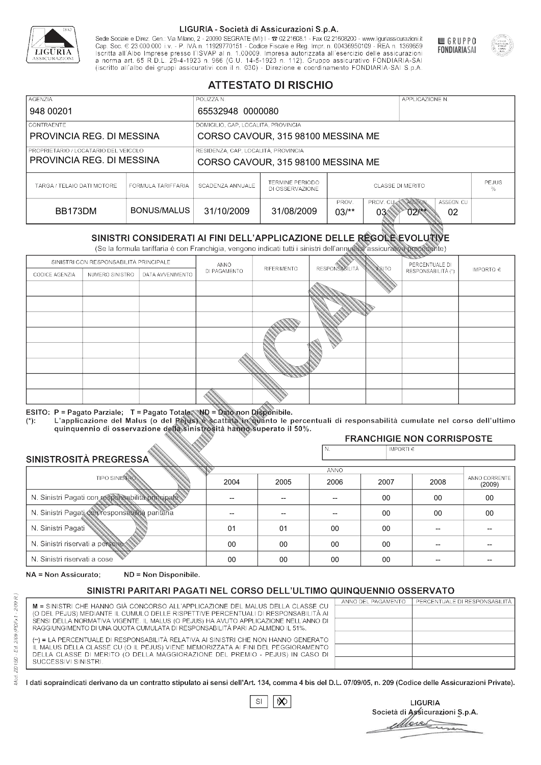LIGURIA - Società di Assicurazioni S.p.A.

Sede Sociale e Direz. Gen.: Via Milano, 2 - 20090 SEGRATE (MI) I - ☎ 02.21608.1 - Fax 02.21608200 - www.liguriassicurazioni.it
Cap. Soc. € 23.000.000 i.v. - P. IVA n. 11929770151 - Codice Fiscale e Reg. Impr. n. 00436950109 - REA n. 1369659
Iscritta all'Albo Imprese presso l'ISVAP al n. 1.00009. Impresa autorizzata all'esercizio delle assicurazioni a norma art. 65 R.D.L. 29-4-1923 n. 966 (G.U. 14-5-1923 n. 112). Gruppo assicurativo FONDIARIA-SAI (iscritto all'albo dei gruppi assicurativi con il n. 030) - Direzione e coordinamento FONDIARIA-SAI S.p.A.

GRUPPO FONDIARIASAI

# ATTESTATO DI RISCHIO

| AGENZIA | POLIZZA N. | APPLICAZIONE N. |
|---|---|---|
| 948 00201 | 65532948 0000080 | |

| CONTRAENTE | DOMICILIO, CAP, LOCALITÀ, PROVINCIA |
|---|---|
| PROVINCIA REG. DI MESSINA | CORSO CAVOUR, 315 98100 MESSINA ME |
| **PROPRIETARIO / LOCATARIO DEL VEICOLO** | **RESIDENZA, CAP, LOCALITÀ, PROVINCIA** |
| PROVINCIA REG. DI MESSINA | CORSO CAVOUR, 315 98100 MESSINA ME |

| TARGA / TELAIO DATI MOTORE | FORMULA TARIFFARIA | SCADENZA ANNUALE | TERMINE PERIODO DI OSSERVAZIONE | CLASSE DI MERITO | | | | PEJUS % |
|---|---|---|---|---|---|---|---|---|
| | | | | PROV. | PROV. CU | ASSEGN. | ASSEGN. CU | |
| BB173DM | BONUS/MALUS | 31/10/2009 | 31/08/2009 | 03/** | 03 | 02/** | 02 | |

## SINISTRI CONSIDERATI AI FINI DELL'APPLICAZIONE DELLE REGOLE EVOLUTIVE

(Se la formula tariffaria è con Franchigia, vengono indicati tutti i sinistri dell'annualità assicurativa precedente)

| SINISTRI CON RESPONSABILITÀ PRINCIPALE | | | ANNO DI PAGAMENTO | RIFERIMENTO | RESPONSABILITÀ | ESITO | PERCENTUALE DI RESPONSABILITÀ (*) | IMPORTO € |
|---|---|---|---|---|---|---|---|---|
| CODICE AGENZIA | NUMERO SINISTRO | DATA AVVENIMENTO | | | | | | |
| | | | | | | | | |
| | | | | | | | | |
| | | | | | | | | |
| | | | | | | | | |
| | | | | | | | | |
| | | | | | | | | |
| | | | | | | | | |
| | | | | | | | | |

ESITO: P = Pagato Parziale; T = Pagato Totale; ND = Dato non Disponibile.
(*): L'applicazione del Malus (o del Pejus) è scattata in quanto le percentuali di responsabilità cumulate nel corso dell'ultimo quinquennio di osservazione della sinistrosità hanno superato il 50%.

**FRANCHIGIE NON CORRISPOSTE**

| N. | IMPORTI € |
|---|---|
| | |

## SINISTROSITÀ PREGRESSA

| TIPO SINISTRO | 2004 | 2005 | 2006 | 2007 | 2008 | ANNO CORRENTE (2009) |
|---|---|---|---|---|---|---|
| N. Sinistri Pagati con responsabilità principale | -- | -- | -- | 00 | 00 | 00 |
| N. Sinistri Pagati con responsabilità paritaria | -- | -- | -- | 00 | 00 | 00 |
| N. Sinistri Pagati | 01 | 01 | 00 | 00 | -- | -- |
| N. Sinistri riservati a persone | 00 | 00 | 00 | 00 | -- | -- |
| N. Sinistri riservati a cose | 00 | 00 | 00 | 00 | -- | -- |

NA = Non Assicurato; ND = Non Disponibile.

## SINISTRI PARITARI PAGATI NEL CORSO DELL'ULTIMO QUINQUENNIO OSSERVATO

M = SINISTRI CHE HANNO GIÀ CONCORSO ALL'APPLICAZIONE DEL MALUS DELLA CLASSE CU (O DEL PEJUS) MEDIANTE IL CUMULO DELLE RISPETTIVE PERCENTUALI DI RESPONSABILITÀ AI SENSI DELLA NORMATIVA VIGENTE. IL MALUS (O PEJUS) HA AVUTO APPLICAZIONE NELL'ANNO DI RAGGIUNGIMENTO DI UNA QUOTA CUMULATA DI RESPONSABILITÀ PARI AD ALMENO IL 51%.

(**) = LA PERCENTUALE DI RESPONSABILITÀ RELATIVA AI SINISTRI CHE NON HANNO GENERATO IL MALUS DELLA CLASSE CU (O IL PEJUS) VIENE MEMORIZZATA AI FINI DEL PEGGIORAMENTO DELLA CLASSE DI MERITO (O DELLA MAGGIORAZIONE DEL PREMIO - PEJUS) IN CASO DI SUCCESSIVI SINISTRI.

| ANNO DEL PAGAMENTO | PERCENTUALE DI RESPONSABILITÀ |
|---|---|
| | |
| | |
| | |
| | |
| | |

I dati sopraindicati derivano da un contratto stipulato ai sensi dell'Art. 134, comma 4 bis del D.L. 07/09/05, n. 209 (Codice delle Assicurazioni Private).

SI [ ] NO [X]

LIGURIA
Società di Assicurazioni S.p.A.

Mod. ZD15D - Ed. 2/09 (PDFx1 - 2/09 R.)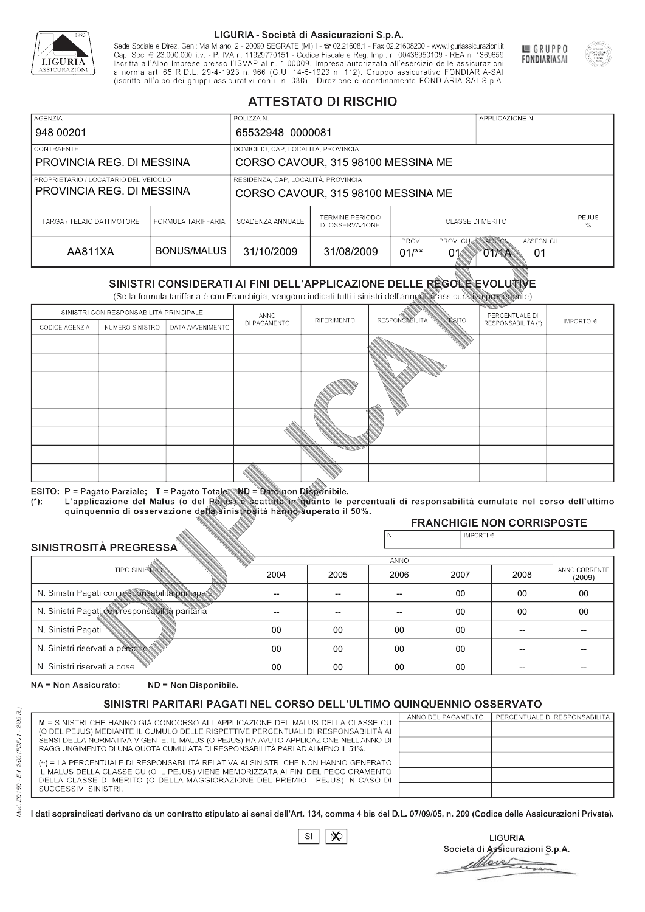LIGURIA - Società di Assicurazioni S.p.A.

Sede Sociale e Direz. Gen.: Via Milano, 2 - 20090 SEGRATE (MI) I - ☎ 02.21608.1 - Fax 02.21608200 - www.liguriassicurazioni.it
Cap. Soc. € 23.000.000 i.v. - P. IVA n. 11929770151 - Codice Fiscale e Reg. Impr. n. 00436950109 - REA n. 1369659
Iscritta all'Albo Imprese presso l'ISVAP al n. 1.00009. Impresa autorizzata all'esercizio delle assicurazioni a norma art. 65 R.D.L. 29-4-1923 n. 966 (G.U. 14-5-1923 n. 112). Gruppo assicurativo FONDIARIA-SAI (iscritto all'albo dei gruppi assicurativi con il n. 030) - Direzione e coordinamento FONDIARIA-SAI S.p.A.

GRUPPO FONDIARIA SAI

# ATTESTATO DI RISCHIO

| AGENZIA | POLIZZA N. | APPLICAZIONE N. |
|---|---|---|
| 948 00201 | 65532948 0000081 | |

| CONTRAENTE | DOMICILIO, CAP, LOCALITÀ, PROVINCIA |
|---|---|
| PROVINCIA REG. DI MESSINA | CORSO CAVOUR, 315 98100 MESSINA ME |
| **PROPRIETARIO / LOCATARIO DEL VEICOLO** | **RESIDENZA, CAP, LOCALITÀ, PROVINCIA** |
| PROVINCIA REG. DI MESSINA | CORSO CAVOUR, 315 98100 MESSINA ME |

| TARGA / TELAIO DATI MOTORE | FORMULA TARIFFARIA | SCADENZA ANNUALE | TERMINE PERIODO DI OSSERVAZIONE | CLASSE DI MERITO | | | | PEJUS % |
|---|---|---|---|---|---|---|---|---|
| | | | | PROV. | PROV. CU | ASSEGN. | ASSEGN. CU | |
| AA811XA | BONUS/MALUS | 31/10/2009 | 31/08/2009 | 01/** | 01 | 01/1A | 01 | |

## SINISTRI CONSIDERATI AI FINI DELL'APPLICAZIONE DELLE REGOLE EVOLUTIVE

(Se la formula tariffaria è con Franchigia, vengono indicati tutti i sinistri dell'annualità assicurativa precedente)

| SINISTRI CON RESPONSABILITÀ PRINCIPALE | | | ANNO DI PAGAMENTO | RIFERIMENTO | RESPONSABILITÀ | ESITO | PERCENTUALE DI RESPONSABILITÀ (*) | IMPORTO € |
|---|---|---|---|---|---|---|---|---|
| CODICE AGENZIA | NUMERO SINISTRO | DATA AVVENIMENTO | | | | | | |
| | | | | | | | | |
| | | | | | | | | |
| | | | | | | | | |
| | | | | | | | | |
| | | | | | | | | |
| | | | | | | | | |
| | | | | | | | | |
| | | | | | | | | |

ESITO: P = Pagato Parziale; T = Pagato Totale; ND = Dato non Disponibile.
(*): L'applicazione del Malus (o del Pejus) è scattata in quanto le percentuali di responsabilità cumulate nel corso dell'ultimo quinquennio di osservazione della sinistrosità hanno superato il 50%.

### FRANCHIGIE NON CORRISPOSTE

| N. | IMPORTI € |
|---|---|
| | |

### SINISTROSITÀ PREGRESSA

| TIPO SINISTRO | 2004 | 2005 | 2006 | 2007 | 2008 | ANNO CORRENTE (2009) |
|---|---|---|---|---|---|---|
| N. Sinistri Pagati con responsabilità principale | -- | -- | -- | 00 | 00 | 00 |
| N. Sinistri Pagati con responsabilità paritaria | -- | -- | -- | 00 | 00 | 00 |
| N. Sinistri Pagati | 00 | 00 | 00 | 00 | -- | -- |
| N. Sinistri riservati a persone | 00 | 00 | 00 | 00 | -- | -- |
| N. Sinistri riservati a cose | 00 | 00 | 00 | 00 | -- | -- |

NA = Non Assicurato; ND = Non Disponibile.

### SINISTRI PARITARI PAGATI NEL CORSO DELL'ULTIMO QUINQUENNIO OSSERVATO

M = SINISTRI CHE HANNO GIÀ CONCORSO ALL'APPLICAZIONE DEL MALUS DELLA CLASSE CU (O DEL PEJUS) MEDIANTE IL CUMULO DELLE RISPETTIVE PERCENTUALI DI RESPONSABILITÀ AI SENSI DELLA NORMATIVA VIGENTE. IL MALUS (O PEJUS) HA AVUTO APPLICAZIONE NELL'ANNO DI RAGGIUNGIMENTO DI UNA QUOTA CUMULATA DI RESPONSABILITÀ PARI AD ALMENO IL 51%.

(**) = LA PERCENTUALE DI RESPONSABILITÀ RELATIVA AI SINISTRI CHE NON HANNO GENERATO IL MALUS DELLA CLASSE CU (O IL PEJUS) VIENE MEMORIZZATA AI FINI DEL PEGGIORAMENTO DELLA CLASSE DI MERITO (O DELLA MAGGIORAZIONE DEL PREMIO - PEJUS) IN CASO DI SUCCESSIVI SINISTRI.

| ANNO DEL PAGAMENTO | PERCENTUALE DI RESPONSABILITÀ |
|---|---|
| | |
| | |
| | |
| | |
| | |

I dati sopraindicati derivano da un contratto stipulato ai sensi dell'Art. 134, comma 4 bis del D.L. 07/09/05, n. 209 (Codice delle Assicurazioni Private).

SI ☐ NO ☒

LIGURIA
Società di Assicurazioni S.p.A.

Mod. ZD150 - Ed. 2/09 (PDFx1 - 2/09 R.)

DUPLICATO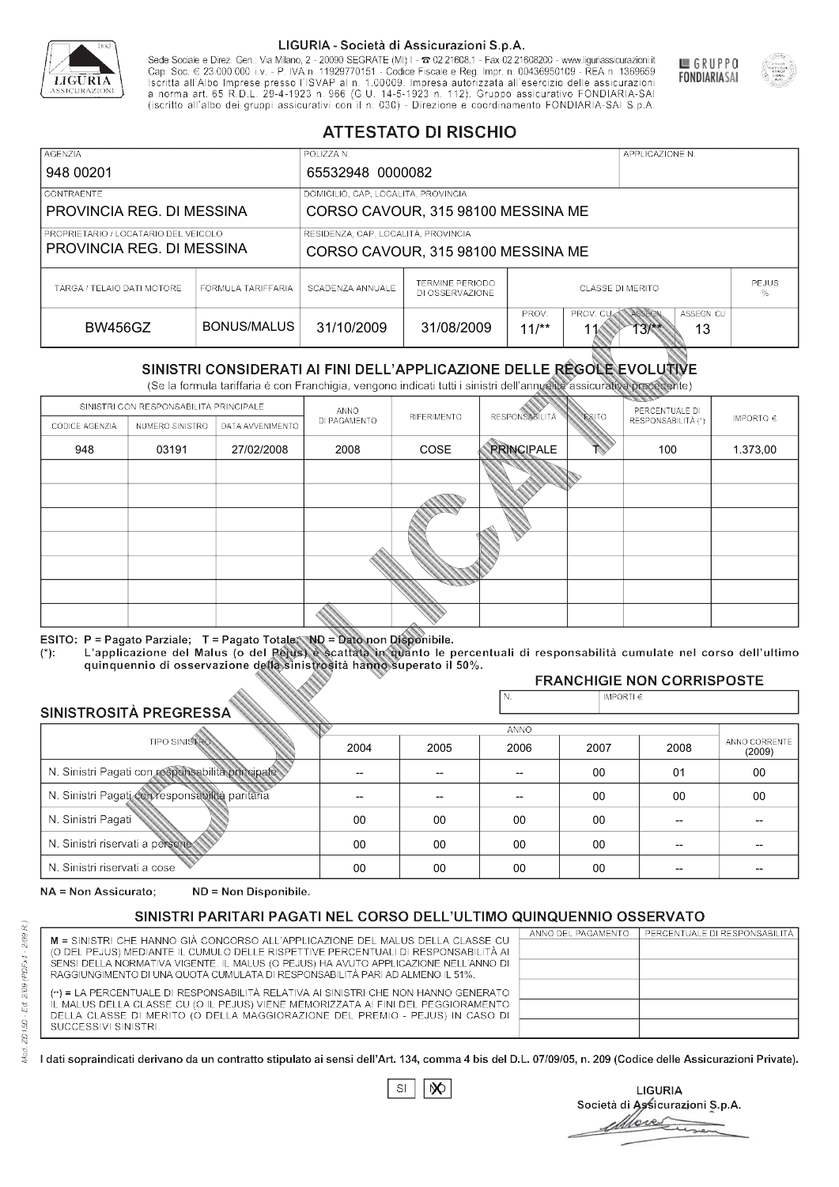LIGURIA - Società di Assicurazioni S.p.A.

Sede Sociale e Direz. Gen.: Via Milano, 2 - 20090 SEGRATE (MI) I - ☎ 02.21608.1 - Fax 02.21608200 - www.liguriassicurazioni.it Cap. Soc. € 23.000.000 i.v. - P. IVA n. 11929770151 - Codice Fiscale e Reg. Impr. n. 00436950109 - REA n. 1369659 Iscritta all'Albo Imprese presso l'ISVAP al n. 1.00009. Impresa autorizzata all'esercizio delle assicurazioni a norma art. 65 R.D.L. 29-4-1923 n. 966 (G.U. 14-5-1923 n. 112). Gruppo assicurativo FONDIARIA-SAI (iscritto all'albo dei gruppi assicurativi con il n. 030) - Direzione e coordinamento FONDIARIA-SAI S.p.A.

GRUPPO FONDIARIASAI

# ATTESTATO DI RISCHIO

| AGENZIA | POLIZZA N. | APPLICAZIONE N. |
|---|---|---|
| 948 00201 | 65532948 0000082 | |

| CONTRAENTE | DOMICILIO, CAP, LOCALITÀ, PROVINCIA |
|---|---|
| PROVINCIA REG. DI MESSINA | CORSO CAVOUR, 315 98100 MESSINA ME |

| PROPRIETARIO / LOCATARIO DEL VEICOLO | RESIDENZA, CAP, LOCALITÀ, PROVINCIA |
|---|---|
| PROVINCIA REG. DI MESSINA | CORSO CAVOUR, 315 98100 MESSINA ME |

| TARGA / TELAIO DATI MOTORE | FORMULA TARIFFARIA | SCADENZA ANNUALE | TERMINE PERIODO DI OSSERVAZIONE | CLASSE DI MERITO | | | | PEJUS % |
|---|---|---|---|---|---|---|---|---|
| | | | | PROV. | PROV. CU | ASSEGN. | ASSEGN. CU | |
| BW456GZ | BONUS/MALUS | 31/10/2009 | 31/08/2009 | 11/** | 11 | 13/** | 13 | |

## SINISTRI CONSIDERATI AI FINI DELL'APPLICAZIONE DELLE REGOLE EVOLUTIVE

(Se la formula tariffaria è con Franchigia, vengono indicati tutti i sinistri dell'annualità assicurativa precedente)

| SINISTRI CON RESPONSABILITÀ PRINCIPALE | | | ANNO DI PAGAMENTO | RIFERIMENTO | RESPONSABILITÀ | ESITO | PERCENTUALE DI RESPONSABILITÀ (*) | IMPORTO € |
|---|---|---|---|---|---|---|---|---|
| CODICE AGENZIA | NUMERO SINISTRO | DATA AVVENIMENTO | | | | | | |
| 948 | 03191 | 27/02/2008 | 2008 | COSE | PRINCIPALE | T | 100 | 1.373,00 |
| | | | | | | | | |
| | | | | | | | | |
| | | | | | | | | |
| | | | | | | | | |
| | | | | | | | | |
| | | | | | | | | |
| | | | | | | | | |

ESITO: P = Pagato Parziale; T = Pagato Totale; ND = Dato non Disponibile.
(*): L'applicazione del Malus (o del Pejus) è scattata in quanto le percentuali di responsabilità cumulate nel corso dell'ultimo quinquennio di osservazione della sinistrosità hanno superato il 50%.

### FRANCHIGIE NON CORRISPOSTE

| N. | IMPORTI € |
|---|---|
| | |

### SINISTROSITÀ PREGRESSA

| TIPO SINISTRO | 2004 | 2005 | 2006 | 2007 | 2008 | ANNO CORRENTE (2009) |
|---|---|---|---|---|---|---|
| N. Sinistri Pagati con responsabilità principale | -- | -- | -- | 00 | 01 | 00 |
| N. Sinistri Pagati con responsabilità paritaria | -- | -- | -- | 00 | 00 | 00 |
| N. Sinistri Pagati | 00 | 00 | 00 | 00 | -- | -- |
| N. Sinistri riservati a persone | 00 | 00 | 00 | 00 | -- | -- |
| N. Sinistri riservati a cose | 00 | 00 | 00 | 00 | -- | -- |

NA = Non Assicurato; ND = Non Disponibile.

### SINISTRI PARITARI PAGATI NEL CORSO DELL'ULTIMO QUINQUENNIO OSSERVATO

M = SINISTRI CHE HANNO GIÀ CONCORSO ALL'APPLICAZIONE DEL MALUS DELLA CLASSE CU (O DEL PEJUS) MEDIANTE IL CUMULO DELLE RISPETTIVE PERCENTUALI DI RESPONSABILITÀ AI SENSI DELLA NORMATIVA VIGENTE. IL MALUS (O PEJUS) HA AVUTO APPLICAZIONE NELL'ANNO DI RAGGIUNGIMENTO DI UNA QUOTA CUMULATA DI RESPONSABILITÀ PARI AD ALMENO IL 51%.

(**) = LA PERCENTUALE DI RESPONSABILITÀ RELATIVA AI SINISTRI CHE NON HANNO GENERATO IL MALUS DELLA CLASSE CU (O IL PEJUS) VIENE MEMORIZZATA AI FINI DEL PEGGIORAMENTO DELLA CLASSE DI MERITO (O DELLA MAGGIORAZIONE DEL PREMIO - PEJUS) IN CASO DI SUCCESSIVI SINISTRI.

| ANNO DEL PAGAMENTO | PERCENTUALE DI RESPONSABILITÀ |
|---|---|
| | |
| | |
| | |
| | |
| | |

I dati sopraindicati derivano da un contratto stipulato ai sensi dell'Art. 134, comma 4 bis del D.L. 07/09/05, n. 209 (Codice delle Assicurazioni Private).

SI [ ] NO [X]

LIGURIA
Società di Assicurazioni S.p.A.

Mod. ZD150 - Ed. 2/09 (PDFx1 - 2/09 R.)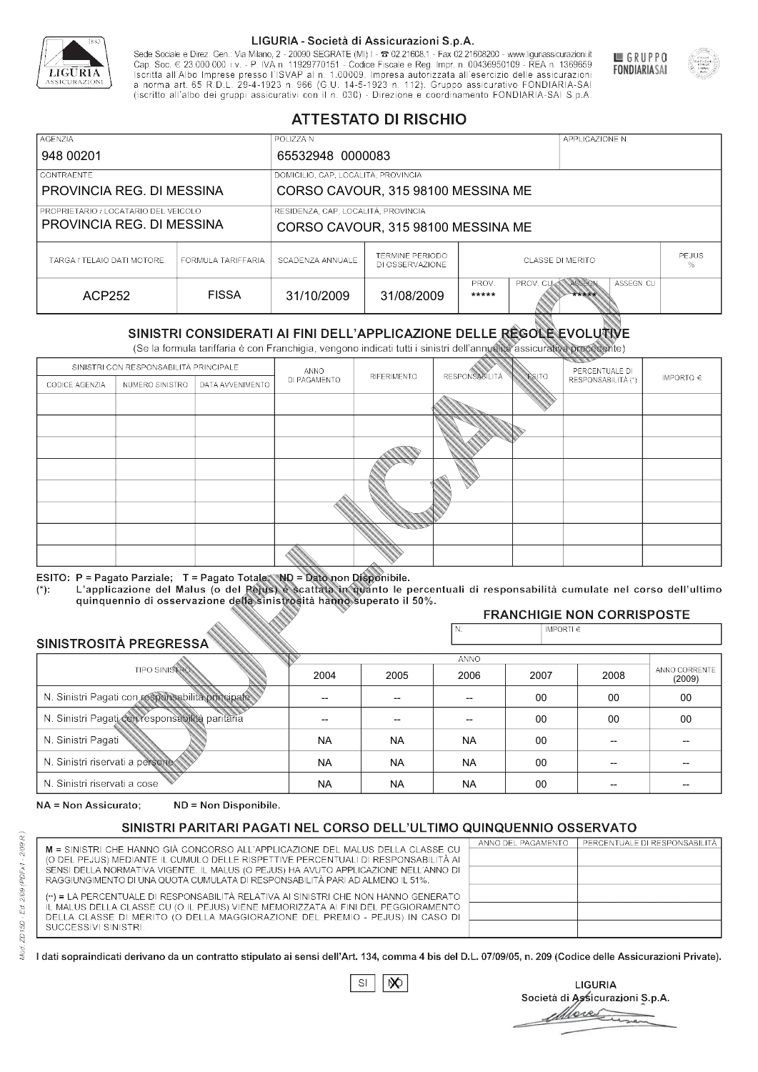LIGURIA - Società di Assicurazioni S.p.A.

Sede Sociale e Direz. Gen.: Via Milano, 2 - 20090 SEGRATE (MI) I - ☎ 02.21608.1 - Fax 02.21608200 - www.liguriassicurazioni.it
Cap. Soc. € 23.000.000 i.v. - P. IVA n. 11929770151 - Codice Fiscale e Reg. Impr. n. 00436950109 - REA n. 1369659
Iscritta all'Albo Imprese presso l'ISVAP al n. 1.00009. Impresa autorizzata all'esercizio delle assicurazioni a norma art. 65 R.D.L. 29-4-1923 n. 966 (G.U. 14-5-1923 n. 112). Gruppo assicurativo FONDIARIA-SAI (iscritto all'albo dei gruppi assicurativi con il n. 030) - Direzione e coordinamento FONDIARIA-SAI S.p.A.

GRUPPO FONDIARIASAI

# ATTESTATO DI RISCHIO

| AGENZIA | POLIZZA N. | APPLICAZIONE N. |
|---|---|---|
| 948 00201 | 65532948 0000083 | |

| CONTRAENTE | DOMICILIO, CAP, LOCALITÀ, PROVINCIA |
|---|---|
| PROVINCIA REG. DI MESSINA | CORSO CAVOUR, 315 98100 MESSINA ME |
| **PROPRIETARIO / LOCATARIO DEL VEICOLO** | **RESIDENZA, CAP, LOCALITÀ, PROVINCIA** |
| PROVINCIA REG. DI MESSINA | CORSO CAVOUR, 315 98100 MESSINA ME |

| TARGA / TELAIO DATI MOTORE | FORMULA TARIFFARIA | SCADENZA ANNUALE | TERMINE PERIODO DI OSSERVAZIONE | CLASSE DI MERITO | | | | PEJUS % |
|---|---|---|---|---|---|---|---|---|
| | | | | PROV. | PROV. CU | ASSEGN. | ASSEGN. CU | |
| ACP252 | FISSA | 31/10/2009 | 31/08/2009 | ***** | | ***** | | |

## SINISTRI CONSIDERATI AI FINI DELL'APPLICAZIONE DELLE REGOLE EVOLUTIVE

(Se la formula tariffaria è con Franchigia, vengono indicati tutti i sinistri dell'annualità assicurativa precedente)

| SINISTRI CON RESPONSABILITÀ PRINCIPALE | | | ANNO DI PAGAMENTO | RIFERIMENTO | RESPONSABILITÀ | ESITO | PERCENTUALE DI RESPONSABILITÀ (*) | IMPORTO € |
|---|---|---|---|---|---|---|---|---|
| CODICE AGENZIA | NUMERO SINISTRO | DATA AVVENIMENTO | | | | | | |
| | | | | | | | | |
| | | | | | | | | |
| | | | | | | | | |
| | | | | | | | | |
| | | | | | | | | |
| | | | | | | | | |
| | | | | | | | | |
| | | | | | | | | |

ESITO: P = Pagato Parziale; T = Pagato Totale; ND = Dato non Disponibile.
(*): L'applicazione del Malus (o del Pejus) è scattata in quanto le percentuali di responsabilità cumulate nel corso dell'ultimo quinquennio di osservazione della sinistrosità hanno superato il 50%.

**FRANCHIGIE NON CORRISPOSTE**

| N. | IMPORTI € |
|---|---|
| | |

## SINISTROSITÀ PREGRESSA

| TIPO SINISTRO | 2004 | 2005 | 2006 | 2007 | 2008 | ANNO CORRENTE (2009) |
|---|---|---|---|---|---|---|
| N. Sinistri Pagati con responsabilità principale | -- | -- | -- | 00 | 00 | 00 |
| N. Sinistri Pagati con responsabilità paritaria | -- | -- | -- | 00 | 00 | 00 |
| N. Sinistri Pagati | NA | NA | NA | 00 | -- | -- |
| N. Sinistri riservati a persone | NA | NA | NA | 00 | -- | -- |
| N. Sinistri riservati a cose | NA | NA | NA | 00 | -- | -- |

NA = Non Assicurato; ND = Non Disponibile.

## SINISTRI PARITARI PAGATI NEL CORSO DELL'ULTIMO QUINQUENNIO OSSERVATO

| | ANNO DEL PAGAMENTO | PERCENTUALE DI RESPONSABILITÀ |
|---|---|---|
| M = SINISTRI CHE HANNO GIÀ CONCORSO ALL'APPLICAZIONE DEL MALUS DELLA CLASSE CU (O DEL PEJUS) MEDIANTE IL CUMULO DELLE RISPETTIVE PERCENTUALI DI RESPONSABILITÀ AI SENSI DELLA NORMATIVA VIGENTE. IL MALUS (O PEJUS) HA AVUTO APPLICAZIONE NELL'ANNO DI RAGGIUNGIMENTO DI UNA QUOTA CUMULATA DI RESPONSABILITÀ PARI AD ALMENO IL 51%. | | |
| (--) = LA PERCENTUALE DI RESPONSABILITÀ RELATIVA AI SINISTRI CHE NON HANNO GENERATO IL MALUS DELLA CLASSE CU (O IL PEJUS) VIENE MEMORIZZATA AI FINI DEL PEGGIORAMENTO DELLA CLASSE DI MERITO (O DELLA MAGGIORAZIONE DEL PREMIO - PEJUS) IN CASO DI SUCCESSIVI SINISTRI. | | |

I dati sopraindicati derivano da un contratto stipulato ai sensi dell'Art. 134, comma 4 bis del D.L. 07/09/05, n. 209 (Codice delle Assicurazioni Private).

SI [X] NO

LIGURIA
Società di Assicurazioni S.p.A.

Mod. ZD150 - Ed. 2/09 (PDFx1 - 2/09 R.)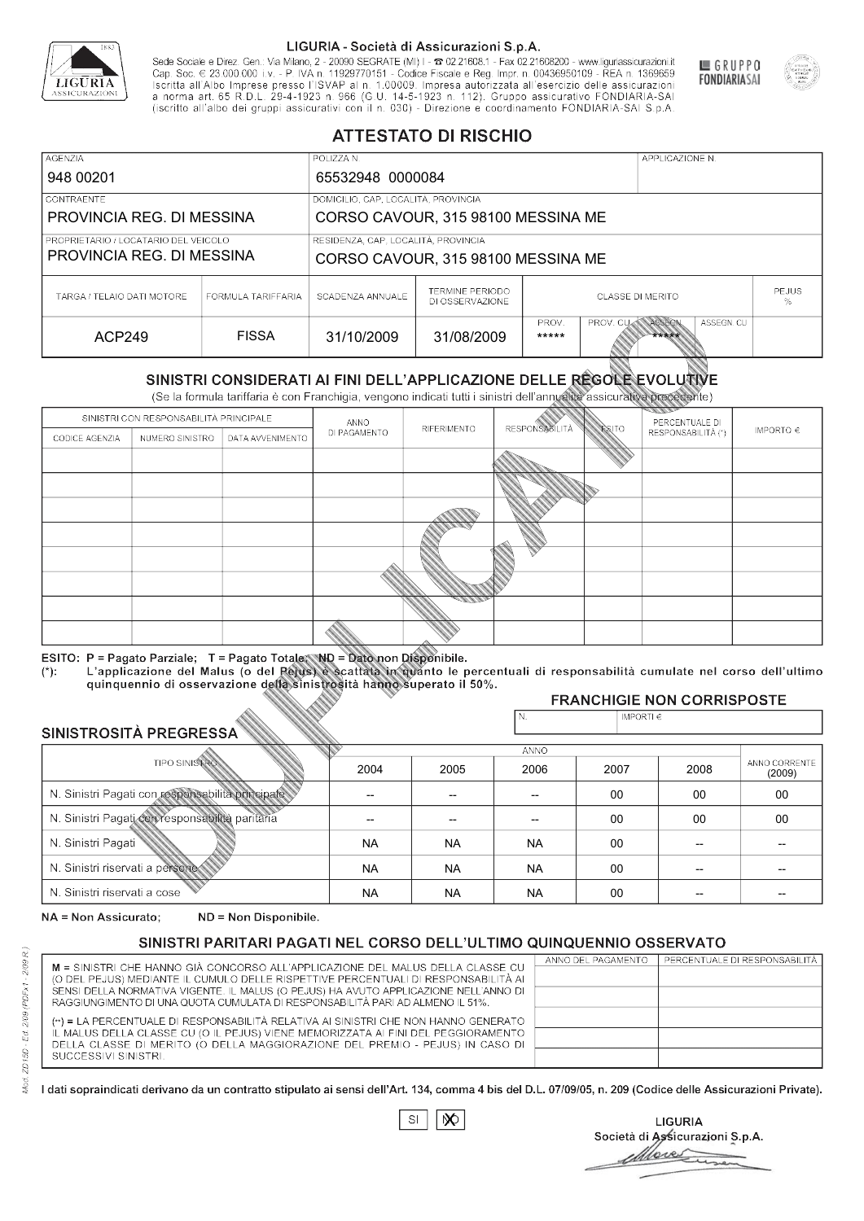LIGURIA - Società di Assicurazioni S.p.A.

Sede Sociale e Direz. Gen.: Via Milano, 2 - 20090 SEGRATE (MI) I - ☎ 02.21608.1 - Fax 02.21608200 - www.liguriassicurazioni.it
Cap. Soc. € 23.000.000 i.v. - P. IVA n. 11929770151 - Codice Fiscale e Reg. Impr. n. 00436950109 - REA n. 1369659
Iscritta all'Albo Imprese presso l'ISVAP al n. 1.00009. Impresa autorizzata all'esercizio delle assicurazioni a norma art. 65 R.D.L. 29-4-1923 n. 966 (G.U. 14-5-1923 n. 112). Gruppo assicurativo FONDIARIA-SAI (iscritto all'albo dei gruppi assicurativi con il n. 030) - Direzione e coordinamento FONDIARIA-SAI S.p.A.

GRUPPO FONDIARIASAI

# ATTESTATO DI RISCHIO

| AGENZIA | POLIZZA N. | APPLICAZIONE N. |
|---|---|---|
| 948 00201 | 65532948 0000084 | |

| CONTRAENTE | DOMICILIO, CAP, LOCALITÀ, PROVINCIA |
|---|---|
| PROVINCIA REG. DI MESSINA | CORSO CAVOUR, 315 98100 MESSINA ME |
| **PROPRIETARIO / LOCATARIO DEL VEICOLO** | **RESIDENZA, CAP, LOCALITÀ, PROVINCIA** |
| PROVINCIA REG. DI MESSINA | CORSO CAVOUR, 315 98100 MESSINA ME |

| TARGA / TELAIO DATI MOTORE | FORMULA TARIFFARIA | SCADENZA ANNUALE | TERMINE PERIODO DI OSSERVAZIONE | CLASSE DI MERITO | | | | PEJUS % |
|---|---|---|---|---|---|---|---|---|
| | | | | PROV. | PROV. CU | ASSEGN. | ASSEGN. CU | |
| ACP249 | FISSA | 31/10/2009 | 31/08/2009 | ***** | | ***** | | |

## SINISTRI CONSIDERATI AI FINI DELL'APPLICAZIONE DELLE REGOLE EVOLUTIVE

(Se la formula tariffaria è con Franchigia, vengono indicati tutti i sinistri dell'annualità assicurativa precedente)

| SINISTRI CON RESPONSABILITÀ PRINCIPALE | | | ANNO DI PAGAMENTO | RIFERIMENTO | RESPONSABILITÀ | ESITO | PERCENTUALE DI RESPONSABILITÀ (*) | IMPORTO € |
|---|---|---|---|---|---|---|---|---|
| CODICE AGENZIA | NUMERO SINISTRO | DATA AVVENIMENTO | | | | | | |
| | | | | | | | | |
| | | | | | | | | |
| | | | | | | | | |
| | | | | | | | | |
| | | | | | | | | |
| | | | | | | | | |
| | | | | | | | | |
| | | | | | | | | |

ESITO: P = Pagato Parziale; T = Pagato Totale; ND = Dato non Disponibile.
(*): L'applicazione del Malus (o del Pejus) è scattata in quanto le percentuali di responsabilità cumulate nel corso dell'ultimo quinquennio di osservazione della sinistrosità hanno superato il 50%.

### FRANCHIGIE NON CORRISPOSTE

| N. | IMPORTI € |
|---|---|
| | |

### SINISTROSITÀ PREGRESSA

| TIPO SINISTRO | 2004 | 2005 | 2006 | 2007 | 2008 | ANNO CORRENTE (2009) |
|---|---|---|---|---|---|---|
| N. Sinistri Pagati con responsabilità principale | -- | -- | -- | 00 | 00 | 00 |
| N. Sinistri Pagati con responsabilità paritaria | -- | -- | -- | 00 | 00 | 00 |
| N. Sinistri Pagati | NA | NA | NA | 00 | -- | -- |
| N. Sinistri riservati a persone | NA | NA | NA | 00 | -- | -- |
| N. Sinistri riservati a cose | NA | NA | NA | 00 | -- | -- |

NA = Non Assicurato; ND = Non Disponibile.

## SINISTRI PARITARI PAGATI NEL CORSO DELL'ULTIMO QUINQUENNIO OSSERVATO

M = SINISTRI CHE HANNO GIÀ CONCORSO ALL'APPLICAZIONE DEL MALUS DELLA CLASSE CU (O DEL PEJUS) MEDIANTE IL CUMULO DELLE RISPETTIVE PERCENTUALI DI RESPONSABILITÀ AI SENSI DELLA NORMATIVA VIGENTE. IL MALUS (O PEJUS) HA AVUTO APPLICAZIONE NELL'ANNO DI RAGGIUNGIMENTO DI UNA QUOTA CUMULATA DI RESPONSABILITÀ PARI AD ALMENO IL 51%.

(--) = LA PERCENTUALE DI RESPONSABILITÀ RELATIVA AI SINISTRI CHE NON HANNO GENERATO IL MALUS DELLA CLASSE CU (O IL PEJUS) VIENE MEMORIZZATA AI FINI DEL PEGGIORAMENTO DELLA CLASSE DI MERITO (O DELLA MAGGIORAZIONE DEL PREMIO - PEJUS) IN CASO DI SUCCESSIVI SINISTRI.

| ANNO DEL PAGAMENTO | PERCENTUALE DI RESPONSABILITÀ |
|---|---|
| | |
| | |
| | |
| | |
| | |

I dati sopraindicati derivano da un contratto stipulato ai sensi dell'Art. 134, comma 4 bis del D.L. 07/09/05, n. 209 (Codice delle Assicurazioni Private).

SI [ ] NO [X]

LIGURIA
Società di Assicurazioni S.p.A.

Mod. ZD150 - Ed. 2/09 (PDFx1 - 2/09 R.)

DUPLICATO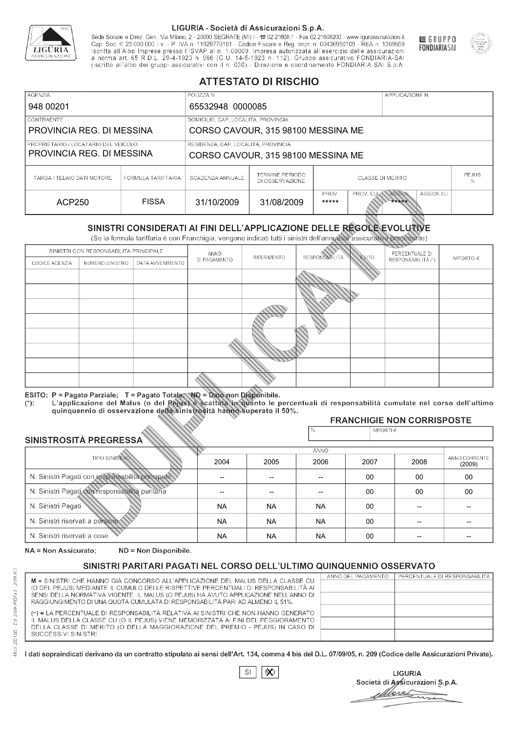LIGURIA - Società di Assicurazioni S.p.A.

Sede Sociale e Direz. Gen.: Via Milano, 2 - 20090 SEGRATE (MI) I - ☎ 02.21608.1 - Fax 02.21608200 - www.liguriassicurazioni.it
Cap. Soc. € 23.000.000 i.v. - P. IVA n. 11929770151 - Codice Fiscale e Reg. Impr. n. 00436950109 - REA n. 1369659
Iscritta all'Albo Imprese presso l'ISVAP al n. 1.00009. Impresa autorizzata all'esercizio delle assicurazioni a norma art. 65 R.D.L. 29-4-1923 n. 966 (G.U. 14-5-1923 n. 112). Gruppo assicurativo FONDIARIA-SAI (iscritto all'albo dei gruppi assicurativi con il n. 030) - Direzione e coordinamento FONDIARIA-SAI S.p.A.

GRUPPO FONDIARIASAI

# ATTESTATO DI RISCHIO

| AGENZIA | POLIZZA N. | APPLICAZIONE N. |
|---|---|---|
| 948 00201 | 65532948 0000085 | |

| CONTRAENTE | DOMICILIO, CAP, LOCALITÀ, PROVINCIA |
|---|---|
| PROVINCIA REG. DI MESSINA | CORSO CAVOUR, 315 98100 MESSINA ME |

| PROPRIETARIO / LOCATARIO DEL VEICOLO | RESIDENZA, CAP, LOCALITÀ, PROVINCIA |
|---|---|
| PROVINCIA REG. DI MESSINA | CORSO CAVOUR, 315 98100 MESSINA ME |

| TARGA / TELAIO DATI MOTORE | FORMULA TARIFFARIA | SCADENZA ANNUALE | TERMINE PERIODO DI OSSERVAZIONE | CLASSE DI MERITO | | | | PEJUS % |
|---|---|---|---|---|---|---|---|---|
| | | | | PROV. | PROV. CU | ASSEGN. | ASSEGN. CU | |
| ACP250 | FISSA | 31/10/2009 | 31/08/2009 | ***** | | ***** | | |

## SINISTRI CONSIDERATI AI FINI DELL'APPLICAZIONE DELLE REGOLE EVOLUTIVE

(Se la formula tariffaria è con Franchigia, vengono indicati tutti i sinistri dell'annualità assicurativa precedente)

| SINISTRI CON RESPONSABILITÀ PRINCIPALE | | | ANNO DI PAGAMENTO | RIFERIMENTO | RESPONSABILITÀ | ESITO | PERCENTUALE DI RESPONSABILITÀ (*) | IMPORTO € |
|---|---|---|---|---|---|---|---|---|
| CODICE AGENZIA | NUMERO SINISTRO | DATA AVVENIMENTO | | | | | | |
| | | | | | | | | |
| | | | | | | | | |
| | | | | | | | | |
| | | | | | | | | |
| | | | | | | | | |
| | | | | | | | | |
| | | | | | | | | |
| | | | | | | | | |

ESITO: P = Pagato Parziale; T = Pagato Totale; ND = Dato non Disponibile.
(*): L'applicazione del Malus (o del Pejus) è scattata in quanto le percentuali di responsabilità cumulate nel corso dell'ultimo quinquennio di osservazione della sinistrosità hanno superato il 50%.

### FRANCHIGIE NON CORRISPOSTE

| N. | IMPORTI € |
|---|---|
| | |

### SINISTROSITÀ PREGRESSA

| TIPO SINISTRO | 2004 | 2005 | 2006 | 2007 | 2008 | ANNO CORRENTE (2009) |
|---|---|---|---|---|---|---|
| N. Sinistri Pagati con responsabilità principale | -- | -- | -- | 00 | 00 | 00 |
| N. Sinistri Pagati con responsabilità paritaria | -- | -- | -- | 00 | 00 | 00 |
| N. Sinistri Pagati | NA | NA | NA | 00 | -- | -- |
| N. Sinistri riservati a persone | NA | NA | NA | 00 | -- | -- |
| N. Sinistri riservati a cose | NA | NA | NA | 00 | -- | -- |

NA = Non Assicurato; ND = Non Disponibile.

## SINISTRI PARITARI PAGATI NEL CORSO DELL'ULTIMO QUINQUENNIO OSSERVATO

| | ANNO DEL PAGAMENTO | PERCENTUALE DI RESPONSABILITÀ |
|---|---|---|
| M = SINISTRI CHE HANNO GIÀ CONCORSO ALL'APPLICAZIONE DEL MALUS DELLA CLASSE CU (O DEL PEJUS) MEDIANTE IL CUMULO DELLE RISPETTIVE PERCENTUALI DI RESPONSABILITÀ AI SENSI DELLA NORMATIVA VIGENTE. IL MALUS (O PEJUS) HA AVUTO APPLICAZIONE NELL'ANNO DI RAGGIUNGIMENTO DI UNA QUOTA CUMULATA DI RESPONSABILITÀ PARI AD ALMENO IL 51%. | | |
| (**) = LA PERCENTUALE DI RESPONSABILITÀ RELATIVA AI SINISTRI CHE NON HANNO GENERATO IL MALUS DELLA CLASSE CU (O IL PEJUS) VIENE MEMORIZZATA AI FINI DEL PEGGIORAMENTO DELLA CLASSE DI MERITO (O DELLA MAGGIORAZIONE DEL PREMIO - PEJUS) IN CASO DI SUCCESSIVI SINISTRI. | | |

I dati sopraindicati derivano da un contratto stipulato ai sensi dell'Art. 134, comma 4 bis del D.L. 07/09/05, n. 209 (Codice delle Assicurazioni Private).

SI | NO (X)

LIGURIA
Società di Assicurazioni S.p.A.

Mod. ZD15D - Ed. 2/09 (PDFx1 - 2/09 R.)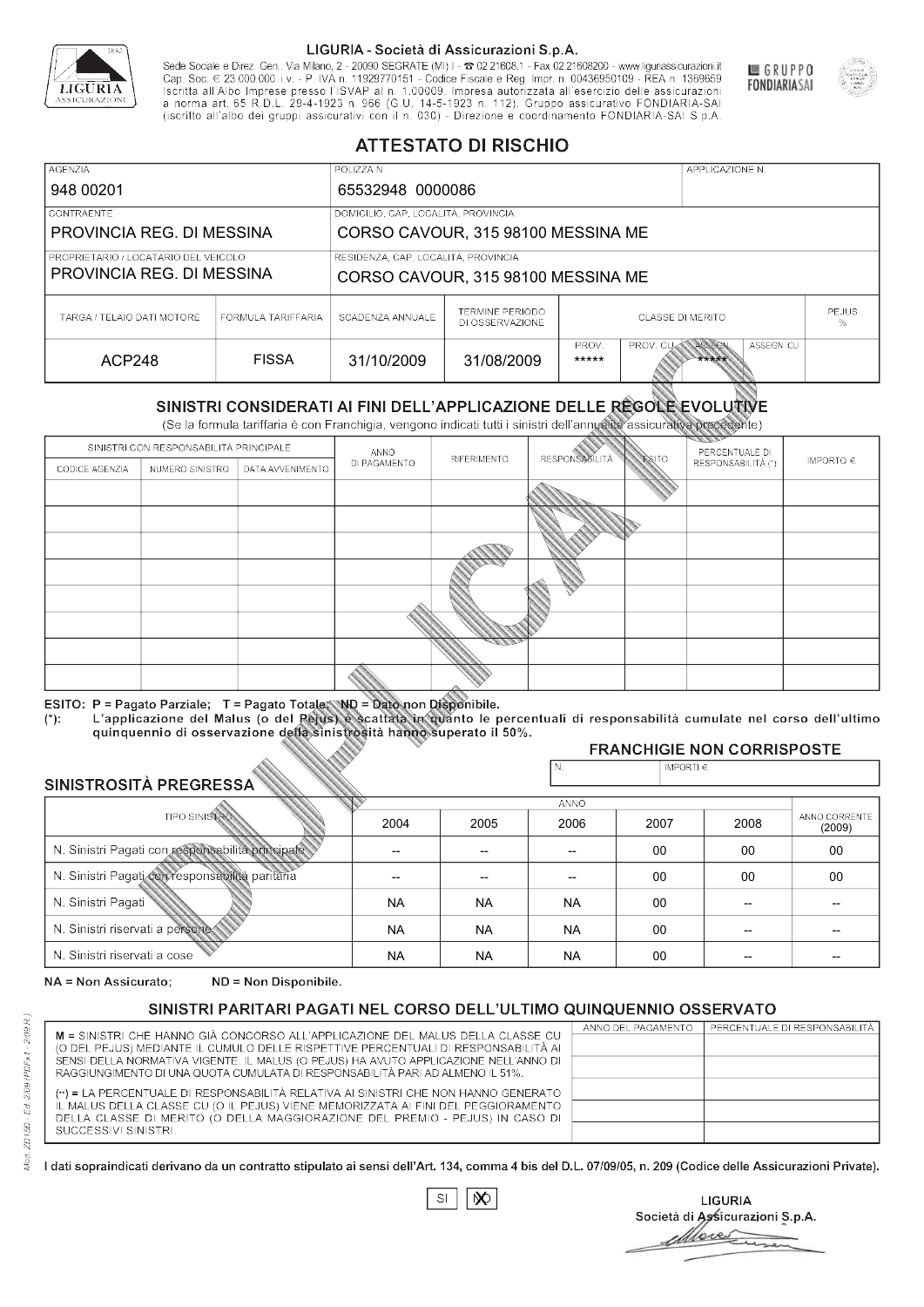**LIGURIA - Società di Assicurazioni S.p.A.**

Sede Sociale e Direz. Gen.: Via Milano, 2 - 20090 SEGRATE (MI) I - ☎ 02.21608.1 - Fax 02.21608200 - www.liguriassicurazioni.it
Cap. Soc. € 23.000.000 i.v. - P. IVA n. 11929770151 - Codice Fiscale e Reg. Impr. n. 00436950109 - REA n. 1369659
Iscritta all'Albo Imprese presso l'ISVAP al n. 1.00009. Impresa autorizzata all'esercizio delle assicurazioni a norma art. 65 R.D.L. 29-4-1923 n. 966 (G.U. 14-5-1923 n. 112). Gruppo assicurativo FONDIARIA-SAI (iscritto all'albo dei gruppi assicurativi con il n. 030) - Direzione e coordinamento FONDIARIA-SAI S.p.A.

GRUPPO FONDIARIASAI

# ATTESTATO DI RISCHIO

| AGENZIA | POLIZZA N. | APPLICAZIONE N. |
|---|---|---|
| 948 00201 | 65532948 0000086 | |

| CONTRAENTE | DOMICILIO, CAP, LOCALITÀ, PROVINCIA |
|---|---|
| PROVINCIA REG. DI MESSINA | CORSO CAVOUR, 315 98100 MESSINA ME |

| PROPRIETARIO / LOCATARIO DEL VEICOLO | RESIDENZA, CAP, LOCALITÀ, PROVINCIA |
|---|---|
| PROVINCIA REG. DI MESSINA | CORSO CAVOUR, 315 98100 MESSINA ME |

| TARGA / TELAIO DATI MOTORE | FORMULA TARIFFARIA | SCADENZA ANNUALE | TERMINE PERIODO DI OSSERVAZIONE | CLASSE DI MERITO | | | | PEJUS % |
|---|---|---|---|---|---|---|---|---|
| | | | | PROV. | PROV. CU | ASSEGN. | ASSEGN. CU | |
| ACP248 | FISSA | 31/10/2009 | 31/08/2009 | ***** | | ***** | | |

## SINISTRI CONSIDERATI AI FINI DELL'APPLICAZIONE DELLE REGOLE EVOLUTIVE

(Se la formula tariffaria è con Franchigia, vengono indicati tutti i sinistri dell'annualità assicurativa precedente)

| SINISTRI CON RESPONSABILITÀ PRINCIPALE | | | ANNO DI PAGAMENTO | RIFERIMENTO | RESPONSABILITÀ | ESITO | PERCENTUALE DI RESPONSABILITÀ (*) | IMPORTO € |
|---|---|---|---|---|---|---|---|---|
| CODICE AGENZIA | NUMERO SINISTRO | DATA AVVENIMENTO | | | | | | |
| | | | | | | | | |
| | | | | | | | | |
| | | | | | | | | |
| | | | | | | | | |
| | | | | | | | | |
| | | | | | | | | |
| | | | | | | | | |
| | | | | | | | | |

ESITO: P = Pagato Parziale; T = Pagato Totale; ND = Dato non Disponibile.
(*): L'applicazione del Malus (o del Pejus) è scattata in quanto le percentuali di responsabilità cumulate nel corso dell'ultimo quinquennio di osservazione della sinistrosità hanno superato il 50%.

**FRANCHIGIE NON CORRISPOSTE**

| N. | IMPORTI € |
|---|---|
| | |

## SINISTROSITÀ PREGRESSA

| TIPO SINISTRO | 2004 | 2005 | 2006 | 2007 | 2008 | ANNO CORRENTE (2009) |
|---|---|---|---|---|---|---|
| N. Sinistri Pagati con responsabilità principale | -- | -- | -- | 00 | 00 | 00 |
| N. Sinistri Pagati con responsabilità paritaria | -- | -- | -- | 00 | 00 | 00 |
| N. Sinistri Pagati | NA | NA | NA | 00 | -- | -- |
| N. Sinistri riservati a persone | NA | NA | NA | 00 | -- | -- |
| N. Sinistri riservati a cose | NA | NA | NA | 00 | -- | -- |

NA = Non Assicurato; ND = Non Disponibile.

## SINISTRI PARITARI PAGATI NEL CORSO DELL'ULTIMO QUINQUENNIO OSSERVATO

M = SINISTRI CHE HANNO GIÀ CONCORSO ALL'APPLICAZIONE DEL MALUS DELLA CLASSE CU (O DEL PEJUS) MEDIANTE IL CUMULO DELLE RISPETTIVE PERCENTUALI DI RESPONSABILITÀ AI SENSI DELLA NORMATIVA VIGENTE. IL MALUS (O PEJUS) HA AVUTO APPLICAZIONE NELL'ANNO DI RAGGIUNGIMENTO DI UNA QUOTA CUMULATA DI RESPONSABILITÀ PARI AD ALMENO IL 51%.

(**) = LA PERCENTUALE DI RESPONSABILITÀ RELATIVA AI SINISTRI CHE NON HANNO GENERATO IL MALUS DELLA CLASSE CU (O IL PEJUS) VIENE MEMORIZZATA AI FINI DEL PEGGIORAMENTO DELLA CLASSE DI MERITO (O DELLA MAGGIORAZIONE DEL PREMIO - PEJUS) IN CASO DI SUCCESSIVI SINISTRI.

| ANNO DEL PAGAMENTO | PERCENTUALE DI RESPONSABILITÀ |
|---|---|
| | |
| | |
| | |
| | |
| | |

I dati sopraindicati derivano da un contratto stipulato ai sensi dell'Art. 134, comma 4 bis del D.L. 07/09/05, n. 209 (Codice delle Assicurazioni Private).

SI [ ] NO [X]

LIGURIA
Società di Assicurazioni S.p.A.

Mod. ZD150 - Ed. 2/09 (PDFx1 - 2/09 R.)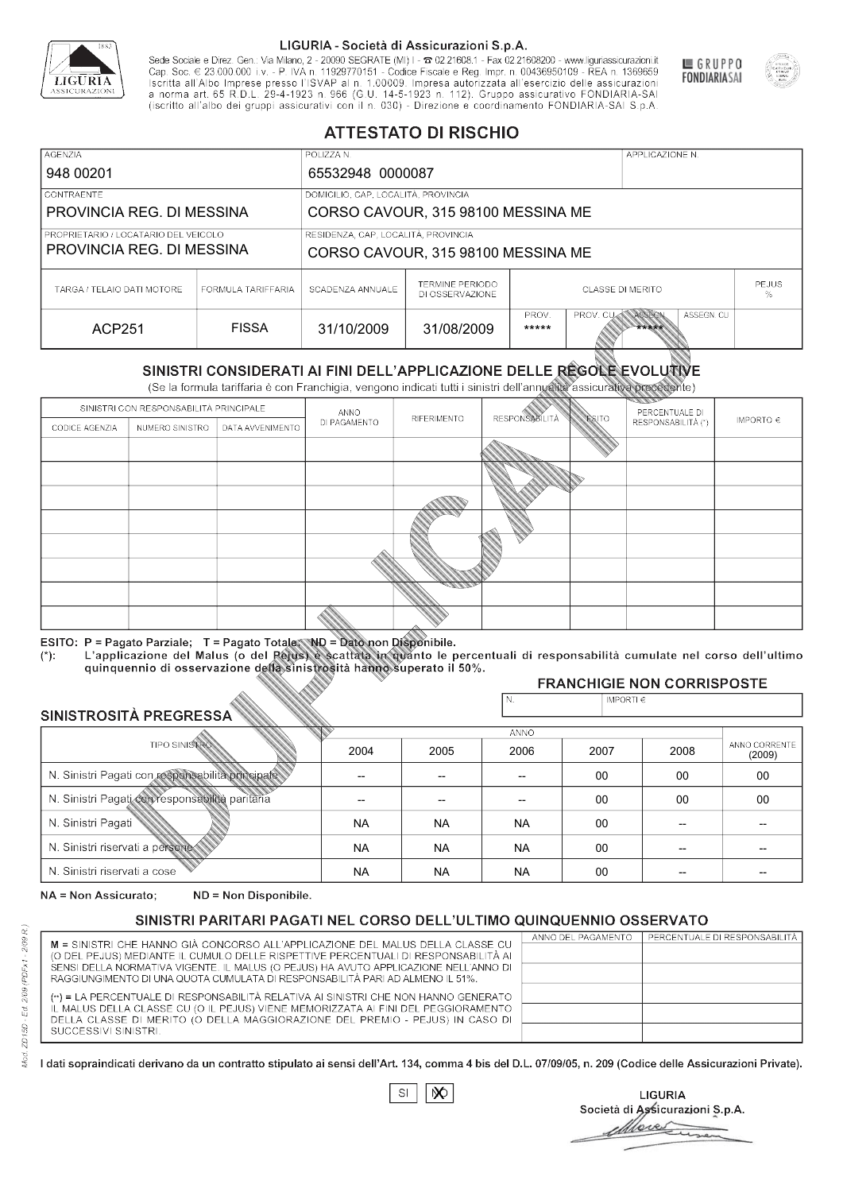LIGURIA - Società di Assicurazioni S.p.A.

Sede Sociale e Direz. Gen.: Via Milano, 2 - 20090 SEGRATE (MI) I - ☎ 02.21608.1 - Fax 02.21608200 - www.liguriassicurazioni.it
Cap. Soc. € 23.000.000 i.v. - P. IVA n. 11929770151 - Codice Fiscale e Reg. Impr. n. 00436950109 - REA n. 1369659
Iscritta all'Albo Imprese presso l'ISVAP al n. 1.00009. Impresa autorizzata all'esercizio delle assicurazioni a norma art. 65 R.D.L. 29-4-1923 n. 966 (G.U. 14-5-1923 n. 112). Gruppo assicurativo FONDIARIA-SAI (iscritto all'albo dei gruppi assicurativi con il n. 030) - Direzione e coordinamento FONDIARIA-SAI S.p.A.

GRUPPO FONDIARIASAI

# ATTESTATO DI RISCHIO

| AGENZIA | POLIZZA N. | APPLICAZIONE N. |
|---|---|---|
| 948 00201 | 65532948 0000087 | |

| CONTRAENTE | DOMICILIO, CAP, LOCALITÀ, PROVINCIA |
|---|---|
| PROVINCIA REG. DI MESSINA | CORSO CAVOUR, 315 98100 MESSINA ME |

| PROPRIETARIO / LOCATARIO DEL VEICOLO | RESIDENZA, CAP, LOCALITÀ, PROVINCIA |
|---|---|
| PROVINCIA REG. DI MESSINA | CORSO CAVOUR, 315 98100 MESSINA ME |

| TARGA / TELAIO DATI MOTORE | FORMULA TARIFFARIA | SCADENZA ANNUALE | TERMINE PERIODO DI OSSERVAZIONE | CLASSE DI MERITO | | | | PEJUS % |
|---|---|---|---|---|---|---|---|---|
| | | | | PROV. | PROV. CU | ASSEGN. | ASSEGN. CU | |
| ACP251 | FISSA | 31/10/2009 | 31/08/2009 | ***** | | ***** | | |

## SINISTRI CONSIDERATI AI FINI DELL'APPLICAZIONE DELLE REGOLE EVOLUTIVE

(Se la formula tariffaria è con Franchigia, vengono indicati tutti i sinistri dell'annualità assicurativa precedente)

| SINISTRI CON RESPONSABILITÀ PRINCIPALE | | | ANNO DI PAGAMENTO | RIFERIMENTO | RESPONSABILITÀ | ESITO | PERCENTUALE DI RESPONSABILITÀ (*) | IMPORTO € |
|---|---|---|---|---|---|---|---|---|
| CODICE AGENZIA | NUMERO SINISTRO | DATA AVVENIMENTO | | | | | | |
| | | | | | | | | |
| | | | | | | | | |
| | | | | | | | | |
| | | | | | | | | |
| | | | | | | | | |
| | | | | | | | | |
| | | | | | | | | |
| | | | | | | | | |

ESITO: P = Pagato Parziale; T = Pagato Totale; ND = Dato non Disponibile.
(*): L'applicazione del Malus (o del Pejus) è scattata in quanto le percentuali di responsabilità cumulate nel corso dell'ultimo quinquennio di osservazione della sinistrosità hanno superato il 50%.

### FRANCHIGIE NON CORRISPOSTE

| N. | IMPORTI € |
|---|---|
| | |

### SINISTROSITÀ PREGRESSA

| TIPO SINISTRO | 2004 | 2005 | 2006 | 2007 | 2008 | ANNO CORRENTE (2009) |
|---|---|---|---|---|---|---|
| N. Sinistri Pagati con responsabilità principale | -- | -- | -- | 00 | 00 | 00 |
| N. Sinistri Pagati con responsabilità paritaria | -- | -- | -- | 00 | 00 | 00 |
| N. Sinistri Pagati | NA | NA | NA | 00 | -- | -- |
| N. Sinistri riservati a persone | NA | NA | NA | 00 | -- | -- |
| N. Sinistri riservati a cose | NA | NA | NA | 00 | -- | -- |

NA = Non Assicurato; ND = Non Disponibile.

### SINISTRI PARITARI PAGATI NEL CORSO DELL'ULTIMO QUINQUENNIO OSSERVATO

M = SINISTRI CHE HANNO GIÀ CONCORSO ALL'APPLICAZIONE DEL MALUS DELLA CLASSE CU (O DEL PEJUS) MEDIANTE IL CUMULO DELLE RISPETTIVE PERCENTUALI DI RESPONSABILITÀ AI SENSI DELLA NORMATIVA VIGENTE. IL MALUS (O PEJUS) HA AVUTO APPLICAZIONE NELL'ANNO DI RAGGIUNGIMENTO DI UNA QUOTA CUMULATA DI RESPONSABILITÀ PARI AD ALMENO IL 51%.

(**) = LA PERCENTUALE DI RESPONSABILITÀ RELATIVA AI SINISTRI CHE NON HANNO GENERATO IL MALUS DELLA CLASSE CU (O IL PEJUS) VIENE MEMORIZZATA AI FINI DEL PEGGIORAMENTO DELLA CLASSE DI MERITO (O DELLA MAGGIORAZIONE DEL PREMIO - PEJUS) IN CASO DI SUCCESSIVI SINISTRI.

| ANNO DEL PAGAMENTO | PERCENTUALE DI RESPONSABILITÀ |
|---|---|
| | |
| | |
| | |
| | |
| | |

I dati sopraindicati derivano da un contratto stipulato ai sensi dell'Art. 134, comma 4 bis del D.L. 07/09/05, n. 209 (Codice delle Assicurazioni Private).

SI  [X] NO

LIGURIA
Società di Assicurazioni S.p.A.

Mod. ZD150 - Ed. 2/09 (PDFx1 - 2/09 R.)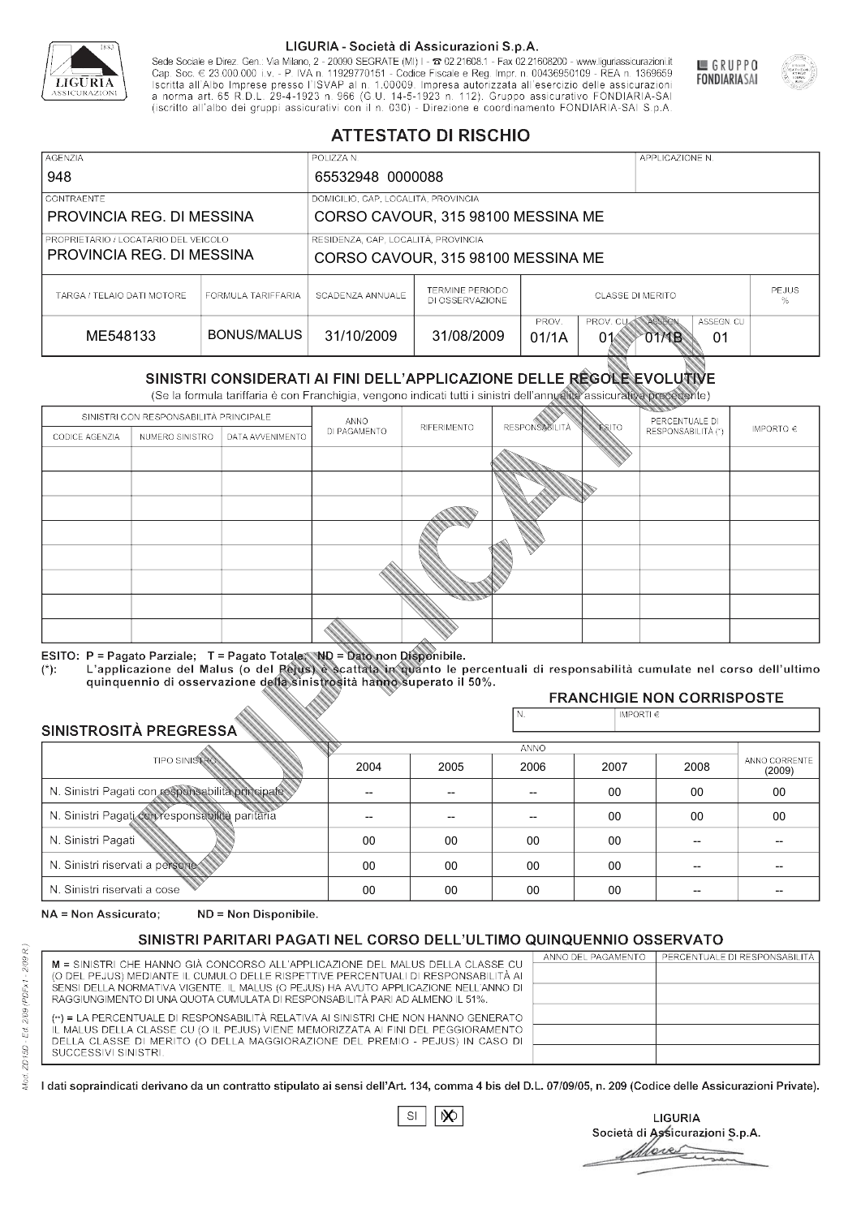LIGURIA - Società di Assicurazioni S.p.A.

Sede Sociale e Direz. Gen.: Via Milano, 2 - 20090 SEGRATE (MI) I - ☎ 02.21608.1 - Fax 02.21608200 - www.liguriassicurazioni.it
Cap. Soc. € 23.000.000 i.v. - P. IVA n. 11929770151 - Codice Fiscale e Reg. Impr. n. 00436950109 - REA n. 1369659
Iscritta all'Albo Imprese presso l'ISVAP al n. 1.00009. Impresa autorizzata all'esercizio delle assicurazioni a norma art. 65 R.D.L. 29-4-1923 n. 966 (G.U. 14-5-1923 n. 112). Gruppo assicurativo FONDIARIA-SAI (iscritto all'albo dei gruppi assicurativi con il n. 030) - Direzione e coordinamento FONDIARIA-SAI S.p.A.

GRUPPO FONDIARIASAI

# ATTESTATO DI RISCHIO

| AGENZIA | POLIZZA N. | APPLICAZIONE N. |
|---|---|---|
| 948 | 65532948 0000088 | |

| CONTRAENTE | DOMICILIO, CAP, LOCALITÀ, PROVINCIA |
|---|---|
| PROVINCIA REG. DI MESSINA | CORSO CAVOUR, 315 98100 MESSINA ME |
| **PROPRIETARIO / LOCATARIO DEL VEICOLO** | **RESIDENZA, CAP, LOCALITÀ, PROVINCIA** |
| PROVINCIA REG. DI MESSINA | CORSO CAVOUR, 315 98100 MESSINA ME |

| TARGA / TELAIO DATI MOTORE | FORMULA TARIFFARIA | SCADENZA ANNUALE | TERMINE PERIODO DI OSSERVAZIONE | CLASSE DI MERITO | | | | PEJUS % |
|---|---|---|---|---|---|---|---|---|
| | | | | PROV. | PROV. CU | ASSEGN. | ASSEGN. CU | |
| ME548133 | BONUS/MALUS | 31/10/2009 | 31/08/2009 | 01/1A | 01 | 01/1B | 01 | |

## SINISTRI CONSIDERATI AI FINI DELL'APPLICAZIONE DELLE REGOLE EVOLUTIVE

(Se la formula tariffaria è con Franchigia, vengono indicati tutti i sinistri dell'annualità assicurativa precedente)

| SINISTRI CON RESPONSABILITÀ PRINCIPALE | | | ANNO DI PAGAMENTO | RIFERIMENTO | RESPONSABILITÀ | ESITO | PERCENTUALE DI RESPONSABILITÀ (*) | IMPORTO € |
|---|---|---|---|---|---|---|---|---|
| CODICE AGENZIA | NUMERO SINISTRO | DATA AVVENIMENTO | | | | | | |
| | | | | | | | | |
| | | | | | | | | |
| | | | | | | | | |
| | | | | | | | | |
| | | | | | | | | |
| | | | | | | | | |
| | | | | | | | | |
| | | | | | | | | |

ESITO: P = Pagato Parziale; T = Pagato Totale; ND = Dato non Disponibile.
(*): L'applicazione del Malus (o del Pejus) è scattata in quanto le percentuali di responsabilità cumulate nel corso dell'ultimo quinquennio di osservazione della sinistrosità hanno superato il 50%.

### FRANCHIGIE NON CORRISPOSTE

| N. | IMPORTI € |
|---|---|
| | |

### SINISTROSITÀ PREGRESSA

| TIPO SINISTRO | 2004 | 2005 | 2006 | 2007 | 2008 | ANNO CORRENTE (2009) |
|---|---|---|---|---|---|---|
| N. Sinistri Pagati con responsabilità principale | -- | -- | -- | 00 | 00 | 00 |
| N. Sinistri Pagati con responsabilità paritaria | -- | -- | -- | 00 | 00 | 00 |
| N. Sinistri Pagati | 00 | 00 | 00 | 00 | -- | -- |
| N. Sinistri riservati a persone | 00 | 00 | 00 | 00 | -- | -- |
| N. Sinistri riservati a cose | 00 | 00 | 00 | 00 | -- | -- |

NA = Non Assicurato; ND = Non Disponibile.

### SINISTRI PARITARI PAGATI NEL CORSO DELL'ULTIMO QUINQUENNIO OSSERVATO

M = SINISTRI CHE HANNO GIÀ CONCORSO ALL'APPLICAZIONE DEL MALUS DELLA CLASSE CU (O DEL PEJUS) MEDIANTE IL CUMULO DELLE RISPETTIVE PERCENTUALI DI RESPONSABILITÀ AI SENSI DELLA NORMATIVA VIGENTE. IL MALUS (O PEJUS) HA AVUTO APPLICAZIONE NELL'ANNO DI RAGGIUNGIMENTO DI UNA QUOTA CUMULATA DI RESPONSABILITÀ PARI AD ALMENO IL 51%.

(**) = LA PERCENTUALE DI RESPONSABILITÀ RELATIVA AI SINISTRI CHE NON HANNO GENERATO IL MALUS DELLA CLASSE CU (O IL PEJUS) VIENE MEMORIZZATA AI FINI DEL PEGGIORAMENTO DELLA CLASSE DI MERITO (O DELLA MAGGIORAZIONE DEL PREMIO - PEJUS) IN CASO DI SUCCESSIVI SINISTRI.

| ANNO DEL PAGAMENTO | PERCENTUALE DI RESPONSABILITÀ |
|---|---|
| | |
| | |
| | |
| | |
| | |

I dati sopraindicati derivano da un contratto stipulato ai sensi dell'Art. 134, comma 4 bis del D.L. 07/09/05, n. 209 (Codice delle Assicurazioni Private).

SI ☐ NO ☒

LIGURIA
Società di Assicurazioni S.p.A.

Mod. ZD150 - Ed. 2/09 (PDFx1 - 2/09 R.)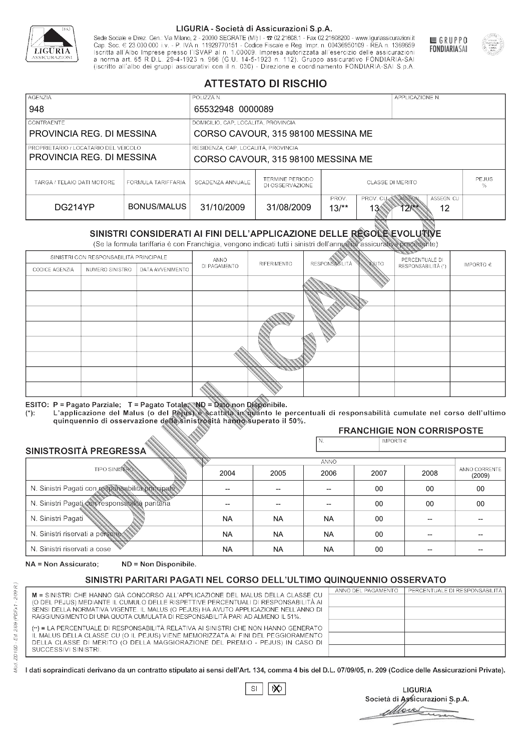**LIGURIA - Società di Assicurazioni S.p.A.**

Sede Sociale e Direz. Gen.: Via Milano, 2 - 20090 SEGRATE (MI) I - ☎ 02.21608.1 - Fax 02.21608200 - www.liguriassicurazioni.it
Cap. Soc. € 23.000.000 i.v. - P. IVA n. 11929770151 - Codice Fiscale e Reg. Impr. n. 00436950109 - REA n. 1369659
Iscritta all'Albo Imprese presso l'ISVAP al n. 1.00009. Impresa autorizzata all'esercizio delle assicurazioni a norma art. 65 R.D.L. 29-4-1923 n. 966 (G.U. 14-5-1923 n. 112). Gruppo assicurativo FONDIARIA-SAI (iscritto all'albo dei gruppi assicurativi con il n. 030) - Direzione e coordinamento FONDIARIA-SAI S.p.A.

GRUPPO FONDIARIASAI

# ATTESTATO DI RISCHIO

| AGENZIA | POLIZZA N. | APPLICAZIONE N. |
|---|---|---|
| 948 | 65532948 0000089 | |

| CONTRAENTE | DOMICILIO, CAP, LOCALITÀ, PROVINCIA |
|---|---|
| PROVINCIA REG. DI MESSINA | CORSO CAVOUR, 315 98100 MESSINA ME |
| **PROPRIETARIO / LOCATARIO DEL VEICOLO** | **RESIDENZA, CAP, LOCALITÀ, PROVINCIA** |
| PROVINCIA REG. DI MESSINA | CORSO CAVOUR, 315 98100 MESSINA ME |

| TARGA / TELAIO DATI MOTORE | FORMULA TARIFFARIA | SCADENZA ANNUALE | TERMINE PERIODO DI OSSERVAZIONE | CLASSE DI MERITO | | | | PEJUS % |
|---|---|---|---|---|---|---|---|---|
| | | | | PROV. | PROV. CU | ASSEGN. | ASSEGN. CU | |
| DG214YP | BONUS/MALUS | 31/10/2009 | 31/08/2009 | 13/** | 13 | 12/** | 12 | |

## SINISTRI CONSIDERATI AI FINI DELL'APPLICAZIONE DELLE REGOLE EVOLUTIVE

(Se la formula tariffaria è con Franchigia, vengono indicati tutti i sinistri dell'annualità assicurativa precedente)

| SINISTRI CON RESPONSABILITÀ PRINCIPALE | | | ANNO DI PAGAMENTO | RIFERIMENTO | RESPONSABILITÀ | ESITO | PERCENTUALE DI RESPONSABILITÀ (*) | IMPORTO € |
|---|---|---|---|---|---|---|---|---|
| CODICE AGENZIA | NUMERO SINISTRO | DATA AVVENIMENTO | | | | | | |
| | | | | | | | | |
| | | | | | | | | |
| | | | | | | | | |
| | | | | | | | | |
| | | | | | | | | |
| | | | | | | | | |
| | | | | | | | | |
| | | | | | | | | |

ESITO: P = Pagato Parziale; T = Pagato Totale; ND = Dato non Disponibile.
(*): L'applicazione del Malus (o del Pejus) è scattata in quanto le percentuali di responsabilità cumulate nel corso dell'ultimo quinquennio di osservazione della sinistrosità hanno superato il 50%.

**FRANCHIGIE NON CORRISPOSTE**

| N. | IMPORTI € |
|---|---|
| | |

## SINISTROSITÀ PREGRESSA

| TIPO SINISTRO | 2004 | 2005 | 2006 | 2007 | 2008 | ANNO CORRENTE (2009) |
|---|---|---|---|---|---|---|
| N. Sinistri Pagati con responsabilità principale | -- | -- | -- | 00 | 00 | 00 |
| N. Sinistri Pagati con responsabilità paritaria | -- | -- | -- | 00 | 00 | 00 |
| N. Sinistri Pagati | NA | NA | NA | 00 | -- | -- |
| N. Sinistri riservati a persone | NA | NA | NA | 00 | -- | -- |
| N. Sinistri riservati a cose | NA | NA | NA | 00 | -- | -- |

NA = Non Assicurato; ND = Non Disponibile.

## SINISTRI PARITARI PAGATI NEL CORSO DELL'ULTIMO QUINQUENNIO OSSERVATO

| | ANNO DEL PAGAMENTO | PERCENTUALE DI RESPONSABILITÀ |
|---|---|---|
| M = SINISTRI CHE HANNO GIÀ CONCORSO ALL'APPLICAZIONE DEL MALUS DELLA CLASSE CU (O DEL PEJUS) MEDIANTE IL CUMULO DELLE RISPETTIVE PERCENTUALI DI RESPONSABILITÀ AI SENSI DELLA NORMATIVA VIGENTE. IL MALUS (O PEJUS) HA AVUTO APPLICAZIONE NELL'ANNO DI RAGGIUNGIMENTO DI UNA QUOTA CUMULATA DI RESPONSABILITÀ PARI AD ALMENO IL 51%. | | |
| (**) = LA PERCENTUALE DI RESPONSABILITÀ RELATIVA AI SINISTRI CHE NON HANNO GENERATO IL MALUS DELLA CLASSE CU (O IL PEJUS) VIENE MEMORIZZATA AI FINI DEL PEGGIORAMENTO DELLA CLASSE DI MERITO (O DELLA MAGGIORAZIONE DEL PREMIO - PEJUS) IN CASO DI SUCCESSIVI SINISTRI. | | |

I dati sopraindicati derivano da un contratto stipulato ai sensi dell'Art. 134, comma 4 bis del D.L. 07/09/05, n. 209 (Codice delle Assicurazioni Private).

SI [ ] NO [X]

LIGURIA
Società di Assicurazioni S.p.A.

Mod. ZD 150 - Ed. 2/09 (PDFx1 - 2/09 R.)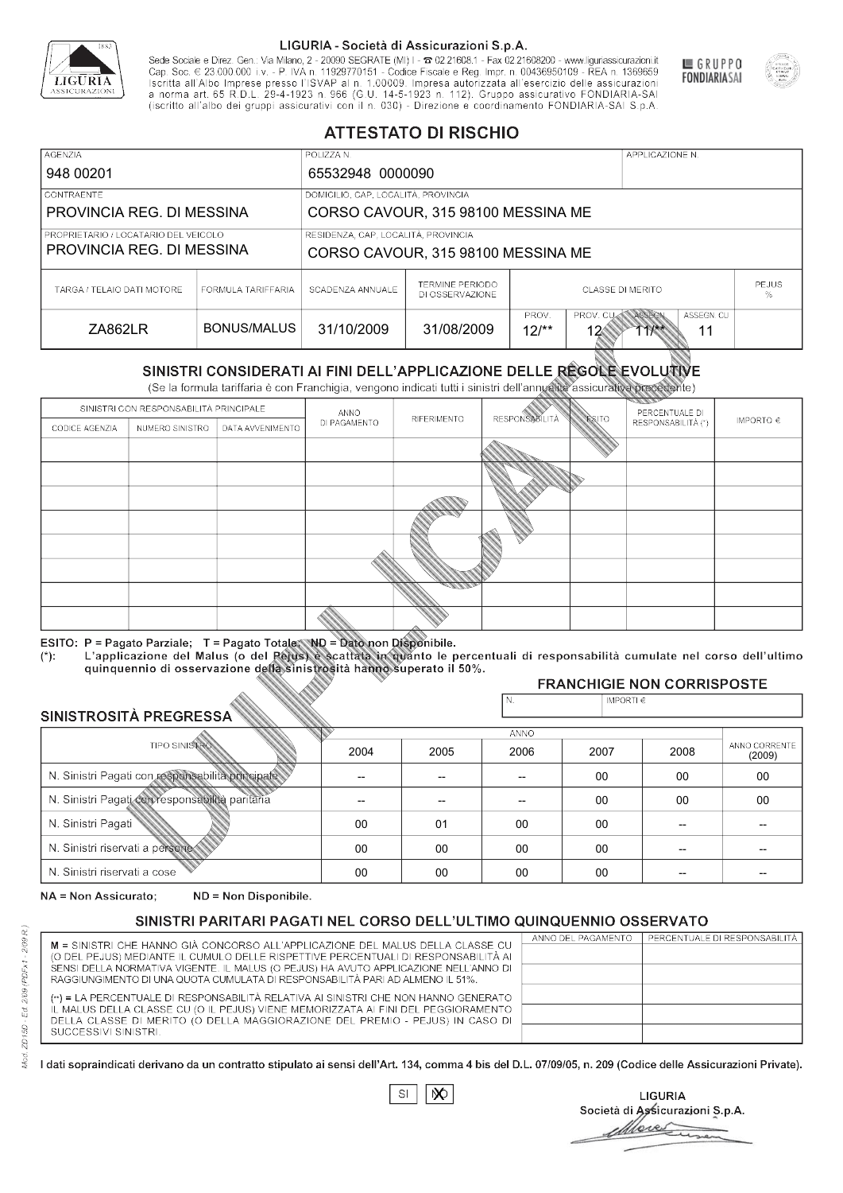LIGURIA - Società di Assicurazioni S.p.A.

Sede Sociale e Direz. Gen.: Via Milano, 2 - 20090 SEGRATE (MI) I - ☎ 02.21608.1 - Fax 02.21608200 - www.liguriassicurazioni.it
Cap. Soc. € 23.000.000 i.v. - P. IVA n. 11929770151 - Codice Fiscale e Reg. Impr. n. 00436950109 - REA n. 1369659
Iscritta all'Albo Imprese presso l'ISVAP al n. 1.00009. Impresa autorizzata all'esercizio delle assicurazioni a norma art. 65 R.D.L. 29-4-1923 n. 966 (G.U. 14-5-1923 n. 112). Gruppo assicurativo FONDIARIA-SAI (iscritto all'albo dei gruppi assicurativi con il n. 030) - Direzione e coordinamento FONDIARIA-SAI S.p.A.

GRUPPO FONDIARIASAI

# ATTESTATO DI RISCHIO

| AGENZIA | POLIZZA N. | APPLICAZIONE N. |
|---|---|---|
| 948 00201 | 65532948 0000090 | |

| CONTRAENTE | DOMICILIO, CAP, LOCALITÀ, PROVINCIA |
|---|---|
| PROVINCIA REG. DI MESSINA | CORSO CAVOUR, 315 98100 MESSINA ME |
| **PROPRIETARIO / LOCATARIO DEL VEICOLO** | **RESIDENZA, CAP, LOCALITÀ, PROVINCIA** |
| PROVINCIA REG. DI MESSINA | CORSO CAVOUR, 315 98100 MESSINA ME |

| TARGA / TELAIO DATI MOTORE | FORMULA TARIFFARIA | SCADENZA ANNUALE | TERMINE PERIODO DI OSSERVAZIONE | CLASSE DI MERITO | | | | PEJUS % |
|---|---|---|---|---|---|---|---|---|
| | | | | PROV. | PROV. CU | ASSEGN. | ASSEGN. CU | |
| ZA862LR | BONUS/MALUS | 31/10/2009 | 31/08/2009 | 12/** | 12 | 11/** | 11 | |

## SINISTRI CONSIDERATI AI FINI DELL'APPLICAZIONE DELLE REGOLE EVOLUTIVE

(Se la formula tariffaria è con Franchigia, vengono indicati tutti i sinistri dell'annualità assicurativa precedente)

| SINISTRI CON RESPONSABILITÀ PRINCIPALE | | | ANNO DI PAGAMENTO | RIFERIMENTO | RESPONSABILITÀ | ESITO | PERCENTUALE DI RESPONSABILITÀ (*) | IMPORTO € |
|---|---|---|---|---|---|---|---|---|
| CODICE AGENZIA | NUMERO SINISTRO | DATA AVVENIMENTO | | | | | | |
| | | | | | | | | |
| | | | | | | | | |
| | | | | | | | | |
| | | | | | | | | |
| | | | | | | | | |
| | | | | | | | | |
| | | | | | | | | |
| | | | | | | | | |

**ESITO: P = Pagato Parziale; T = Pagato Totale; ND = Dato non Disponibile.**
(*): **L'applicazione del Malus (o del Pejus) è scattata in quanto le percentuali di responsabilità cumulate nel corso dell'ultimo quinquennio di osservazione della sinistrosità hanno superato il 50%.**

## FRANCHIGIE NON CORRISPOSTE

| N. | IMPORTI € |
|---|---|
| | |

## SINISTROSITÀ PREGRESSA

| TIPO SINISTRO | 2004 | 2005 | 2006 | 2007 | 2008 | ANNO CORRENTE (2009) |
|---|---|---|---|---|---|---|
| N. Sinistri Pagati con responsabilità principale | -- | -- | -- | 00 | 00 | 00 |
| N. Sinistri Pagati con responsabilità paritaria | -- | -- | -- | 00 | 00 | 00 |
| N. Sinistri Pagati | 00 | 01 | 00 | 00 | -- | -- |
| N. Sinistri riservati a persone | 00 | 00 | 00 | 00 | -- | -- |
| N. Sinistri riservati a cose | 00 | 00 | 00 | 00 | -- | -- |

NA = Non Assicurato; ND = Non Disponibile.

## SINISTRI PARITARI PAGATI NEL CORSO DELL'ULTIMO QUINQUENNIO OSSERVATO

M = SINISTRI CHE HANNO GIÀ CONCORSO ALL'APPLICAZIONE DEL MALUS DELLA CLASSE CU (O DEL PEJUS) MEDIANTE IL CUMULO DELLE RISPETTIVE PERCENTUALI DI RESPONSABILITÀ AI SENSI DELLA NORMATIVA VIGENTE. IL MALUS (O PEJUS) HA AVUTO APPLICAZIONE NELL'ANNO DI RAGGIUNGIMENTO DI UNA QUOTA CUMULATA DI RESPONSABILITÀ PARI AD ALMENO IL 51%.

(**) = LA PERCENTUALE DI RESPONSABILITÀ RELATIVA AI SINISTRI CHE NON HANNO GENERATO IL MALUS DELLA CLASSE CU (O IL PEJUS) VIENE MEMORIZZATA AI FINI DEL PEGGIORAMENTO DELLA CLASSE DI MERITO (O DELLA MAGGIORAZIONE DEL PREMIO - PEJUS) IN CASO DI SUCCESSIVI SINISTRI.

| ANNO DEL PAGAMENTO | PERCENTUALE DI RESPONSABILITÀ |
|---|---|
| | |
| | |
| | |
| | |
| | |

I dati sopraindicati derivano da un contratto stipulato ai sensi dell'Art. 134, comma 4 bis del D.L. 07/09/05, n. 209 (Codice delle Assicurazioni Private).

SI [ ] NO [X]

LIGURIA
Società di Assicurazioni S.p.A.

Mod. ZD 15D - Ed. 2/09 (PDFx1 - 2/09 R.)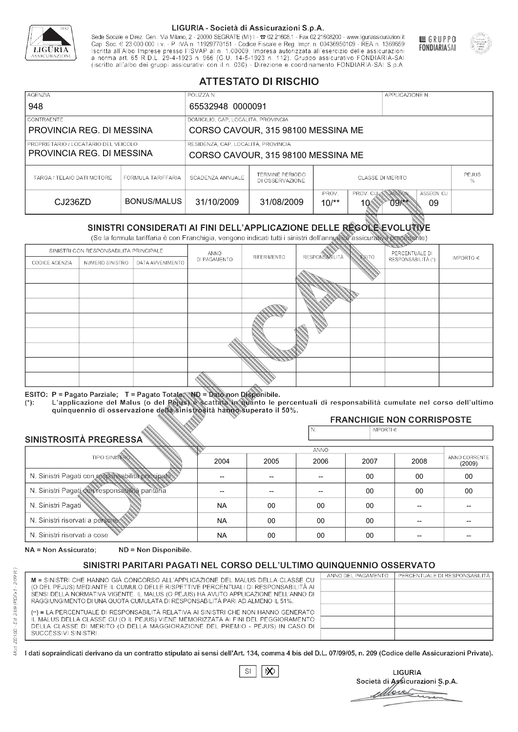LIGURIA - Società di Assicurazioni S.p.A.

Sede Sociale e Direz. Gen.: Via Milano, 2 - 20090 SEGRATE (MI) I - ☎ 02.21608.1 - Fax 02.21608200 - www.liguriassicurazioni.it
Cap. Soc. € 23.000.000 i.v. - P. IVA n. 11929770151 - Codice Fiscale e Reg. Impr. n. 00436950109 - REA n. 1369659
Iscritta all'Albo Imprese presso l'ISVAP al n. 1.00009. Impresa autorizzata all'esercizio delle assicurazioni a norma art. 65 R.D.L. 29-4-1923 n. 966 (G.U. 14-5-1923 n. 112). Gruppo assicurativo FONDIARIA-SAI (iscritto all'albo dei gruppi assicurativi con il n. 030) - Direzione e coordinamento FONDIARIA-SAI S.p.A.

GRUPPO FONDIARIASAI

# ATTESTATO DI RISCHIO

| AGENZIA | POLIZZA N. | APPLICAZIONE N. |
|---|---|---|
| 948 | 65532948 0000091 | |

| CONTRAENTE | DOMICILIO, CAP, LOCALITÀ, PROVINCIA |
|---|---|
| PROVINCIA REG. DI MESSINA | CORSO CAVOUR, 315 98100 MESSINA ME |
| **PROPRIETARIO / LOCATARIO DEL VEICOLO** | **RESIDENZA, CAP, LOCALITÀ, PROVINCIA** |
| PROVINCIA REG. DI MESSINA | CORSO CAVOUR, 315 98100 MESSINA ME |

| TARGA / TELAIO DATI MOTORE | FORMULA TARIFFARIA | SCADENZA ANNUALE | TERMINE PERIODO DI OSSERVAZIONE | CLASSE DI MERITO | | | | PEJUS % |
|---|---|---|---|---|---|---|---|---|
| | | | | PROV. | PROV. CU | ASSEGN. | ASSEGN. CU | |
| CJ236ZD | BONUS/MALUS | 31/10/2009 | 31/08/2009 | 10/** | 10 | 09/** | 09 | |

## SINISTRI CONSIDERATI AI FINI DELL'APPLICAZIONE DELLE REGOLE EVOLUTIVE

(Se la formula tariffaria è con Franchigia, vengono indicati tutti i sinistri dell'annualità assicurativa precedente)

| SINISTRI CON RESPONSABILITÀ PRINCIPALE | | | ANNO DI PAGAMENTO | RIFERIMENTO | RESPONSABILITÀ | ESITO | PERCENTUALE DI RESPONSABILITÀ (*) | IMPORTO € |
|---|---|---|---|---|---|---|---|---|
| CODICE AGENZIA | NUMERO SINISTRO | DATA AVVENIMENTO | | | | | | |
| | | | | | | | | |
| | | | | | | | | |
| | | | | | | | | |
| | | | | | | | | |
| | | | | | | | | |
| | | | | | | | | |
| | | | | | | | | |
| | | | | | | | | |

ESITO: P = Pagato Parziale; T = Pagato Totale; ND = Dato non Disponibile.
(*): L'applicazione del Malus (o del Pejus) è scattata in quanto le percentuali di responsabilità cumulate nel corso dell'ultimo quinquennio di osservazione della sinistrosità hanno superato il 50%.

### FRANCHIGIE NON CORRISPOSTE

| N. | IMPORTI € |
|---|---|
| | |

### SINISTROSITÀ PREGRESSA

| TIPO SINISTRO | 2004 | 2005 | 2006 | 2007 | 2008 | ANNO CORRENTE (2009) |
|---|---|---|---|---|---|---|
| N. Sinistri Pagati con responsabilità principale | -- | -- | -- | 00 | 00 | 00 |
| N. Sinistri Pagati con responsabilità paritaria | -- | -- | -- | 00 | 00 | 00 |
| N. Sinistri Pagati | NA | 00 | 00 | 00 | -- | -- |
| N. Sinistri riservati a persone | NA | 00 | 00 | 00 | -- | -- |
| N. Sinistri riservati a cose | NA | 00 | 00 | 00 | -- | -- |

NA = Non Assicurato; ND = Non Disponibile.

## SINISTRI PARITARI PAGATI NEL CORSO DELL'ULTIMO QUINQUENNIO OSSERVATO

M = SINISTRI CHE HANNO GIÀ CONCORSO ALL'APPLICAZIONE DEL MALUS DELLA CLASSE CU (O DEL PEJUS) MEDIANTE IL CUMULO DELLE RISPETTIVE PERCENTUALI DI RESPONSABILITÀ AI SENSI DELLA NORMATIVA VIGENTE. IL MALUS (O PEJUS) HA AVUTO APPLICAZIONE NELL'ANNO DI RAGGIUNGIMENTO DI UNA QUOTA CUMULATA DI RESPONSABILITÀ PARI AD ALMENO IL 51%.

(**) = LA PERCENTUALE DI RESPONSABILITÀ RELATIVA AI SINISTRI CHE NON HANNO GENERATO IL MALUS DELLA CLASSE CU (O IL PEJUS) VIENE MEMORIZZATA AI FINI DEL PEGGIORAMENTO DELLA CLASSE DI MERITO (O DELLA MAGGIORAZIONE DEL PREMIO - PEJUS) IN CASO DI SUCCESSIVI SINISTRI.

| ANNO DEL PAGAMENTO | PERCENTUALE DI RESPONSABILITÀ |
|---|---|
| | |
| | |
| | |
| | |
| | |

I dati sopraindicati derivano da un contratto stipulato ai sensi dell'Art. 134, comma 4 bis del D.L. 07/09/05, n. 209 (Codice delle Assicurazioni Private).

SI ☐ NO ☒

LIGURIA
Società di Assicurazioni S.p.A.

Mod. ZD 150 - Ed. 2/09 (PDFx1 - 2/09 R.)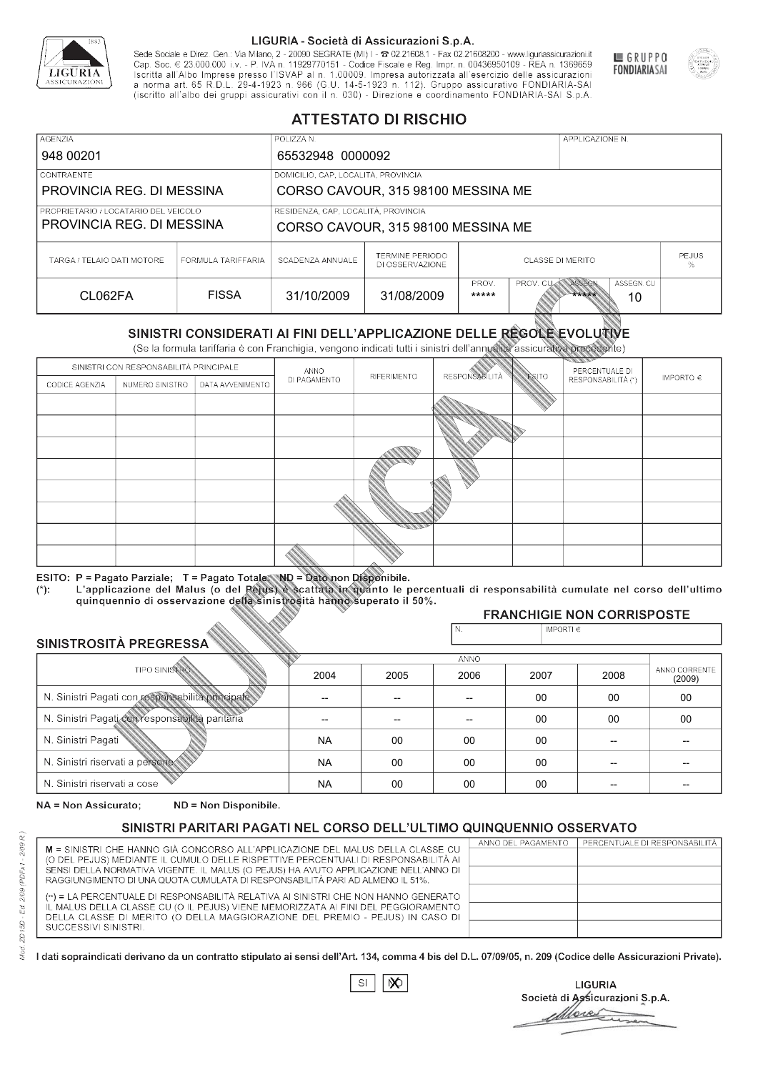LIGURIA - Società di Assicurazioni S.p.A.

Sede Sociale e Direz. Gen.: Via Milano, 2 - 20090 SEGRATE (MI) I - ☎ 02.21608.1 - Fax 02.21608200 - www.liguriassicurazioni.it Cap. Soc. € 23.000.000 i.v. - P. IVA n. 11929770151 - Codice Fiscale e Reg. Impr. n. 00436950109 - REA n. 1369659 Iscritta all'Albo Imprese presso l'ISVAP al n. 1.00009. Impresa autorizzata all'esercizio delle assicurazioni a norma art. 65 R.D.L. 29-4-1923 n. 966 (G.U. 14-5-1923 n. 112). Gruppo assicurativo FONDIARIA-SAI (iscritto all'albo dei gruppi assicurativi con il n. 030) - Direzione e coordinamento FONDIARIA-SAI S.p.A.

GRUPPO FONDIARIASAI

# ATTESTATO DI RISCHIO

| AGENZIA | POLIZZA N. | APPLICAZIONE N. |
|---|---|---|
| 948 00201 | 65532948 0000092 | |

| CONTRAENTE | DOMICILIO, CAP, LOCALITÀ, PROVINCIA |
|---|---|
| PROVINCIA REG. DI MESSINA | CORSO CAVOUR, 315 98100 MESSINA ME |

| PROPRIETARIO / LOCATARIO DEL VEICOLO | RESIDENZA, CAP, LOCALITÀ, PROVINCIA |
|---|---|
| PROVINCIA REG. DI MESSINA | CORSO CAVOUR, 315 98100 MESSINA ME |

| TARGA / TELAIO DATI MOTORE | FORMULA TARIFFARIA | SCADENZA ANNUALE | TERMINE PERIODO DI OSSERVAZIONE | CLASSE DI MERITO | | | | PEJUS % |
|---|---|---|---|---|---|---|---|---|
| | | | | PROV. | PROV. CU | ASSEGN. | ASSEGN. CU | |
| CL062FA | FISSA | 31/10/2009 | 31/08/2009 | ***** | | ***** | 10 | |

## SINISTRI CONSIDERATI AI FINI DELL'APPLICAZIONE DELLE REGOLE EVOLUTIVE

(Se la formula tariffaria è con Franchigia, vengono indicati tutti i sinistri dell'annualità assicurativa precedente)

| SINISTRI CON RESPONSABILITÀ PRINCIPALE | | | ANNO DI PAGAMENTO | RIFERIMENTO | RESPONSABILITÀ | ESITO | PERCENTUALE DI RESPONSABILITÀ (*) | IMPORTO € |
|---|---|---|---|---|---|---|---|---|
| CODICE AGENZIA | NUMERO SINISTRO | DATA AVVENIMENTO | | | | | | |
| | | | | | | | | |
| | | | | | | | | |
| | | | | | | | | |
| | | | | | | | | |
| | | | | | | | | |
| | | | | | | | | |
| | | | | | | | | |
| | | | | | | | | |

ESITO: P = Pagato Parziale; T = Pagato Totale; ND = Dato non Disponibile.

(*): L'applicazione del Malus (o del Pejus) è scattata in quanto le percentuali di responsabilità cumulate nel corso dell'ultimo quinquennio di osservazione della sinistrosità hanno superato il 50%.

**FRANCHIGIE NON CORRISPOSTE**

| N. | IMPORTI € |
|---|---|
| | |

## SINISTROSITÀ PREGRESSA

| TIPO SINISTRO | 2004 | 2005 | 2006 | 2007 | 2008 | ANNO CORRENTE (2009) |
|---|---|---|---|---|---|---|
| N. Sinistri Pagati con responsabilità principale | -- | -- | -- | 00 | 00 | 00 |
| N. Sinistri Pagati con responsabilità paritaria | -- | -- | -- | 00 | 00 | 00 |
| N. Sinistri Pagati | NA | 00 | 00 | 00 | -- | -- |
| N. Sinistri riservati a persone | NA | 00 | 00 | 00 | -- | -- |
| N. Sinistri riservati a cose | NA | 00 | 00 | 00 | -- | -- |

NA = Non Assicurato; ND = Non Disponibile.

## SINISTRI PARITARI PAGATI NEL CORSO DELL'ULTIMO QUINQUENNIO OSSERVATO

| | ANNO DEL PAGAMENTO | PERCENTUALE DI RESPONSABILITÀ |
|---|---|---|
| M = SINISTRI CHE HANNO GIÀ CONCORSO ALL'APPLICAZIONE DEL MALUS DELLA CLASSE CU (O DEL PEJUS) MEDIANTE IL CUMULO DELLE RISPETTIVE PERCENTUALI DI RESPONSABILITÀ AI SENSI DELLA NORMATIVA VIGENTE. IL MALUS (O PEJUS) HA AVUTO APPLICAZIONE NELL'ANNO DI RAGGIUNGIMENTO DI UNA QUOTA CUMULATA DI RESPONSABILITÀ PARI AD ALMENO IL 51%. | | |
| (**) = LA PERCENTUALE DI RESPONSABILITÀ RELATIVA AI SINISTRI CHE NON HANNO GENERATO IL MALUS DELLA CLASSE CU (O IL PEJUS) VIENE MEMORIZZATA AI FINI DEL PEGGIORAMENTO DELLA CLASSE DI MERITO (O DELLA MAGGIORAZIONE DEL PREMIO - PEJUS) IN CASO DI SUCCESSIVI SINISTRI. | | |

I dati sopraindicati derivano da un contratto stipulato ai sensi dell'Art. 134, comma 4 bis del D.L. 07/09/05, n. 209 (Codice delle Assicurazioni Private).

SI ☐ NO ☒

LIGURIA
Società di Assicurazioni S.p.A.

Mod. ZD150 - Ed. 2/09 (PDFx1 - 2/09 R.)